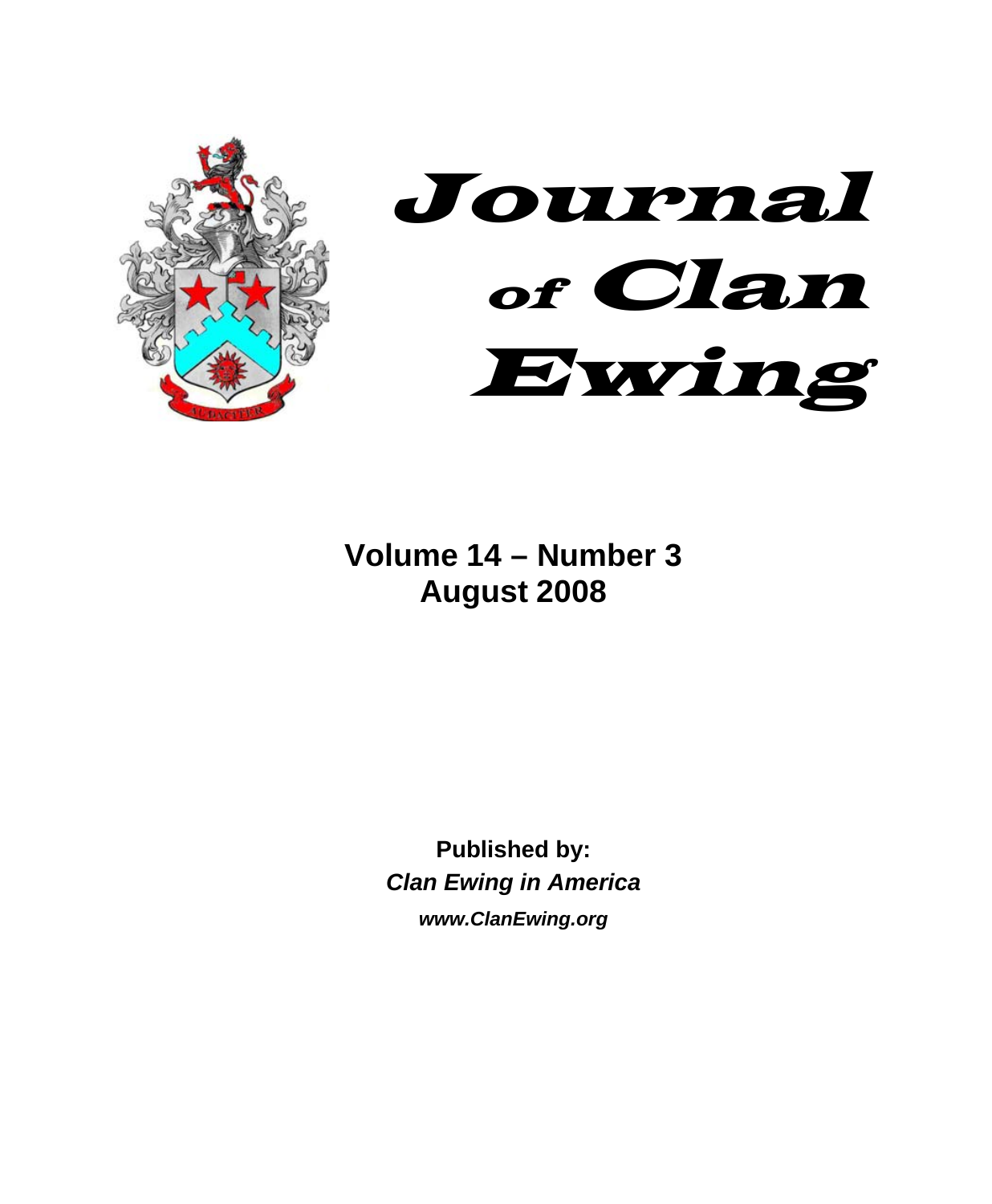# Journal of Clan Ewing

**Volume 14 – Number 3**
**August 2008**

**Published by:**
***Clan Ewing in America***
***www.ClanEwing.org***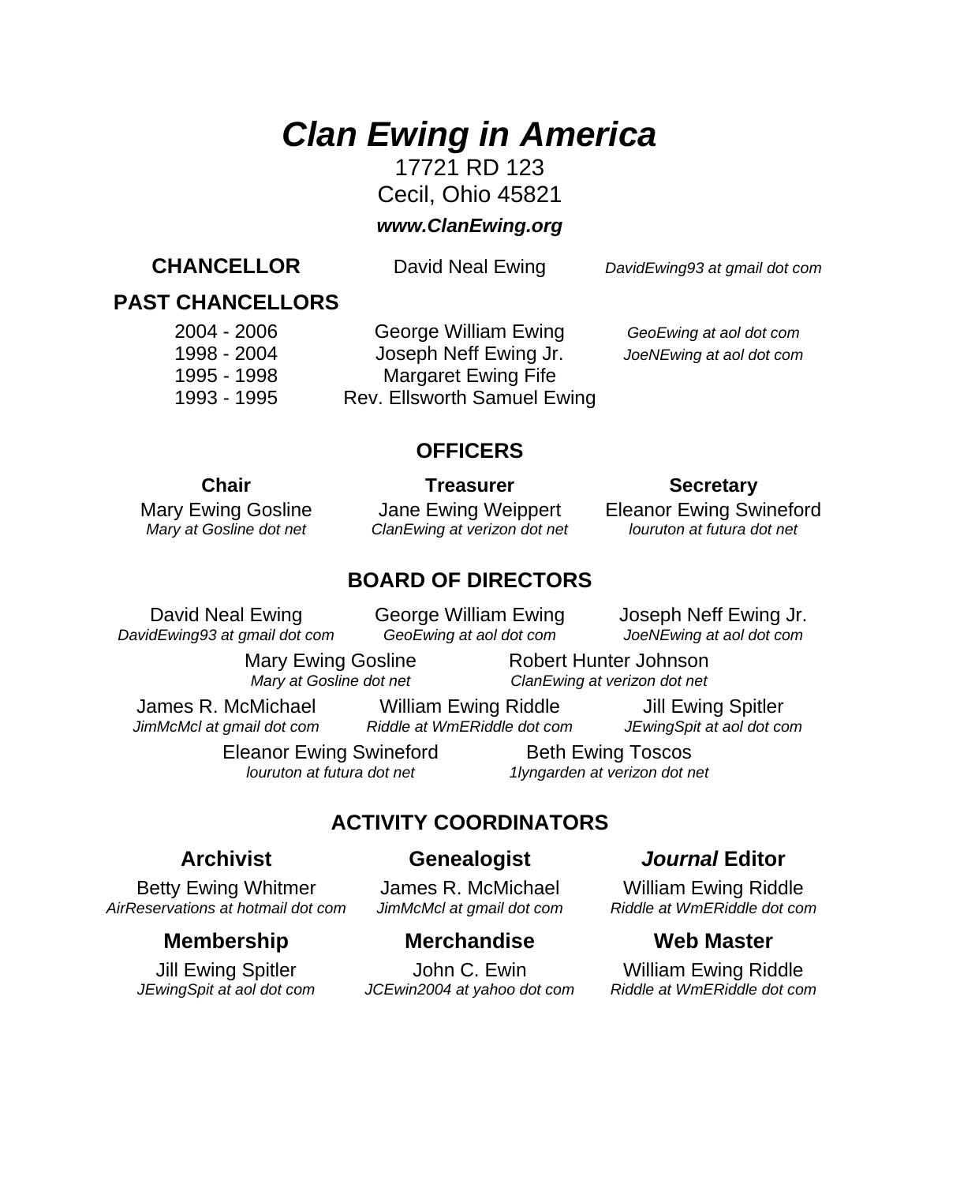# *Clan Ewing in America*

17721 RD 123
Cecil, Ohio 45821

***www.ClanEwing.org***

**CHANCELLOR** David Neal Ewing *DavidEwing93 at gmail dot com*

**PAST CHANCELLORS**

| | | |
|---|---|---|
| 2004 - 2006 | George William Ewing | *GeoEwing at aol dot com* |
| 1998 - 2004 | Joseph Neff Ewing Jr. | *JoeNEwing at aol dot com* |
| 1995 - 1998 | Margaret Ewing Fife | |
| 1993 - 1995 | Rev. Ellsworth Samuel Ewing | |

## OFFICERS

**Chair**
Mary Ewing Gosline
*Mary at Gosline dot net*

**Treasurer**
Jane Ewing Weippert
*ClanEwing at verizon dot net*

**Secretary**
Eleanor Ewing Swineford
*louruton at futura dot net*

## BOARD OF DIRECTORS

David Neal Ewing
*DavidEwing93 at gmail dot com*

George William Ewing
*GeoEwing at aol dot com*

Joseph Neff Ewing Jr.
*JoeNEwing at aol dot com*

Mary Ewing Gosline
*Mary at Gosline dot net*

Robert Hunter Johnson
*ClanEwing at verizon dot net*

James R. McMichael
*JimMcMcl at gmail dot com*

William Ewing Riddle
*Riddle at WmERiddle dot com*

Jill Ewing Spitler
*JEwingSpit at aol dot com*

Eleanor Ewing Swineford
*louruton at futura dot net*

Beth Ewing Toscos
*1lyngarden at verizon dot net*

## ACTIVITY COORDINATORS

**Archivist**
Betty Ewing Whitmer
*AirReservations at hotmail dot com*

**Genealogist**
James R. McMichael
*JimMcMcl at gmail dot com*

***Journal* Editor**
William Ewing Riddle
*Riddle at WmERiddle dot com*

**Membership**
Jill Ewing Spitler
*JEwingSpit at aol dot com*

**Merchandise**
John C. Ewin
*JCEwin2004 at yahoo dot com*

**Web Master**
William Ewing Riddle
*Riddle at WmERiddle dot com*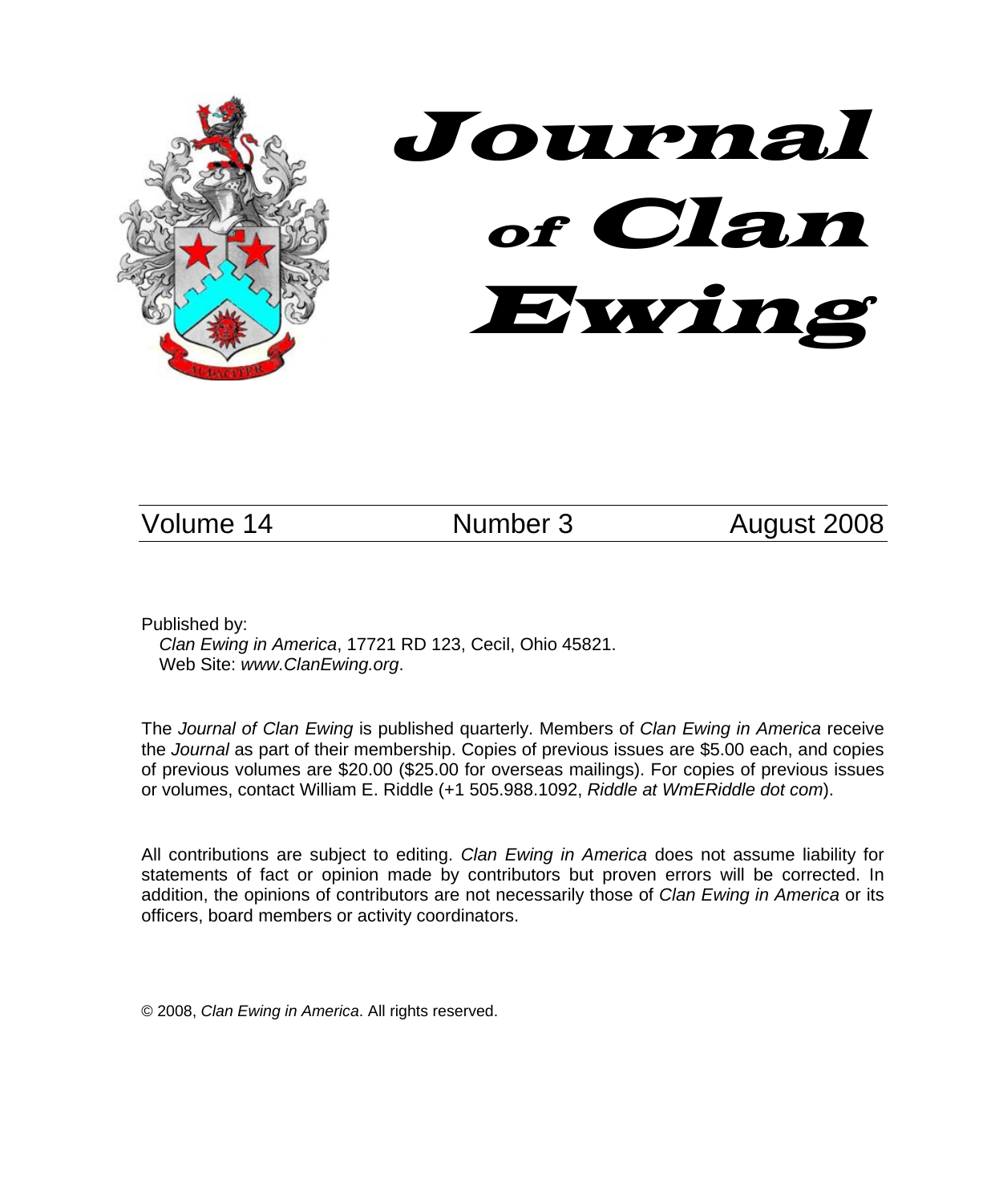# Journal of Clan Ewing

Volume 14 Number 3 August 2008

Published by:
*Clan Ewing in America*, 17721 RD 123, Cecil, Ohio 45821.
Web Site: *www.ClanEwing.org*.

The *Journal of Clan Ewing* is published quarterly. Members of *Clan Ewing in America* receive the *Journal* as part of their membership. Copies of previous issues are $5.00 each, and copies of previous volumes are $20.00 ($25.00 for overseas mailings). For copies of previous issues or volumes, contact William E. Riddle (+1 505.988.1092, *Riddle at WmERiddle dot com*).

All contributions are subject to editing. *Clan Ewing in America* does not assume liability for statements of fact or opinion made by contributors but proven errors will be corrected. In addition, the opinions of contributors are not necessarily those of *Clan Ewing in America* or its officers, board members or activity coordinators.

© 2008, *Clan Ewing in America*. All rights reserved.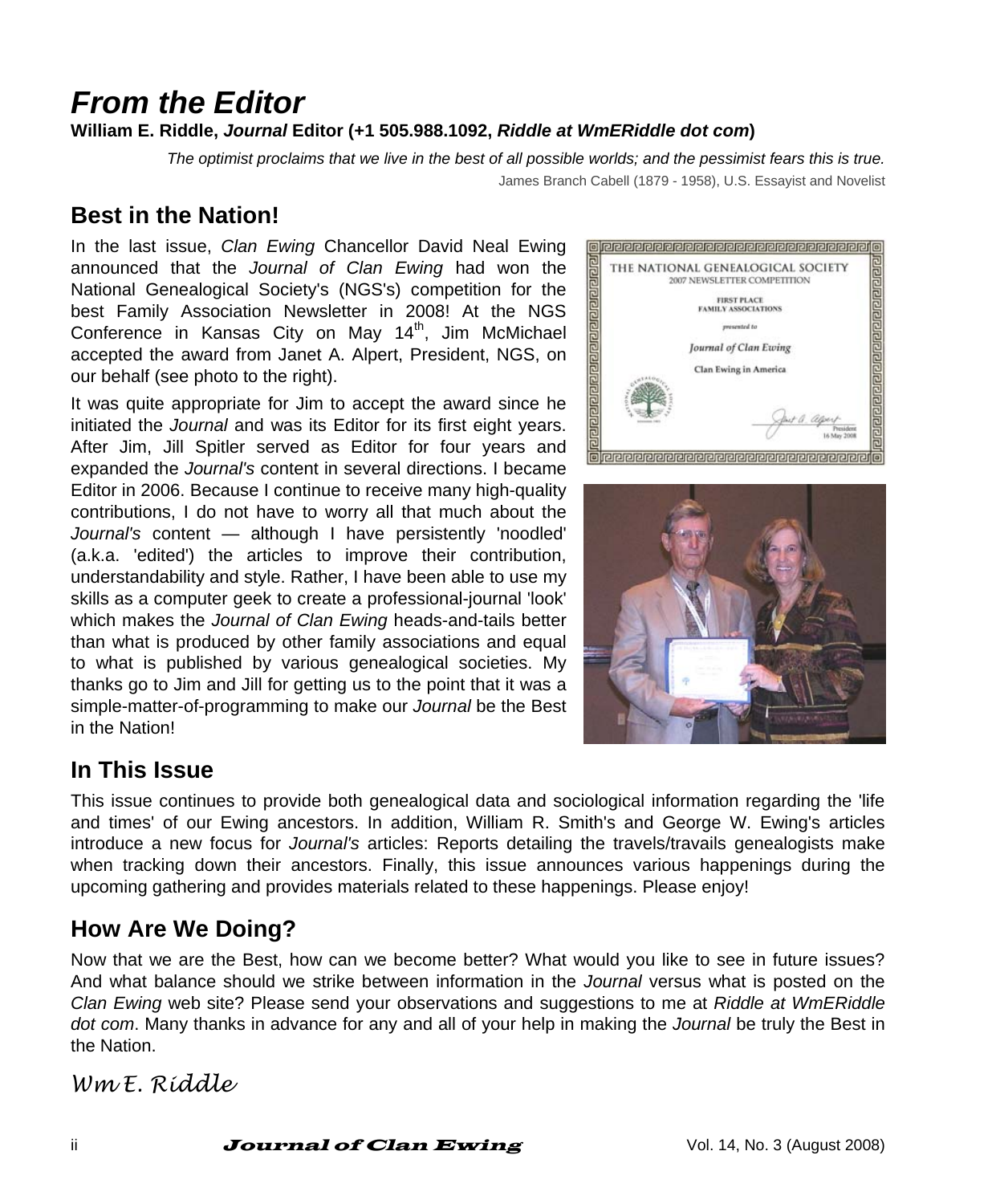# *From the Editor*

**William E. Riddle, *Journal* Editor (+1 505.988.1092, *Riddle at WmERiddle dot com*)**

*The optimist proclaims that we live in the best of all possible worlds; and the pessimist fears this is true.*

James Branch Cabell (1879 - 1958), U.S. Essayist and Novelist

## Best in the Nation!

In the last issue, *Clan Ewing* Chancellor David Neal Ewing announced that the *Journal of Clan Ewing* had won the National Genealogical Society's (NGS's) competition for the best Family Association Newsletter in 2008! At the NGS Conference in Kansas City on May 14th, Jim McMichael accepted the award from Janet A. Alpert, President, NGS, on our behalf (see photo to the right).

It was quite appropriate for Jim to accept the award since he initiated the *Journal* and was its Editor for its first eight years. After Jim, Jill Spitler served as Editor for four years and expanded the *Journal's* content in several directions. I became Editor in 2006. Because I continue to receive many high-quality contributions, I do not have to worry all that much about the *Journal's* content — although I have persistently 'noodled' (a.k.a. 'edited') the articles to improve their contribution, understandability and style. Rather, I have been able to use my skills as a computer geek to create a professional-journal 'look' which makes the *Journal of Clan Ewing* heads-and-tails better than what is produced by other family associations and equal to what is published by various genealogical societies. My thanks go to Jim and Jill for getting us to the point that it was a simple-matter-of-programming to make our *Journal* be the Best in the Nation!

## In This Issue

This issue continues to provide both genealogical data and sociological information regarding the 'life and times' of our Ewing ancestors. In addition, William R. Smith's and George W. Ewing's articles introduce a new focus for *Journal's* articles: Reports detailing the travels/travails genealogists make when tracking down their ancestors. Finally, this issue announces various happenings during the upcoming gathering and provides materials related to these happenings. Please enjoy!

## How Are We Doing?

Now that we are the Best, how can we become better? What would you like to see in future issues? And what balance should we strike between information in the *Journal* versus what is posted on the *Clan Ewing* web site? Please send your observations and suggestions to me at *Riddle at WmERiddle dot com*. Many thanks in advance for any and all of your help in making the *Journal* be truly the Best in the Nation.

*Wm E. Riddle*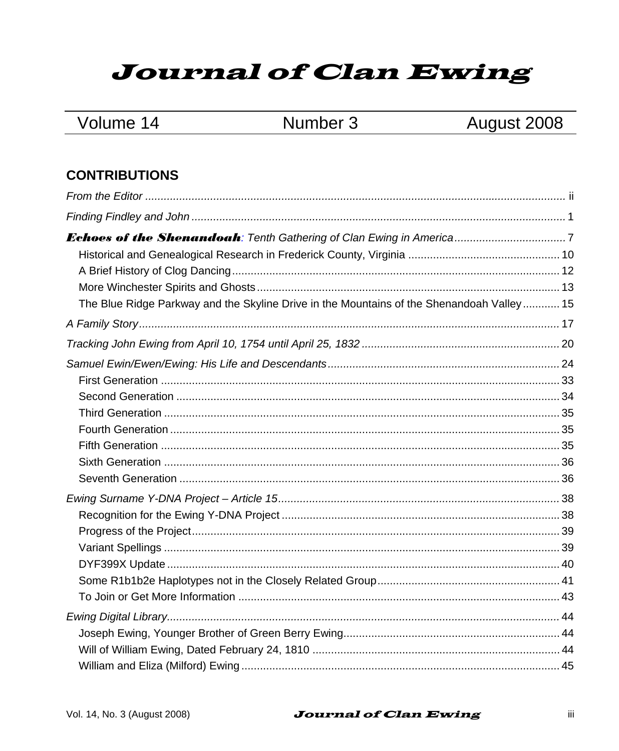# Journal of Clan Ewing

| Volume 14 | Number 3 | August 2008 |
|---|---|---|

## CONTRIBUTIONS

*From the Editor* ........ ii

*Finding Findley and John* ........ 1

***Echoes of the Shenandoah**: Tenth Gathering of Clan Ewing in America* ........ 7

- Historical and Genealogical Research in Frederick County, Virginia ........ 10
- A Brief History of Clog Dancing ........ 12
- More Winchester Spirits and Ghosts ........ 13
- The Blue Ridge Parkway and the Skyline Drive in the Mountains of the Shenandoah Valley ........ 15

*A Family Story* ........ 17

*Tracking John Ewing from April 10, 1754 until April 25, 1832* ........ 20

*Samuel Ewin/Ewen/Ewing: His Life and Descendants* ........ 24

- First Generation ........ 33
- Second Generation ........ 34
- Third Generation ........ 35
- Fourth Generation ........ 35
- Fifth Generation ........ 35
- Sixth Generation ........ 36
- Seventh Generation ........ 36

*Ewing Surname Y-DNA Project – Article 15* ........ 38

- Recognition for the Ewing Y-DNA Project ........ 38
- Progress of the Project ........ 39
- Variant Spellings ........ 39
- DYF399X Update ........ 40
- Some R1b1b2e Haplotypes not in the Closely Related Group ........ 41
- To Join or Get More Information ........ 43

*Ewing Digital Library* ........ 44

- Joseph Ewing, Younger Brother of Green Berry Ewing ........ 44
- Will of William Ewing, Dated February 24, 1810 ........ 44
- William and Eliza (Milford) Ewing ........ 45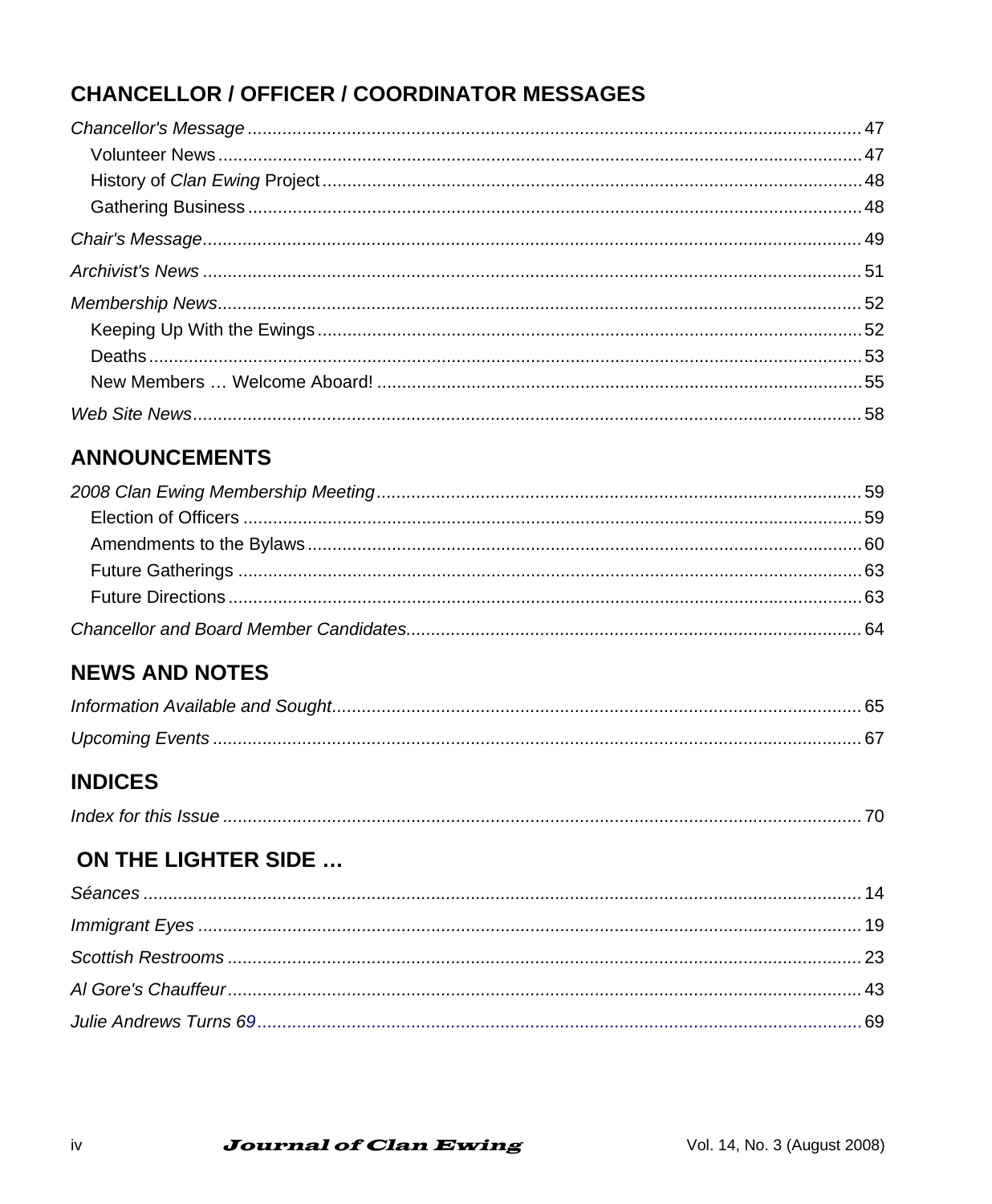## CHANCELLOR / OFFICER / COORDINATOR MESSAGES

*Chancellor's Message* ........................................................ 47

- Volunteer News ........................................................ 47
- History of *Clan Ewing* Project ........................................................ 48
- Gathering Business ........................................................ 48

*Chair's Message* ........................................................ 49

*Archivist's News* ........................................................ 51

*Membership News* ........................................................ 52

- Keeping Up With the Ewings ........................................................ 52
- Deaths ........................................................ 53
- New Members … Welcome Aboard! ........................................................ 55

*Web Site News* ........................................................ 58

## ANNOUNCEMENTS

*2008 Clan Ewing Membership Meeting* ........................................................ 59

- Election of Officers ........................................................ 59
- Amendments to the Bylaws ........................................................ 60
- Future Gatherings ........................................................ 63
- Future Directions ........................................................ 63

*Chancellor and Board Member Candidates* ........................................................ 64

## NEWS AND NOTES

*Information Available and Sought* ........................................................ 65

*Upcoming Events* ........................................................ 67

## INDICES

*Index for this Issue* ........................................................ 70

## ON THE LIGHTER SIDE …

*Séances* ........................................................ 14

*Immigrant Eyes* ........................................................ 19

*Scottish Restrooms* ........................................................ 23

*Al Gore's Chauffeur* ........................................................ 43

*Julie Andrews Turns 69* ........................................................ 69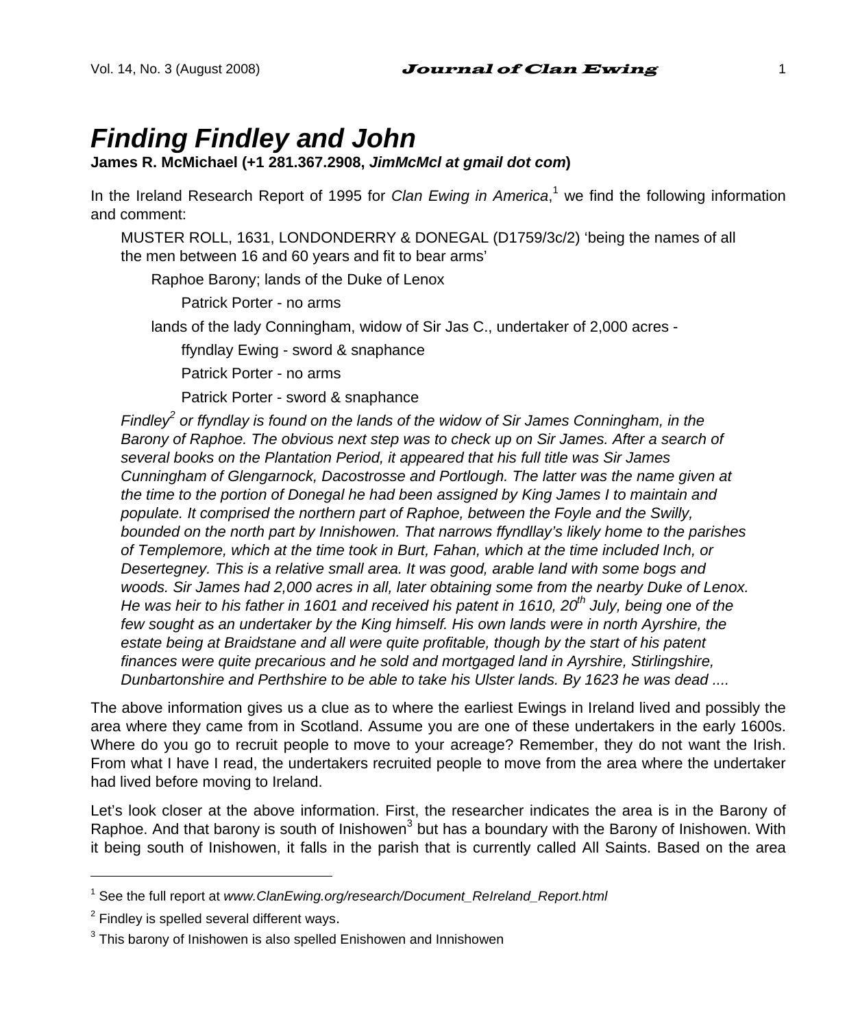# *Finding Findley and John*

**James R. McMichael (+1 281.367.2908, *JimMcMcl at gmail dot com*)**

In the Ireland Research Report of 1995 for *Clan Ewing in America*,[1] we find the following information and comment:

> MUSTER ROLL, 1631, LONDONDERRY & DONEGAL (D1759/3c/2) 'being the names of all the men between 16 and 60 years and fit to bear arms'
>
> Raphoe Barony; lands of the Duke of Lenox
>
> Patrick Porter - no arms
>
> lands of the lady Conningham, widow of Sir Jas C., undertaker of 2,000 acres -
>
> ffyndlay Ewing - sword & snaphance
>
> Patrick Porter - no arms
>
> Patrick Porter - sword & snaphance
>
> *Findley[2] or ffyndlay is found on the lands of the widow of Sir James Conningham, in the Barony of Raphoe. The obvious next step was to check up on Sir James. After a search of several books on the Plantation Period, it appeared that his full title was Sir James Cunningham of Glengarnock, Dacostrosse and Portlough. The latter was the name given at the time to the portion of Donegal he had been assigned by King James I to maintain and populate. It comprised the northern part of Raphoe, between the Foyle and the Swilly, bounded on the north part by Innishowen. That narrows ffyndllay's likely home to the parishes of Templemore, which at the time took in Burt, Fahan, which at the time included Inch, or Desertegney. This is a relative small area. It was good, arable land with some bogs and woods. Sir James had 2,000 acres in all, later obtaining some from the nearby Duke of Lenox. He was heir to his father in 1601 and received his patent in 1610, 20th July, being one of the few sought as an undertaker by the King himself. His own lands were in north Ayrshire, the estate being at Braidstane and all were quite profitable, though by the start of his patent finances were quite precarious and he sold and mortgaged land in Ayrshire, Stirlingshire, Dunbartonshire and Perthshire to be able to take his Ulster lands. By 1623 he was dead ....*

The above information gives us a clue as to where the earliest Ewings in Ireland lived and possibly the area where they came from in Scotland. Assume you are one of these undertakers in the early 1600s. Where do you go to recruit people to move to your acreage? Remember, they do not want the Irish. From what I have I read, the undertakers recruited people to move from the area where the undertaker had lived before moving to Ireland.

Let's look closer at the above information. First, the researcher indicates the area is in the Barony of Raphoe. And that barony is south of Inishowen[3] but has a boundary with the Barony of Inishowen. With it being south of Inishowen, it falls in the parish that is currently called All Saints. Based on the area

---

[1] See the full report at *www.ClanEwing.org/research/Document_ReIreland_Report.html*

[2] Findley is spelled several different ways.

[3] This barony of Inishowen is also spelled Enishowen and Innishowen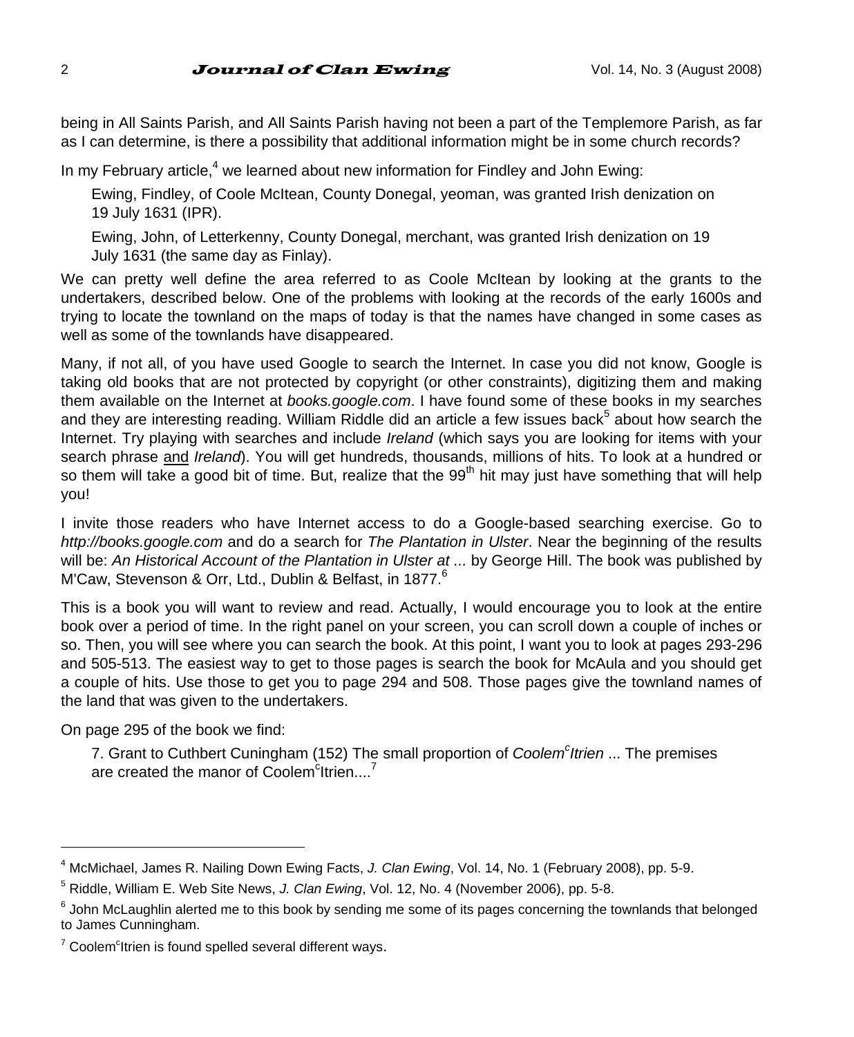being in All Saints Parish, and All Saints Parish having not been a part of the Templemore Parish, as far as I can determine, is there a possibility that additional information might be in some church records?

In my February article,[4] we learned about new information for Findley and John Ewing:

> Ewing, Findley, of Coole McItean, County Donegal, yeoman, was granted Irish denization on 19 July 1631 (IPR).
>
> Ewing, John, of Letterkenny, County Donegal, merchant, was granted Irish denization on 19 July 1631 (the same day as Finlay).

We can pretty well define the area referred to as Coole McItean by looking at the grants to the undertakers, described below. One of the problems with looking at the records of the early 1600s and trying to locate the townland on the maps of today is that the names have changed in some cases as well as some of the townlands have disappeared.

Many, if not all, of you have used Google to search the Internet. In case you did not know, Google is taking old books that are not protected by copyright (or other constraints), digitizing them and making them available on the Internet at *books.google.com*. I have found some of these books in my searches and they are interesting reading. William Riddle did an article a few issues back[5] about how search the Internet. Try playing with searches and include *Ireland* (which says you are looking for items with your search phrase and *Ireland*). You will get hundreds, thousands, millions of hits. To look at a hundred or so them will take a good bit of time. But, realize that the 99th hit may just have something that will help you!

I invite those readers who have Internet access to do a Google-based searching exercise. Go to *http://books.google.com* and do a search for *The Plantation in Ulster*. Near the beginning of the results will be: *An Historical Account of the Plantation in Ulster at ...* by George Hill. The book was published by M'Caw, Stevenson & Orr, Ltd., Dublin & Belfast, in 1877.[6]

This is a book you will want to review and read. Actually, I would encourage you to look at the entire book over a period of time. In the right panel on your screen, you can scroll down a couple of inches or so. Then, you will see where you can search the book. At this point, I want you to look at pages 293-296 and 505-513. The easiest way to get to those pages is search the book for McAula and you should get a couple of hits. Use those to get you to page 294 and 508. Those pages give the townland names of the land that was given to the undertakers.

On page 295 of the book we find:

> 7. Grant to Cuthbert Cuningham (152) The small proportion of *Coolem^c^Itrien* ... The premises are created the manor of Coolem^c^Itrien....[7]

---

[4] McMichael, James R. Nailing Down Ewing Facts, *J. Clan Ewing*, Vol. 14, No. 1 (February 2008), pp. 5-9.

[5] Riddle, William E. Web Site News, *J. Clan Ewing*, Vol. 12, No. 4 (November 2006), pp. 5-8.

[6] John McLaughlin alerted me to this book by sending me some of its pages concerning the townlands that belonged to James Cunningham.

[7] Coolem^c^Itrien is found spelled several different ways.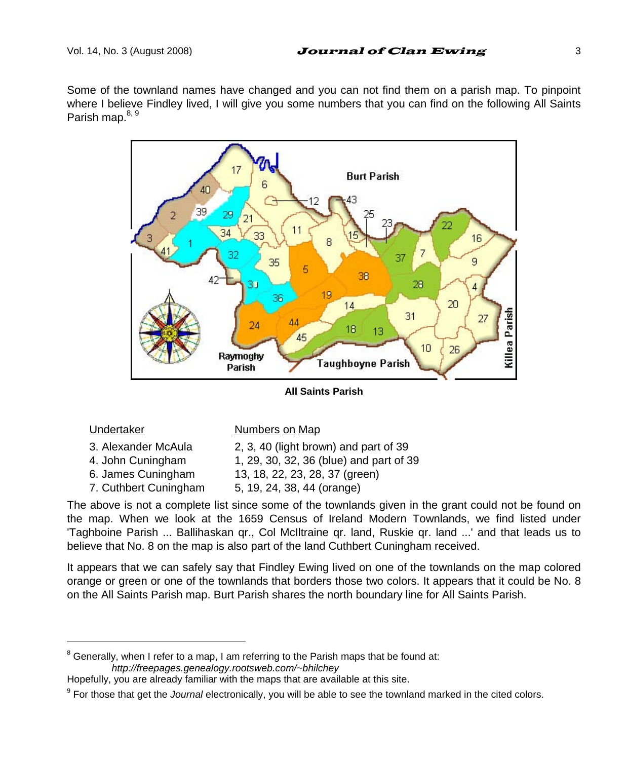Some of the townland names have changed and you can not find them on a parish map. To pinpoint where I believe Findley lived, I will give you some numbers that you can find on the following All Saints Parish map.[8, 9]

**All Saints Parish**

| Undertaker | Numbers on Map |
|---|---|
| 3. Alexander McAula | 2, 3, 40 (light brown) and part of 39 |
| 4. John Cuningham | 1, 29, 30, 32, 36 (blue) and part of 39 |
| 6. James Cuningham | 13, 18, 22, 23, 28, 37 (green) |
| 7. Cuthbert Cuningham | 5, 19, 24, 38, 44 (orange) |

The above is not a complete list since some of the townlands given in the grant could not be found on the map. When we look at the 1659 Census of Ireland Modern Townlands, we find listed under 'Taghboine Parish ... Ballihaskan qr., Col McIltraine qr. land, Ruskie qr. land ...' and that leads us to believe that No. 8 on the map is also part of the land Cuthbert Cuningham received.

It appears that we can safely say that Findley Ewing lived on one of the townlands on the map colored orange or green or one of the townlands that borders those two colors. It appears that it could be No. 8 on the All Saints Parish map. Burt Parish shares the north boundary line for All Saints Parish.

---

[8] Generally, when I refer to a map, I am referring to the Parish maps that be found at:
*http://freepages.genealogy.rootsweb.com/~bhilchey*
Hopefully, you are already familiar with the maps that are available at this site.

[9] For those that get the *Journal* electronically, you will be able to see the townland marked in the cited colors.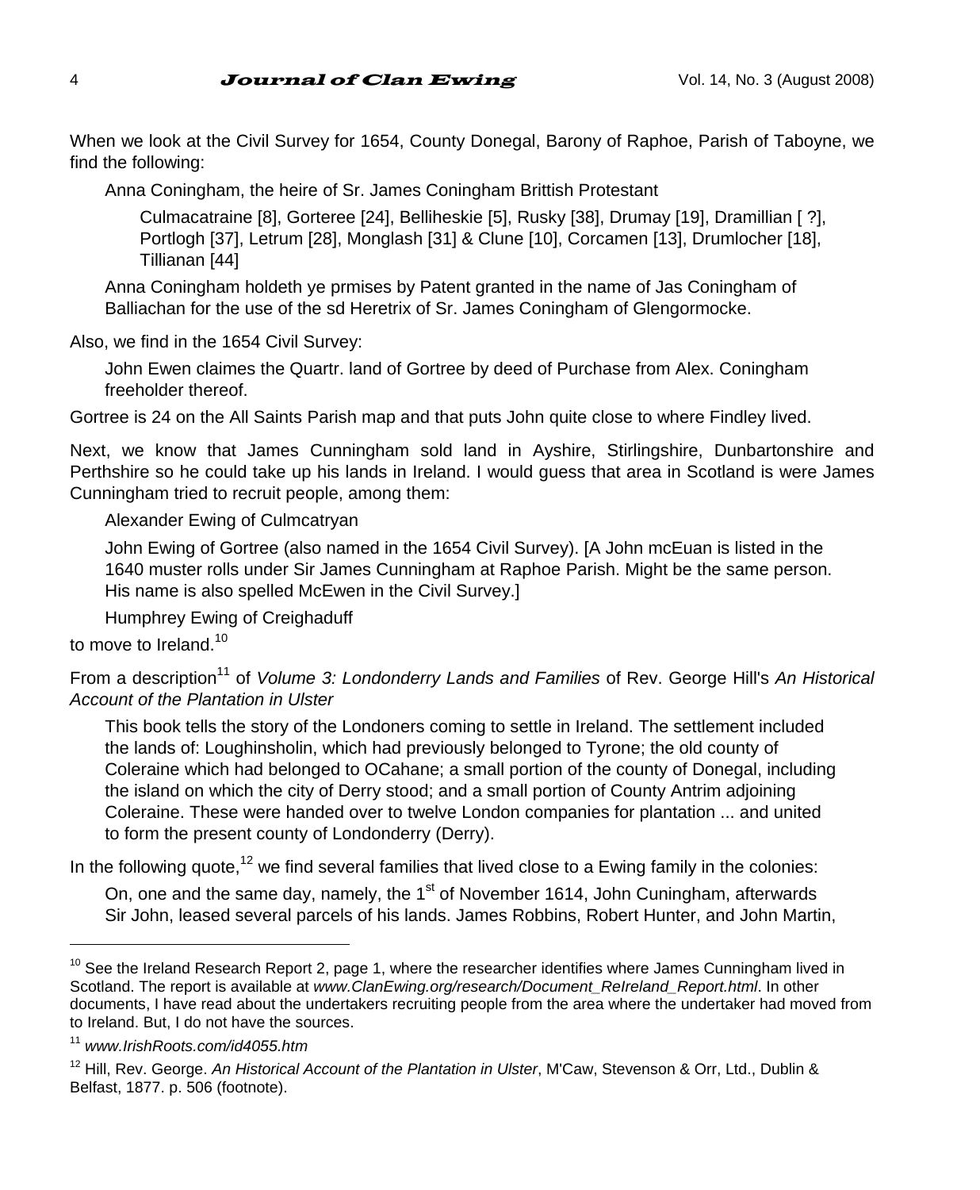When we look at the Civil Survey for 1654, County Donegal, Barony of Raphoe, Parish of Taboyne, we find the following:

> Anna Coningham, the heire of Sr. James Coningham Brittish Protestant
>
> > Culmacatraine [8], Gorteree [24], Belliheskie [5], Rusky [38], Drumay [19], Dramillian [ ?], Portlogh [37], Letrum [28], Monglash [31] & Clune [10], Corcamen [13], Drumlocher [18], Tillianan [44]
>
> Anna Coningham holdeth ye prmises by Patent granted in the name of Jas Coningham of Balliachan for the use of the sd Heretrix of Sr. James Coningham of Glengormocke.

Also, we find in the 1654 Civil Survey:

> John Ewen claimes the Quartr. land of Gortree by deed of Purchase from Alex. Coningham freeholder thereof.

Gortree is 24 on the All Saints Parish map and that puts John quite close to where Findley lived.

Next, we know that James Cunningham sold land in Ayshire, Stirlingshire, Dunbartonshire and Perthshire so he could take up his lands in Ireland. I would guess that area in Scotland is were James Cunningham tried to recruit people, among them:

> Alexander Ewing of Culmcatryan
>
> John Ewing of Gortree (also named in the 1654 Civil Survey). [A John mcEuan is listed in the 1640 muster rolls under Sir James Cunningham at Raphoe Parish. Might be the same person. His name is also spelled McEwen in the Civil Survey.]
>
> Humphrey Ewing of Creighaduff

to move to Ireland.[10]

From a description[11] of *Volume 3: Londonderry Lands and Families* of Rev. George Hill's *An Historical Account of the Plantation in Ulster*

> This book tells the story of the Londoners coming to settle in Ireland. The settlement included the lands of: Loughinsholin, which had previously belonged to Tyrone; the old county of Coleraine which had belonged to OCahane; a small portion of the county of Donegal, including the island on which the city of Derry stood; and a small portion of County Antrim adjoining Coleraine. These were handed over to twelve London companies for plantation ... and united to form the present county of Londonderry (Derry).

In the following quote,[12] we find several families that lived close to a Ewing family in the colonies:

> On, one and the same day, namely, the 1st of November 1614, John Cuningham, afterwards Sir John, leased several parcels of his lands. James Robbins, Robert Hunter, and John Martin,

---

[10] See the Ireland Research Report 2, page 1, where the researcher identifies where James Cunningham lived in Scotland. The report is available at *www.ClanEwing.org/research/Document_ReIreland_Report.html*. In other documents, I have read about the undertakers recruiting people from the area where the undertaker had moved from to Ireland. But, I do not have the sources.

[11] *www.IrishRoots.com/id4055.htm*

[12] Hill, Rev. George. *An Historical Account of the Plantation in Ulster*, M'Caw, Stevenson & Orr, Ltd., Dublin & Belfast, 1877. p. 506 (footnote).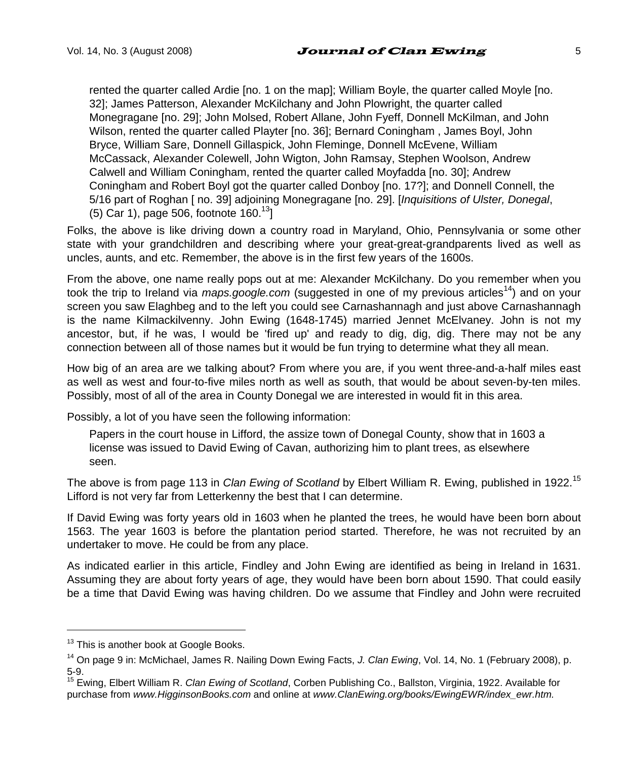> rented the quarter called Ardie [no. 1 on the map]; William Boyle, the quarter called Moyle [no. 32]; James Patterson, Alexander McKilchany and John Plowright, the quarter called Monegragane [no. 29]; John Molsed, Robert Allane, John Fyeff, Donnell McKilman, and John Wilson, rented the quarter called Playter [no. 36]; Bernard Coningham , James Boyl, John Bryce, William Sare, Donnell Gillaspick, John Fleminge, Donnell McEvene, William McCassack, Alexander Colewell, John Wigton, John Ramsay, Stephen Woolson, Andrew Calwell and William Coningham, rented the quarter called Moyfadda [no. 30]; Andrew Coningham and Robert Boyl got the quarter called Donboy [no. 17?]; and Donnell Connell, the 5/16 part of Roghan [ no. 39] adjoining Monegragane [no. 29]. [*Inquisitions of Ulster, Donegal*, (5) Car 1), page 506, footnote 160.[13]]

Folks, the above is like driving down a country road in Maryland, Ohio, Pennsylvania or some other state with your grandchildren and describing where your great-great-grandparents lived as well as uncles, aunts, and etc. Remember, the above is in the first few years of the 1600s.

From the above, one name really pops out at me: Alexander McKilchany. Do you remember when you took the trip to Ireland via *maps.google.com* (suggested in one of my previous articles[14]) and on your screen you saw Elaghbeg and to the left you could see Carnashannagh and just above Carnashannagh is the name Kilmackilvenny. John Ewing (1648-1745) married Jennet McElvaney. John is not my ancestor, but, if he was, I would be 'fired up' and ready to dig, dig, dig. There may not be any connection between all of those names but it would be fun trying to determine what they all mean.

How big of an area are we talking about? From where you are, if you went three-and-a-half miles east as well as west and four-to-five miles north as well as south, that would be about seven-by-ten miles. Possibly, most of all of the area in County Donegal we are interested in would fit in this area.

Possibly, a lot of you have seen the following information:

> Papers in the court house in Lifford, the assize town of Donegal County, show that in 1603 a license was issued to David Ewing of Cavan, authorizing him to plant trees, as elsewhere seen.

The above is from page 113 in *Clan Ewing of Scotland* by Elbert William R. Ewing, published in 1922.[15] Lifford is not very far from Letterkenny the best that I can determine.

If David Ewing was forty years old in 1603 when he planted the trees, he would have been born about 1563. The year 1603 is before the plantation period started. Therefore, he was not recruited by an undertaker to move. He could be from any place.

As indicated earlier in this article, Findley and John Ewing are identified as being in Ireland in 1631. Assuming they are about forty years of age, they would have been born about 1590. That could easily be a time that David Ewing was having children. Do we assume that Findley and John were recruited

---

[13] This is another book at Google Books.

[14] On page 9 in: McMichael, James R. Nailing Down Ewing Facts, *J. Clan Ewing*, Vol. 14, No. 1 (February 2008), p. 5-9.

[15] Ewing, Elbert William R. *Clan Ewing of Scotland*, Corben Publishing Co., Ballston, Virginia, 1922. Available for purchase from *www.HigginsonBooks.com* and online at *www.ClanEwing.org/books/EwingEWR/index_ewr.htm.*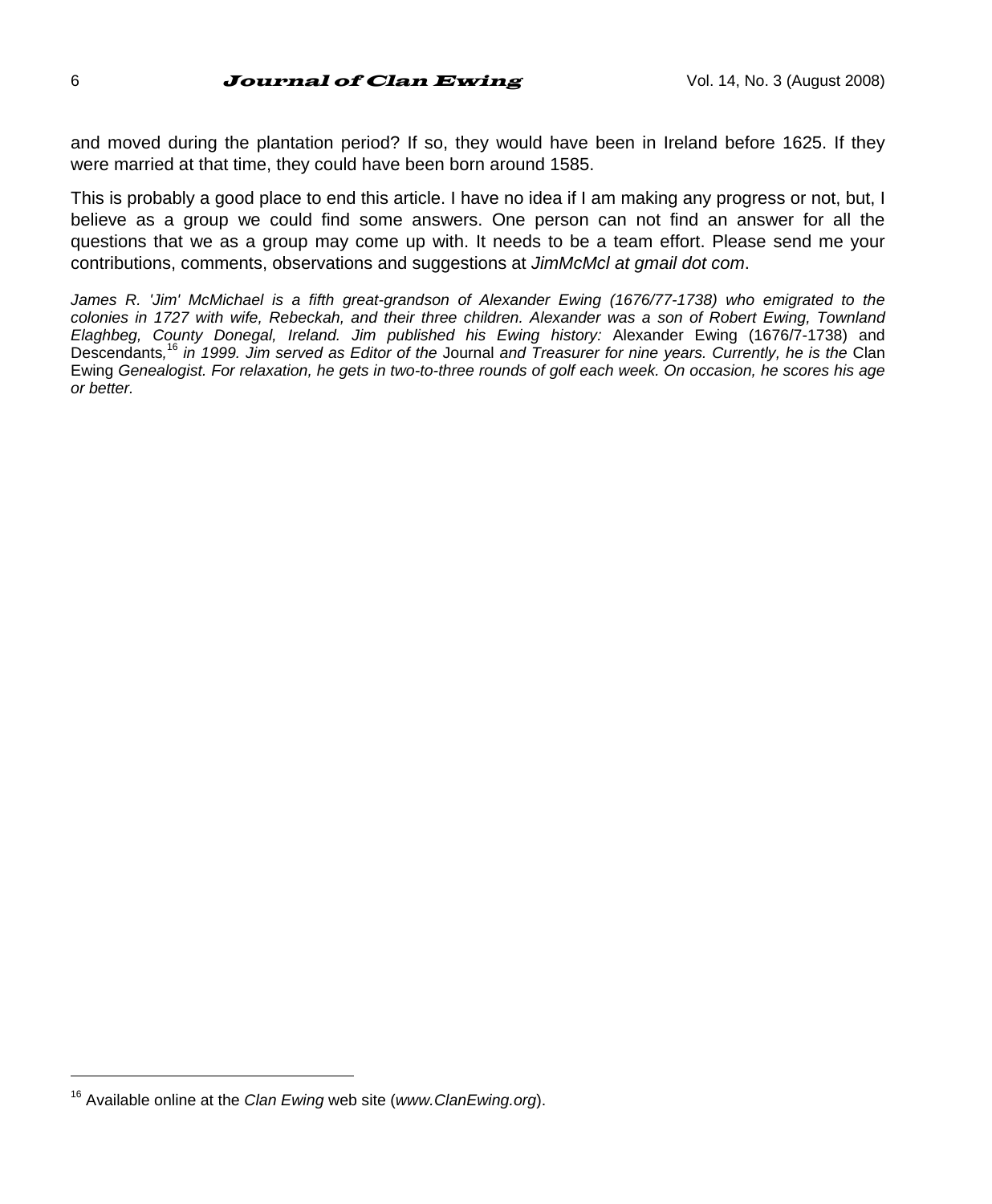and moved during the plantation period? If so, they would have been in Ireland before 1625. If they were married at that time, they could have been born around 1585.

This is probably a good place to end this article. I have no idea if I am making any progress or not, but, I believe as a group we could find some answers. One person can not find an answer for all the questions that we as a group may come up with. It needs to be a team effort. Please send me your contributions, comments, observations and suggestions at *JimMcMcl at gmail dot com*.

*James R. 'Jim' McMichael is a fifth great-grandson of Alexander Ewing (1676/77-1738) who emigrated to the colonies in 1727 with wife, Rebeckah, and their three children. Alexander was a son of Robert Ewing, Townland Elaghbeg, County Donegal, Ireland. Jim published his Ewing history:* Alexander Ewing (1676/7-1738) and Descendants,[16] *in 1999. Jim served as Editor of the* Journal *and Treasurer for nine years. Currently, he is the* Clan Ewing *Genealogist. For relaxation, he gets in two-to-three rounds of golf each week. On occasion, he scores his age or better.*

---

[16] Available online at the *Clan Ewing* web site (*www.ClanEwing.org*).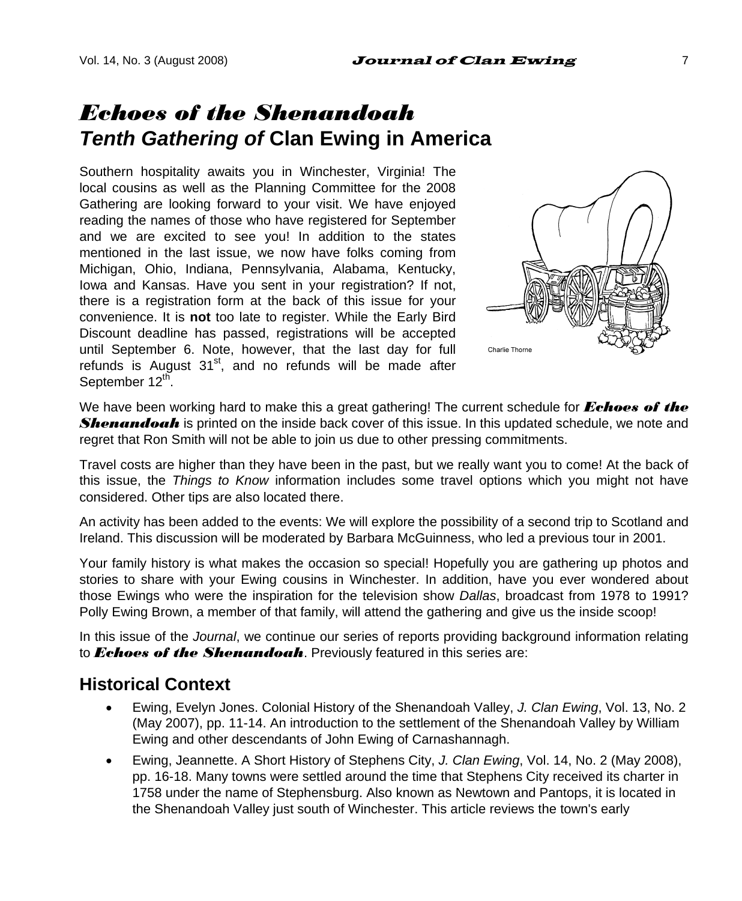# *Echoes of the Shenandoah*
## *Tenth Gathering of* Clan Ewing in America

Southern hospitality awaits you in Winchester, Virginia! The local cousins as well as the Planning Committee for the 2008 Gathering are looking forward to your visit. We have enjoyed reading the names of those who have registered for September and we are excited to see you! In addition to the states mentioned in the last issue, we now have folks coming from Michigan, Ohio, Indiana, Pennsylvania, Alabama, Kentucky, Iowa and Kansas. Have you sent in your registration? If not, there is a registration form at the back of this issue for your convenience. It is **not** too late to register. While the Early Bird Discount deadline has passed, registrations will be accepted until September 6. Note, however, that the last day for full refunds is August 31st, and no refunds will be made after September 12th.

Charlie Thorne

We have been working hard to make this a great gathering! The current schedule for ***Echoes of the Shenandoah*** is printed on the inside back cover of this issue. In this updated schedule, we note and regret that Ron Smith will not be able to join us due to other pressing commitments.

Travel costs are higher than they have been in the past, but we really want you to come! At the back of this issue, the *Things to Know* information includes some travel options which you might not have considered. Other tips are also located there.

An activity has been added to the events: We will explore the possibility of a second trip to Scotland and Ireland. This discussion will be moderated by Barbara McGuinness, who led a previous tour in 2001.

Your family history is what makes the occasion so special! Hopefully you are gathering up photos and stories to share with your Ewing cousins in Winchester. In addition, have you ever wondered about those Ewings who were the inspiration for the television show *Dallas*, broadcast from 1978 to 1991? Polly Ewing Brown, a member of that family, will attend the gathering and give us the inside scoop!

In this issue of the *Journal*, we continue our series of reports providing background information relating to ***Echoes of the Shenandoah***. Previously featured in this series are:

## Historical Context

- Ewing, Evelyn Jones. Colonial History of the Shenandoah Valley, *J. Clan Ewing*, Vol. 13, No. 2 (May 2007), pp. 11-14. An introduction to the settlement of the Shenandoah Valley by William Ewing and other descendants of John Ewing of Carnashannagh.
- Ewing, Jeannette. A Short History of Stephens City, *J. Clan Ewing*, Vol. 14, No. 2 (May 2008), pp. 16-18. Many towns were settled around the time that Stephens City received its charter in 1758 under the name of Stephensburg. Also known as Newtown and Pantops, it is located in the Shenandoah Valley just south of Winchester. This article reviews the town's early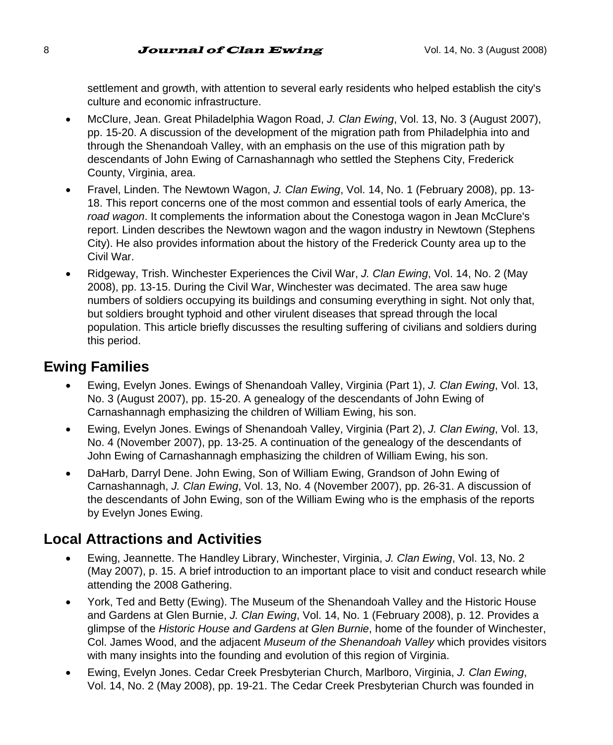settlement and growth, with attention to several early residents who helped establish the city's culture and economic infrastructure.

- McClure, Jean. Great Philadelphia Wagon Road, *J. Clan Ewing*, Vol. 13, No. 3 (August 2007), pp. 15-20. A discussion of the development of the migration path from Philadelphia into and through the Shenandoah Valley, with an emphasis on the use of this migration path by descendants of John Ewing of Carnashannagh who settled the Stephens City, Frederick County, Virginia, area.
- Fravel, Linden. The Newtown Wagon, *J. Clan Ewing*, Vol. 14, No. 1 (February 2008), pp. 13-18. This report concerns one of the most common and essential tools of early America, the *road wagon*. It complements the information about the Conestoga wagon in Jean McClure's report. Linden describes the Newtown wagon and the wagon industry in Newtown (Stephens City). He also provides information about the history of the Frederick County area up to the Civil War.
- Ridgeway, Trish. Winchester Experiences the Civil War, *J. Clan Ewing*, Vol. 14, No. 2 (May 2008), pp. 13-15. During the Civil War, Winchester was decimated. The area saw huge numbers of soldiers occupying its buildings and consuming everything in sight. Not only that, but soldiers brought typhoid and other virulent diseases that spread through the local population. This article briefly discusses the resulting suffering of civilians and soldiers during this period.

## Ewing Families

- Ewing, Evelyn Jones. Ewings of Shenandoah Valley, Virginia (Part 1), *J. Clan Ewing*, Vol. 13, No. 3 (August 2007), pp. 15-20. A genealogy of the descendants of John Ewing of Carnashannagh emphasizing the children of William Ewing, his son.
- Ewing, Evelyn Jones. Ewings of Shenandoah Valley, Virginia (Part 2), *J. Clan Ewing*, Vol. 13, No. 4 (November 2007), pp. 13-25. A continuation of the genealogy of the descendants of John Ewing of Carnashannagh emphasizing the children of William Ewing, his son.
- DaHarb, Darryl Dene. John Ewing, Son of William Ewing, Grandson of John Ewing of Carnashannagh, *J. Clan Ewing*, Vol. 13, No. 4 (November 2007), pp. 26-31. A discussion of the descendants of John Ewing, son of the William Ewing who is the emphasis of the reports by Evelyn Jones Ewing.

## Local Attractions and Activities

- Ewing, Jeannette. The Handley Library, Winchester, Virginia, *J. Clan Ewing*, Vol. 13, No. 2 (May 2007), p. 15. A brief introduction to an important place to visit and conduct research while attending the 2008 Gathering.
- York, Ted and Betty (Ewing). The Museum of the Shenandoah Valley and the Historic House and Gardens at Glen Burnie, *J. Clan Ewing*, Vol. 14, No. 1 (February 2008), p. 12. Provides a glimpse of the *Historic House and Gardens at Glen Burnie*, home of the founder of Winchester, Col. James Wood, and the adjacent *Museum of the Shenandoah Valley* which provides visitors with many insights into the founding and evolution of this region of Virginia.
- Ewing, Evelyn Jones. Cedar Creek Presbyterian Church, Marlboro, Virginia, *J. Clan Ewing*, Vol. 14, No. 2 (May 2008), pp. 19-21. The Cedar Creek Presbyterian Church was founded in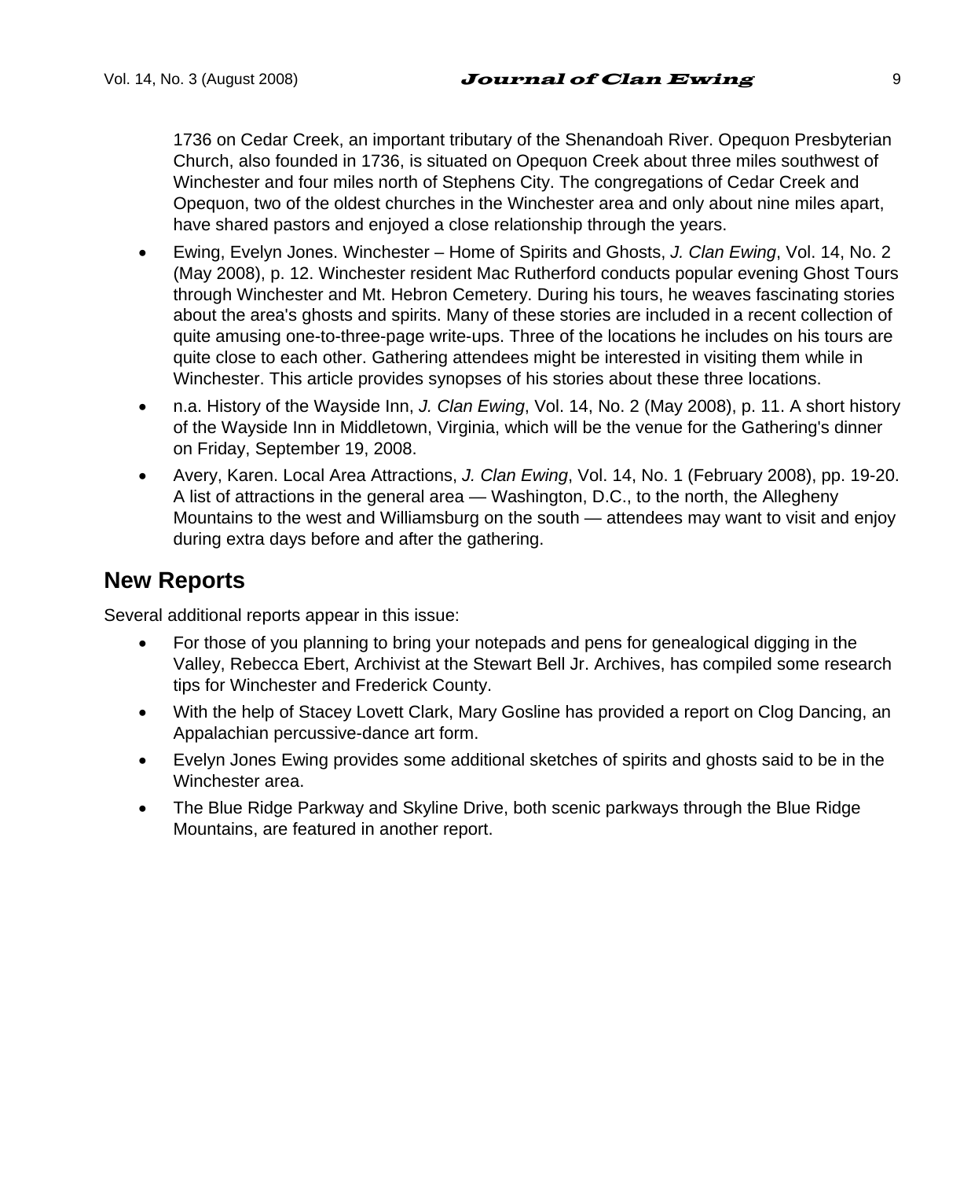1736 on Cedar Creek, an important tributary of the Shenandoah River. Opequon Presbyterian Church, also founded in 1736, is situated on Opequon Creek about three miles southwest of Winchester and four miles north of Stephens City. The congregations of Cedar Creek and Opequon, two of the oldest churches in the Winchester area and only about nine miles apart, have shared pastors and enjoyed a close relationship through the years.

- Ewing, Evelyn Jones. Winchester – Home of Spirits and Ghosts, *J. Clan Ewing*, Vol. 14, No. 2 (May 2008), p. 12. Winchester resident Mac Rutherford conducts popular evening Ghost Tours through Winchester and Mt. Hebron Cemetery. During his tours, he weaves fascinating stories about the area's ghosts and spirits. Many of these stories are included in a recent collection of quite amusing one-to-three-page write-ups. Three of the locations he includes on his tours are quite close to each other. Gathering attendees might be interested in visiting them while in Winchester. This article provides synopses of his stories about these three locations.
- n.a. History of the Wayside Inn, *J. Clan Ewing*, Vol. 14, No. 2 (May 2008), p. 11. A short history of the Wayside Inn in Middletown, Virginia, which will be the venue for the Gathering's dinner on Friday, September 19, 2008.
- Avery, Karen. Local Area Attractions, *J. Clan Ewing*, Vol. 14, No. 1 (February 2008), pp. 19-20. A list of attractions in the general area — Washington, D.C., to the north, the Allegheny Mountains to the west and Williamsburg on the south — attendees may want to visit and enjoy during extra days before and after the gathering.

## New Reports

Several additional reports appear in this issue:

- For those of you planning to bring your notepads and pens for genealogical digging in the Valley, Rebecca Ebert, Archivist at the Stewart Bell Jr. Archives, has compiled some research tips for Winchester and Frederick County.
- With the help of Stacey Lovett Clark, Mary Gosline has provided a report on Clog Dancing, an Appalachian percussive-dance art form.
- Evelyn Jones Ewing provides some additional sketches of spirits and ghosts said to be in the Winchester area.
- The Blue Ridge Parkway and Skyline Drive, both scenic parkways through the Blue Ridge Mountains, are featured in another report.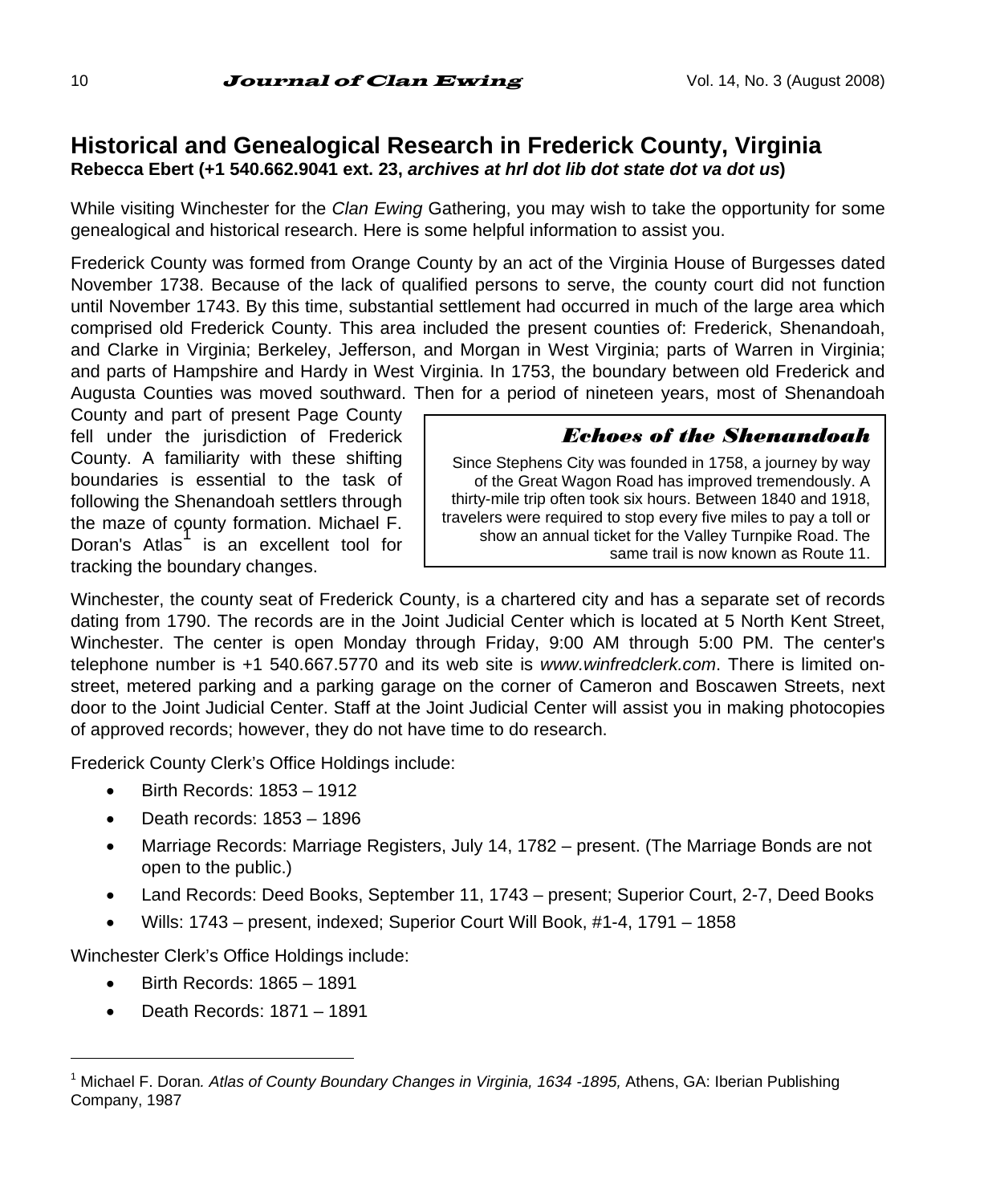## Historical and Genealogical Research in Frederick County, Virginia

**Rebecca Ebert (+1 540.662.9041 ext. 23, *archives at hrl dot lib dot state dot va dot us*)**

While visiting Winchester for the *Clan Ewing* Gathering, you may wish to take the opportunity for some genealogical and historical research. Here is some helpful information to assist you.

Frederick County was formed from Orange County by an act of the Virginia House of Burgesses dated November 1738. Because of the lack of qualified persons to serve, the county court did not function until November 1743. By this time, substantial settlement had occurred in much of the large area which comprised old Frederick County. This area included the present counties of: Frederick, Shenandoah, and Clarke in Virginia; Berkeley, Jefferson, and Morgan in West Virginia; parts of Warren in Virginia; and parts of Hampshire and Hardy in West Virginia. In 1753, the boundary between old Frederick and Augusta Counties was moved southward. Then for a period of nineteen years, most of Shenandoah County and part of present Page County fell under the jurisdiction of Frederick County. A familiarity with these shifting boundaries is essential to the task of following the Shenandoah settlers through the maze of county formation. Michael F. Doran's Atlas[1] is an excellent tool for tracking the boundary changes.

> ***Echoes of the Shenandoah***
>
> Since Stephens City was founded in 1758, a journey by way of the Great Wagon Road has improved tremendously. A thirty-mile trip often took six hours. Between 1840 and 1918, travelers were required to stop every five miles to pay a toll or show an annual ticket for the Valley Turnpike Road. The same trail is now known as Route 11.

Winchester, the county seat of Frederick County, is a chartered city and has a separate set of records dating from 1790. The records are in the Joint Judicial Center which is located at 5 North Kent Street, Winchester. The center is open Monday through Friday, 9:00 AM through 5:00 PM. The center's telephone number is +1 540.667.5770 and its web site is *www.winfredclerk.com*. There is limited on-street, metered parking and a parking garage on the corner of Cameron and Boscawen Streets, next door to the Joint Judicial Center. Staff at the Joint Judicial Center will assist you in making photocopies of approved records; however, they do not have time to do research.

Frederick County Clerk's Office Holdings include:

- Birth Records: 1853 – 1912
- Death records: 1853 – 1896
- Marriage Records: Marriage Registers, July 14, 1782 – present. (The Marriage Bonds are not open to the public.)
- Land Records: Deed Books, September 11, 1743 – present; Superior Court, 2-7, Deed Books
- Wills: 1743 – present, indexed; Superior Court Will Book, #1-4, 1791 – 1858

Winchester Clerk's Office Holdings include:

- Birth Records: 1865 – 1891
- Death Records: 1871 – 1891

---

[1] Michael F. Doran*. Atlas of County Boundary Changes in Virginia, 1634 -1895,* Athens, GA: Iberian Publishing Company, 1987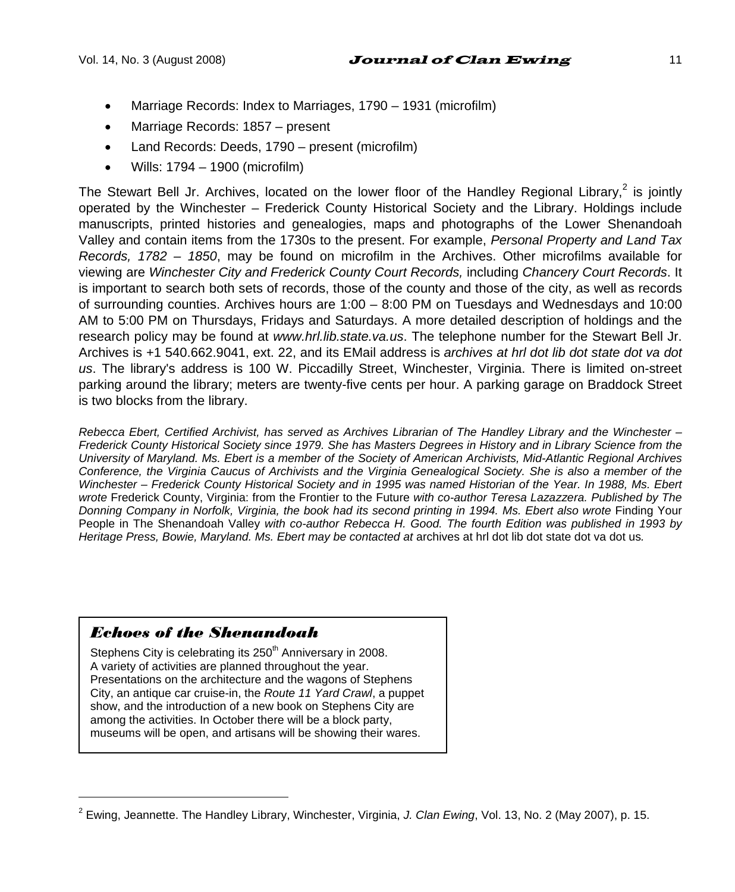- Marriage Records: Index to Marriages, 1790 – 1931 (microfilm)
- Marriage Records: 1857 – present
- Land Records: Deeds, 1790 – present (microfilm)
- Wills: 1794 – 1900 (microfilm)

The Stewart Bell Jr. Archives, located on the lower floor of the Handley Regional Library,[2] is jointly operated by the Winchester – Frederick County Historical Society and the Library. Holdings include manuscripts, printed histories and genealogies, maps and photographs of the Lower Shenandoah Valley and contain items from the 1730s to the present. For example, *Personal Property and Land Tax Records, 1782 – 1850*, may be found on microfilm in the Archives. Other microfilms available for viewing are *Winchester City and Frederick County Court Records,* including *Chancery Court Records*. It is important to search both sets of records, those of the county and those of the city, as well as records of surrounding counties. Archives hours are 1:00 – 8:00 PM on Tuesdays and Wednesdays and 10:00 AM to 5:00 PM on Thursdays, Fridays and Saturdays. A more detailed description of holdings and the research policy may be found at *www.hrl.lib.state.va.us*. The telephone number for the Stewart Bell Jr. Archives is +1 540.662.9041, ext. 22, and its EMail address is *archives at hrl dot lib dot state dot va dot us*. The library's address is 100 W. Piccadilly Street, Winchester, Virginia. There is limited on-street parking around the library; meters are twenty-five cents per hour. A parking garage on Braddock Street is two blocks from the library.

*Rebecca Ebert, Certified Archivist, has served as Archives Librarian of The Handley Library and the Winchester – Frederick County Historical Society since 1979. She has Masters Degrees in History and in Library Science from the University of Maryland. Ms. Ebert is a member of the Society of American Archivists, Mid-Atlantic Regional Archives Conference, the Virginia Caucus of Archivists and the Virginia Genealogical Society. She is also a member of the Winchester – Frederick County Historical Society and in 1995 was named Historian of the Year. In 1988, Ms. Ebert wrote* Frederick County, Virginia: from the Frontier to the Future *with co-author Teresa Lazazzera. Published by The Donning Company in Norfolk, Virginia, the book had its second printing in 1994. Ms. Ebert also wrote* Finding Your People in The Shenandoah Valley *with co-author Rebecca H. Good. The fourth Edition was published in 1993 by Heritage Press, Bowie, Maryland. Ms. Ebert may be contacted at* archives at hrl dot lib dot state dot va dot us*.*

## *Echoes of the Shenandoah*

Stephens City is celebrating its 250th Anniversary in 2008. A variety of activities are planned throughout the year. Presentations on the architecture and the wagons of Stephens City, an antique car cruise-in, the *Route 11 Yard Crawl*, a puppet show, and the introduction of a new book on Stephens City are among the activities. In October there will be a block party, museums will be open, and artisans will be showing their wares.

---

[2] Ewing, Jeannette. The Handley Library, Winchester, Virginia, *J. Clan Ewing*, Vol. 13, No. 2 (May 2007), p. 15.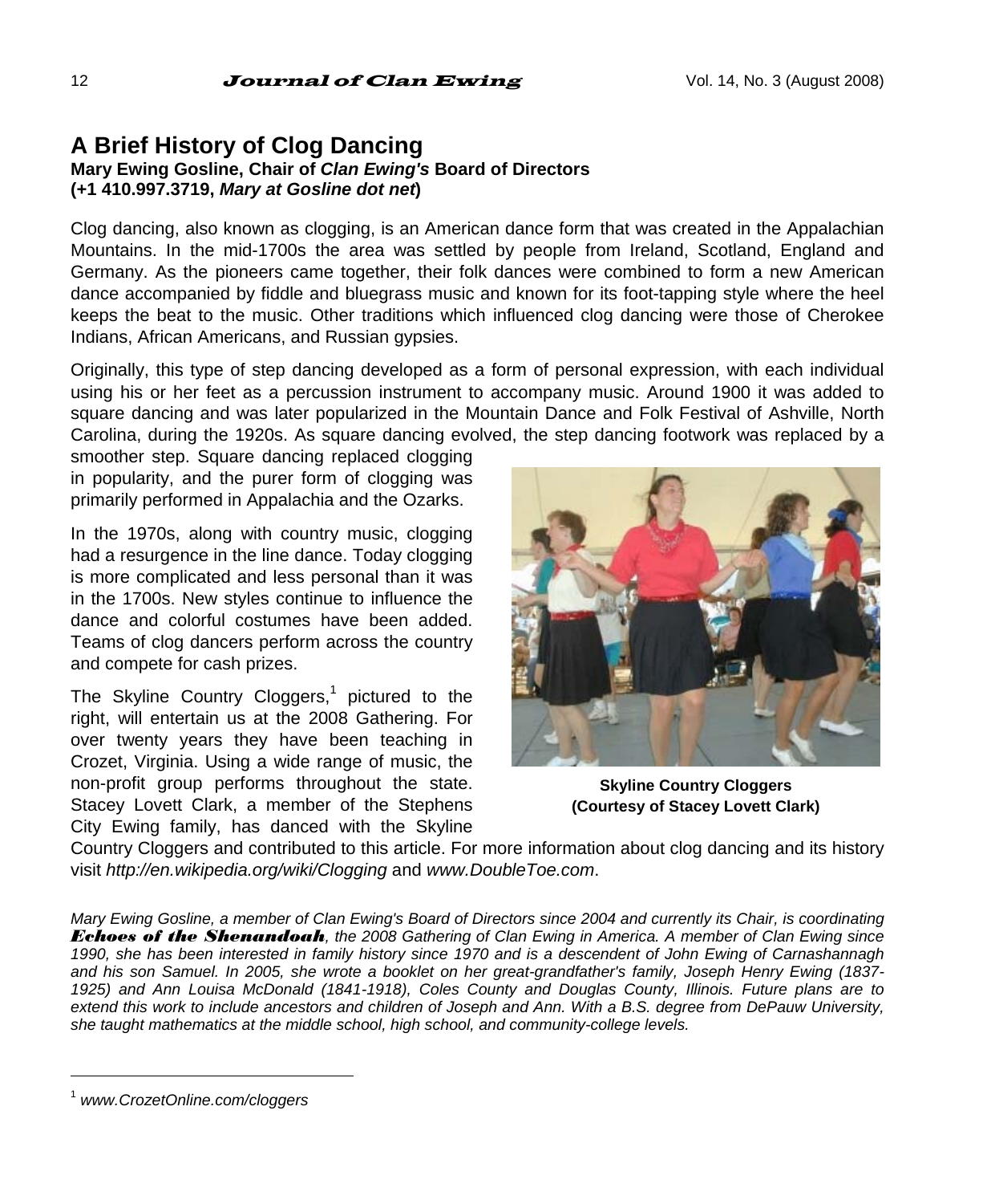## A Brief History of Clog Dancing

**Mary Ewing Gosline, Chair of *Clan Ewing's* Board of Directors**
**(+1 410.997.3719, *Mary at Gosline dot net*)**

Clog dancing, also known as clogging, is an American dance form that was created in the Appalachian Mountains. In the mid-1700s the area was settled by people from Ireland, Scotland, England and Germany. As the pioneers came together, their folk dances were combined to form a new American dance accompanied by fiddle and bluegrass music and known for its foot-tapping style where the heel keeps the beat to the music. Other traditions which influenced clog dancing were those of Cherokee Indians, African Americans, and Russian gypsies.

Originally, this type of step dancing developed as a form of personal expression, with each individual using his or her feet as a percussion instrument to accompany music. Around 1900 it was added to square dancing and was later popularized in the Mountain Dance and Folk Festival of Ashville, North Carolina, during the 1920s. As square dancing evolved, the step dancing footwork was replaced by a smoother step. Square dancing replaced clogging in popularity, and the purer form of clogging was primarily performed in Appalachia and the Ozarks.

In the 1970s, along with country music, clogging had a resurgence in the line dance. Today clogging is more complicated and less personal than it was in the 1700s. New styles continue to influence the dance and colorful costumes have been added. Teams of clog dancers perform across the country and compete for cash prizes.

The Skyline Country Cloggers,[1] pictured to the right, will entertain us at the 2008 Gathering. For over twenty years they have been teaching in Crozet, Virginia. Using a wide range of music, the non-profit group performs throughout the state. Stacey Lovett Clark, a member of the Stephens City Ewing family, has danced with the Skyline Country Cloggers and contributed to this article. For more information about clog dancing and its history visit *http://en.wikipedia.org/wiki/Clogging* and *www.DoubleToe.com*.

**Skyline Country Cloggers**
**(Courtesy of Stacey Lovett Clark)**

*Mary Ewing Gosline, a member of Clan Ewing's Board of Directors since 2004 and currently its Chair, is coordinating **Echoes of the Shenandoah**, the 2008 Gathering of Clan Ewing in America. A member of Clan Ewing since 1990, she has been interested in family history since 1970 and is a descendent of John Ewing of Carnashannagh and his son Samuel. In 2005, she wrote a booklet on her great-grandfather's family, Joseph Henry Ewing (1837-1925) and Ann Louisa McDonald (1841-1918), Coles County and Douglas County, Illinois. Future plans are to extend this work to include ancestors and children of Joseph and Ann. With a B.S. degree from DePauw University, she taught mathematics at the middle school, high school, and community-college levels.*

---

[1] *www.CrozetOnline.com/cloggers*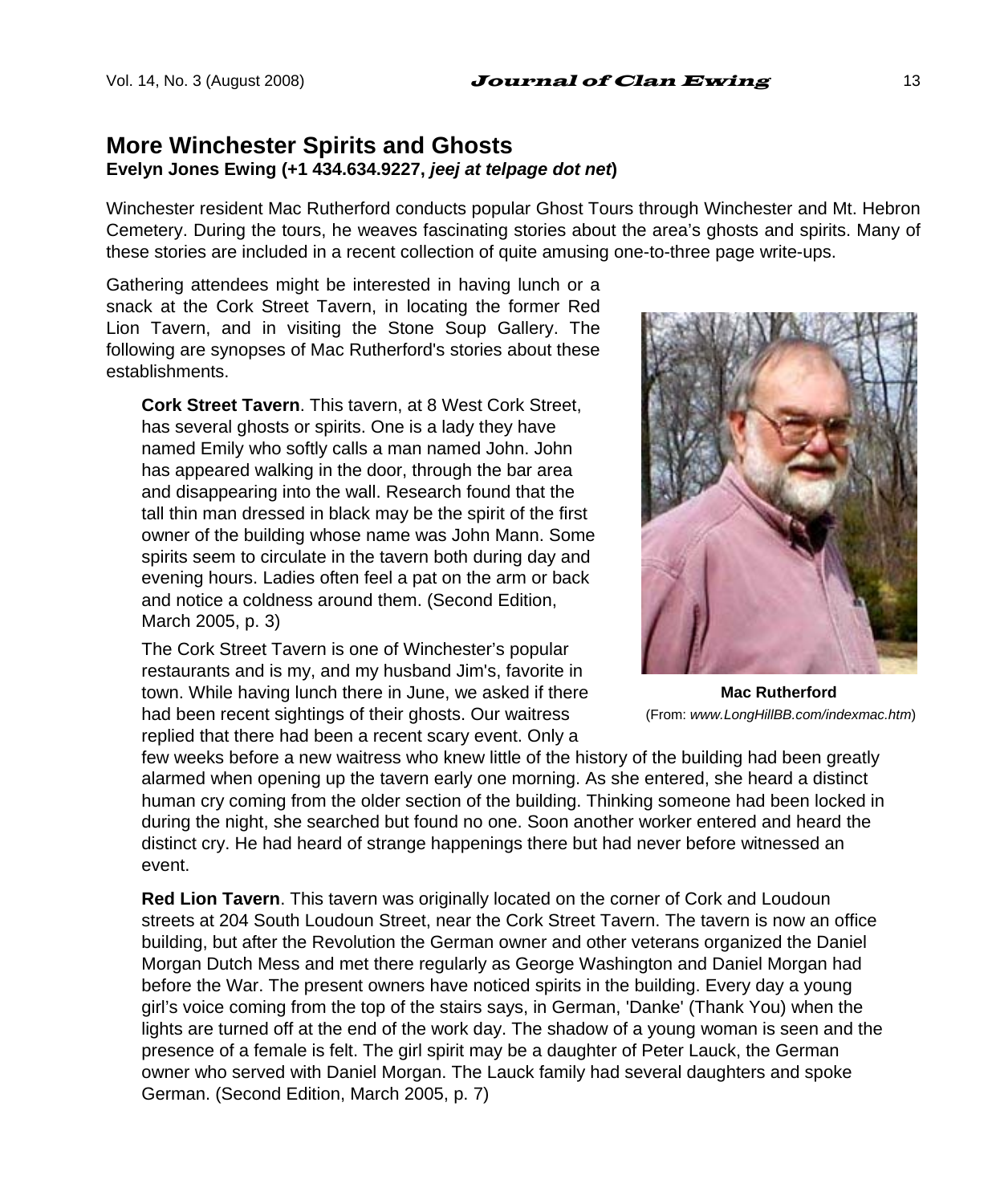## More Winchester Spirits and Ghosts

**Evelyn Jones Ewing (+1 434.634.9227, *jeej at telpage dot net*)**

Winchester resident Mac Rutherford conducts popular Ghost Tours through Winchester and Mt. Hebron Cemetery. During the tours, he weaves fascinating stories about the area's ghosts and spirits. Many of these stories are included in a recent collection of quite amusing one-to-three page write-ups.

Gathering attendees might be interested in having lunch or a snack at the Cork Street Tavern, in locating the former Red Lion Tavern, and in visiting the Stone Soup Gallery. The following are synopses of Mac Rutherford's stories about these establishments.

**Mac Rutherford**
(From: *www.LongHillBB.com/indexmac.htm*)

> **Cork Street Tavern**. This tavern, at 8 West Cork Street, has several ghosts or spirits. One is a lady they have named Emily who softly calls a man named John. John has appeared walking in the door, through the bar area and disappearing into the wall. Research found that the tall thin man dressed in black may be the spirit of the first owner of the building whose name was John Mann. Some spirits seem to circulate in the tavern both during day and evening hours. Ladies often feel a pat on the arm or back and notice a coldness around them. (Second Edition, March 2005, p. 3)
>
> The Cork Street Tavern is one of Winchester's popular restaurants and is my, and my husband Jim's, favorite in town. While having lunch there in June, we asked if there had been recent sightings of their ghosts. Our waitress replied that there had been a recent scary event. Only a few weeks before a new waitress who knew little of the history of the building had been greatly alarmed when opening up the tavern early one morning. As she entered, she heard a distinct human cry coming from the older section of the building. Thinking someone had been locked in during the night, she searched but found no one. Soon another worker entered and heard the distinct cry. He had heard of strange happenings there but had never before witnessed an event.
>
> **Red Lion Tavern**. This tavern was originally located on the corner of Cork and Loudoun streets at 204 South Loudoun Street, near the Cork Street Tavern. The tavern is now an office building, but after the Revolution the German owner and other veterans organized the Daniel Morgan Dutch Mess and met there regularly as George Washington and Daniel Morgan had before the War. The present owners have noticed spirits in the building. Every day a young girl's voice coming from the top of the stairs says, in German, 'Danke' (Thank You) when the lights are turned off at the end of the work day. The shadow of a young woman is seen and the presence of a female is felt. The girl spirit may be a daughter of Peter Lauck, the German owner who served with Daniel Morgan. The Lauck family had several daughters and spoke German. (Second Edition, March 2005, p. 7)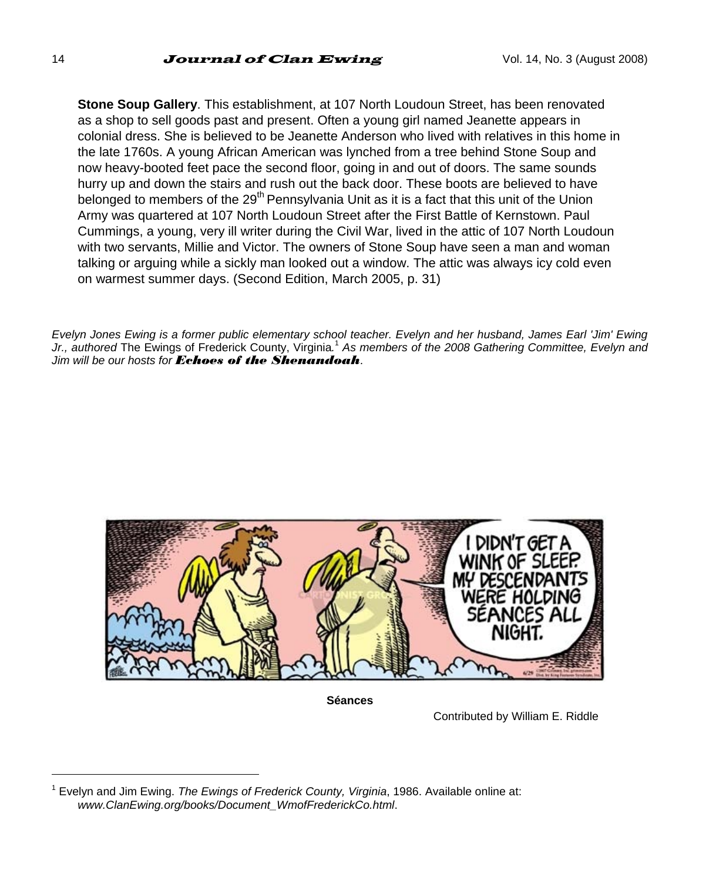**Stone Soup Gallery**. This establishment, at 107 North Loudoun Street, has been renovated as a shop to sell goods past and present. Often a young girl named Jeanette appears in colonial dress. She is believed to be Jeanette Anderson who lived with relatives in this home in the late 1760s. A young African American was lynched from a tree behind Stone Soup and now heavy-booted feet pace the second floor, going in and out of doors. The same sounds hurry up and down the stairs and rush out the back door. These boots are believed to have belonged to members of the 29th Pennsylvania Unit as it is a fact that this unit of the Union Army was quartered at 107 North Loudoun Street after the First Battle of Kernstown. Paul Cummings, a young, very ill writer during the Civil War, lived in the attic of 107 North Loudoun with two servants, Millie and Victor. The owners of Stone Soup have seen a man and woman talking or arguing while a sickly man looked out a window. The attic was always icy cold even on warmest summer days. (Second Edition, March 2005, p. 31)

*Evelyn Jones Ewing is a former public elementary school teacher. Evelyn and her husband, James Earl 'Jim' Ewing Jr., authored* The Ewings of Frederick County, Virginia*.*[1] *As members of the 2008 Gathering Committee, Evelyn and Jim will be our hosts for* ***Echoes of the Shenandoah***.

**Séances**

Contributed by William E. Riddle

[1] Evelyn and Jim Ewing. *The Ewings of Frederick County, Virginia*, 1986. Available online at: *www.ClanEwing.org/books/Document_WmofFrederickCo.html*.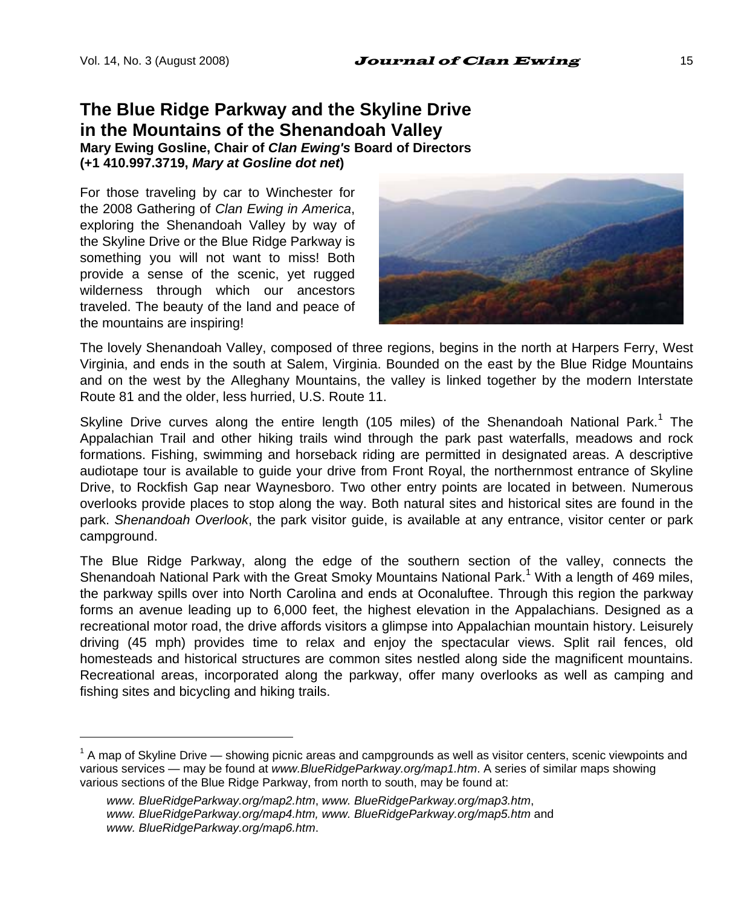# The Blue Ridge Parkway and the Skyline Drive in the Mountains of the Shenandoah Valley

**Mary Ewing Gosline, Chair of *Clan Ewing's* Board of Directors (+1 410.997.3719, *Mary at Gosline dot net*)**

For those traveling by car to Winchester for the 2008 Gathering of *Clan Ewing in America*, exploring the Shenandoah Valley by way of the Skyline Drive or the Blue Ridge Parkway is something you will not want to miss! Both provide a sense of the scenic, yet rugged wilderness through which our ancestors traveled. The beauty of the land and peace of the mountains are inspiring!

The lovely Shenandoah Valley, composed of three regions, begins in the north at Harpers Ferry, West Virginia, and ends in the south at Salem, Virginia. Bounded on the east by the Blue Ridge Mountains and on the west by the Alleghany Mountains, the valley is linked together by the modern Interstate Route 81 and the older, less hurried, U.S. Route 11.

Skyline Drive curves along the entire length (105 miles) of the Shenandoah National Park.[1] The Appalachian Trail and other hiking trails wind through the park past waterfalls, meadows and rock formations. Fishing, swimming and horseback riding are permitted in designated areas. A descriptive audiotape tour is available to guide your drive from Front Royal, the northernmost entrance of Skyline Drive, to Rockfish Gap near Waynesboro. Two other entry points are located in between. Numerous overlooks provide places to stop along the way. Both natural sites and historical sites are found in the park. *Shenandoah Overlook*, the park visitor guide, is available at any entrance, visitor center or park campground.

The Blue Ridge Parkway, along the edge of the southern section of the valley, connects the Shenandoah National Park with the Great Smoky Mountains National Park.[1] With a length of 469 miles, the parkway spills over into North Carolina and ends at Oconaluftee. Through this region the parkway forms an avenue leading up to 6,000 feet, the highest elevation in the Appalachians. Designed as a recreational motor road, the drive affords visitors a glimpse into Appalachian mountain history. Leisurely driving (45 mph) provides time to relax and enjoy the spectacular views. Split rail fences, old homesteads and historical structures are common sites nestled along side the magnificent mountains. Recreational areas, incorporated along the parkway, offer many overlooks as well as camping and fishing sites and bicycling and hiking trails.

---

[1] A map of Skyline Drive — showing picnic areas and campgrounds as well as visitor centers, scenic viewpoints and various services — may be found at *www.BlueRidgeParkway.org/map1.htm*. A series of similar maps showing various sections of the Blue Ridge Parkway, from north to south, may be found at:

*www. BlueRidgeParkway.org/map2.htm*, *www. BlueRidgeParkway.org/map3.htm*, *www. BlueRidgeParkway.org/map4.htm, www. BlueRidgeParkway.org/map5.htm* and *www. BlueRidgeParkway.org/map6.htm*.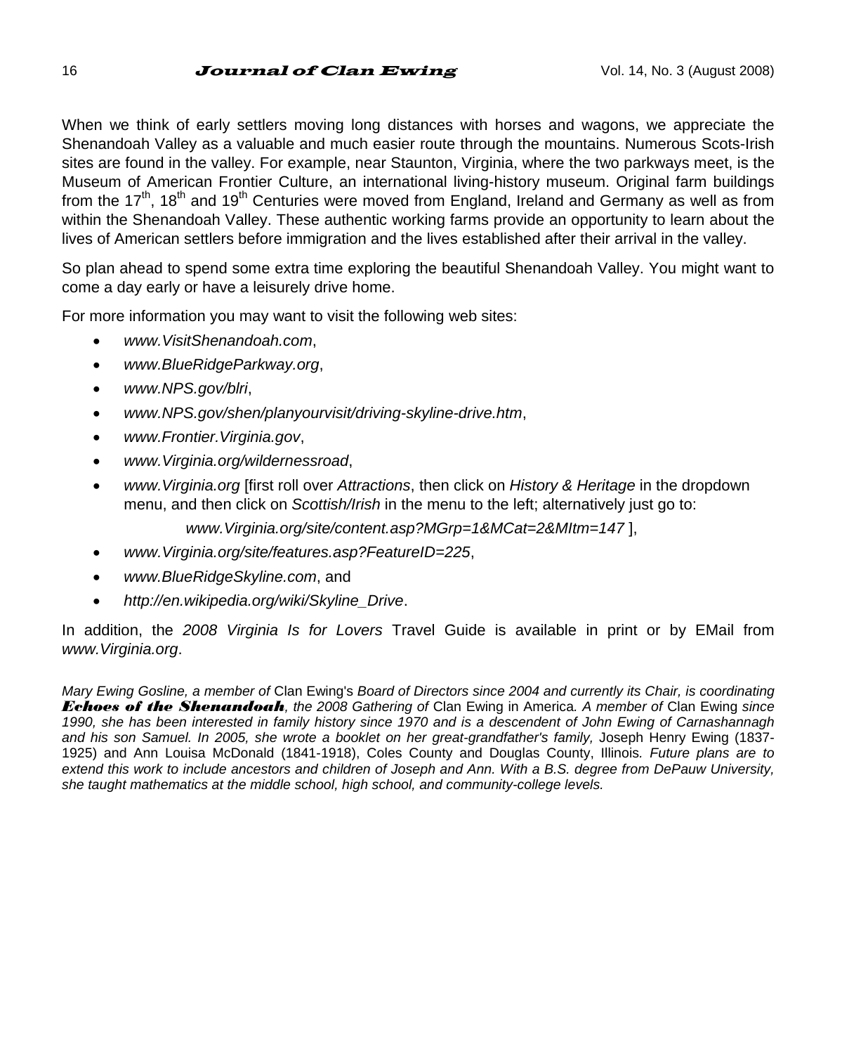When we think of early settlers moving long distances with horses and wagons, we appreciate the Shenandoah Valley as a valuable and much easier route through the mountains. Numerous Scots-Irish sites are found in the valley. For example, near Staunton, Virginia, where the two parkways meet, is the Museum of American Frontier Culture, an international living-history museum. Original farm buildings from the 17th, 18th and 19th Centuries were moved from England, Ireland and Germany as well as from within the Shenandoah Valley. These authentic working farms provide an opportunity to learn about the lives of American settlers before immigration and the lives established after their arrival in the valley.

So plan ahead to spend some extra time exploring the beautiful Shenandoah Valley. You might want to come a day early or have a leisurely drive home.

For more information you may want to visit the following web sites:

- *www.VisitShenandoah.com*,
- *www.BlueRidgeParkway.org*,
- *www.NPS.gov/blri*,
- *www.NPS.gov/shen/planyourvisit/driving-skyline-drive.htm*,
- *www.Frontier.Virginia.gov*,
- *www.Virginia.org/wildernessroad*,
- *www.Virginia.org* [first roll over *Attractions*, then click on *History & Heritage* in the dropdown menu, and then click on *Scottish/Irish* in the menu to the left; alternatively just go to:

  *www.Virginia.org/site/content.asp?MGrp=1&MCat=2&MItm=147* ],
- *www.Virginia.org/site/features.asp?FeatureID=225*,
- *www.BlueRidgeSkyline.com*, and
- *http://en.wikipedia.org/wiki/Skyline_Drive*.

In addition, the *2008 Virginia Is for Lovers* Travel Guide is available in print or by EMail from *www.Virginia.org*.

*Mary Ewing Gosline, a member of* Clan Ewing's *Board of Directors since 2004 and currently its Chair, is coordinating* ***Echoes of the Shenandoah****, the 2008 Gathering of* Clan Ewing in America*. A member of* Clan Ewing *since 1990, she has been interested in family history since 1970 and is a descendent of John Ewing of Carnashannagh and his son Samuel. In 2005, she wrote a booklet on her great-grandfather's family,* Joseph Henry Ewing (1837-1925) and Ann Louisa McDonald (1841-1918), Coles County and Douglas County, Illinois*. Future plans are to extend this work to include ancestors and children of Joseph and Ann. With a B.S. degree from DePauw University, she taught mathematics at the middle school, high school, and community-college levels.*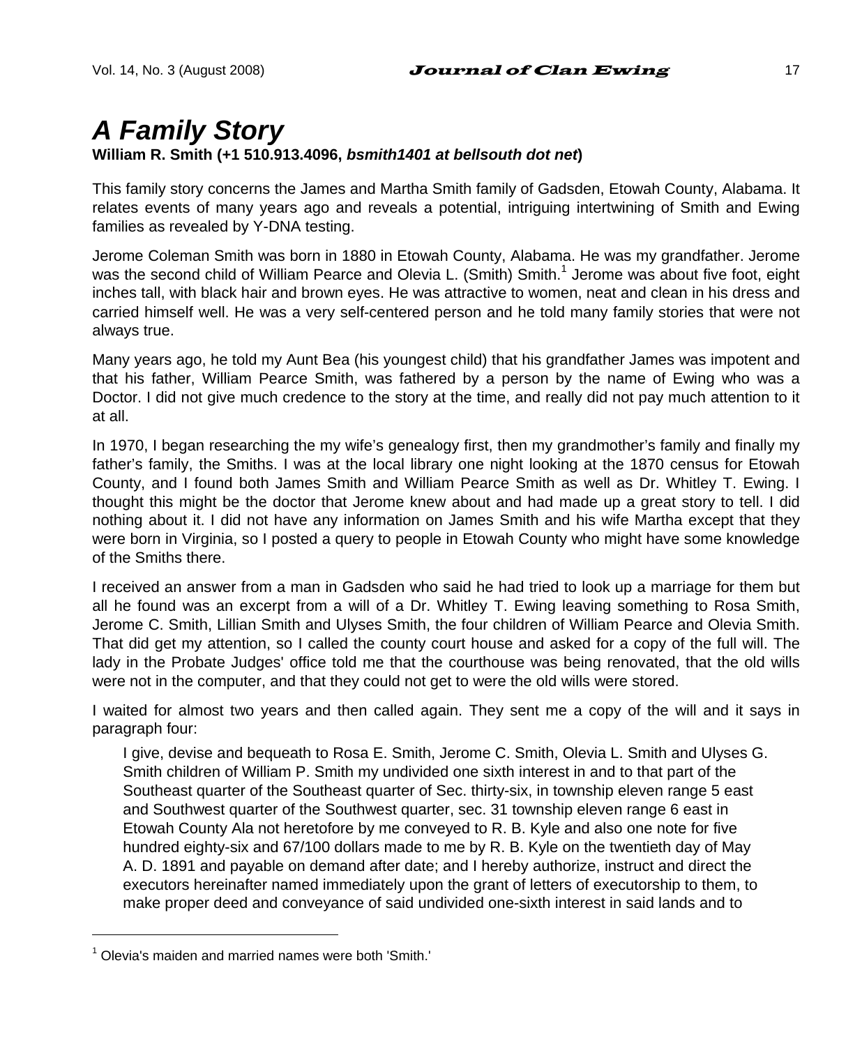# *A Family Story*

**William R. Smith (+1 510.913.4096, *bsmith1401 at bellsouth dot net*)**

This family story concerns the James and Martha Smith family of Gadsden, Etowah County, Alabama. It relates events of many years ago and reveals a potential, intriguing intertwining of Smith and Ewing families as revealed by Y-DNA testing.

Jerome Coleman Smith was born in 1880 in Etowah County, Alabama. He was my grandfather. Jerome was the second child of William Pearce and Olevia L. (Smith) Smith.[1] Jerome was about five foot, eight inches tall, with black hair and brown eyes. He was attractive to women, neat and clean in his dress and carried himself well. He was a very self-centered person and he told many family stories that were not always true.

Many years ago, he told my Aunt Bea (his youngest child) that his grandfather James was impotent and that his father, William Pearce Smith, was fathered by a person by the name of Ewing who was a Doctor. I did not give much credence to the story at the time, and really did not pay much attention to it at all.

In 1970, I began researching the my wife's genealogy first, then my grandmother's family and finally my father's family, the Smiths. I was at the local library one night looking at the 1870 census for Etowah County, and I found both James Smith and William Pearce Smith as well as Dr. Whitley T. Ewing. I thought this might be the doctor that Jerome knew about and had made up a great story to tell. I did nothing about it. I did not have any information on James Smith and his wife Martha except that they were born in Virginia, so I posted a query to people in Etowah County who might have some knowledge of the Smiths there.

I received an answer from a man in Gadsden who said he had tried to look up a marriage for them but all he found was an excerpt from a will of a Dr. Whitley T. Ewing leaving something to Rosa Smith, Jerome C. Smith, Lillian Smith and Ulyses Smith, the four children of William Pearce and Olevia Smith. That did get my attention, so I called the county court house and asked for a copy of the full will. The lady in the Probate Judges' office told me that the courthouse was being renovated, that the old wills were not in the computer, and that they could not get to were the old wills were stored.

I waited for almost two years and then called again. They sent me a copy of the will and it says in paragraph four:

> I give, devise and bequeath to Rosa E. Smith, Jerome C. Smith, Olevia L. Smith and Ulyses G. Smith children of William P. Smith my undivided one sixth interest in and to that part of the Southeast quarter of the Southeast quarter of Sec. thirty-six, in township eleven range 5 east and Southwest quarter of the Southwest quarter, sec. 31 township eleven range 6 east in Etowah County Ala not heretofore by me conveyed to R. B. Kyle and also one note for five hundred eighty-six and 67/100 dollars made to me by R. B. Kyle on the twentieth day of May A. D. 1891 and payable on demand after date; and I hereby authorize, instruct and direct the executors hereinafter named immediately upon the grant of letters of executorship to them, to make proper deed and conveyance of said undivided one-sixth interest in said lands and to

---

[1] Olevia's maiden and married names were both 'Smith.'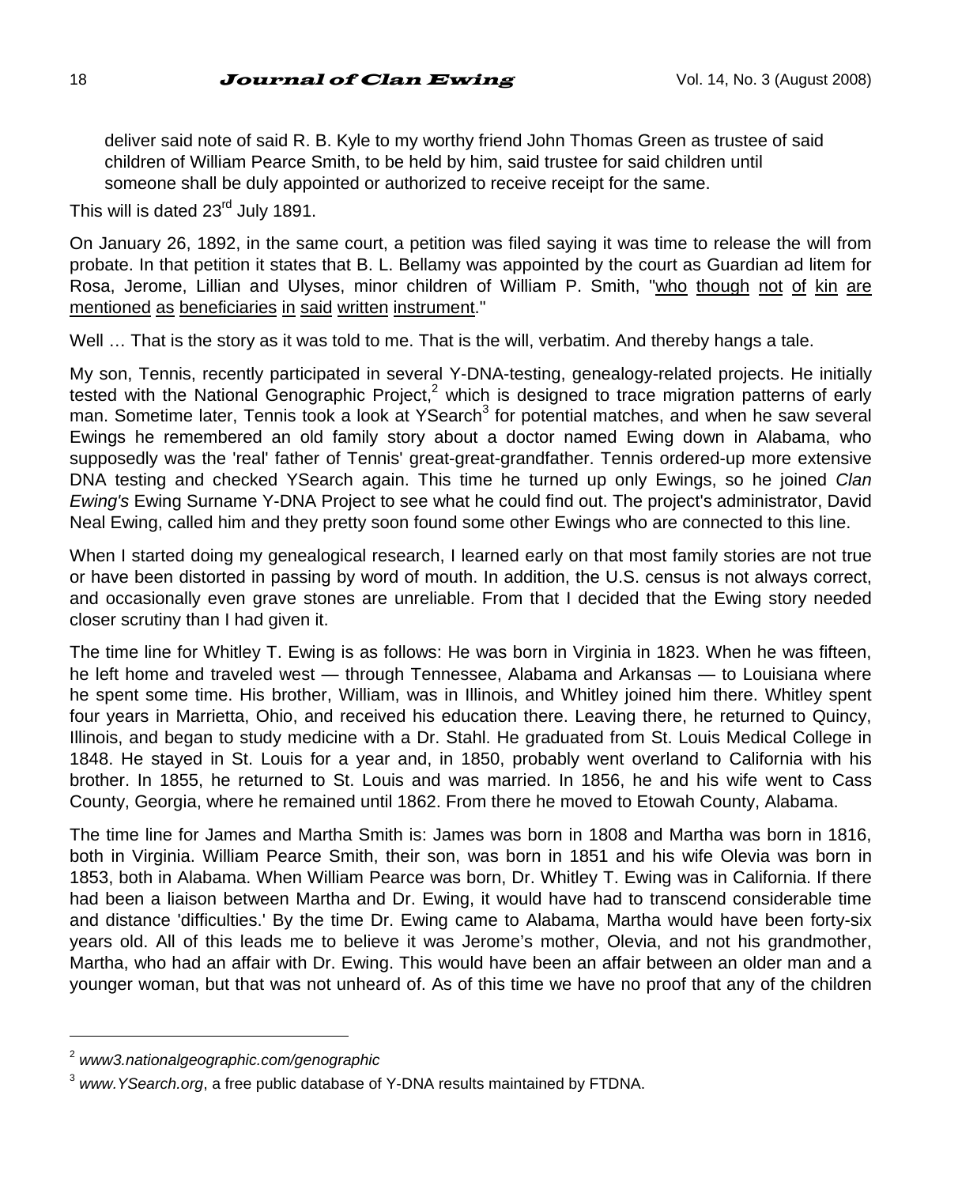> deliver said note of said R. B. Kyle to my worthy friend John Thomas Green as trustee of said children of William Pearce Smith, to be held by him, said trustee for said children until someone shall be duly appointed or authorized to receive receipt for the same.

This will is dated 23rd July 1891.

On January 26, 1892, in the same court, a petition was filed saying it was time to release the will from probate. In that petition it states that B. L. Bellamy was appointed by the court as Guardian ad litem for Rosa, Jerome, Lillian and Ulyses, minor children of William P. Smith, "<u>who though not of kin are mentioned as beneficiaries in said written instrument</u>."

Well … That is the story as it was told to me. That is the will, verbatim. And thereby hangs a tale.

My son, Tennis, recently participated in several Y-DNA-testing, genealogy-related projects. He initially tested with the National Genographic Project,[2] which is designed to trace migration patterns of early man. Sometime later, Tennis took a look at YSearch[3] for potential matches, and when he saw several Ewings he remembered an old family story about a doctor named Ewing down in Alabama, who supposedly was the 'real' father of Tennis' great-great-grandfather. Tennis ordered-up more extensive DNA testing and checked YSearch again. This time he turned up only Ewings, so he joined *Clan Ewing's* Ewing Surname Y-DNA Project to see what he could find out. The project's administrator, David Neal Ewing, called him and they pretty soon found some other Ewings who are connected to this line.

When I started doing my genealogical research, I learned early on that most family stories are not true or have been distorted in passing by word of mouth. In addition, the U.S. census is not always correct, and occasionally even grave stones are unreliable. From that I decided that the Ewing story needed closer scrutiny than I had given it.

The time line for Whitley T. Ewing is as follows: He was born in Virginia in 1823. When he was fifteen, he left home and traveled west — through Tennessee, Alabama and Arkansas — to Louisiana where he spent some time. His brother, William, was in Illinois, and Whitley joined him there. Whitley spent four years in Marrietta, Ohio, and received his education there. Leaving there, he returned to Quincy, Illinois, and began to study medicine with a Dr. Stahl. He graduated from St. Louis Medical College in 1848. He stayed in St. Louis for a year and, in 1850, probably went overland to California with his brother. In 1855, he returned to St. Louis and was married. In 1856, he and his wife went to Cass County, Georgia, where he remained until 1862. From there he moved to Etowah County, Alabama.

The time line for James and Martha Smith is: James was born in 1808 and Martha was born in 1816, both in Virginia. William Pearce Smith, their son, was born in 1851 and his wife Olevia was born in 1853, both in Alabama. When William Pearce was born, Dr. Whitley T. Ewing was in California. If there had been a liaison between Martha and Dr. Ewing, it would have had to transcend considerable time and distance 'difficulties.' By the time Dr. Ewing came to Alabama, Martha would have been forty-six years old. All of this leads me to believe it was Jerome's mother, Olevia, and not his grandmother, Martha, who had an affair with Dr. Ewing. This would have been an affair between an older man and a younger woman, but that was not unheard of. As of this time we have no proof that any of the children

---

[2] *www3.nationalgeographic.com/genographic*

[3] *www.YSearch.org*, a free public database of Y-DNA results maintained by FTDNA.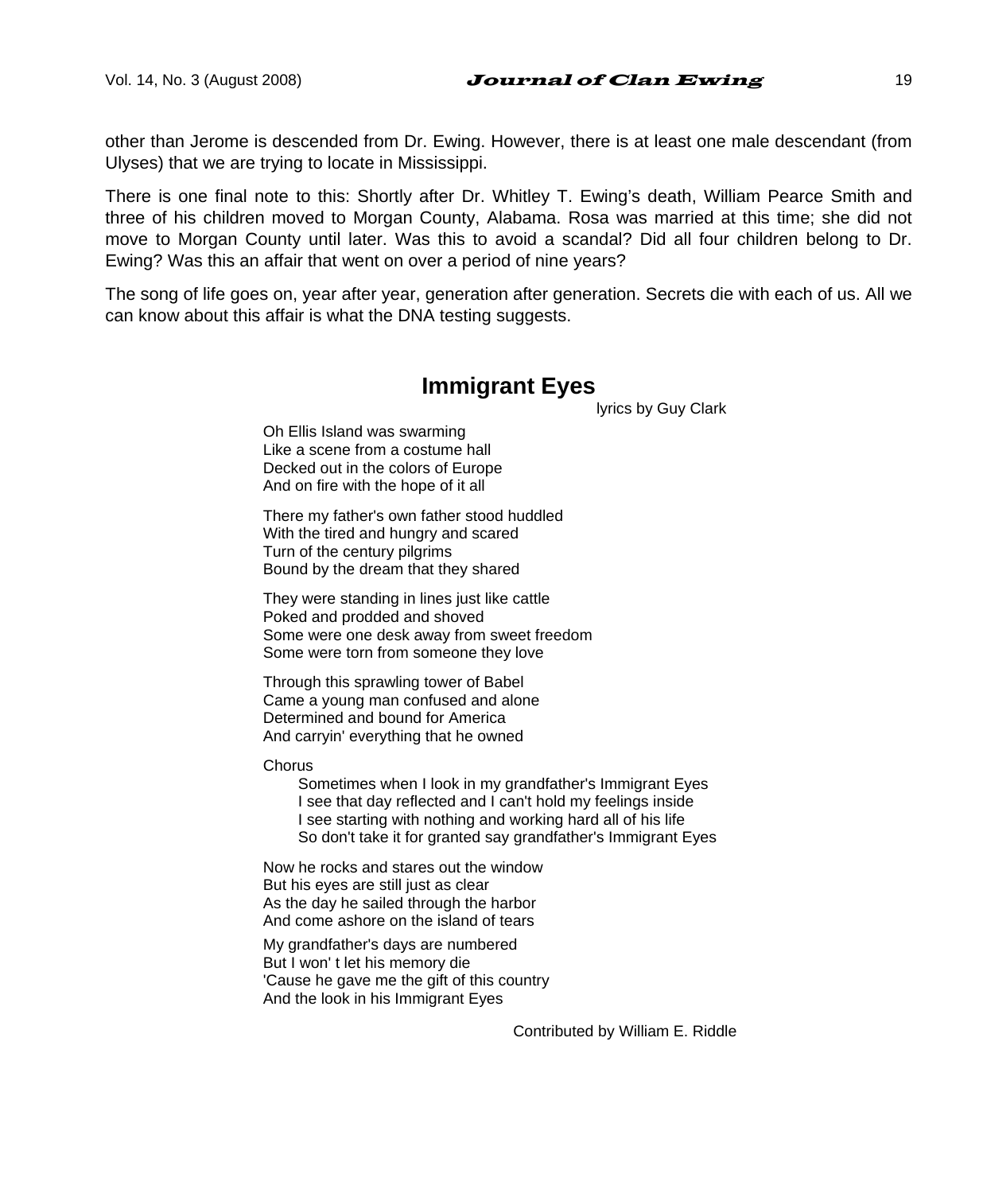other than Jerome is descended from Dr. Ewing. However, there is at least one male descendant (from Ulyses) that we are trying to locate in Mississippi.

There is one final note to this: Shortly after Dr. Whitley T. Ewing's death, William Pearce Smith and three of his children moved to Morgan County, Alabama. Rosa was married at this time; she did not move to Morgan County until later. Was this to avoid a scandal? Did all four children belong to Dr. Ewing? Was this an affair that went on over a period of nine years?

The song of life goes on, year after year, generation after generation. Secrets die with each of us. All we can know about this affair is what the DNA testing suggests.

## Immigrant Eyes

lyrics by Guy Clark

Oh Ellis Island was swarming
Like a scene from a costume hall
Decked out in the colors of Europe
And on fire with the hope of it all

There my father's own father stood huddled
With the tired and hungry and scared
Turn of the century pilgrims
Bound by the dream that they shared

They were standing in lines just like cattle
Poked and prodded and shoved
Some were one desk away from sweet freedom
Some were torn from someone they love

Through this sprawling tower of Babel
Came a young man confused and alone
Determined and bound for America
And carryin' everything that he owned

Chorus

> Sometimes when I look in my grandfather's Immigrant Eyes
> I see that day reflected and I can't hold my feelings inside
> I see starting with nothing and working hard all of his life
> So don't take it for granted say grandfather's Immigrant Eyes

Now he rocks and stares out the window
But his eyes are still just as clear
As the day he sailed through the harbor
And come ashore on the island of tears

My grandfather's days are numbered
But I won' t let his memory die
'Cause he gave me the gift of this country
And the look in his Immigrant Eyes

Contributed by William E. Riddle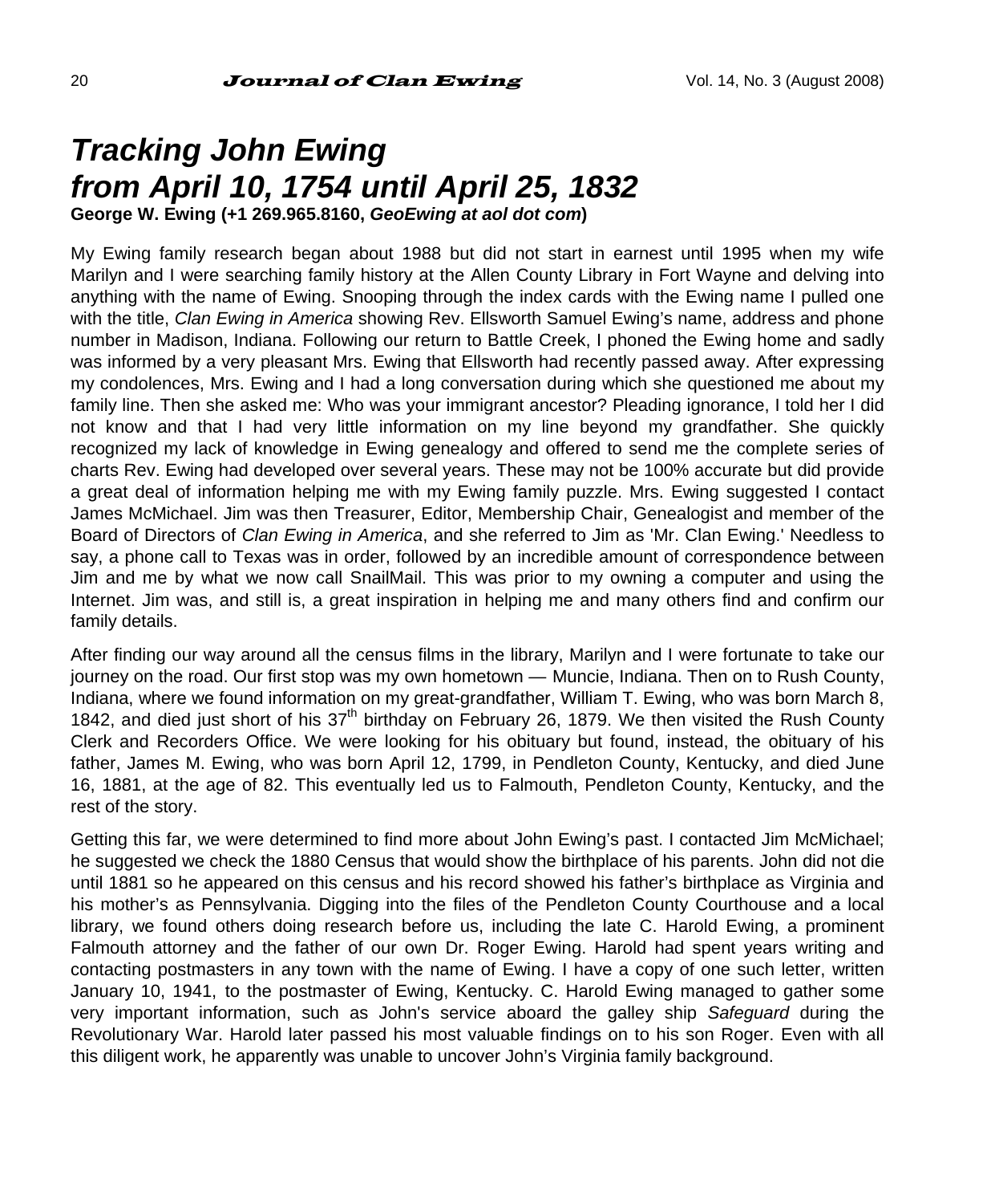# *Tracking John Ewing from April 10, 1754 until April 25, 1832*

**George W. Ewing (+1 269.965.8160, *GeoEwing at aol dot com*)**

My Ewing family research began about 1988 but did not start in earnest until 1995 when my wife Marilyn and I were searching family history at the Allen County Library in Fort Wayne and delving into anything with the name of Ewing. Snooping through the index cards with the Ewing name I pulled one with the title, *Clan Ewing in America* showing Rev. Ellsworth Samuel Ewing's name, address and phone number in Madison, Indiana. Following our return to Battle Creek, I phoned the Ewing home and sadly was informed by a very pleasant Mrs. Ewing that Ellsworth had recently passed away. After expressing my condolences, Mrs. Ewing and I had a long conversation during which she questioned me about my family line. Then she asked me: Who was your immigrant ancestor? Pleading ignorance, I told her I did not know and that I had very little information on my line beyond my grandfather. She quickly recognized my lack of knowledge in Ewing genealogy and offered to send me the complete series of charts Rev. Ewing had developed over several years. These may not be 100% accurate but did provide a great deal of information helping me with my Ewing family puzzle. Mrs. Ewing suggested I contact James McMichael. Jim was then Treasurer, Editor, Membership Chair, Genealogist and member of the Board of Directors of *Clan Ewing in America*, and she referred to Jim as 'Mr. Clan Ewing.' Needless to say, a phone call to Texas was in order, followed by an incredible amount of correspondence between Jim and me by what we now call SnailMail. This was prior to my owning a computer and using the Internet. Jim was, and still is, a great inspiration in helping me and many others find and confirm our family details.

After finding our way around all the census films in the library, Marilyn and I were fortunate to take our journey on the road. Our first stop was my own hometown — Muncie, Indiana. Then on to Rush County, Indiana, where we found information on my great-grandfather, William T. Ewing, who was born March 8, 1842, and died just short of his 37th birthday on February 26, 1879. We then visited the Rush County Clerk and Recorders Office. We were looking for his obituary but found, instead, the obituary of his father, James M. Ewing, who was born April 12, 1799, in Pendleton County, Kentucky, and died June 16, 1881, at the age of 82. This eventually led us to Falmouth, Pendleton County, Kentucky, and the rest of the story.

Getting this far, we were determined to find more about John Ewing's past. I contacted Jim McMichael; he suggested we check the 1880 Census that would show the birthplace of his parents. John did not die until 1881 so he appeared on this census and his record showed his father's birthplace as Virginia and his mother's as Pennsylvania. Digging into the files of the Pendleton County Courthouse and a local library, we found others doing research before us, including the late C. Harold Ewing, a prominent Falmouth attorney and the father of our own Dr. Roger Ewing. Harold had spent years writing and contacting postmasters in any town with the name of Ewing. I have a copy of one such letter, written January 10, 1941, to the postmaster of Ewing, Kentucky. C. Harold Ewing managed to gather some very important information, such as John's service aboard the galley ship *Safeguard* during the Revolutionary War. Harold later passed his most valuable findings on to his son Roger. Even with all this diligent work, he apparently was unable to uncover John's Virginia family background.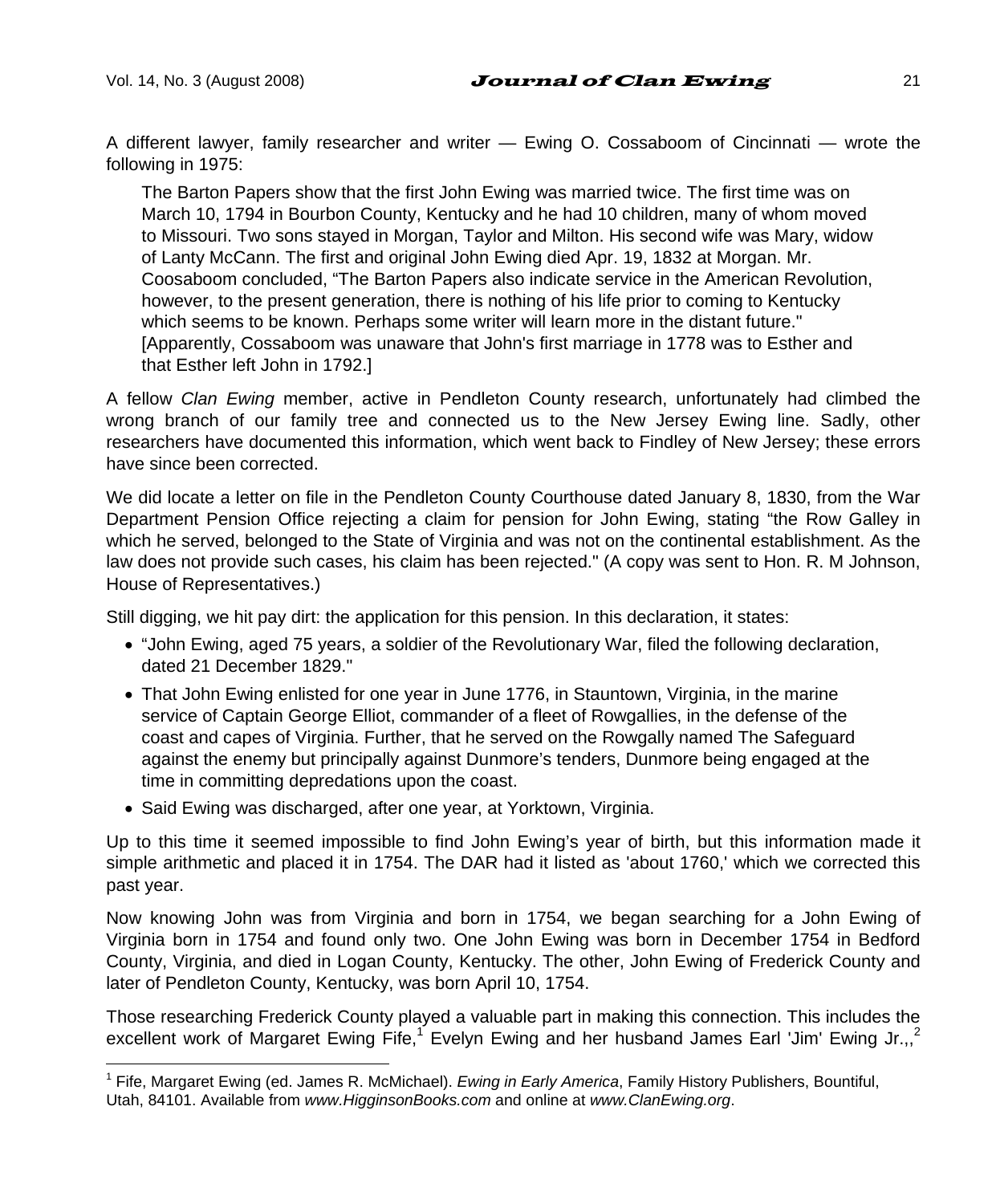A different lawyer, family researcher and writer — Ewing O. Cossaboom of Cincinnati — wrote the following in 1975:

> The Barton Papers show that the first John Ewing was married twice. The first time was on March 10, 1794 in Bourbon County, Kentucky and he had 10 children, many of whom moved to Missouri. Two sons stayed in Morgan, Taylor and Milton. His second wife was Mary, widow of Lanty McCann. The first and original John Ewing died Apr. 19, 1832 at Morgan. Mr. Coosaboom concluded, "The Barton Papers also indicate service in the American Revolution, however, to the present generation, there is nothing of his life prior to coming to Kentucky which seems to be known. Perhaps some writer will learn more in the distant future." [Apparently, Cossaboom was unaware that John's first marriage in 1778 was to Esther and that Esther left John in 1792.]

A fellow *Clan Ewing* member, active in Pendleton County research, unfortunately had climbed the wrong branch of our family tree and connected us to the New Jersey Ewing line. Sadly, other researchers have documented this information, which went back to Findley of New Jersey; these errors have since been corrected.

We did locate a letter on file in the Pendleton County Courthouse dated January 8, 1830, from the War Department Pension Office rejecting a claim for pension for John Ewing, stating "the Row Galley in which he served, belonged to the State of Virginia and was not on the continental establishment. As the law does not provide such cases, his claim has been rejected." (A copy was sent to Hon. R. M Johnson, House of Representatives.)

Still digging, we hit pay dirt: the application for this pension. In this declaration, it states:

- "John Ewing, aged 75 years, a soldier of the Revolutionary War, filed the following declaration, dated 21 December 1829."
- That John Ewing enlisted for one year in June 1776, in Stauntown, Virginia, in the marine service of Captain George Elliot, commander of a fleet of Rowgallies, in the defense of the coast and capes of Virginia. Further, that he served on the Rowgally named The Safeguard against the enemy but principally against Dunmore's tenders, Dunmore being engaged at the time in committing depredations upon the coast.
- Said Ewing was discharged, after one year, at Yorktown, Virginia.

Up to this time it seemed impossible to find John Ewing's year of birth, but this information made it simple arithmetic and placed it in 1754. The DAR had it listed as 'about 1760,' which we corrected this past year.

Now knowing John was from Virginia and born in 1754, we began searching for a John Ewing of Virginia born in 1754 and found only two. One John Ewing was born in December 1754 in Bedford County, Virginia, and died in Logan County, Kentucky. The other, John Ewing of Frederick County and later of Pendleton County, Kentucky, was born April 10, 1754.

Those researching Frederick County played a valuable part in making this connection. This includes the excellent work of Margaret Ewing Fife,[1] Evelyn Ewing and her husband James Earl 'Jim' Ewing Jr.,,[2]

---

[1] Fife, Margaret Ewing (ed. James R. McMichael). *Ewing in Early America*, Family History Publishers, Bountiful, Utah, 84101. Available from *www.HigginsonBooks.com* and online at *www.ClanEwing.org*.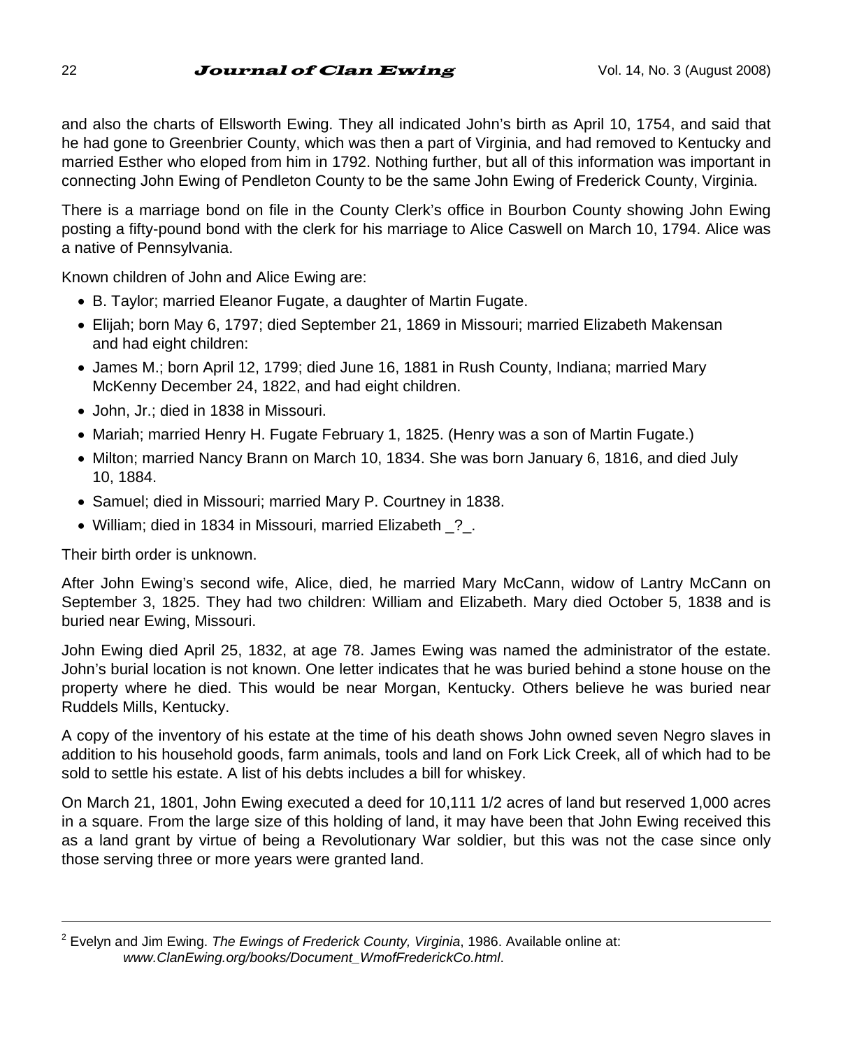and also the charts of Ellsworth Ewing. They all indicated John's birth as April 10, 1754, and said that he had gone to Greenbrier County, which was then a part of Virginia, and had removed to Kentucky and married Esther who eloped from him in 1792. Nothing further, but all of this information was important in connecting John Ewing of Pendleton County to be the same John Ewing of Frederick County, Virginia.

There is a marriage bond on file in the County Clerk's office in Bourbon County showing John Ewing posting a fifty-pound bond with the clerk for his marriage to Alice Caswell on March 10, 1794. Alice was a native of Pennsylvania.

Known children of John and Alice Ewing are:

- B. Taylor; married Eleanor Fugate, a daughter of Martin Fugate.
- Elijah; born May 6, 1797; died September 21, 1869 in Missouri; married Elizabeth Makensan and had eight children:
- James M.; born April 12, 1799; died June 16, 1881 in Rush County, Indiana; married Mary McKenny December 24, 1822, and had eight children.
- John, Jr.; died in 1838 in Missouri.
- Mariah; married Henry H. Fugate February 1, 1825. (Henry was a son of Martin Fugate.)
- Milton; married Nancy Brann on March 10, 1834. She was born January 6, 1816, and died July 10, 1884.
- Samuel; died in Missouri; married Mary P. Courtney in 1838.
- William; died in 1834 in Missouri, married Elizabeth _?_.

Their birth order is unknown.

After John Ewing's second wife, Alice, died, he married Mary McCann, widow of Lantry McCann on September 3, 1825. They had two children: William and Elizabeth. Mary died October 5, 1838 and is buried near Ewing, Missouri.

John Ewing died April 25, 1832, at age 78. James Ewing was named the administrator of the estate. John's burial location is not known. One letter indicates that he was buried behind a stone house on the property where he died. This would be near Morgan, Kentucky. Others believe he was buried near Ruddels Mills, Kentucky.

A copy of the inventory of his estate at the time of his death shows John owned seven Negro slaves in addition to his household goods, farm animals, tools and land on Fork Lick Creek, all of which had to be sold to settle his estate. A list of his debts includes a bill for whiskey.

On March 21, 1801, John Ewing executed a deed for 10,111 1/2 acres of land but reserved 1,000 acres in a square. From the large size of this holding of land, it may have been that John Ewing received this as a land grant by virtue of being a Revolutionary War soldier, but this was not the case since only those serving three or more years were granted land.

---

[2] Evelyn and Jim Ewing. *The Ewings of Frederick County, Virginia*, 1986. Available online at: *www.ClanEwing.org/books/Document_WmofFrederickCo.html*.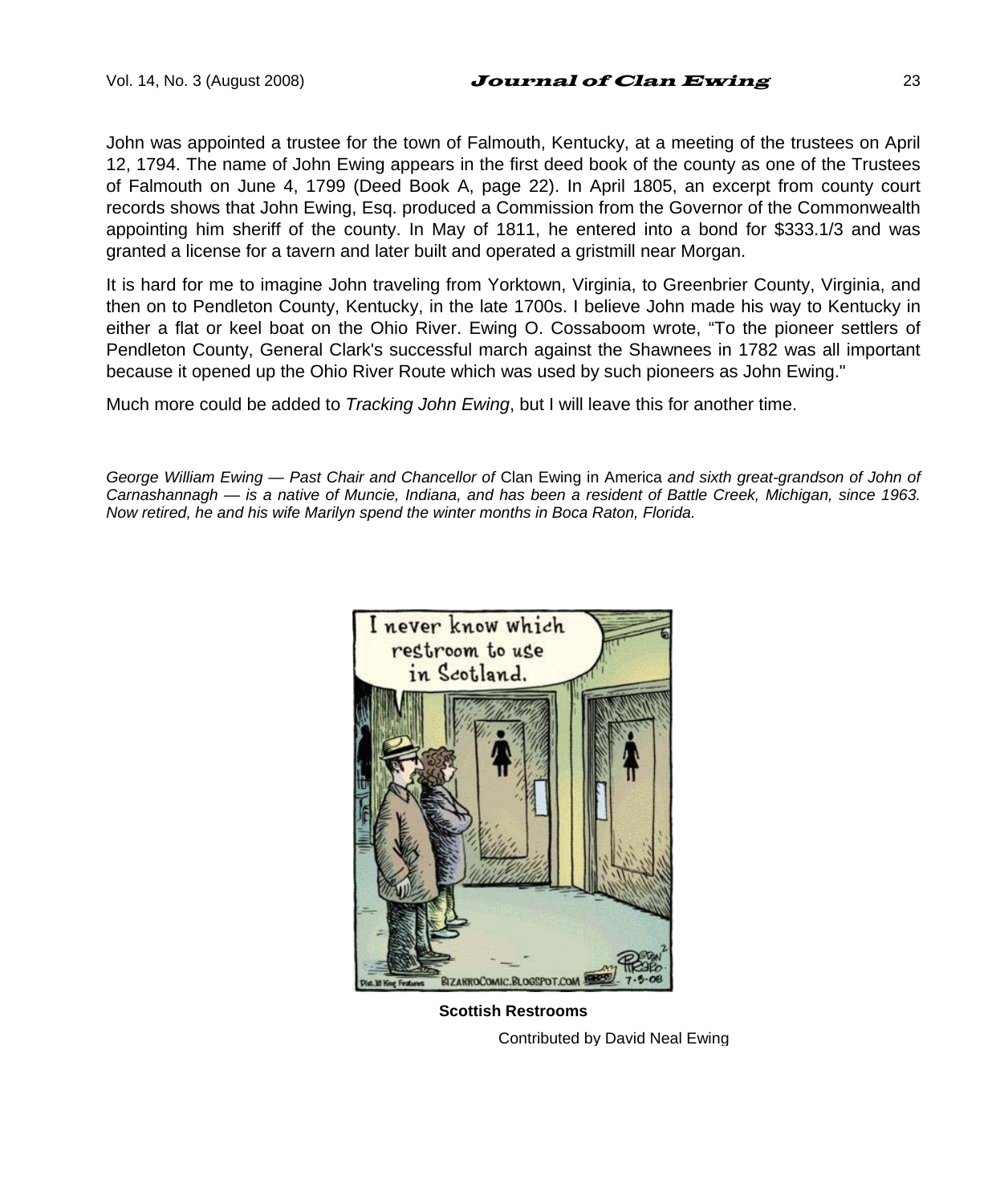John was appointed a trustee for the town of Falmouth, Kentucky, at a meeting of the trustees on April 12, 1794. The name of John Ewing appears in the first deed book of the county as one of the Trustees of Falmouth on June 4, 1799 (Deed Book A, page 22). In April 1805, an excerpt from county court records shows that John Ewing, Esq. produced a Commission from the Governor of the Commonwealth appointing him sheriff of the county. In May of 1811, he entered into a bond for $333.1/3 and was granted a license for a tavern and later built and operated a gristmill near Morgan.

It is hard for me to imagine John traveling from Yorktown, Virginia, to Greenbrier County, Virginia, and then on to Pendleton County, Kentucky, in the late 1700s. I believe John made his way to Kentucky in either a flat or keel boat on the Ohio River. Ewing O. Cossaboom wrote, "To the pioneer settlers of Pendleton County, General Clark's successful march against the Shawnees in 1782 was all important because it opened up the Ohio River Route which was used by such pioneers as John Ewing."

Much more could be added to *Tracking John Ewing*, but I will leave this for another time.

*George William Ewing — Past Chair and Chancellor of* Clan Ewing in America *and sixth great-grandson of John of Carnashannagh — is a native of Muncie, Indiana, and has been a resident of Battle Creek, Michigan, since 1963. Now retired, he and his wife Marilyn spend the winter months in Boca Raton, Florida.*

**Scottish Restrooms**

Contributed by David Neal Ewing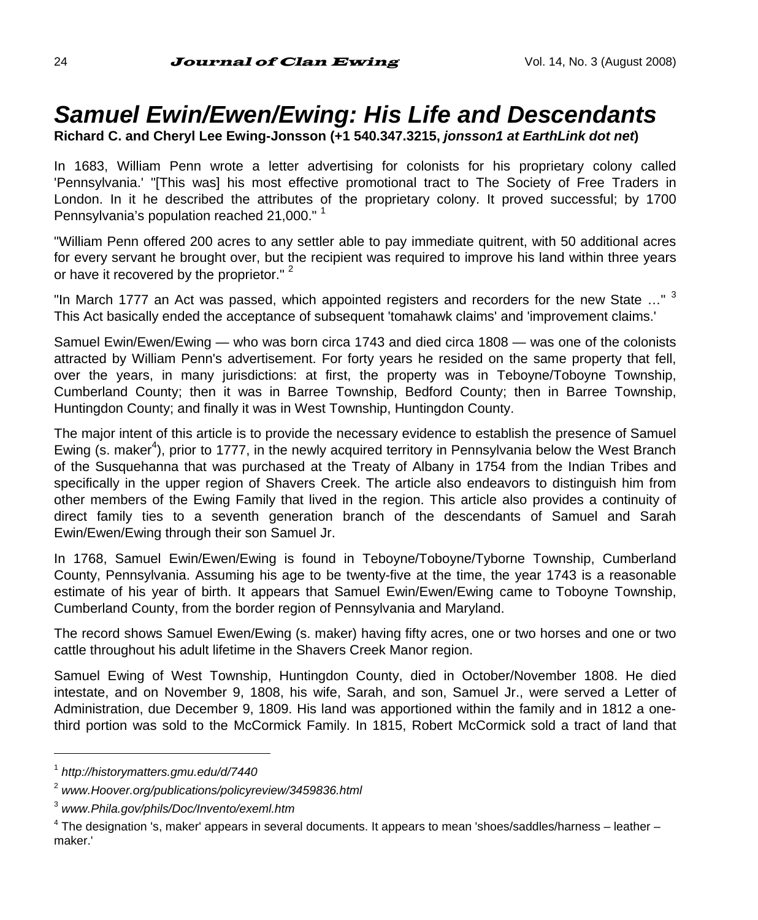# Samuel Ewin/Ewen/Ewing: His Life and Descendants

**Richard C. and Cheryl Lee Ewing-Jonsson (+1 540.347.3215, *jonsson1 at EarthLink dot net*)**

In 1683, William Penn wrote a letter advertising for colonists for his proprietary colony called 'Pennsylvania.' "[This was] his most effective promotional tract to The Society of Free Traders in London. In it he described the attributes of the proprietary colony. It proved successful; by 1700 Pennsylvania's population reached 21,000." [1]

"William Penn offered 200 acres to any settler able to pay immediate quitrent, with 50 additional acres for every servant he brought over, but the recipient was required to improve his land within three years or have it recovered by the proprietor." [2]

"In March 1777 an Act was passed, which appointed registers and recorders for the new State …" [3] This Act basically ended the acceptance of subsequent 'tomahawk claims' and 'improvement claims.'

Samuel Ewin/Ewen/Ewing — who was born circa 1743 and died circa 1808 — was one of the colonists attracted by William Penn's advertisement. For forty years he resided on the same property that fell, over the years, in many jurisdictions: at first, the property was in Teboyne/Toboyne Township, Cumberland County; then it was in Barree Township, Bedford County; then in Barree Township, Huntingdon County; and finally it was in West Township, Huntingdon County.

The major intent of this article is to provide the necessary evidence to establish the presence of Samuel Ewing (s. maker[4]), prior to 1777, in the newly acquired territory in Pennsylvania below the West Branch of the Susquehanna that was purchased at the Treaty of Albany in 1754 from the Indian Tribes and specifically in the upper region of Shavers Creek. The article also endeavors to distinguish him from other members of the Ewing Family that lived in the region. This article also provides a continuity of direct family ties to a seventh generation branch of the descendants of Samuel and Sarah Ewin/Ewen/Ewing through their son Samuel Jr.

In 1768, Samuel Ewin/Ewen/Ewing is found in Teboyne/Toboyne/Tyborne Township, Cumberland County, Pennsylvania. Assuming his age to be twenty-five at the time, the year 1743 is a reasonable estimate of his year of birth. It appears that Samuel Ewin/Ewen/Ewing came to Toboyne Township, Cumberland County, from the border region of Pennsylvania and Maryland.

The record shows Samuel Ewen/Ewing (s. maker) having fifty acres, one or two horses and one or two cattle throughout his adult lifetime in the Shavers Creek Manor region.

Samuel Ewing of West Township, Huntingdon County, died in October/November 1808. He died intestate, and on November 9, 1808, his wife, Sarah, and son, Samuel Jr., were served a Letter of Administration, due December 9, 1809. His land was apportioned within the family and in 1812 a one-third portion was sold to the McCormick Family. In 1815, Robert McCormick sold a tract of land that

---

[1] *http://historymatters.gmu.edu/d/7440*

[2] *www.Hoover.org/publications/policyreview/3459836.html*

[3] *www.Phila.gov/phils/Doc/Invento/exeml.htm*

[4] The designation 's, maker' appears in several documents. It appears to mean 'shoes/saddles/harness – leather – maker.'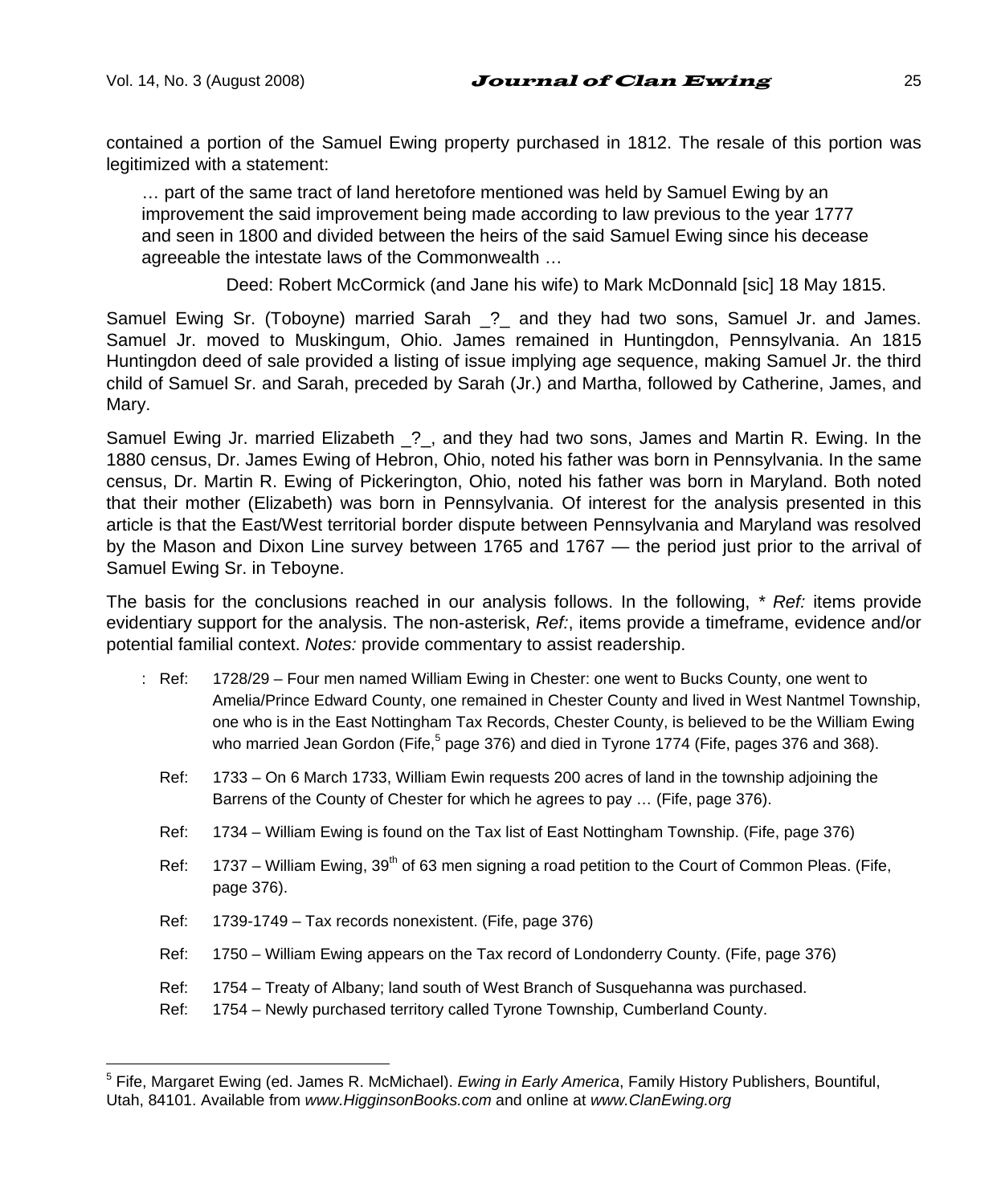contained a portion of the Samuel Ewing property purchased in 1812. The resale of this portion was legitimized with a statement:

> … part of the same tract of land heretofore mentioned was held by Samuel Ewing by an improvement the said improvement being made according to law previous to the year 1777 and seen in 1800 and divided between the heirs of the said Samuel Ewing since his decease agreeable the intestate laws of the Commonwealth …
>
> Deed: Robert McCormick (and Jane his wife) to Mark McDonnald [sic] 18 May 1815.

Samuel Ewing Sr. (Toboyne) married Sarah _?_ and they had two sons, Samuel Jr. and James. Samuel Jr. moved to Muskingum, Ohio. James remained in Huntingdon, Pennsylvania. An 1815 Huntingdon deed of sale provided a listing of issue implying age sequence, making Samuel Jr. the third child of Samuel Sr. and Sarah, preceded by Sarah (Jr.) and Martha, followed by Catherine, James, and Mary.

Samuel Ewing Jr. married Elizabeth _?_, and they had two sons, James and Martin R. Ewing. In the 1880 census, Dr. James Ewing of Hebron, Ohio, noted his father was born in Pennsylvania. In the same census, Dr. Martin R. Ewing of Pickerington, Ohio, noted his father was born in Maryland. Both noted that their mother (Elizabeth) was born in Pennsylvania. Of interest for the analysis presented in this article is that the East/West territorial border dispute between Pennsylvania and Maryland was resolved by the Mason and Dixon Line survey between 1765 and 1767 — the period just prior to the arrival of Samuel Ewing Sr. in Teboyne.

The basis for the conclusions reached in our analysis follows. In the following, * *Ref:* items provide evidentiary support for the analysis. The non-asterisk, *Ref:*, items provide a timeframe, evidence and/or potential familial context. *Notes:* provide commentary to assist readership.

: Ref: 1728/29 – Four men named William Ewing in Chester: one went to Bucks County, one went to Amelia/Prince Edward County, one remained in Chester County and lived in West Nantmel Township, one who is in the East Nottingham Tax Records, Chester County, is believed to be the William Ewing who married Jean Gordon (Fife,[5] page 376) and died in Tyrone 1774 (Fife, pages 376 and 368).

Ref: 1733 – On 6 March 1733, William Ewin requests 200 acres of land in the township adjoining the Barrens of the County of Chester for which he agrees to pay … (Fife, page 376).

Ref: 1734 – William Ewing is found on the Tax list of East Nottingham Township. (Fife, page 376)

Ref: 1737 – William Ewing, 39th of 63 men signing a road petition to the Court of Common Pleas. (Fife, page 376).

Ref: 1739-1749 – Tax records nonexistent. (Fife, page 376)

Ref: 1750 – William Ewing appears on the Tax record of Londonderry County. (Fife, page 376)

Ref: 1754 – Treaty of Albany; land south of West Branch of Susquehanna was purchased.

Ref: 1754 – Newly purchased territory called Tyrone Township, Cumberland County.

[5] Fife, Margaret Ewing (ed. James R. McMichael). *Ewing in Early America*, Family History Publishers, Bountiful, Utah, 84101. Available from *www.HigginsonBooks.com* and online at *www.ClanEwing.org*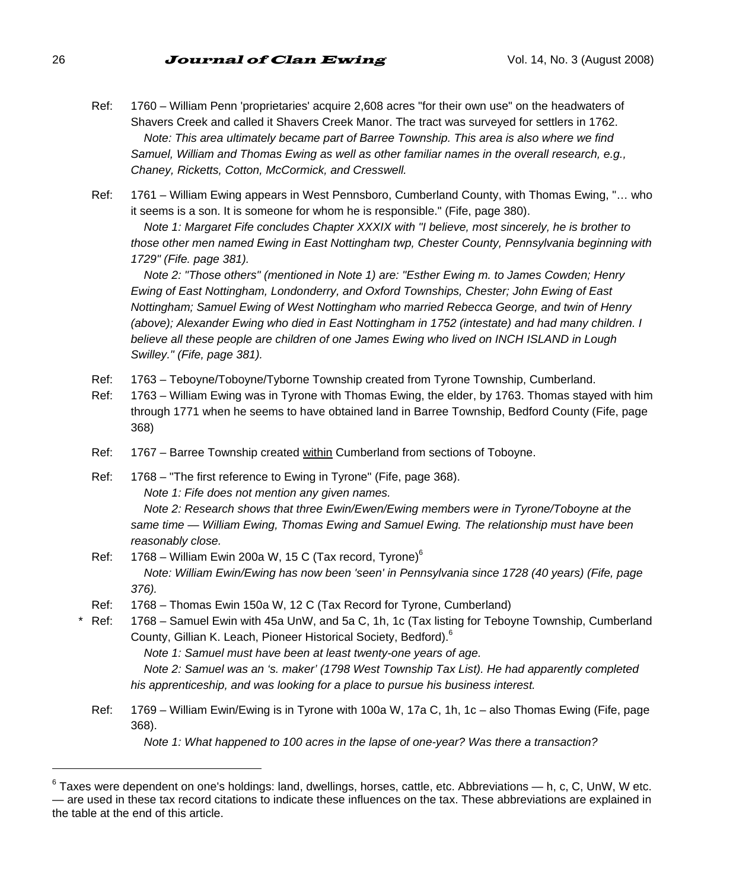Ref: 1760 – William Penn 'proprietaries' acquire 2,608 acres "for their own use" on the headwaters of Shavers Creek and called it Shavers Creek Manor. The tract was surveyed for settlers in 1762.
*Note: This area ultimately became part of Barree Township. This area is also where we find Samuel, William and Thomas Ewing as well as other familiar names in the overall research, e.g., Chaney, Ricketts, Cotton, McCormick, and Cresswell.*

Ref: 1761 – William Ewing appears in West Pennsboro, Cumberland County, with Thomas Ewing, "… who it seems is a son. It is someone for whom he is responsible." (Fife, page 380).
*Note 1: Margaret Fife concludes Chapter XXXIX with "I believe, most sincerely, he is brother to those other men named Ewing in East Nottingham twp, Chester County, Pennsylvania beginning with 1729" (Fife. page 381).*
*Note 2: "Those others" (mentioned in Note 1) are: "Esther Ewing m. to James Cowden; Henry Ewing of East Nottingham, Londonderry, and Oxford Townships, Chester; John Ewing of East Nottingham; Samuel Ewing of West Nottingham who married Rebecca George, and twin of Henry (above); Alexander Ewing who died in East Nottingham in 1752 (intestate) and had many children. I believe all these people are children of one James Ewing who lived on INCH ISLAND in Lough Swilley." (Fife, page 381).*

Ref: 1763 – Teboyne/Toboyne/Tyborne Township created from Tyrone Township, Cumberland.

Ref: 1763 – William Ewing was in Tyrone with Thomas Ewing, the elder, by 1763. Thomas stayed with him through 1771 when he seems to have obtained land in Barree Township, Bedford County (Fife, page 368)

Ref: 1767 – Barree Township created within Cumberland from sections of Toboyne.

Ref: 1768 – "The first reference to Ewing in Tyrone" (Fife, page 368).
*Note 1: Fife does not mention any given names.*
*Note 2: Research shows that three Ewin/Ewen/Ewing members were in Tyrone/Toboyne at the same time — William Ewing, Thomas Ewing and Samuel Ewing. The relationship must have been reasonably close.*

Ref: 1768 – William Ewin 200a W, 15 C (Tax record, Tyrone)[6]
*Note: William Ewin/Ewing has now been 'seen' in Pennsylvania since 1728 (40 years) (Fife, page 376).*

Ref: 1768 – Thomas Ewin 150a W, 12 C (Tax Record for Tyrone, Cumberland)

\* Ref: 1768 – Samuel Ewin with 45a UnW, and 5a C, 1h, 1c (Tax listing for Teboyne Township, Cumberland County, Gillian K. Leach, Pioneer Historical Society, Bedford).[6]
*Note 1: Samuel must have been at least twenty-one years of age.*
*Note 2: Samuel was an 's. maker' (1798 West Township Tax List). He had apparently completed his apprenticeship, and was looking for a place to pursue his business interest.*

Ref: 1769 – William Ewin/Ewing is in Tyrone with 100a W, 17a C, 1h, 1c – also Thomas Ewing (Fife, page 368).
*Note 1: What happened to 100 acres in the lapse of one-year? Was there a transaction?*

---

[6] Taxes were dependent on one's holdings: land, dwellings, horses, cattle, etc. Abbreviations — h, c, C, UnW, W etc. — are used in these tax record citations to indicate these influences on the tax. These abbreviations are explained in the table at the end of this article.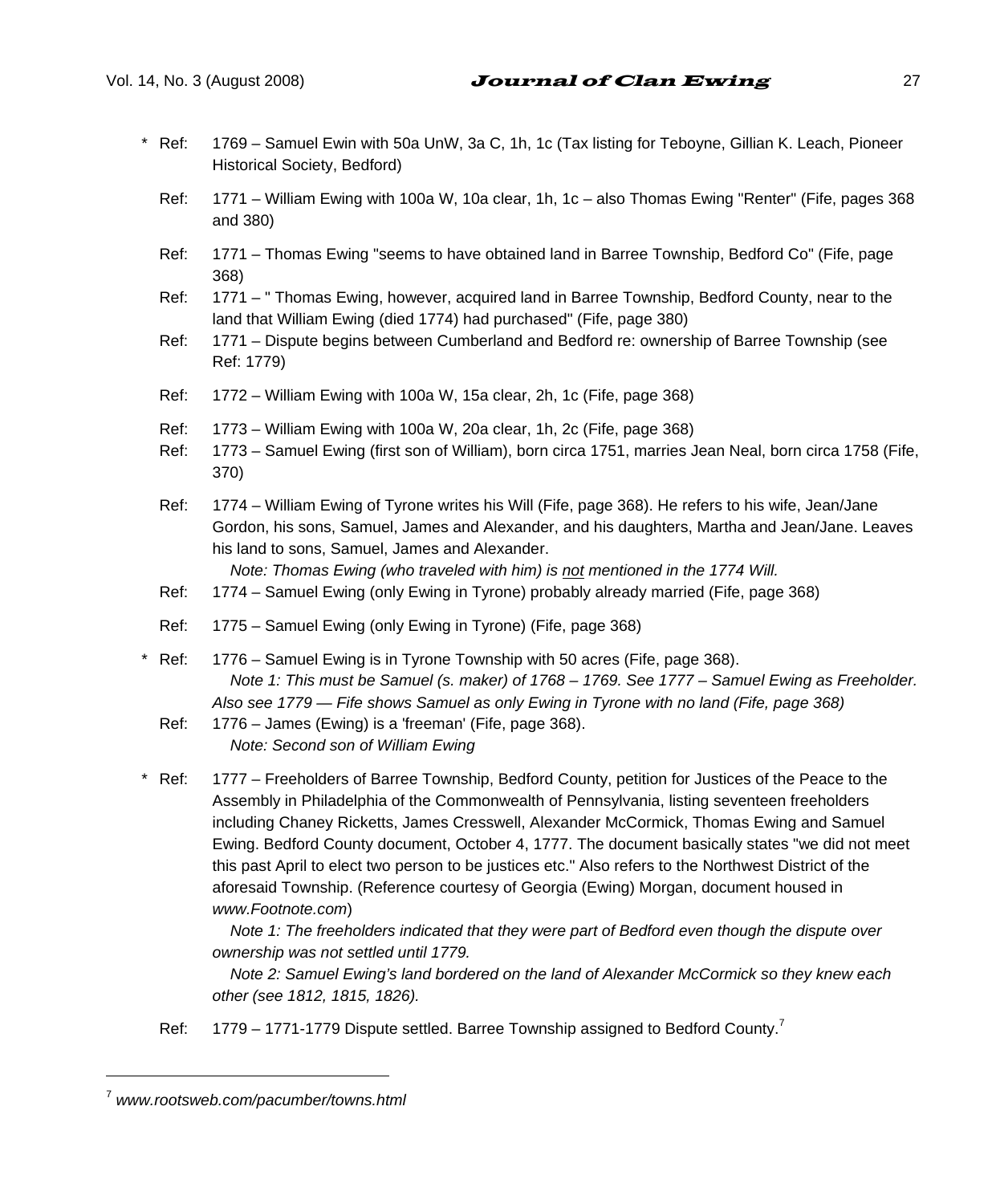\* Ref: 1769 – Samuel Ewin with 50a UnW, 3a C, 1h, 1c (Tax listing for Teboyne, Gillian K. Leach, Pioneer Historical Society, Bedford)

Ref: 1771 – William Ewing with 100a W, 10a clear, 1h, 1c – also Thomas Ewing "Renter" (Fife, pages 368 and 380)

Ref: 1771 – Thomas Ewing "seems to have obtained land in Barree Township, Bedford Co" (Fife, page 368)

Ref: 1771 – " Thomas Ewing, however, acquired land in Barree Township, Bedford County, near to the land that William Ewing (died 1774) had purchased" (Fife, page 380)

Ref: 1771 – Dispute begins between Cumberland and Bedford re: ownership of Barree Township (see Ref: 1779)

Ref: 1772 – William Ewing with 100a W, 15a clear, 2h, 1c (Fife, page 368)

Ref: 1773 – William Ewing with 100a W, 20a clear, 1h, 2c (Fife, page 368)

Ref: 1773 – Samuel Ewing (first son of William), born circa 1751, marries Jean Neal, born circa 1758 (Fife, 370)

Ref: 1774 – William Ewing of Tyrone writes his Will (Fife, page 368). He refers to his wife, Jean/Jane Gordon, his sons, Samuel, James and Alexander, and his daughters, Martha and Jean/Jane. Leaves his land to sons, Samuel, James and Alexander.
*Note: Thomas Ewing (who traveled with him) is <u>not</u> mentioned in the 1774 Will.*

Ref: 1774 – Samuel Ewing (only Ewing in Tyrone) probably already married (Fife, page 368)

Ref: 1775 – Samuel Ewing (only Ewing in Tyrone) (Fife, page 368)

\* Ref: 1776 – Samuel Ewing is in Tyrone Township with 50 acres (Fife, page 368).
*Note 1: This must be Samuel (s. maker) of 1768 – 1769. See 1777 – Samuel Ewing as Freeholder. Also see 1779 — Fife shows Samuel as only Ewing in Tyrone with no land (Fife, page 368)*

Ref: 1776 – James (Ewing) is a 'freeman' (Fife, page 368).
*Note: Second son of William Ewing*

\* Ref: 1777 – Freeholders of Barree Township, Bedford County, petition for Justices of the Peace to the Assembly in Philadelphia of the Commonwealth of Pennsylvania, listing seventeen freeholders including Chaney Ricketts, James Cresswell, Alexander McCormick, Thomas Ewing and Samuel Ewing. Bedford County document, October 4, 1777. The document basically states "we did not meet this past April to elect two person to be justices etc." Also refers to the Northwest District of the aforesaid Township. (Reference courtesy of Georgia (Ewing) Morgan, document housed in *www.Footnote.com*)
*Note 1: The freeholders indicated that they were part of Bedford even though the dispute over ownership was not settled until 1779.*
*Note 2: Samuel Ewing's land bordered on the land of Alexander McCormick so they knew each other (see 1812, 1815, 1826).*

Ref: 1779 – 1771-1779 Dispute settled. Barree Township assigned to Bedford County.[7]

---

[7] *www.rootsweb.com/pacumber/towns.html*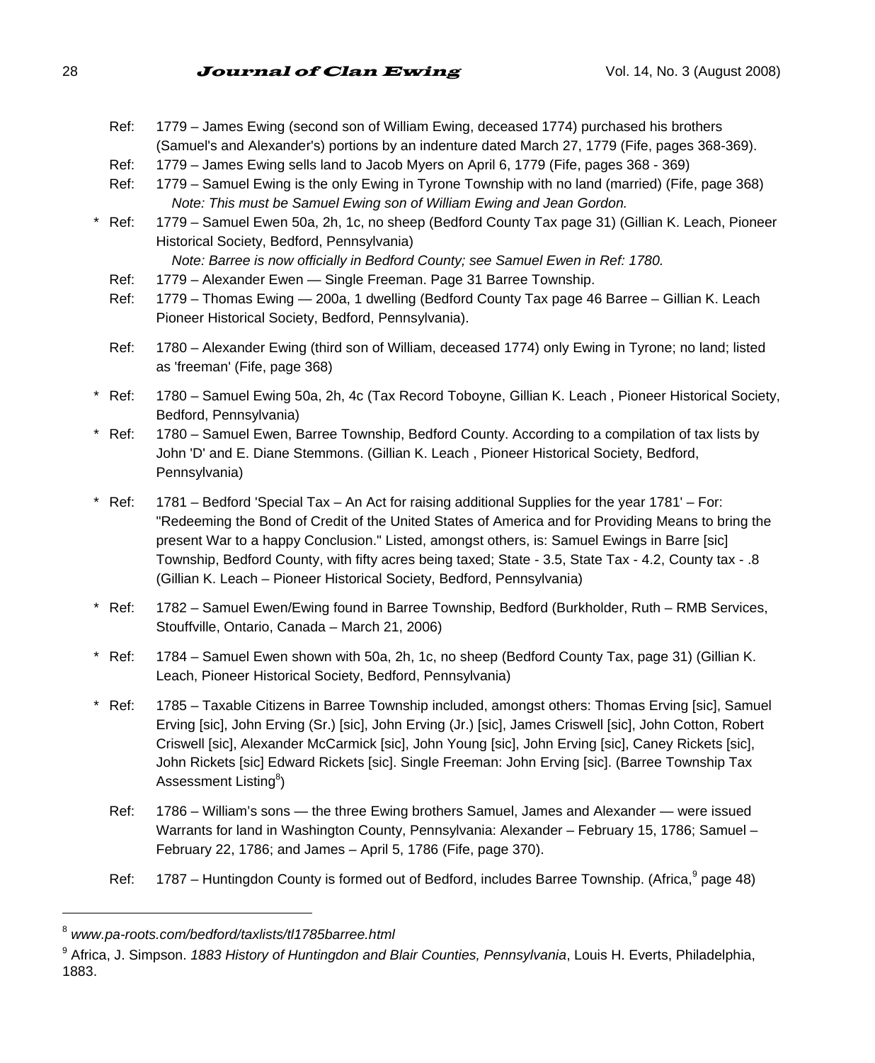Ref: 1779 – James Ewing (second son of William Ewing, deceased 1774) purchased his brothers (Samuel's and Alexander's) portions by an indenture dated March 27, 1779 (Fife, pages 368-369).

Ref: 1779 – James Ewing sells land to Jacob Myers on April 6, 1779 (Fife, pages 368 - 369)

Ref: 1779 – Samuel Ewing is the only Ewing in Tyrone Township with no land (married) (Fife, page 368)
*Note: This must be Samuel Ewing son of William Ewing and Jean Gordon.*

\* Ref: 1779 – Samuel Ewen 50a, 2h, 1c, no sheep (Bedford County Tax page 31) (Gillian K. Leach, Pioneer Historical Society, Bedford, Pennsylvania)
*Note: Barree is now officially in Bedford County; see Samuel Ewen in Ref: 1780.*

Ref: 1779 – Alexander Ewen — Single Freeman. Page 31 Barree Township.

Ref: 1779 – Thomas Ewing — 200a, 1 dwelling (Bedford County Tax page 46 Barree – Gillian K. Leach Pioneer Historical Society, Bedford, Pennsylvania).

Ref: 1780 – Alexander Ewing (third son of William, deceased 1774) only Ewing in Tyrone; no land; listed as 'freeman' (Fife, page 368)

\* Ref: 1780 – Samuel Ewing 50a, 2h, 4c (Tax Record Toboyne, Gillian K. Leach , Pioneer Historical Society, Bedford, Pennsylvania)

\* Ref: 1780 – Samuel Ewen, Barree Township, Bedford County. According to a compilation of tax lists by John 'D' and E. Diane Stemmons. (Gillian K. Leach , Pioneer Historical Society, Bedford, Pennsylvania)

\* Ref: 1781 – Bedford 'Special Tax – An Act for raising additional Supplies for the year 1781' – For: "Redeeming the Bond of Credit of the United States of America and for Providing Means to bring the present War to a happy Conclusion." Listed, amongst others, is: Samuel Ewings in Barre [sic] Township, Bedford County, with fifty acres being taxed; State - 3.5, State Tax - 4.2, County tax - .8 (Gillian K. Leach – Pioneer Historical Society, Bedford, Pennsylvania)

\* Ref: 1782 – Samuel Ewen/Ewing found in Barree Township, Bedford (Burkholder, Ruth – RMB Services, Stouffville, Ontario, Canada – March 21, 2006)

\* Ref: 1784 – Samuel Ewen shown with 50a, 2h, 1c, no sheep (Bedford County Tax, page 31) (Gillian K. Leach, Pioneer Historical Society, Bedford, Pennsylvania)

\* Ref: 1785 – Taxable Citizens in Barree Township included, amongst others: Thomas Erving [sic], Samuel Erving [sic], John Erving (Sr.) [sic], John Erving (Jr.) [sic], James Criswell [sic], John Cotton, Robert Criswell [sic], Alexander McCarmick [sic], John Young [sic], John Erving [sic], Caney Rickets [sic], John Rickets [sic] Edward Rickets [sic]. Single Freeman: John Erving [sic]. (Barree Township Tax Assessment Listing[8])

Ref: 1786 – William's sons — the three Ewing brothers Samuel, James and Alexander — were issued Warrants for land in Washington County, Pennsylvania: Alexander – February 15, 1786; Samuel – February 22, 1786; and James – April 5, 1786 (Fife, page 370).

Ref: 1787 – Huntingdon County is formed out of Bedford, includes Barree Township. (Africa,[9] page 48)

---

[8] *www.pa-roots.com/bedford/taxlists/tl1785barree.html*

[9] Africa, J. Simpson. *1883 History of Huntingdon and Blair Counties, Pennsylvania*, Louis H. Everts, Philadelphia, 1883.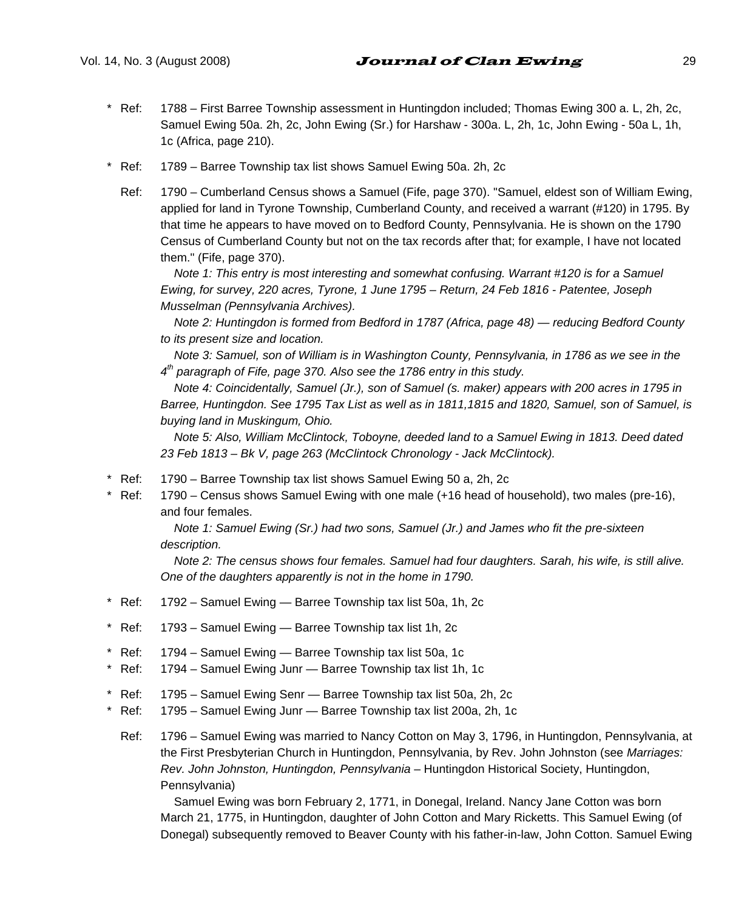\* Ref: 1788 – First Barree Township assessment in Huntingdon included; Thomas Ewing 300 a. L, 2h, 2c, Samuel Ewing 50a. 2h, 2c, John Ewing (Sr.) for Harshaw - 300a. L, 2h, 1c, John Ewing - 50a L, 1h, 1c (Africa, page 210).

\* Ref: 1789 – Barree Township tax list shows Samuel Ewing 50a. 2h, 2c

Ref: 1790 – Cumberland Census shows a Samuel (Fife, page 370). "Samuel, eldest son of William Ewing, applied for land in Tyrone Township, Cumberland County, and received a warrant (#120) in 1795. By that time he appears to have moved on to Bedford County, Pennsylvania. He is shown on the 1790 Census of Cumberland County but not on the tax records after that; for example, I have not located them." (Fife, page 370).

*Note 1: This entry is most interesting and somewhat confusing. Warrant #120 is for a Samuel Ewing, for survey, 220 acres, Tyrone, 1 June 1795 – Return, 24 Feb 1816 - Patentee, Joseph Musselman (Pennsylvania Archives).*

*Note 2: Huntingdon is formed from Bedford in 1787 (Africa, page 48) — reducing Bedford County to its present size and location.*

*Note 3: Samuel, son of William is in Washington County, Pennsylvania, in 1786 as we see in the 4th paragraph of Fife, page 370. Also see the 1786 entry in this study.*

*Note 4: Coincidentally, Samuel (Jr.), son of Samuel (s. maker) appears with 200 acres in 1795 in Barree, Huntingdon. See 1795 Tax List as well as in 1811,1815 and 1820, Samuel, son of Samuel, is buying land in Muskingum, Ohio.*

*Note 5: Also, William McClintock, Toboyne, deeded land to a Samuel Ewing in 1813. Deed dated 23 Feb 1813 – Bk V, page 263 (McClintock Chronology - Jack McClintock).*

\* Ref: 1790 – Barree Township tax list shows Samuel Ewing 50 a, 2h, 2c

\* Ref: 1790 – Census shows Samuel Ewing with one male (+16 head of household), two males (pre-16), and four females.

*Note 1: Samuel Ewing (Sr.) had two sons, Samuel (Jr.) and James who fit the pre-sixteen description.*

*Note 2: The census shows four females. Samuel had four daughters. Sarah, his wife, is still alive. One of the daughters apparently is not in the home in 1790.*

\* Ref: 1792 – Samuel Ewing — Barree Township tax list 50a, 1h, 2c

\* Ref: 1793 – Samuel Ewing — Barree Township tax list 1h, 2c

\* Ref: 1794 – Samuel Ewing — Barree Township tax list 50a, 1c

\* Ref: 1794 – Samuel Ewing Junr — Barree Township tax list 1h, 1c

\* Ref: 1795 – Samuel Ewing Senr — Barree Township tax list 50a, 2h, 2c

\* Ref: 1795 – Samuel Ewing Junr — Barree Township tax list 200a, 2h, 1c

Ref: 1796 – Samuel Ewing was married to Nancy Cotton on May 3, 1796, in Huntingdon, Pennsylvania, at the First Presbyterian Church in Huntingdon, Pennsylvania, by Rev. John Johnston (see *Marriages: Rev. John Johnston, Huntingdon, Pennsylvania* – Huntingdon Historical Society, Huntingdon, Pennsylvania)

Samuel Ewing was born February 2, 1771, in Donegal, Ireland. Nancy Jane Cotton was born March 21, 1775, in Huntingdon, daughter of John Cotton and Mary Ricketts. This Samuel Ewing (of Donegal) subsequently removed to Beaver County with his father-in-law, John Cotton. Samuel Ewing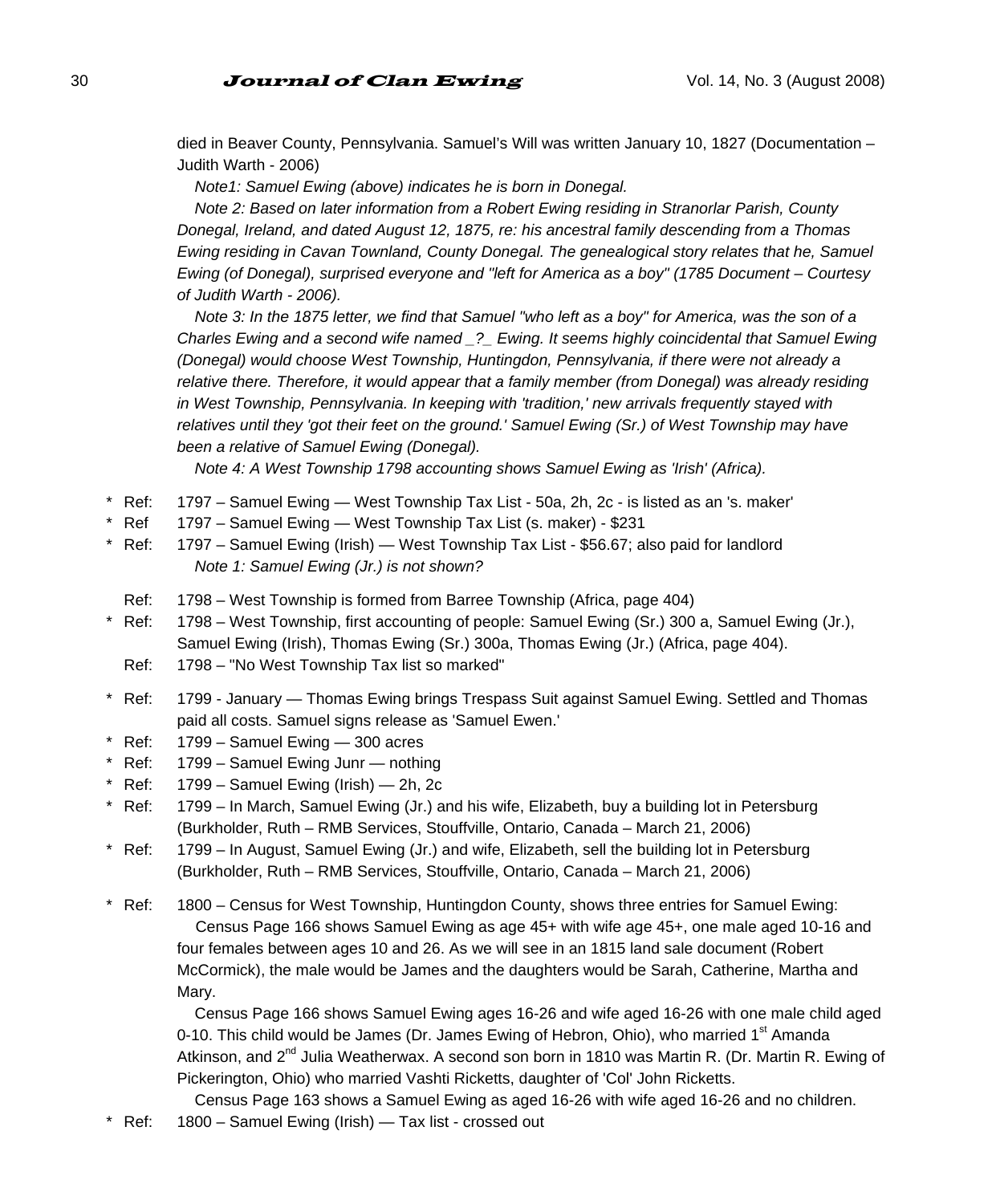died in Beaver County, Pennsylvania. Samuel's Will was written January 10, 1827 (Documentation – Judith Warth - 2006)

*Note1: Samuel Ewing (above) indicates he is born in Donegal.*

*Note 2: Based on later information from a Robert Ewing residing in Stranorlar Parish, County Donegal, Ireland, and dated August 12, 1875, re: his ancestral family descending from a Thomas Ewing residing in Cavan Townland, County Donegal. The genealogical story relates that he, Samuel Ewing (of Donegal), surprised everyone and "left for America as a boy" (1785 Document – Courtesy of Judith Warth - 2006).*

*Note 3: In the 1875 letter, we find that Samuel "who left as a boy" for America, was the son of a Charles Ewing and a second wife named _?_ Ewing. It seems highly coincidental that Samuel Ewing (Donegal) would choose West Township, Huntingdon, Pennsylvania, if there were not already a relative there. Therefore, it would appear that a family member (from Donegal) was already residing in West Township, Pennsylvania. In keeping with 'tradition,' new arrivals frequently stayed with relatives until they 'got their feet on the ground.' Samuel Ewing (Sr.) of West Township may have been a relative of Samuel Ewing (Donegal).*

*Note 4: A West Township 1798 accounting shows Samuel Ewing as 'Irish' (Africa).*

\* Ref: 1797 – Samuel Ewing — West Township Tax List - 50a, 2h, 2c - is listed as an 's. maker'
\* Ref 1797 – Samuel Ewing — West Township Tax List (s. maker) - $231
\* Ref: 1797 – Samuel Ewing (Irish) — West Township Tax List - $56.67; also paid for landlord
*Note 1: Samuel Ewing (Jr.) is not shown?*

Ref: 1798 – West Township is formed from Barree Township (Africa, page 404)
\* Ref: 1798 – West Township, first accounting of people: Samuel Ewing (Sr.) 300 a, Samuel Ewing (Jr.), Samuel Ewing (Irish), Thomas Ewing (Sr.) 300a, Thomas Ewing (Jr.) (Africa, page 404).
Ref: 1798 – "No West Township Tax list so marked"

\* Ref: 1799 - January — Thomas Ewing brings Trespass Suit against Samuel Ewing. Settled and Thomas paid all costs. Samuel signs release as 'Samuel Ewen.'
\* Ref: 1799 – Samuel Ewing — 300 acres
\* Ref: 1799 – Samuel Ewing Junr — nothing
\* Ref: 1799 – Samuel Ewing (Irish) — 2h, 2c
\* Ref: 1799 – In March, Samuel Ewing (Jr.) and his wife, Elizabeth, buy a building lot in Petersburg (Burkholder, Ruth – RMB Services, Stouffville, Ontario, Canada – March 21, 2006)
\* Ref: 1799 – In August, Samuel Ewing (Jr.) and wife, Elizabeth, sell the building lot in Petersburg (Burkholder, Ruth – RMB Services, Stouffville, Ontario, Canada – March 21, 2006)

\* Ref: 1800 – Census for West Township, Huntingdon County, shows three entries for Samuel Ewing:
Census Page 166 shows Samuel Ewing as age 45+ with wife age 45+, one male aged 10-16 and four females between ages 10 and 26. As we will see in an 1815 land sale document (Robert McCormick), the male would be James and the daughters would be Sarah, Catherine, Martha and Mary.
Census Page 166 shows Samuel Ewing ages 16-26 and wife aged 16-26 with one male child aged 0-10. This child would be James (Dr. James Ewing of Hebron, Ohio), who married 1st Amanda Atkinson, and 2nd Julia Weatherwax. A second son born in 1810 was Martin R. (Dr. Martin R. Ewing of Pickerington, Ohio) who married Vashti Ricketts, daughter of 'Col' John Ricketts.
Census Page 163 shows a Samuel Ewing as aged 16-26 with wife aged 16-26 and no children.
\* Ref: 1800 – Samuel Ewing (Irish) — Tax list - crossed out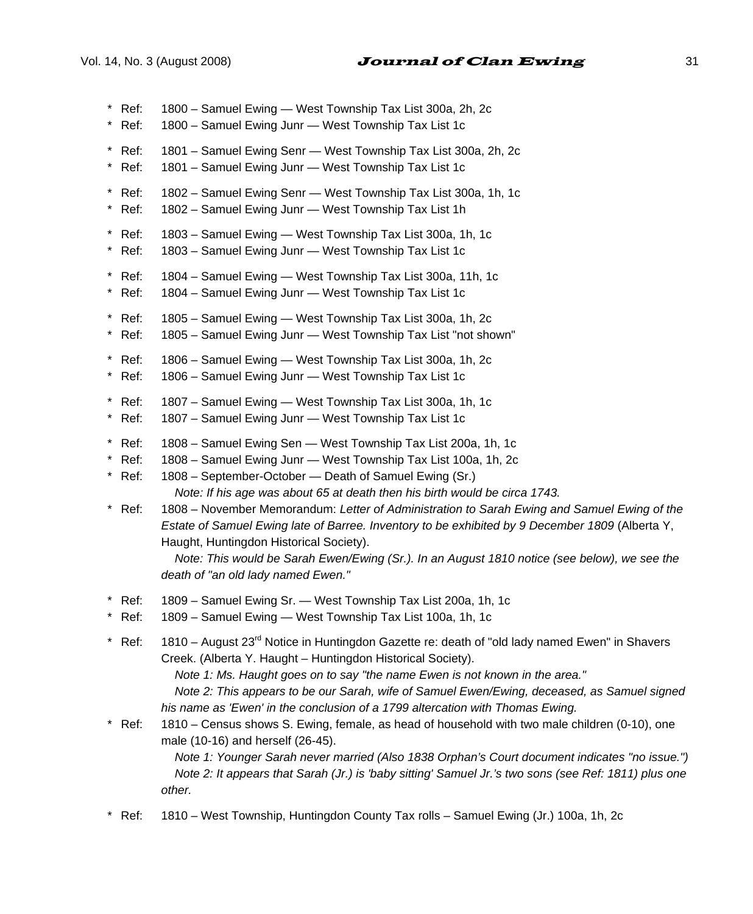* Ref: 1800 – Samuel Ewing — West Township Tax List 300a, 2h, 2c
* Ref: 1800 – Samuel Ewing Junr — West Township Tax List 1c

* Ref: 1801 – Samuel Ewing Senr — West Township Tax List 300a, 2h, 2c
* Ref: 1801 – Samuel Ewing Junr — West Township Tax List 1c

* Ref: 1802 – Samuel Ewing Senr — West Township Tax List 300a, 1h, 1c
* Ref: 1802 – Samuel Ewing Junr — West Township Tax List 1h

* Ref: 1803 – Samuel Ewing — West Township Tax List 300a, 1h, 1c
* Ref: 1803 – Samuel Ewing Junr — West Township Tax List 1c

* Ref: 1804 – Samuel Ewing — West Township Tax List 300a, 11h, 1c
* Ref: 1804 – Samuel Ewing Junr — West Township Tax List 1c

* Ref: 1805 – Samuel Ewing — West Township Tax List 300a, 1h, 2c
* Ref: 1805 – Samuel Ewing Junr — West Township Tax List "not shown"

* Ref: 1806 – Samuel Ewing — West Township Tax List 300a, 1h, 2c
* Ref: 1806 – Samuel Ewing Junr — West Township Tax List 1c

* Ref: 1807 – Samuel Ewing — West Township Tax List 300a, 1h, 1c
* Ref: 1807 – Samuel Ewing Junr — West Township Tax List 1c

* Ref: 1808 – Samuel Ewing Sen — West Township Tax List 200a, 1h, 1c
* Ref: 1808 – Samuel Ewing Junr — West Township Tax List 100a, 1h, 2c
* Ref: 1808 – September-October — Death of Samuel Ewing (Sr.)
  *Note: If his age was about 65 at death then his birth would be circa 1743.*
* Ref: 1808 – November Memorandum: *Letter of Administration to Sarah Ewing and Samuel Ewing of the Estate of Samuel Ewing late of Barree. Inventory to be exhibited by 9 December 1809* (Alberta Y, Haught, Huntingdon Historical Society).
  *Note: This would be Sarah Ewen/Ewing (Sr.). In an August 1810 notice (see below), we see the death of "an old lady named Ewen."*

* Ref: 1809 – Samuel Ewing Sr. — West Township Tax List 200a, 1h, 1c
* Ref: 1809 – Samuel Ewing — West Township Tax List 100a, 1h, 1c

* Ref: 1810 – August 23rd Notice in Huntingdon Gazette re: death of "old lady named Ewen" in Shavers Creek. (Alberta Y. Haught – Huntingdon Historical Society).
  *Note 1: Ms. Haught goes on to say "the name Ewen is not known in the area."*
  *Note 2: This appears to be our Sarah, wife of Samuel Ewen/Ewing, deceased, as Samuel signed his name as 'Ewen' in the conclusion of a 1799 altercation with Thomas Ewing.*
* Ref: 1810 – Census shows S. Ewing, female, as head of household with two male children (0-10), one male (10-16) and herself (26-45).
  *Note 1: Younger Sarah never married (Also 1838 Orphan's Court document indicates "no issue.")*
  *Note 2: It appears that Sarah (Jr.) is 'baby sitting' Samuel Jr.'s two sons (see Ref: 1811) plus one other.*

* Ref: 1810 – West Township, Huntingdon County Tax rolls – Samuel Ewing (Jr.) 100a, 1h, 2c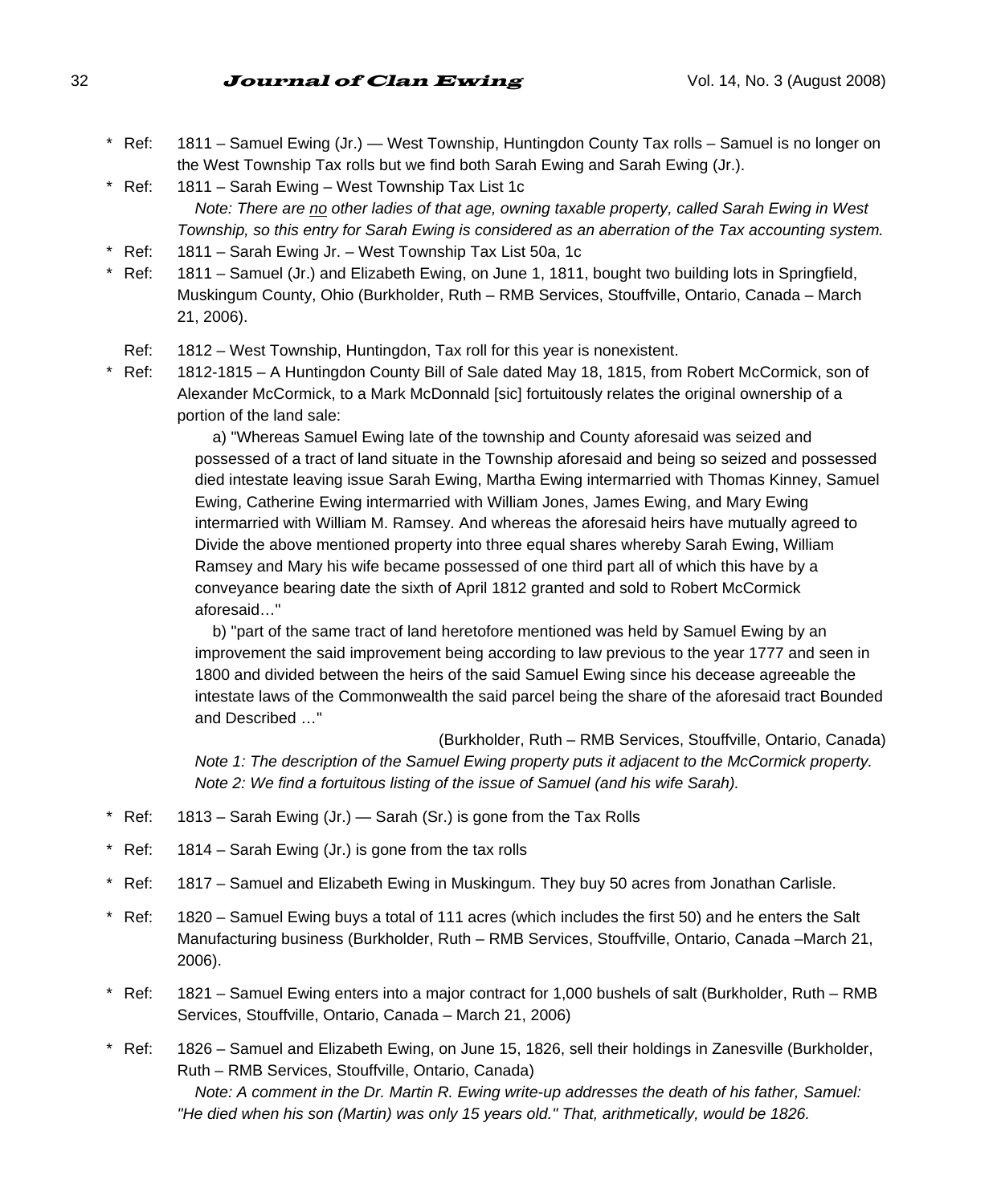* Ref: 1811 – Samuel Ewing (Jr.) — West Township, Huntingdon County Tax rolls – Samuel is no longer on the West Township Tax rolls but we find both Sarah Ewing and Sarah Ewing (Jr.).
* Ref: 1811 – Sarah Ewing – West Township Tax List 1c
  *Note: There are no other ladies of that age, owning taxable property, called Sarah Ewing in West Township, so this entry for Sarah Ewing is considered as an aberration of the Tax accounting system.*
* Ref: 1811 – Sarah Ewing Jr. – West Township Tax List 50a, 1c
* Ref: 1811 – Samuel (Jr.) and Elizabeth Ewing, on June 1, 1811, bought two building lots in Springfield, Muskingum County, Ohio (Burkholder, Ruth – RMB Services, Stouffville, Ontario, Canada – March 21, 2006).

Ref: 1812 – West Township, Huntingdon, Tax roll for this year is nonexistent.

* Ref: 1812-1815 – A Huntingdon County Bill of Sale dated May 18, 1815, from Robert McCormick, son of Alexander McCormick, to a Mark McDonnald [sic] fortuitously relates the original ownership of a portion of the land sale:

  a) "Whereas Samuel Ewing late of the township and County aforesaid was seized and possessed of a tract of land situate in the Township aforesaid and being so seized and possessed died intestate leaving issue Sarah Ewing, Martha Ewing intermarried with Thomas Kinney, Samuel Ewing, Catherine Ewing intermarried with William Jones, James Ewing, and Mary Ewing intermarried with William M. Ramsey. And whereas the aforesaid heirs have mutually agreed to Divide the above mentioned property into three equal shares whereby Sarah Ewing, William Ramsey and Mary his wife became possessed of one third part all of which this have by a conveyance bearing date the sixth of April 1812 granted and sold to Robert McCormick aforesaid…"

  b) "part of the same tract of land heretofore mentioned was held by Samuel Ewing by an improvement the said improvement being according to law previous to the year 1777 and seen in 1800 and divided between the heirs of the said Samuel Ewing since his decease agreeable the intestate laws of the Commonwealth the said parcel being the share of the aforesaid tract Bounded and Described …"

  (Burkholder, Ruth – RMB Services, Stouffville, Ontario, Canada)

  *Note 1: The description of the Samuel Ewing property puts it adjacent to the McCormick property.*
  *Note 2: We find a fortuitous listing of the issue of Samuel (and his wife Sarah).*

* Ref: 1813 – Sarah Ewing (Jr.) — Sarah (Sr.) is gone from the Tax Rolls

* Ref: 1814 – Sarah Ewing (Jr.) is gone from the tax rolls

* Ref: 1817 – Samuel and Elizabeth Ewing in Muskingum. They buy 50 acres from Jonathan Carlisle.

* Ref: 1820 – Samuel Ewing buys a total of 111 acres (which includes the first 50) and he enters the Salt Manufacturing business (Burkholder, Ruth – RMB Services, Stouffville, Ontario, Canada –March 21, 2006).

* Ref: 1821 – Samuel Ewing enters into a major contract for 1,000 bushels of salt (Burkholder, Ruth – RMB Services, Stouffville, Ontario, Canada – March 21, 2006)

* Ref: 1826 – Samuel and Elizabeth Ewing, on June 15, 1826, sell their holdings in Zanesville (Burkholder, Ruth – RMB Services, Stouffville, Ontario, Canada)
  *Note: A comment in the Dr. Martin R. Ewing write-up addresses the death of his father, Samuel: "He died when his son (Martin) was only 15 years old." That, arithmetically, would be 1826.*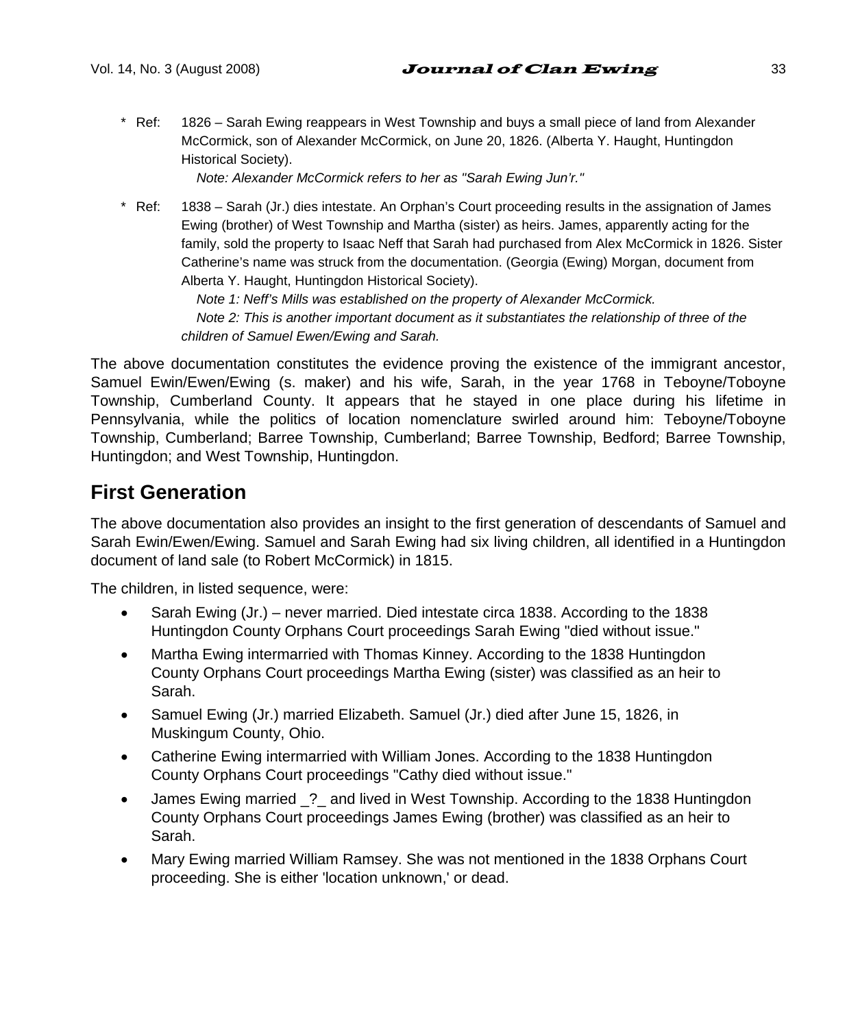\* Ref: 1826 – Sarah Ewing reappears in West Township and buys a small piece of land from Alexander McCormick, son of Alexander McCormick, on June 20, 1826. (Alberta Y. Haught, Huntingdon Historical Society).

*Note: Alexander McCormick refers to her as "Sarah Ewing Jun'r."*

\* Ref: 1838 – Sarah (Jr.) dies intestate. An Orphan's Court proceeding results in the assignation of James Ewing (brother) of West Township and Martha (sister) as heirs. James, apparently acting for the family, sold the property to Isaac Neff that Sarah had purchased from Alex McCormick in 1826. Sister Catherine's name was struck from the documentation. (Georgia (Ewing) Morgan, document from Alberta Y. Haught, Huntingdon Historical Society).

*Note 1: Neff's Mills was established on the property of Alexander McCormick.*

*Note 2: This is another important document as it substantiates the relationship of three of the children of Samuel Ewen/Ewing and Sarah.*

The above documentation constitutes the evidence proving the existence of the immigrant ancestor, Samuel Ewin/Ewen/Ewing (s. maker) and his wife, Sarah, in the year 1768 in Teboyne/Toboyne Township, Cumberland County. It appears that he stayed in one place during his lifetime in Pennsylvania, while the politics of location nomenclature swirled around him: Teboyne/Toboyne Township, Cumberland; Barree Township, Cumberland; Barree Township, Bedford; Barree Township, Huntingdon; and West Township, Huntingdon.

## First Generation

The above documentation also provides an insight to the first generation of descendants of Samuel and Sarah Ewin/Ewen/Ewing. Samuel and Sarah Ewing had six living children, all identified in a Huntingdon document of land sale (to Robert McCormick) in 1815.

The children, in listed sequence, were:

- Sarah Ewing (Jr.) – never married. Died intestate circa 1838. According to the 1838 Huntingdon County Orphans Court proceedings Sarah Ewing "died without issue."
- Martha Ewing intermarried with Thomas Kinney. According to the 1838 Huntingdon County Orphans Court proceedings Martha Ewing (sister) was classified as an heir to Sarah.
- Samuel Ewing (Jr.) married Elizabeth. Samuel (Jr.) died after June 15, 1826, in Muskingum County, Ohio.
- Catherine Ewing intermarried with William Jones. According to the 1838 Huntingdon County Orphans Court proceedings "Cathy died without issue."
- James Ewing married _?_ and lived in West Township. According to the 1838 Huntingdon County Orphans Court proceedings James Ewing (brother) was classified as an heir to Sarah.
- Mary Ewing married William Ramsey. She was not mentioned in the 1838 Orphans Court proceeding. She is either 'location unknown,' or dead.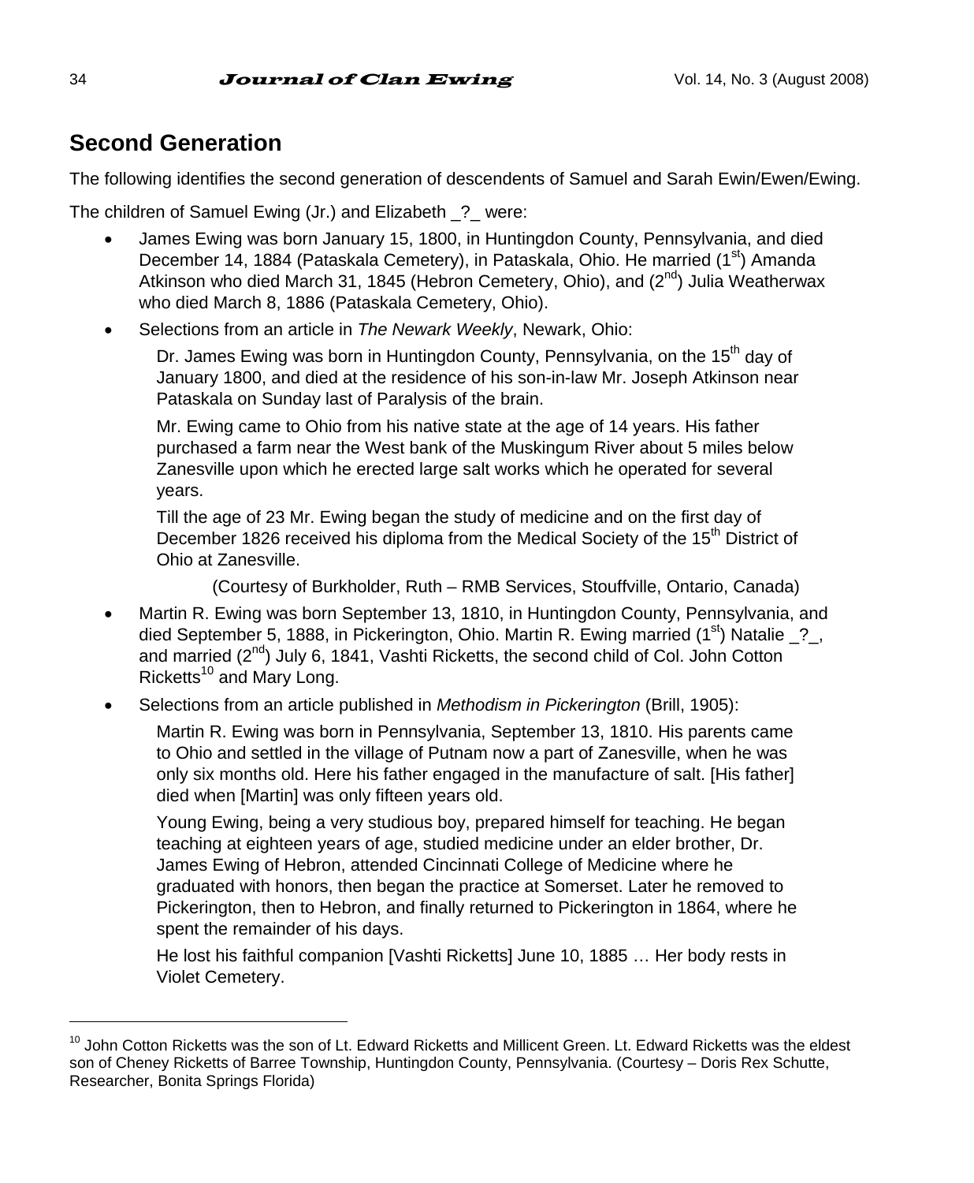## Second Generation

The following identifies the second generation of descendents of Samuel and Sarah Ewin/Ewen/Ewing.

The children of Samuel Ewing (Jr.) and Elizabeth _?_ were:

- James Ewing was born January 15, 1800, in Huntingdon County, Pennsylvania, and died December 14, 1884 (Pataskala Cemetery), in Pataskala, Ohio. He married (1st) Amanda Atkinson who died March 31, 1845 (Hebron Cemetery, Ohio), and (2nd) Julia Weatherwax who died March 8, 1886 (Pataskala Cemetery, Ohio).
- Selections from an article in *The Newark Weekly*, Newark, Ohio:

    Dr. James Ewing was born in Huntingdon County, Pennsylvania, on the 15th day of January 1800, and died at the residence of his son-in-law Mr. Joseph Atkinson near Pataskala on Sunday last of Paralysis of the brain.

    Mr. Ewing came to Ohio from his native state at the age of 14 years. His father purchased a farm near the West bank of the Muskingum River about 5 miles below Zanesville upon which he erected large salt works which he operated for several years.

    Till the age of 23 Mr. Ewing began the study of medicine and on the first day of December 1826 received his diploma from the Medical Society of the 15th District of Ohio at Zanesville.

    (Courtesy of Burkholder, Ruth – RMB Services, Stouffville, Ontario, Canada)

- Martin R. Ewing was born September 13, 1810, in Huntingdon County, Pennsylvania, and died September 5, 1888, in Pickerington, Ohio. Martin R. Ewing married (1st) Natalie _?_, and married (2nd) July 6, 1841, Vashti Ricketts, the second child of Col. John Cotton Ricketts[10] and Mary Long.
- Selections from an article published in *Methodism in Pickerington* (Brill, 1905):

    Martin R. Ewing was born in Pennsylvania, September 13, 1810. His parents came to Ohio and settled in the village of Putnam now a part of Zanesville, when he was only six months old. Here his father engaged in the manufacture of salt. [His father] died when [Martin] was only fifteen years old.

    Young Ewing, being a very studious boy, prepared himself for teaching. He began teaching at eighteen years of age, studied medicine under an elder brother, Dr. James Ewing of Hebron, attended Cincinnati College of Medicine where he graduated with honors, then began the practice at Somerset. Later he removed to Pickerington, then to Hebron, and finally returned to Pickerington in 1864, where he spent the remainder of his days.

    He lost his faithful companion [Vashti Ricketts] June 10, 1885 … Her body rests in Violet Cemetery.

---

[10] John Cotton Ricketts was the son of Lt. Edward Ricketts and Millicent Green. Lt. Edward Ricketts was the eldest son of Cheney Ricketts of Barree Township, Huntingdon County, Pennsylvania. (Courtesy – Doris Rex Schutte, Researcher, Bonita Springs Florida)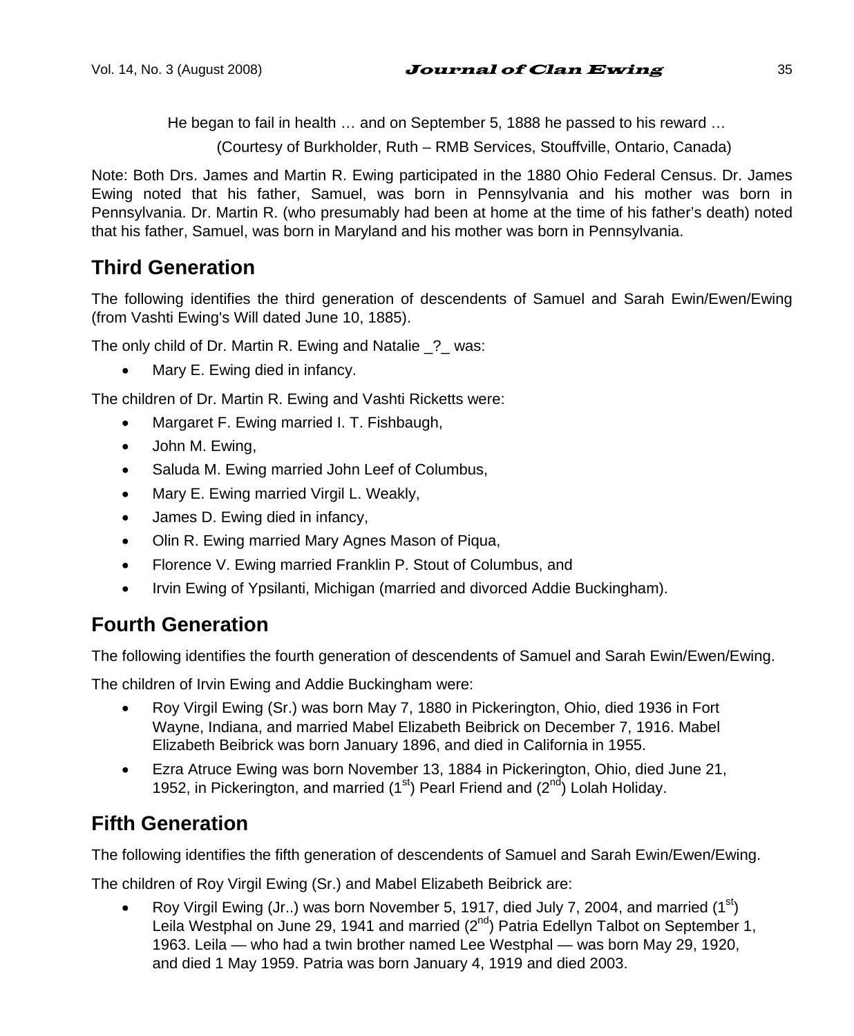He began to fail in health … and on September 5, 1888 he passed to his reward …

(Courtesy of Burkholder, Ruth – RMB Services, Stouffville, Ontario, Canada)

Note: Both Drs. James and Martin R. Ewing participated in the 1880 Ohio Federal Census. Dr. James Ewing noted that his father, Samuel, was born in Pennsylvania and his mother was born in Pennsylvania. Dr. Martin R. (who presumably had been at home at the time of his father's death) noted that his father, Samuel, was born in Maryland and his mother was born in Pennsylvania.

## Third Generation

The following identifies the third generation of descendents of Samuel and Sarah Ewin/Ewen/Ewing (from Vashti Ewing's Will dated June 10, 1885).

The only child of Dr. Martin R. Ewing and Natalie _?_ was:

- Mary E. Ewing died in infancy.

The children of Dr. Martin R. Ewing and Vashti Ricketts were:

- Margaret F. Ewing married I. T. Fishbaugh,
- John M. Ewing,
- Saluda M. Ewing married John Leef of Columbus,
- Mary E. Ewing married Virgil L. Weakly,
- James D. Ewing died in infancy,
- Olin R. Ewing married Mary Agnes Mason of Piqua,
- Florence V. Ewing married Franklin P. Stout of Columbus, and
- Irvin Ewing of Ypsilanti, Michigan (married and divorced Addie Buckingham).

## Fourth Generation

The following identifies the fourth generation of descendents of Samuel and Sarah Ewin/Ewen/Ewing.

The children of Irvin Ewing and Addie Buckingham were:

- Roy Virgil Ewing (Sr.) was born May 7, 1880 in Pickerington, Ohio, died 1936 in Fort Wayne, Indiana, and married Mabel Elizabeth Beibrick on December 7, 1916. Mabel Elizabeth Beibrick was born January 1896, and died in California in 1955.
- Ezra Atruce Ewing was born November 13, 1884 in Pickerington, Ohio, died June 21, 1952, in Pickerington, and married (1st) Pearl Friend and (2nd) Lolah Holiday.

## Fifth Generation

The following identifies the fifth generation of descendents of Samuel and Sarah Ewin/Ewen/Ewing.

The children of Roy Virgil Ewing (Sr.) and Mabel Elizabeth Beibrick are:

- Roy Virgil Ewing (Jr..) was born November 5, 1917, died July 7, 2004, and married (1st) Leila Westphal on June 29, 1941 and married (2nd) Patria Edellyn Talbot on September 1, 1963. Leila — who had a twin brother named Lee Westphal — was born May 29, 1920, and died 1 May 1959. Patria was born January 4, 1919 and died 2003.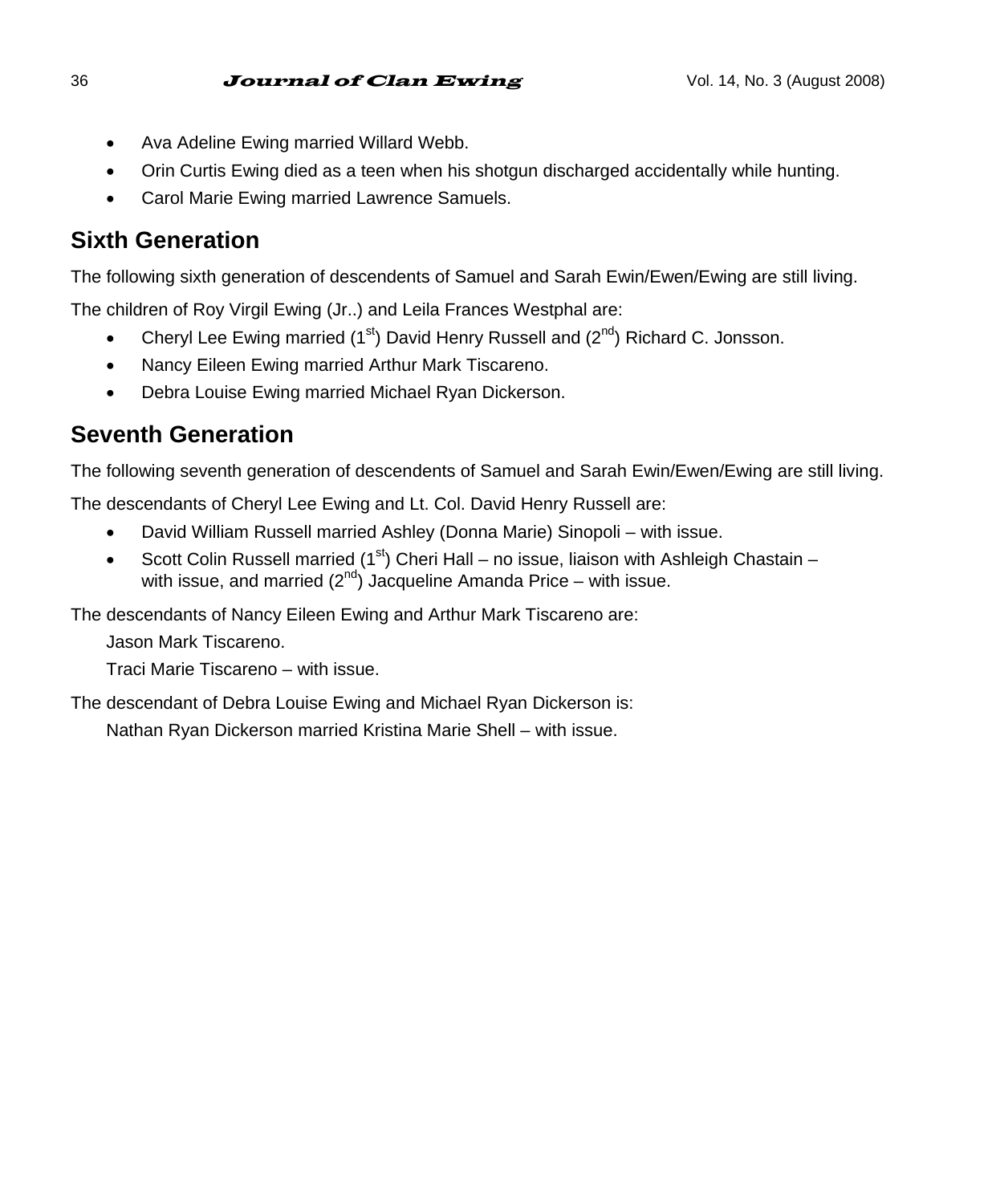- Ava Adeline Ewing married Willard Webb.
- Orin Curtis Ewing died as a teen when his shotgun discharged accidentally while hunting.
- Carol Marie Ewing married Lawrence Samuels.

## Sixth Generation

The following sixth generation of descendents of Samuel and Sarah Ewin/Ewen/Ewing are still living.

The children of Roy Virgil Ewing (Jr..) and Leila Frances Westphal are:

- Cheryl Lee Ewing married (1st) David Henry Russell and (2nd) Richard C. Jonsson.
- Nancy Eileen Ewing married Arthur Mark Tiscareno.
- Debra Louise Ewing married Michael Ryan Dickerson.

## Seventh Generation

The following seventh generation of descendents of Samuel and Sarah Ewin/Ewen/Ewing are still living.

The descendants of Cheryl Lee Ewing and Lt. Col. David Henry Russell are:

- David William Russell married Ashley (Donna Marie) Sinopoli – with issue.
- Scott Colin Russell married (1st) Cheri Hall – no issue, liaison with Ashleigh Chastain – with issue, and married (2nd) Jacqueline Amanda Price – with issue.

The descendants of Nancy Eileen Ewing and Arthur Mark Tiscareno are:

Jason Mark Tiscareno.

Traci Marie Tiscareno – with issue.

The descendant of Debra Louise Ewing and Michael Ryan Dickerson is:

Nathan Ryan Dickerson married Kristina Marie Shell – with issue.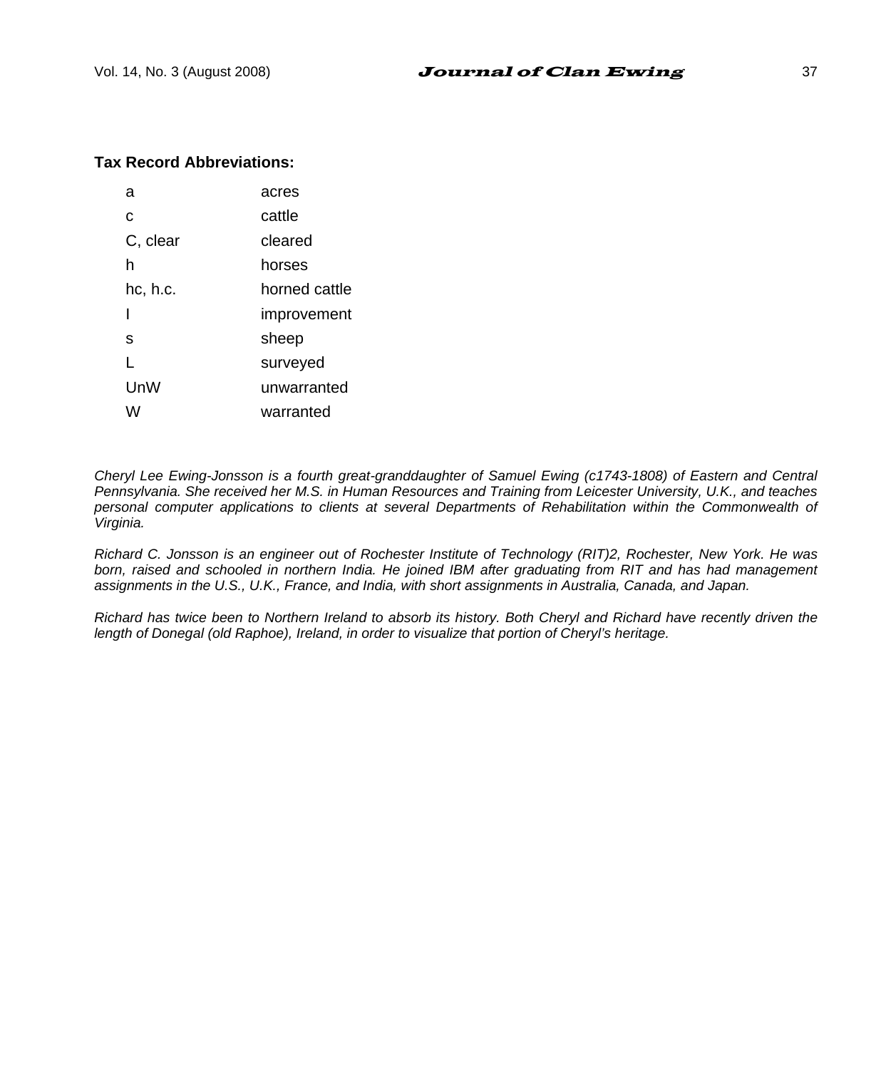**Tax Record Abbreviations:**

| | |
|---|---|
| a | acres |
| c | cattle |
| C, clear | cleared |
| h | horses |
| hc, h.c. | horned cattle |
| I | improvement |
| s | sheep |
| L | surveyed |
| UnW | unwarranted |
| W | warranted |

*Cheryl Lee Ewing-Jonsson is a fourth great-granddaughter of Samuel Ewing (c1743-1808) of Eastern and Central Pennsylvania. She received her M.S. in Human Resources and Training from Leicester University, U.K., and teaches personal computer applications to clients at several Departments of Rehabilitation within the Commonwealth of Virginia.*

*Richard C. Jonsson is an engineer out of Rochester Institute of Technology (RIT)2, Rochester, New York. He was born, raised and schooled in northern India. He joined IBM after graduating from RIT and has had management assignments in the U.S., U.K., France, and India, with short assignments in Australia, Canada, and Japan.*

*Richard has twice been to Northern Ireland to absorb its history. Both Cheryl and Richard have recently driven the length of Donegal (old Raphoe), Ireland, in order to visualize that portion of Cheryl's heritage.*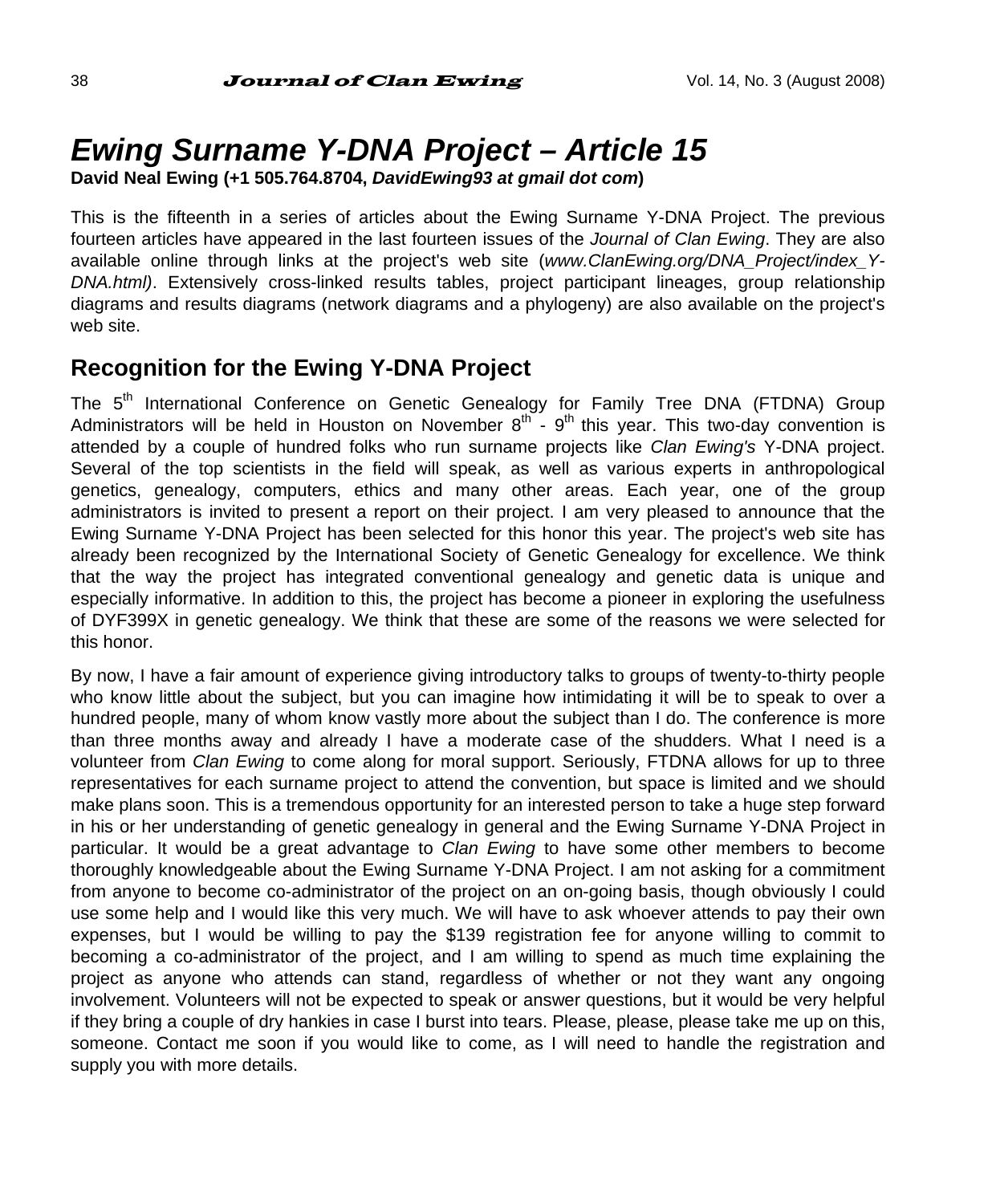# *Ewing Surname Y-DNA Project – Article 15*

**David Neal Ewing (+1 505.764.8704, *DavidEwing93 at gmail dot com*)**

This is the fifteenth in a series of articles about the Ewing Surname Y-DNA Project. The previous fourteen articles have appeared in the last fourteen issues of the *Journal of Clan Ewing*. They are also available online through links at the project's web site (*www.ClanEwing.org/DNA_Project/index_Y-DNA.html)*. Extensively cross-linked results tables, project participant lineages, group relationship diagrams and results diagrams (network diagrams and a phylogeny) are also available on the project's web site.

## Recognition for the Ewing Y-DNA Project

The 5th International Conference on Genetic Genealogy for Family Tree DNA (FTDNA) Group Administrators will be held in Houston on November 8th - 9th this year. This two-day convention is attended by a couple of hundred folks who run surname projects like *Clan Ewing's* Y-DNA project. Several of the top scientists in the field will speak, as well as various experts in anthropological genetics, genealogy, computers, ethics and many other areas. Each year, one of the group administrators is invited to present a report on their project. I am very pleased to announce that the Ewing Surname Y-DNA Project has been selected for this honor this year. The project's web site has already been recognized by the International Society of Genetic Genealogy for excellence. We think that the way the project has integrated conventional genealogy and genetic data is unique and especially informative. In addition to this, the project has become a pioneer in exploring the usefulness of DYF399X in genetic genealogy. We think that these are some of the reasons we were selected for this honor.

By now, I have a fair amount of experience giving introductory talks to groups of twenty-to-thirty people who know little about the subject, but you can imagine how intimidating it will be to speak to over a hundred people, many of whom know vastly more about the subject than I do. The conference is more than three months away and already I have a moderate case of the shudders. What I need is a volunteer from *Clan Ewing* to come along for moral support. Seriously, FTDNA allows for up to three representatives for each surname project to attend the convention, but space is limited and we should make plans soon. This is a tremendous opportunity for an interested person to take a huge step forward in his or her understanding of genetic genealogy in general and the Ewing Surname Y-DNA Project in particular. It would be a great advantage to *Clan Ewing* to have some other members to become thoroughly knowledgeable about the Ewing Surname Y-DNA Project. I am not asking for a commitment from anyone to become co-administrator of the project on an on-going basis, though obviously I could use some help and I would like this very much. We will have to ask whoever attends to pay their own expenses, but I would be willing to pay the $139 registration fee for anyone willing to commit to becoming a co-administrator of the project, and I am willing to spend as much time explaining the project as anyone who attends can stand, regardless of whether or not they want any ongoing involvement. Volunteers will not be expected to speak or answer questions, but it would be very helpful if they bring a couple of dry hankies in case I burst into tears. Please, please, please take me up on this, someone. Contact me soon if you would like to come, as I will need to handle the registration and supply you with more details.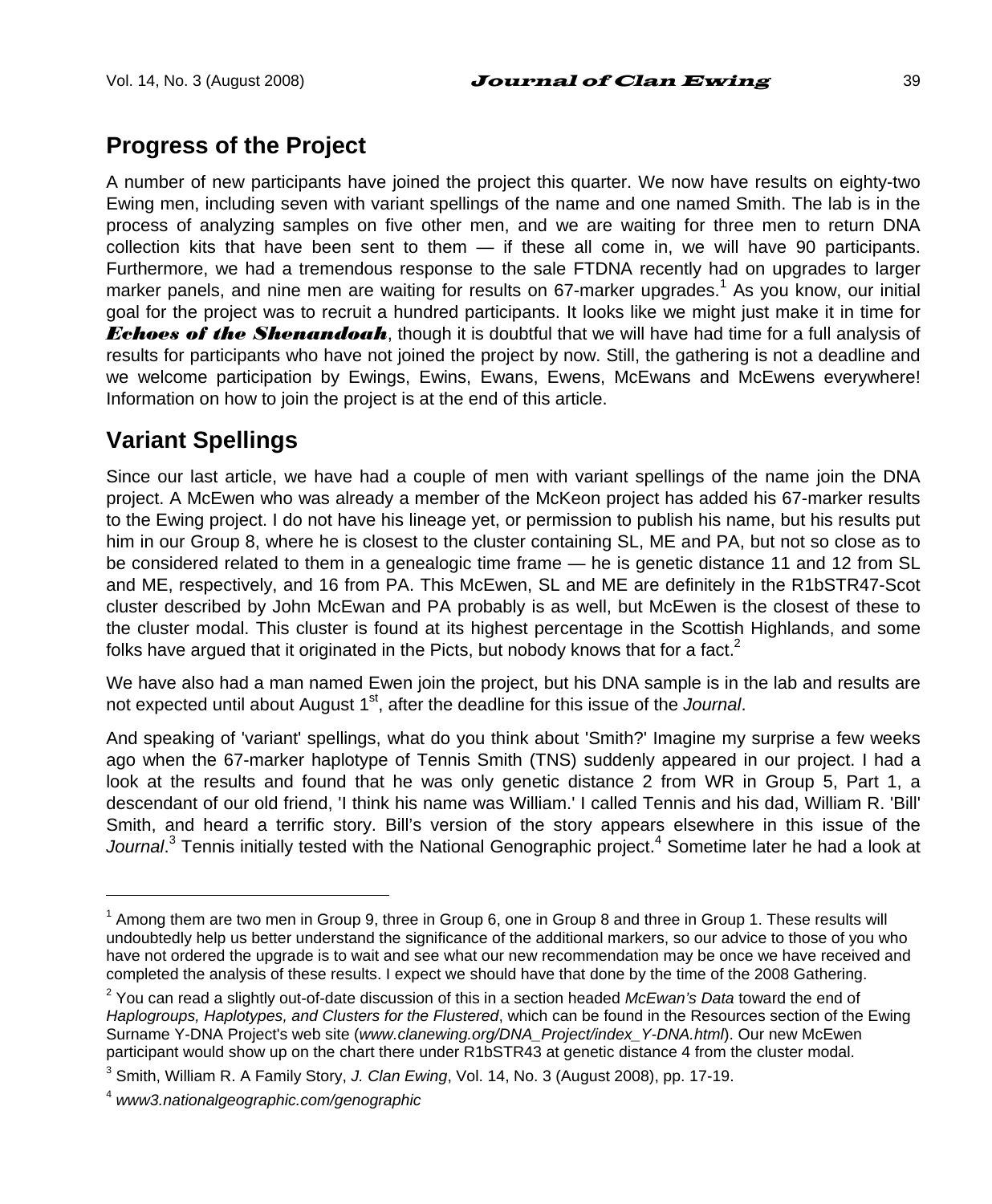## Progress of the Project

A number of new participants have joined the project this quarter. We now have results on eighty-two Ewing men, including seven with variant spellings of the name and one named Smith. The lab is in the process of analyzing samples on five other men, and we are waiting for three men to return DNA collection kits that have been sent to them — if these all come in, we will have 90 participants. Furthermore, we had a tremendous response to the sale FTDNA recently had on upgrades to larger marker panels, and nine men are waiting for results on 67-marker upgrades.[1] As you know, our initial goal for the project was to recruit a hundred participants. It looks like we might just make it in time for ***Echoes of the Shenandoah***, though it is doubtful that we will have had time for a full analysis of results for participants who have not joined the project by now. Still, the gathering is not a deadline and we welcome participation by Ewings, Ewins, Ewans, Ewens, McEwans and McEwens everywhere! Information on how to join the project is at the end of this article.

## Variant Spellings

Since our last article, we have had a couple of men with variant spellings of the name join the DNA project. A McEwen who was already a member of the McKeon project has added his 67-marker results to the Ewing project. I do not have his lineage yet, or permission to publish his name, but his results put him in our Group 8, where he is closest to the cluster containing SL, ME and PA, but not so close as to be considered related to them in a genealogic time frame — he is genetic distance 11 and 12 from SL and ME, respectively, and 16 from PA. This McEwen, SL and ME are definitely in the R1bSTR47-Scot cluster described by John McEwan and PA probably is as well, but McEwen is the closest of these to the cluster modal. This cluster is found at its highest percentage in the Scottish Highlands, and some folks have argued that it originated in the Picts, but nobody knows that for a fact.[2]

We have also had a man named Ewen join the project, but his DNA sample is in the lab and results are not expected until about August 1st, after the deadline for this issue of the *Journal*.

And speaking of 'variant' spellings, what do you think about 'Smith?' Imagine my surprise a few weeks ago when the 67-marker haplotype of Tennis Smith (TNS) suddenly appeared in our project. I had a look at the results and found that he was only genetic distance 2 from WR in Group 5, Part 1, a descendant of our old friend, 'I think his name was William.' I called Tennis and his dad, William R. 'Bill' Smith, and heard a terrific story. Bill's version of the story appears elsewhere in this issue of the *Journal*.[3] Tennis initially tested with the National Genographic project.[4] Sometime later he had a look at

---

[1] Among them are two men in Group 9, three in Group 6, one in Group 8 and three in Group 1. These results will undoubtedly help us better understand the significance of the additional markers, so our advice to those of you who have not ordered the upgrade is to wait and see what our new recommendation may be once we have received and completed the analysis of these results. I expect we should have that done by the time of the 2008 Gathering.

[2] You can read a slightly out-of-date discussion of this in a section headed *McEwan's Data* toward the end of *Haplogroups, Haplotypes, and Clusters for the Flustered*, which can be found in the Resources section of the Ewing Surname Y-DNA Project's web site (*www.clanewing.org/DNA_Project/index_Y-DNA.html*). Our new McEwen participant would show up on the chart there under R1bSTR43 at genetic distance 4 from the cluster modal.

[3] Smith, William R. A Family Story, *J. Clan Ewing*, Vol. 14, No. 3 (August 2008), pp. 17-19.

[4] *www3.nationalgeographic.com/genographic*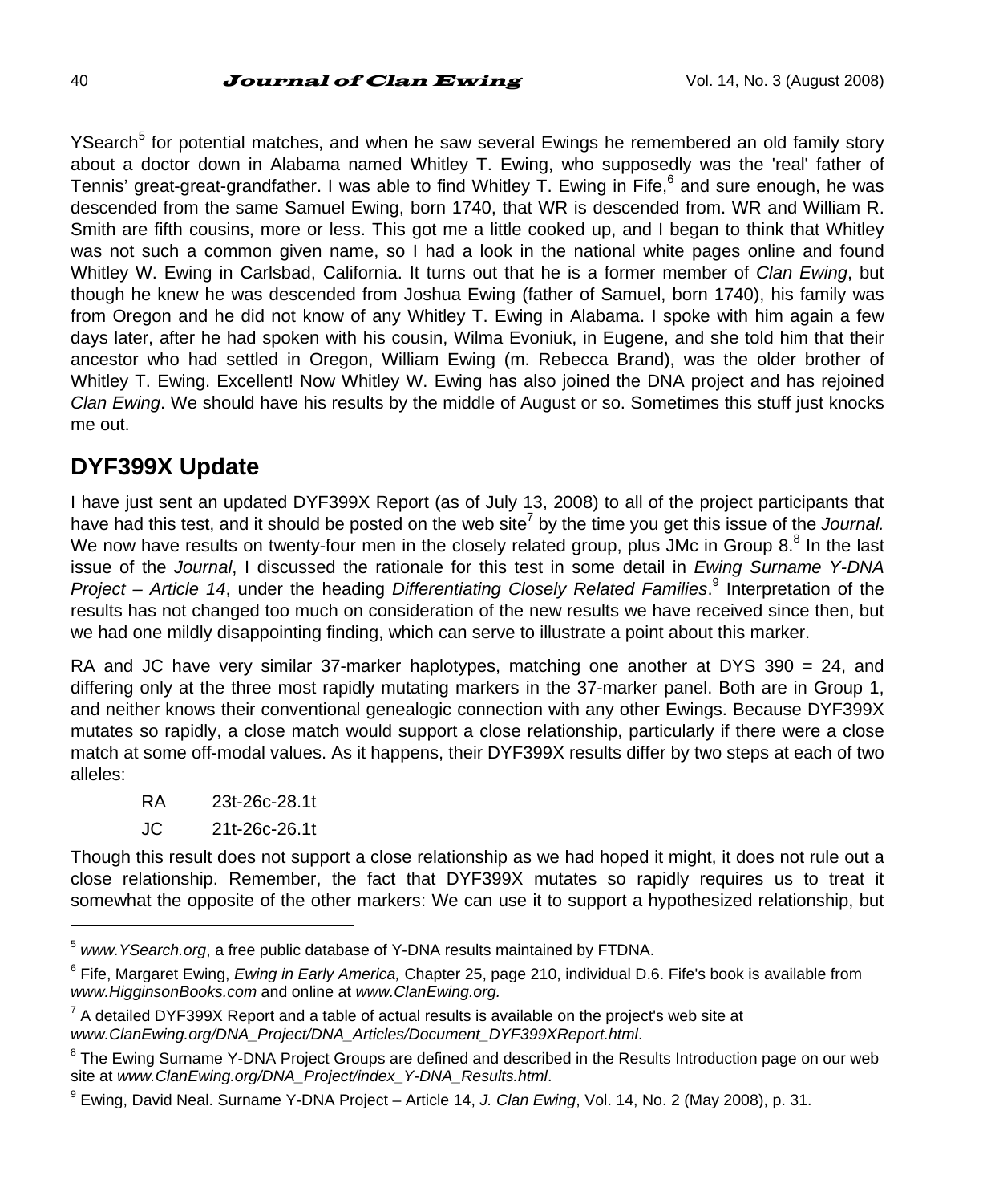YSearch[5] for potential matches, and when he saw several Ewings he remembered an old family story about a doctor down in Alabama named Whitley T. Ewing, who supposedly was the 'real' father of Tennis' great-great-grandfather. I was able to find Whitley T. Ewing in Fife,[6] and sure enough, he was descended from the same Samuel Ewing, born 1740, that WR is descended from. WR and William R. Smith are fifth cousins, more or less. This got me a little cooked up, and I began to think that Whitley was not such a common given name, so I had a look in the national white pages online and found Whitley W. Ewing in Carlsbad, California. It turns out that he is a former member of *Clan Ewing*, but though he knew he was descended from Joshua Ewing (father of Samuel, born 1740), his family was from Oregon and he did not know of any Whitley T. Ewing in Alabama. I spoke with him again a few days later, after he had spoken with his cousin, Wilma Evoniuk, in Eugene, and she told him that their ancestor who had settled in Oregon, William Ewing (m. Rebecca Brand), was the older brother of Whitley T. Ewing. Excellent! Now Whitley W. Ewing has also joined the DNA project and has rejoined *Clan Ewing*. We should have his results by the middle of August or so. Sometimes this stuff just knocks me out.

## DYF399X Update

I have just sent an updated DYF399X Report (as of July 13, 2008) to all of the project participants that have had this test, and it should be posted on the web site[7] by the time you get this issue of the *Journal.* We now have results on twenty-four men in the closely related group, plus JMc in Group 8.[8] In the last issue of the *Journal*, I discussed the rationale for this test in some detail in *Ewing Surname Y-DNA Project – Article 14*, under the heading *Differentiating Closely Related Families*.[9] Interpretation of the results has not changed too much on consideration of the new results we have received since then, but we had one mildly disappointing finding, which can serve to illustrate a point about this marker.

RA and JC have very similar 37-marker haplotypes, matching one another at DYS 390 = 24, and differing only at the three most rapidly mutating markers in the 37-marker panel. Both are in Group 1, and neither knows their conventional genealogic connection with any other Ewings. Because DYF399X mutates so rapidly, a close match would support a close relationship, particularly if there were a close match at some off-modal values. As it happens, their DYF399X results differ by two steps at each of two alleles:

| | |
|---|---|
| RA | 23t-26c-28.1t |
| JC | 21t-26c-26.1t |

Though this result does not support a close relationship as we had hoped it might, it does not rule out a close relationship. Remember, the fact that DYF399X mutates so rapidly requires us to treat it somewhat the opposite of the other markers: We can use it to support a hypothesized relationship, but

---

[5] *www.YSearch.org*, a free public database of Y-DNA results maintained by FTDNA.

[6] Fife, Margaret Ewing, *Ewing in Early America,* Chapter 25, page 210, individual D.6. Fife's book is available from *www.HigginsonBooks.com* and online at *www.ClanEwing.org.*

[7] A detailed DYF399X Report and a table of actual results is available on the project's web site at *www.ClanEwing.org/DNA_Project/DNA_Articles/Document_DYF399XReport.html*.

[8] The Ewing Surname Y-DNA Project Groups are defined and described in the Results Introduction page on our web site at *www.ClanEwing.org/DNA_Project/index_Y-DNA_Results.html*.

[9] Ewing, David Neal. Surname Y-DNA Project – Article 14, *J. Clan Ewing*, Vol. 14, No. 2 (May 2008), p. 31.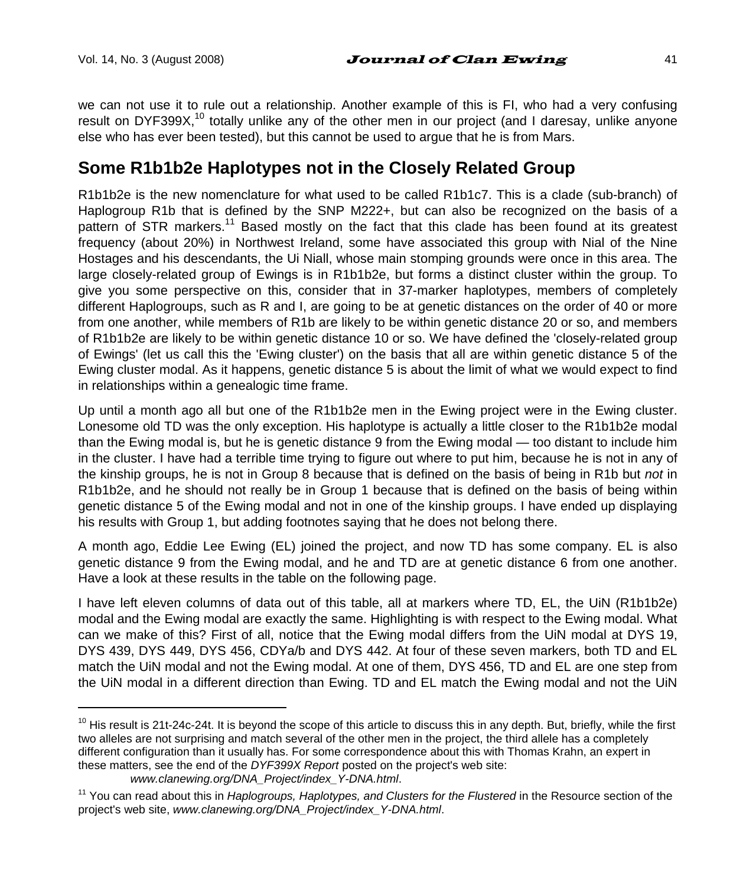we can not use it to rule out a relationship. Another example of this is FI, who had a very confusing result on DYF399X,[10] totally unlike any of the other men in our project (and I daresay, unlike anyone else who has ever been tested), but this cannot be used to argue that he is from Mars.

## Some R1b1b2e Haplotypes not in the Closely Related Group

R1b1b2e is the new nomenclature for what used to be called R1b1c7. This is a clade (sub-branch) of Haplogroup R1b that is defined by the SNP M222+, but can also be recognized on the basis of a pattern of STR markers.[11] Based mostly on the fact that this clade has been found at its greatest frequency (about 20%) in Northwest Ireland, some have associated this group with Nial of the Nine Hostages and his descendants, the Ui Niall, whose main stomping grounds were once in this area. The large closely-related group of Ewings is in R1b1b2e, but forms a distinct cluster within the group. To give you some perspective on this, consider that in 37-marker haplotypes, members of completely different Haplogroups, such as R and I, are going to be at genetic distances on the order of 40 or more from one another, while members of R1b are likely to be within genetic distance 20 or so, and members of R1b1b2e are likely to be within genetic distance 10 or so. We have defined the 'closely-related group of Ewings' (let us call this the 'Ewing cluster') on the basis that all are within genetic distance 5 of the Ewing cluster modal. As it happens, genetic distance 5 is about the limit of what we would expect to find in relationships within a genealogic time frame.

Up until a month ago all but one of the R1b1b2e men in the Ewing project were in the Ewing cluster. Lonesome old TD was the only exception. His haplotype is actually a little closer to the R1b1b2e modal than the Ewing modal is, but he is genetic distance 9 from the Ewing modal — too distant to include him in the cluster. I have had a terrible time trying to figure out where to put him, because he is not in any of the kinship groups, he is not in Group 8 because that is defined on the basis of being in R1b but *not* in R1b1b2e, and he should not really be in Group 1 because that is defined on the basis of being within genetic distance 5 of the Ewing modal and not in one of the kinship groups. I have ended up displaying his results with Group 1, but adding footnotes saying that he does not belong there.

A month ago, Eddie Lee Ewing (EL) joined the project, and now TD has some company. EL is also genetic distance 9 from the Ewing modal, and he and TD are at genetic distance 6 from one another. Have a look at these results in the table on the following page.

I have left eleven columns of data out of this table, all at markers where TD, EL, the UiN (R1b1b2e) modal and the Ewing modal are exactly the same. Highlighting is with respect to the Ewing modal. What can we make of this? First of all, notice that the Ewing modal differs from the UiN modal at DYS 19, DYS 439, DYS 449, DYS 456, CDYa/b and DYS 442. At four of these seven markers, both TD and EL match the UiN modal and not the Ewing modal. At one of them, DYS 456, TD and EL are one step from the UiN modal in a different direction than Ewing. TD and EL match the Ewing modal and not the UiN

---

[10] His result is 21t-24c-24t. It is beyond the scope of this article to discuss this in any depth. But, briefly, while the first two alleles are not surprising and match several of the other men in the project, the third allele has a completely different configuration than it usually has. For some correspondence about this with Thomas Krahn, an expert in these matters, see the end of the *DYF399X Report* posted on the project's web site:
*www.clanewing.org/DNA_Project/index_Y-DNA.html*.

[11] You can read about this in *Haplogroups, Haplotypes, and Clusters for the Flustered* in the Resource section of the project's web site, *www.clanewing.org/DNA_Project/index_Y-DNA.html*.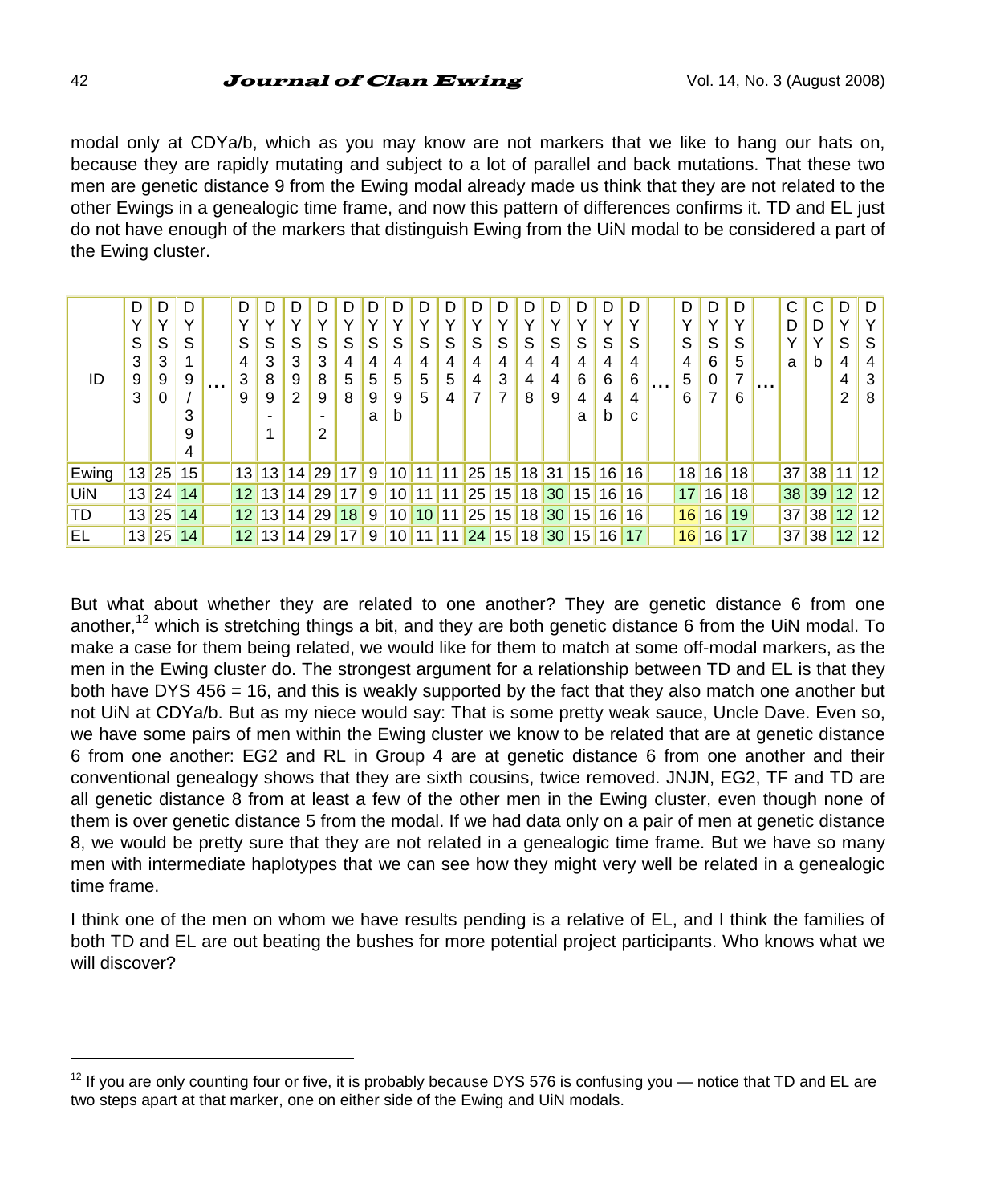modal only at CDYa/b, which as you may know are not markers that we like to hang our hats on, because they are rapidly mutating and subject to a lot of parallel and back mutations. That these two men are genetic distance 9 from the Ewing modal already made us think that they are not related to the other Ewings in a genealogic time frame, and now this pattern of differences confirms it. TD and EL just do not have enough of the markers that distinguish Ewing from the UiN modal to be considered a part of the Ewing cluster.

| ID | DYS 393 | DYS 390 | DYS 19/394 | … | DYS 439 | DYS 389-1 | DYS 392 | DYS 389-2 | DYS 458 | DYS 459a | DYS 459b | DYS 455 | DYS 454 | DYS 447 | DYS 437 | DYS 448 | DYS 449 | DYS 464a | DYS 464b | DYS 464c | … | DYS 456 | DYS 607 | DYS 576 | … | CDYa | CDYb | DYS 442 | DYS 438 |
|---|---|---|---|---|---|---|---|---|---|---|---|---|---|---|---|---|---|---|---|---|---|---|---|---|---|---|---|---|---|
| Ewing | 13 | 25 | 15 | | 13 | 13 | 14 | 29 | 17 | 9 | 10 | 11 | 11 | 25 | 15 | 18 | 31 | 15 | 16 | 16 | | 18 | 16 | 18 | | 37 | 38 | 11 | 12 |
| UiN | 13 | 24 | 14 | | 12 | 13 | 14 | 29 | 17 | 9 | 10 | 11 | 11 | 25 | 15 | 18 | 30 | 15 | 16 | 16 | | 17 | 16 | 18 | | 38 | 39 | 12 | 12 |
| TD | 13 | 25 | 14 | | 12 | 13 | 14 | 29 | 18 | 9 | 10 | 10 | 11 | 25 | 15 | 18 | 30 | 15 | 16 | 16 | | 16 | 16 | 19 | | 37 | 38 | 12 | 12 |
| EL | 13 | 25 | 14 | | 12 | 13 | 14 | 29 | 17 | 9 | 10 | 11 | 11 | 24 | 15 | 18 | 30 | 15 | 16 | 17 | | 16 | 16 | 17 | | 37 | 38 | 12 | 12 |

But what about whether they are related to one another? They are genetic distance 6 from one another,[12] which is stretching things a bit, and they are both genetic distance 6 from the UiN modal. To make a case for them being related, we would like for them to match at some off-modal markers, as the men in the Ewing cluster do. The strongest argument for a relationship between TD and EL is that they both have DYS 456 = 16, and this is weakly supported by the fact that they also match one another but not UiN at CDYa/b. But as my niece would say: That is some pretty weak sauce, Uncle Dave. Even so, we have some pairs of men within the Ewing cluster we know to be related that are at genetic distance 6 from one another: EG2 and RL in Group 4 are at genetic distance 6 from one another and their conventional genealogy shows that they are sixth cousins, twice removed. JNJN, EG2, TF and TD are all genetic distance 8 from at least a few of the other men in the Ewing cluster, even though none of them is over genetic distance 5 from the modal. If we had data only on a pair of men at genetic distance 8, we would be pretty sure that they are not related in a genealogic time frame. But we have so many men with intermediate haplotypes that we can see how they might very well be related in a genealogic time frame.

I think one of the men on whom we have results pending is a relative of EL, and I think the families of both TD and EL are out beating the bushes for more potential project participants. Who knows what we will discover?

[12] If you are only counting four or five, it is probably because DYS 576 is confusing you — notice that TD and EL are two steps apart at that marker, one on either side of the Ewing and UiN modals.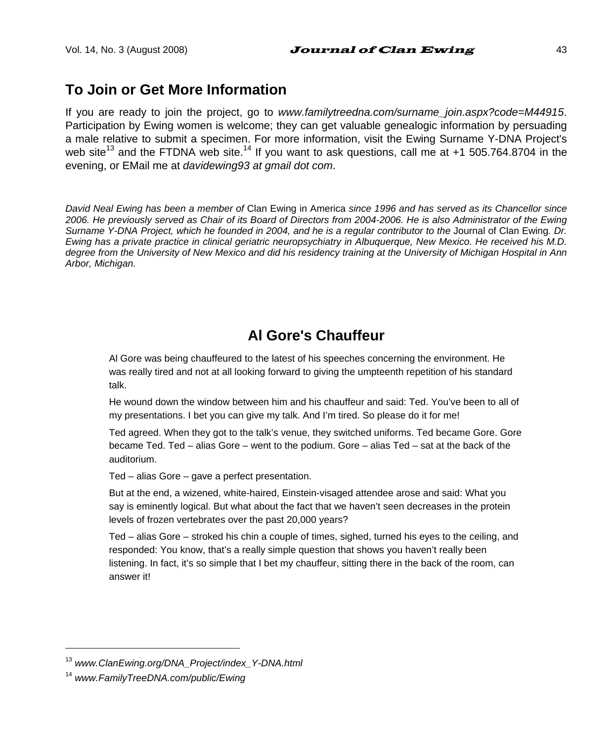## To Join or Get More Information

If you are ready to join the project, go to *www.familytreedna.com/surname_join.aspx?code=M44915*. Participation by Ewing women is welcome; they can get valuable genealogic information by persuading a male relative to submit a specimen. For more information, visit the Ewing Surname Y-DNA Project's web site[13] and the FTDNA web site.[14] If you want to ask questions, call me at +1 505.764.8704 in the evening, or EMail me at *davidewing93 at gmail dot com*.

*David Neal Ewing has been a member of* Clan Ewing in America *since 1996 and has served as its Chancellor since 2006. He previously served as Chair of its Board of Directors from 2004-2006. He is also Administrator of the Ewing Surname Y-DNA Project, which he founded in 2004, and he is a regular contributor to the* Journal of Clan Ewing*. Dr. Ewing has a private practice in clinical geriatric neuropsychiatry in Albuquerque, New Mexico. He received his M.D. degree from the University of New Mexico and did his residency training at the University of Michigan Hospital in Ann Arbor, Michigan.*

## Al Gore's Chauffeur

Al Gore was being chauffeured to the latest of his speeches concerning the environment. He was really tired and not at all looking forward to giving the umpteenth repetition of his standard talk.

He wound down the window between him and his chauffeur and said: Ted. You've been to all of my presentations. I bet you can give my talk. And I'm tired. So please do it for me!

Ted agreed. When they got to the talk's venue, they switched uniforms. Ted became Gore. Gore became Ted. Ted – alias Gore – went to the podium. Gore – alias Ted – sat at the back of the auditorium.

Ted – alias Gore – gave a perfect presentation.

But at the end, a wizened, white-haired, Einstein-visaged attendee arose and said: What you say is eminently logical. But what about the fact that we haven't seen decreases in the protein levels of frozen vertebrates over the past 20,000 years?

Ted – alias Gore – stroked his chin a couple of times, sighed, turned his eyes to the ceiling, and responded: You know, that's a really simple question that shows you haven't really been listening. In fact, it's so simple that I bet my chauffeur, sitting there in the back of the room, can answer it!

---

[13] *www.ClanEwing.org/DNA_Project/index_Y-DNA.html*

[14] *www.FamilyTreeDNA.com/public/Ewing*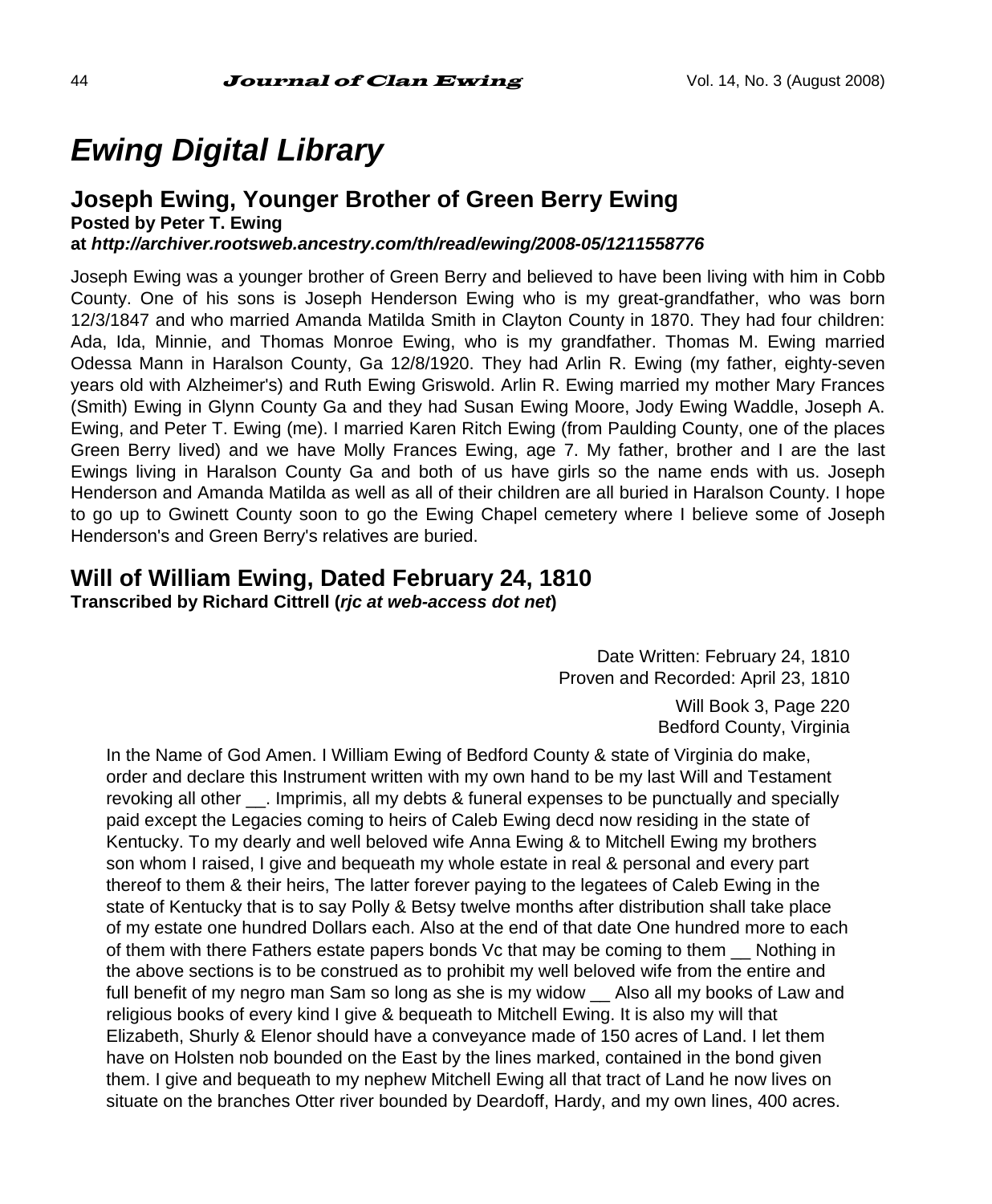# Ewing Digital Library

## Joseph Ewing, Younger Brother of Green Berry Ewing

**Posted by Peter T. Ewing**
**at *http://archiver.rootsweb.ancestry.com/th/read/ewing/2008-05/1211558776***

Joseph Ewing was a younger brother of Green Berry and believed to have been living with him in Cobb County. One of his sons is Joseph Henderson Ewing who is my great-grandfather, who was born 12/3/1847 and who married Amanda Matilda Smith in Clayton County in 1870. They had four children: Ada, Ida, Minnie, and Thomas Monroe Ewing, who is my grandfather. Thomas M. Ewing married Odessa Mann in Haralson County, Ga 12/8/1920. They had Arlin R. Ewing (my father, eighty-seven years old with Alzheimer's) and Ruth Ewing Griswold. Arlin R. Ewing married my mother Mary Frances (Smith) Ewing in Glynn County Ga and they had Susan Ewing Moore, Jody Ewing Waddle, Joseph A. Ewing, and Peter T. Ewing (me). I married Karen Ritch Ewing (from Paulding County, one of the places Green Berry lived) and we have Molly Frances Ewing, age 7. My father, brother and I are the last Ewings living in Haralson County Ga and both of us have girls so the name ends with us. Joseph Henderson and Amanda Matilda as well as all of their children are all buried in Haralson County. I hope to go up to Gwinett County soon to go the Ewing Chapel cemetery where I believe some of Joseph Henderson's and Green Berry's relatives are buried.

## Will of William Ewing, Dated February 24, 1810

**Transcribed by Richard Cittrell (*rjc at web-access dot net*)**

Date Written: February 24, 1810
Proven and Recorded: April 23, 1810

Will Book 3, Page 220
Bedford County, Virginia

In the Name of God Amen. I William Ewing of Bedford County & state of Virginia do make, order and declare this Instrument written with my own hand to be my last Will and Testament revoking all other __. Imprimis, all my debts & funeral expenses to be punctually and specially paid except the Legacies coming to heirs of Caleb Ewing decd now residing in the state of Kentucky. To my dearly and well beloved wife Anna Ewing & to Mitchell Ewing my brothers son whom I raised, I give and bequeath my whole estate in real & personal and every part thereof to them & their heirs, The latter forever paying to the legatees of Caleb Ewing in the state of Kentucky that is to say Polly & Betsy twelve months after distribution shall take place of my estate one hundred Dollars each. Also at the end of that date One hundred more to each of them with there Fathers estate papers bonds Vc that may be coming to them __ Nothing in the above sections is to be construed as to prohibit my well beloved wife from the entire and full benefit of my negro man Sam so long as she is my widow __ Also all my books of Law and religious books of every kind I give & bequeath to Mitchell Ewing. It is also my will that Elizabeth, Shurly & Elenor should have a conveyance made of 150 acres of Land. I let them have on Holsten nob bounded on the East by the lines marked, contained in the bond given them. I give and bequeath to my nephew Mitchell Ewing all that tract of Land he now lives on situate on the branches Otter river bounded by Deardoff, Hardy, and my own lines, 400 acres.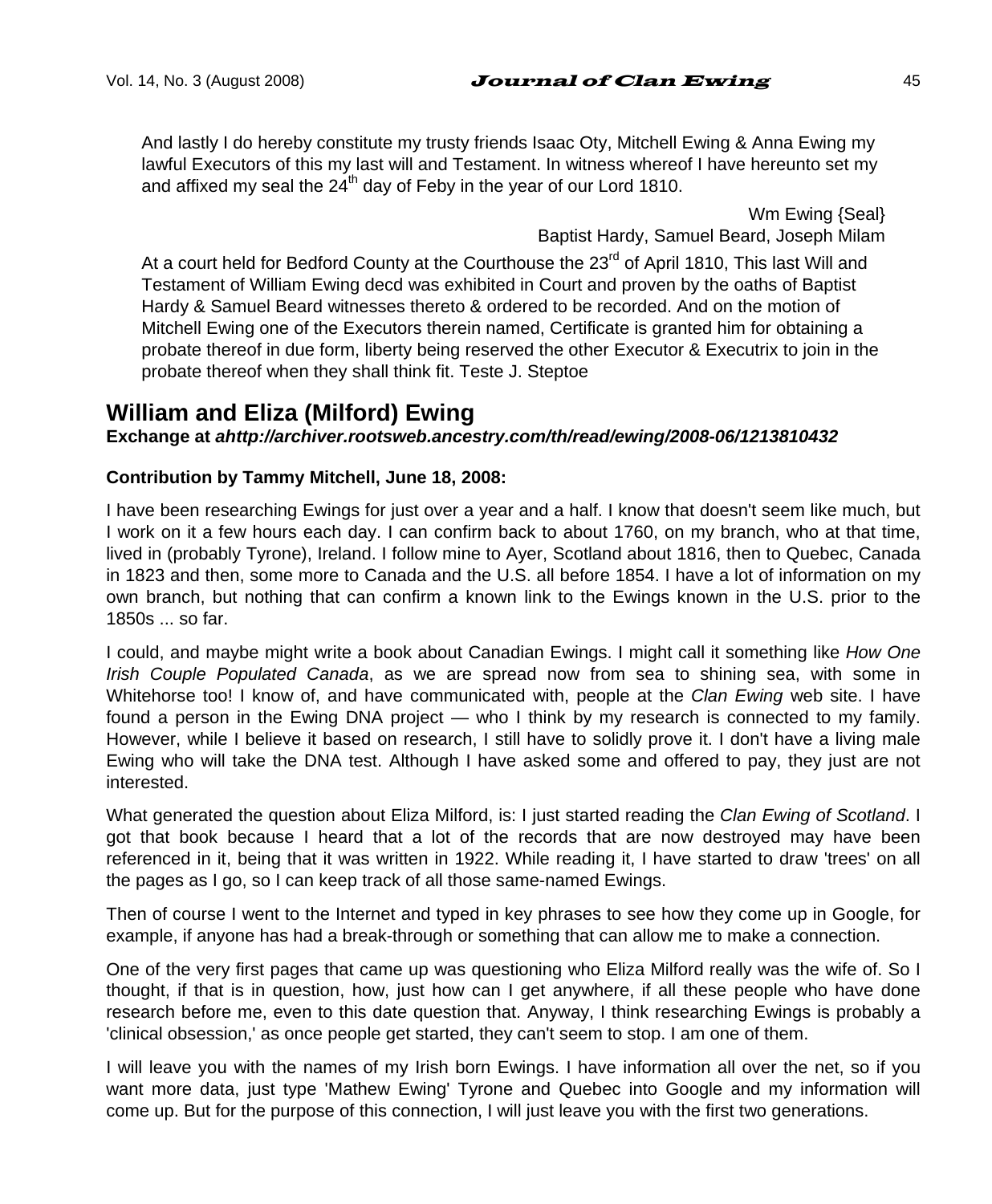And lastly I do hereby constitute my trusty friends Isaac Oty, Mitchell Ewing & Anna Ewing my lawful Executors of this my last will and Testament. In witness whereof I have hereunto set my and affixed my seal the 24th day of Feby in the year of our Lord 1810.

Wm Ewing {Seal}
Baptist Hardy, Samuel Beard, Joseph Milam

At a court held for Bedford County at the Courthouse the 23rd of April 1810, This last Will and Testament of William Ewing decd was exhibited in Court and proven by the oaths of Baptist Hardy & Samuel Beard witnesses thereto & ordered to be recorded. And on the motion of Mitchell Ewing one of the Executors therein named, Certificate is granted him for obtaining a probate thereof in due form, liberty being reserved the other Executor & Executrix to join in the probate thereof when they shall think fit. Teste J. Steptoe

## William and Eliza (Milford) Ewing

**Exchange at *ahttp://archiver.rootsweb.ancestry.com/th/read/ewing/2008-06/1213810432***

**Contribution by Tammy Mitchell, June 18, 2008:**

I have been researching Ewings for just over a year and a half. I know that doesn't seem like much, but I work on it a few hours each day. I can confirm back to about 1760, on my branch, who at that time, lived in (probably Tyrone), Ireland. I follow mine to Ayer, Scotland about 1816, then to Quebec, Canada in 1823 and then, some more to Canada and the U.S. all before 1854. I have a lot of information on my own branch, but nothing that can confirm a known link to the Ewings known in the U.S. prior to the 1850s ... so far.

I could, and maybe might write a book about Canadian Ewings. I might call it something like *How One Irish Couple Populated Canada*, as we are spread now from sea to shining sea, with some in Whitehorse too! I know of, and have communicated with, people at the *Clan Ewing* web site. I have found a person in the Ewing DNA project — who I think by my research is connected to my family. However, while I believe it based on research, I still have to solidly prove it. I don't have a living male Ewing who will take the DNA test. Although I have asked some and offered to pay, they just are not interested.

What generated the question about Eliza Milford, is: I just started reading the *Clan Ewing of Scotland*. I got that book because I heard that a lot of the records that are now destroyed may have been referenced in it, being that it was written in 1922. While reading it, I have started to draw 'trees' on all the pages as I go, so I can keep track of all those same-named Ewings.

Then of course I went to the Internet and typed in key phrases to see how they come up in Google, for example, if anyone has had a break-through or something that can allow me to make a connection.

One of the very first pages that came up was questioning who Eliza Milford really was the wife of. So I thought, if that is in question, how, just how can I get anywhere, if all these people who have done research before me, even to this date question that. Anyway, I think researching Ewings is probably a 'clinical obsession,' as once people get started, they can't seem to stop. I am one of them.

I will leave you with the names of my Irish born Ewings. I have information all over the net, so if you want more data, just type 'Mathew Ewing' Tyrone and Quebec into Google and my information will come up. But for the purpose of this connection, I will just leave you with the first two generations.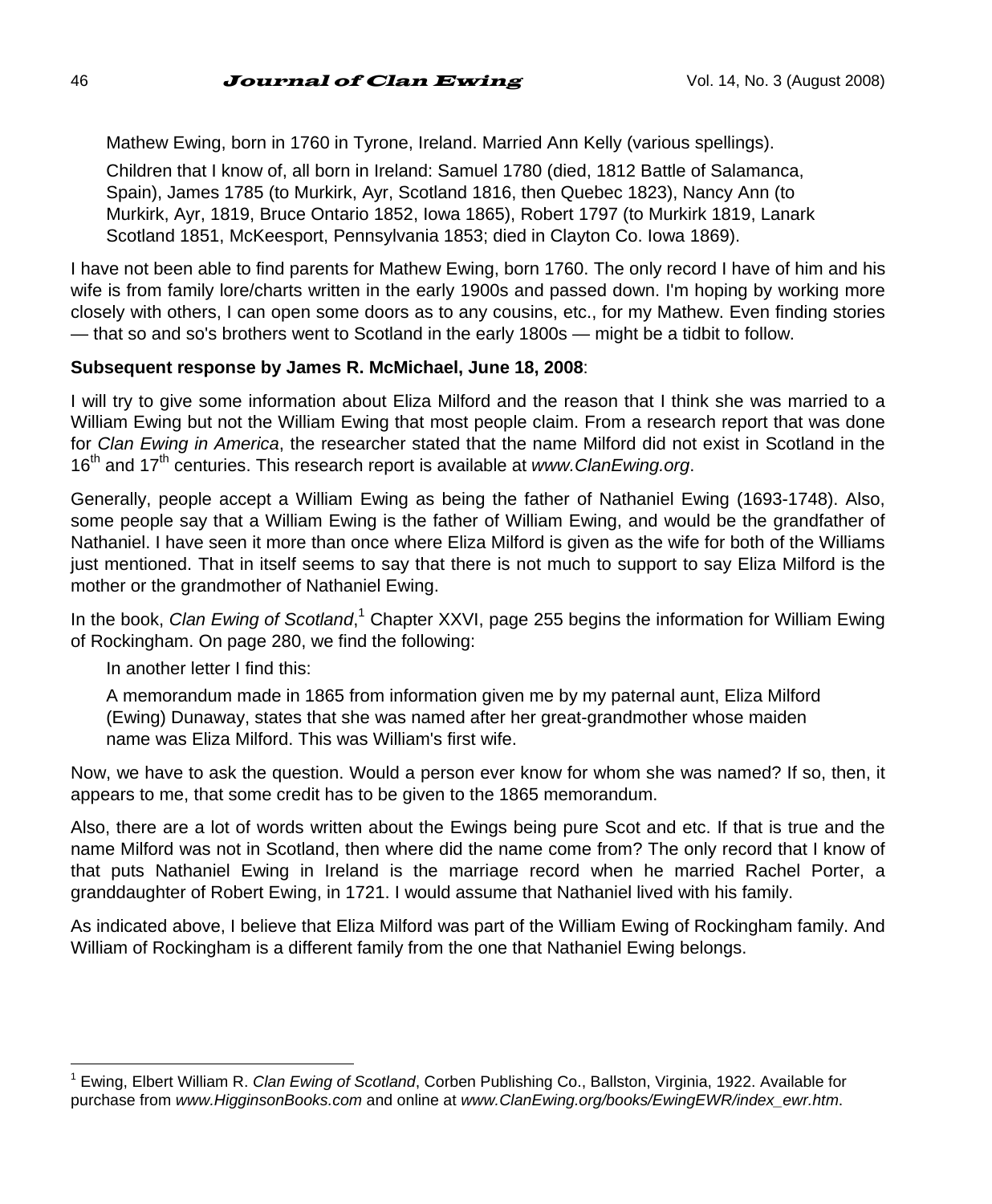Mathew Ewing, born in 1760 in Tyrone, Ireland. Married Ann Kelly (various spellings).

Children that I know of, all born in Ireland: Samuel 1780 (died, 1812 Battle of Salamanca, Spain), James 1785 (to Murkirk, Ayr, Scotland 1816, then Quebec 1823), Nancy Ann (to Murkirk, Ayr, 1819, Bruce Ontario 1852, Iowa 1865), Robert 1797 (to Murkirk 1819, Lanark Scotland 1851, McKeesport, Pennsylvania 1853; died in Clayton Co. Iowa 1869).

I have not been able to find parents for Mathew Ewing, born 1760. The only record I have of him and his wife is from family lore/charts written in the early 1900s and passed down. I'm hoping by working more closely with others, I can open some doors as to any cousins, etc., for my Mathew. Even finding stories — that so and so's brothers went to Scotland in the early 1800s — might be a tidbit to follow.

**Subsequent response by James R. McMichael, June 18, 2008**:

I will try to give some information about Eliza Milford and the reason that I think she was married to a William Ewing but not the William Ewing that most people claim. From a research report that was done for *Clan Ewing in America*, the researcher stated that the name Milford did not exist in Scotland in the 16th and 17th centuries. This research report is available at *www.ClanEwing.org*.

Generally, people accept a William Ewing as being the father of Nathaniel Ewing (1693-1748). Also, some people say that a William Ewing is the father of William Ewing, and would be the grandfather of Nathaniel. I have seen it more than once where Eliza Milford is given as the wife for both of the Williams just mentioned. That in itself seems to say that there is not much to support to say Eliza Milford is the mother or the grandmother of Nathaniel Ewing.

In the book, *Clan Ewing of Scotland*,[1] Chapter XXVI, page 255 begins the information for William Ewing of Rockingham. On page 280, we find the following:

> In another letter I find this:
>
> A memorandum made in 1865 from information given me by my paternal aunt, Eliza Milford (Ewing) Dunaway, states that she was named after her great-grandmother whose maiden name was Eliza Milford. This was William's first wife.

Now, we have to ask the question. Would a person ever know for whom she was named? If so, then, it appears to me, that some credit has to be given to the 1865 memorandum.

Also, there are a lot of words written about the Ewings being pure Scot and etc. If that is true and the name Milford was not in Scotland, then where did the name come from? The only record that I know of that puts Nathaniel Ewing in Ireland is the marriage record when he married Rachel Porter, a granddaughter of Robert Ewing, in 1721. I would assume that Nathaniel lived with his family.

As indicated above, I believe that Eliza Milford was part of the William Ewing of Rockingham family. And William of Rockingham is a different family from the one that Nathaniel Ewing belongs.

---

[1] Ewing, Elbert William R. *Clan Ewing of Scotland*, Corben Publishing Co., Ballston, Virginia, 1922. Available for purchase from *www.HigginsonBooks.com* and online at *www.ClanEwing.org/books/EwingEWR/index_ewr.htm*.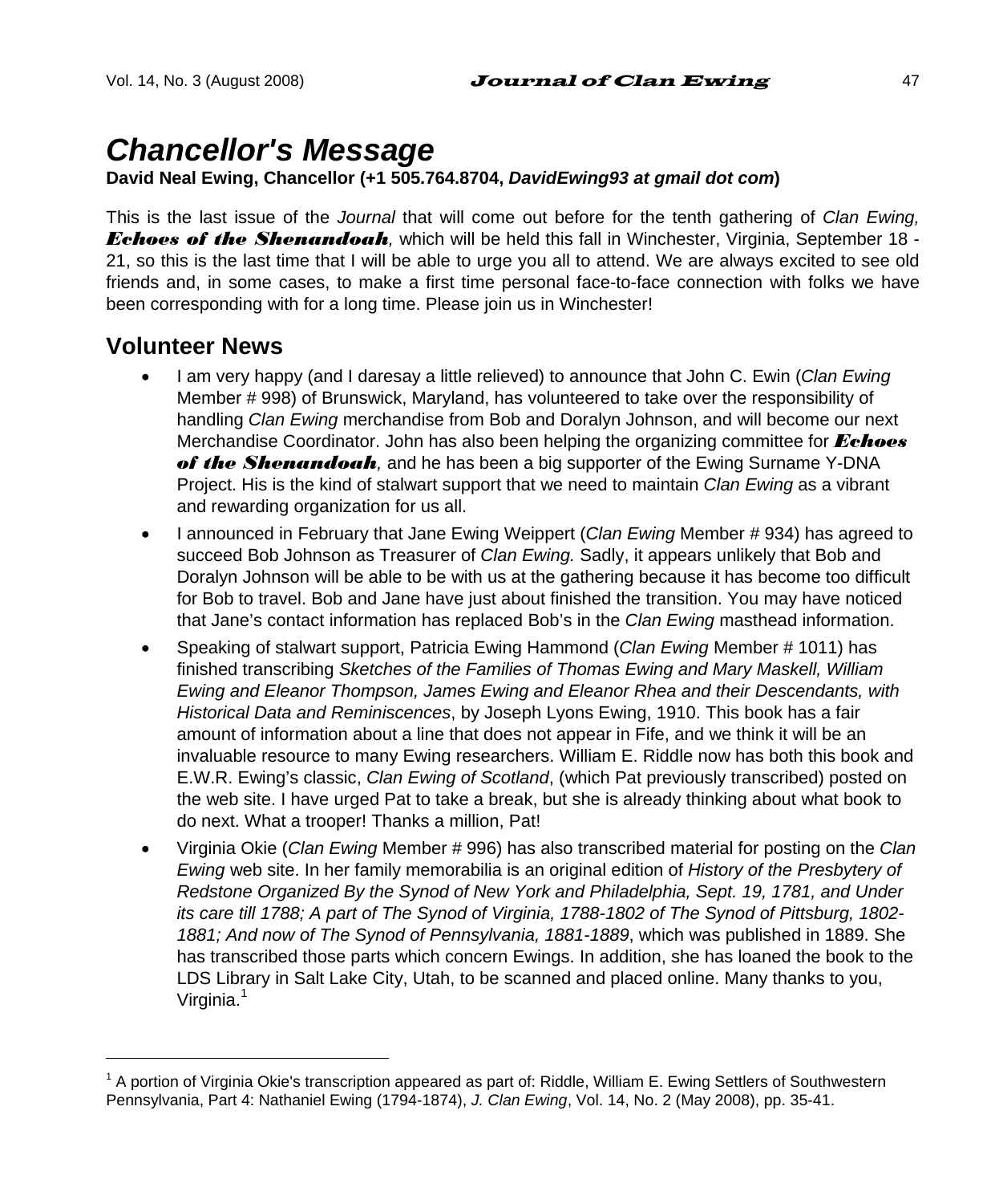# *Chancellor's Message*

**David Neal Ewing, Chancellor (+1 505.764.8704, *DavidEwing93 at gmail dot com*)**

This is the last issue of the *Journal* that will come out before for the tenth gathering of *Clan Ewing,* ***Echoes of the Shenandoah****,* which will be held this fall in Winchester, Virginia, September 18 - 21, so this is the last time that I will be able to urge you all to attend. We are always excited to see old friends and, in some cases, to make a first time personal face-to-face connection with folks we have been corresponding with for a long time. Please join us in Winchester!

## Volunteer News

- I am very happy (and I daresay a little relieved) to announce that John C. Ewin (*Clan Ewing* Member # 998) of Brunswick, Maryland, has volunteered to take over the responsibility of handling *Clan Ewing* merchandise from Bob and Doralyn Johnson, and will become our next Merchandise Coordinator. John has also been helping the organizing committee for ***Echoes of the Shenandoah****,* and he has been a big supporter of the Ewing Surname Y-DNA Project. His is the kind of stalwart support that we need to maintain *Clan Ewing* as a vibrant and rewarding organization for us all.
- I announced in February that Jane Ewing Weippert (*Clan Ewing* Member # 934) has agreed to succeed Bob Johnson as Treasurer of *Clan Ewing.* Sadly, it appears unlikely that Bob and Doralyn Johnson will be able to be with us at the gathering because it has become too difficult for Bob to travel. Bob and Jane have just about finished the transition. You may have noticed that Jane's contact information has replaced Bob's in the *Clan Ewing* masthead information.
- Speaking of stalwart support, Patricia Ewing Hammond (*Clan Ewing* Member # 1011) has finished transcribing *Sketches of the Families of Thomas Ewing and Mary Maskell, William Ewing and Eleanor Thompson, James Ewing and Eleanor Rhea and their Descendants, with Historical Data and Reminiscences*, by Joseph Lyons Ewing, 1910. This book has a fair amount of information about a line that does not appear in Fife, and we think it will be an invaluable resource to many Ewing researchers. William E. Riddle now has both this book and E.W.R. Ewing's classic, *Clan Ewing of Scotland*, (which Pat previously transcribed) posted on the web site. I have urged Pat to take a break, but she is already thinking about what book to do next. What a trooper! Thanks a million, Pat!
- Virginia Okie (*Clan Ewing* Member # 996) has also transcribed material for posting on the *Clan Ewing* web site. In her family memorabilia is an original edition of *History of the Presbytery of Redstone Organized By the Synod of New York and Philadelphia, Sept. 19, 1781, and Under its care till 1788; A part of The Synod of Virginia, 1788-1802 of The Synod of Pittsburg, 1802-1881; And now of The Synod of Pennsylvania, 1881-1889*, which was published in 1889. She has transcribed those parts which concern Ewings. In addition, she has loaned the book to the LDS Library in Salt Lake City, Utah, to be scanned and placed online. Many thanks to you, Virginia.[1]

---

[1] A portion of Virginia Okie's transcription appeared as part of: Riddle, William E. Ewing Settlers of Southwestern Pennsylvania, Part 4: Nathaniel Ewing (1794-1874), *J. Clan Ewing*, Vol. 14, No. 2 (May 2008), pp. 35-41.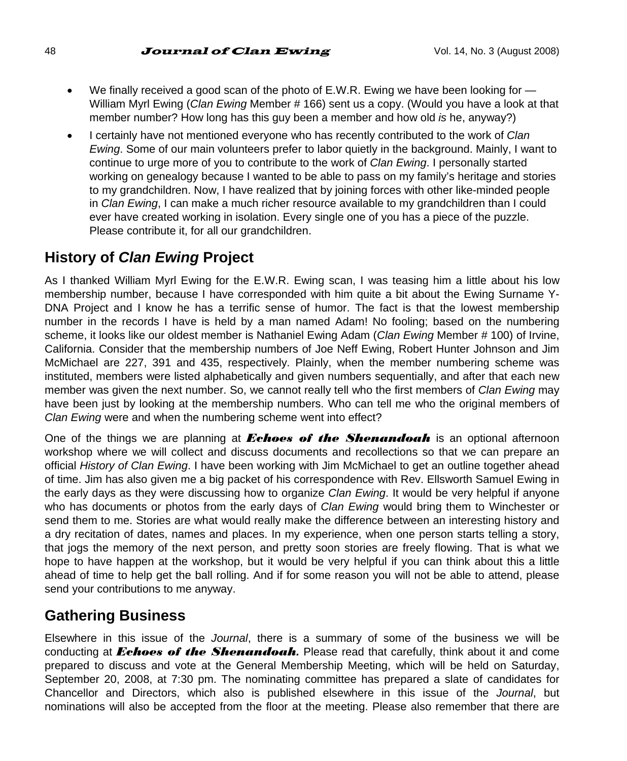- We finally received a good scan of the photo of E.W.R. Ewing we have been looking for — William Myrl Ewing (*Clan Ewing* Member # 166) sent us a copy. (Would you have a look at that member number? How long has this guy been a member and how old *is* he, anyway?)
- I certainly have not mentioned everyone who has recently contributed to the work of *Clan Ewing*. Some of our main volunteers prefer to labor quietly in the background. Mainly, I want to continue to urge more of you to contribute to the work of *Clan Ewing*. I personally started working on genealogy because I wanted to be able to pass on my family's heritage and stories to my grandchildren. Now, I have realized that by joining forces with other like-minded people in *Clan Ewing*, I can make a much richer resource available to my grandchildren than I could ever have created working in isolation. Every single one of you has a piece of the puzzle. Please contribute it, for all our grandchildren.

## History of *Clan Ewing* Project

As I thanked William Myrl Ewing for the E.W.R. Ewing scan, I was teasing him a little about his low membership number, because I have corresponded with him quite a bit about the Ewing Surname Y-DNA Project and I know he has a terrific sense of humor. The fact is that the lowest membership number in the records I have is held by a man named Adam! No fooling; based on the numbering scheme, it looks like our oldest member is Nathaniel Ewing Adam (*Clan Ewing* Member # 100) of Irvine, California. Consider that the membership numbers of Joe Neff Ewing, Robert Hunter Johnson and Jim McMichael are 227, 391 and 435, respectively. Plainly, when the member numbering scheme was instituted, members were listed alphabetically and given numbers sequentially, and after that each new member was given the next number. So, we cannot really tell who the first members of *Clan Ewing* may have been just by looking at the membership numbers. Who can tell me who the original members of *Clan Ewing* were and when the numbering scheme went into effect?

One of the things we are planning at ***Echoes of the Shenandoah*** is an optional afternoon workshop where we will collect and discuss documents and recollections so that we can prepare an official *History of Clan Ewing*. I have been working with Jim McMichael to get an outline together ahead of time. Jim has also given me a big packet of his correspondence with Rev. Ellsworth Samuel Ewing in the early days as they were discussing how to organize *Clan Ewing*. It would be very helpful if anyone who has documents or photos from the early days of *Clan Ewing* would bring them to Winchester or send them to me. Stories are what would really make the difference between an interesting history and a dry recitation of dates, names and places. In my experience, when one person starts telling a story, that jogs the memory of the next person, and pretty soon stories are freely flowing. That is what we hope to have happen at the workshop, but it would be very helpful if you can think about this a little ahead of time to help get the ball rolling. And if for some reason you will not be able to attend, please send your contributions to me anyway.

## Gathering Business

Elsewhere in this issue of the *Journal*, there is a summary of some of the business we will be conducting at ***Echoes of the Shenandoah***. Please read that carefully, think about it and come prepared to discuss and vote at the General Membership Meeting, which will be held on Saturday, September 20, 2008, at 7:30 pm. The nominating committee has prepared a slate of candidates for Chancellor and Directors, which also is published elsewhere in this issue of the *Journal*, but nominations will also be accepted from the floor at the meeting. Please also remember that there are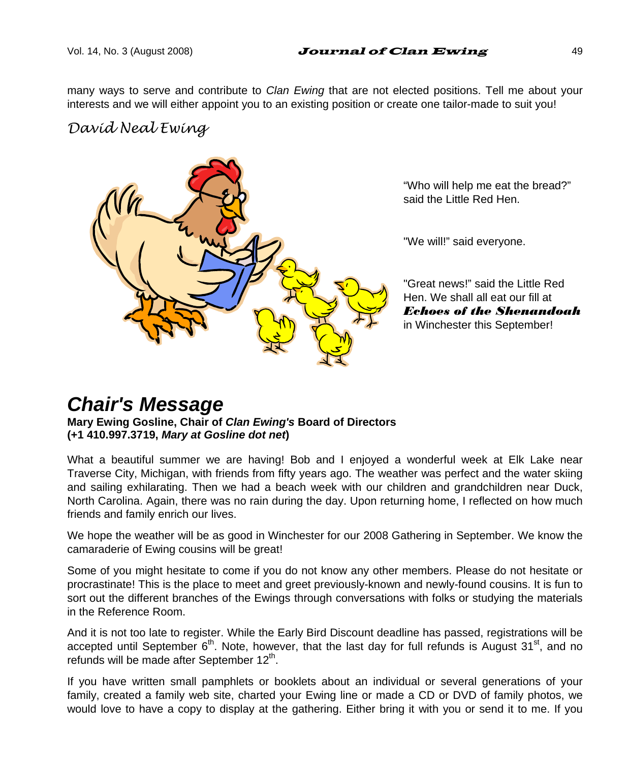many ways to serve and contribute to *Clan Ewing* that are not elected positions. Tell me about your interests and we will either appoint you to an existing position or create one tailor-made to suit you!

*David Neal Ewing*

"Who will help me eat the bread?" said the Little Red Hen.

"We will!" said everyone.

"Great news!" said the Little Red Hen. We shall all eat our fill at ***Echoes of the Shenandoah*** in Winchester this September!

# *Chair's Message*

**Mary Ewing Gosline, Chair of *Clan Ewing's* Board of Directors**
**(+1 410.997.3719, *Mary at Gosline dot net*)**

What a beautiful summer we are having! Bob and I enjoyed a wonderful week at Elk Lake near Traverse City, Michigan, with friends from fifty years ago. The weather was perfect and the water skiing and sailing exhilarating. Then we had a beach week with our children and grandchildren near Duck, North Carolina. Again, there was no rain during the day. Upon returning home, I reflected on how much friends and family enrich our lives.

We hope the weather will be as good in Winchester for our 2008 Gathering in September. We know the camaraderie of Ewing cousins will be great!

Some of you might hesitate to come if you do not know any other members. Please do not hesitate or procrastinate! This is the place to meet and greet previously-known and newly-found cousins. It is fun to sort out the different branches of the Ewings through conversations with folks or studying the materials in the Reference Room.

And it is not too late to register. While the Early Bird Discount deadline has passed, registrations will be accepted until September 6th. Note, however, that the last day for full refunds is August 31st, and no refunds will be made after September 12th.

If you have written small pamphlets or booklets about an individual or several generations of your family, created a family web site, charted your Ewing line or made a CD or DVD of family photos, we would love to have a copy to display at the gathering. Either bring it with you or send it to me. If you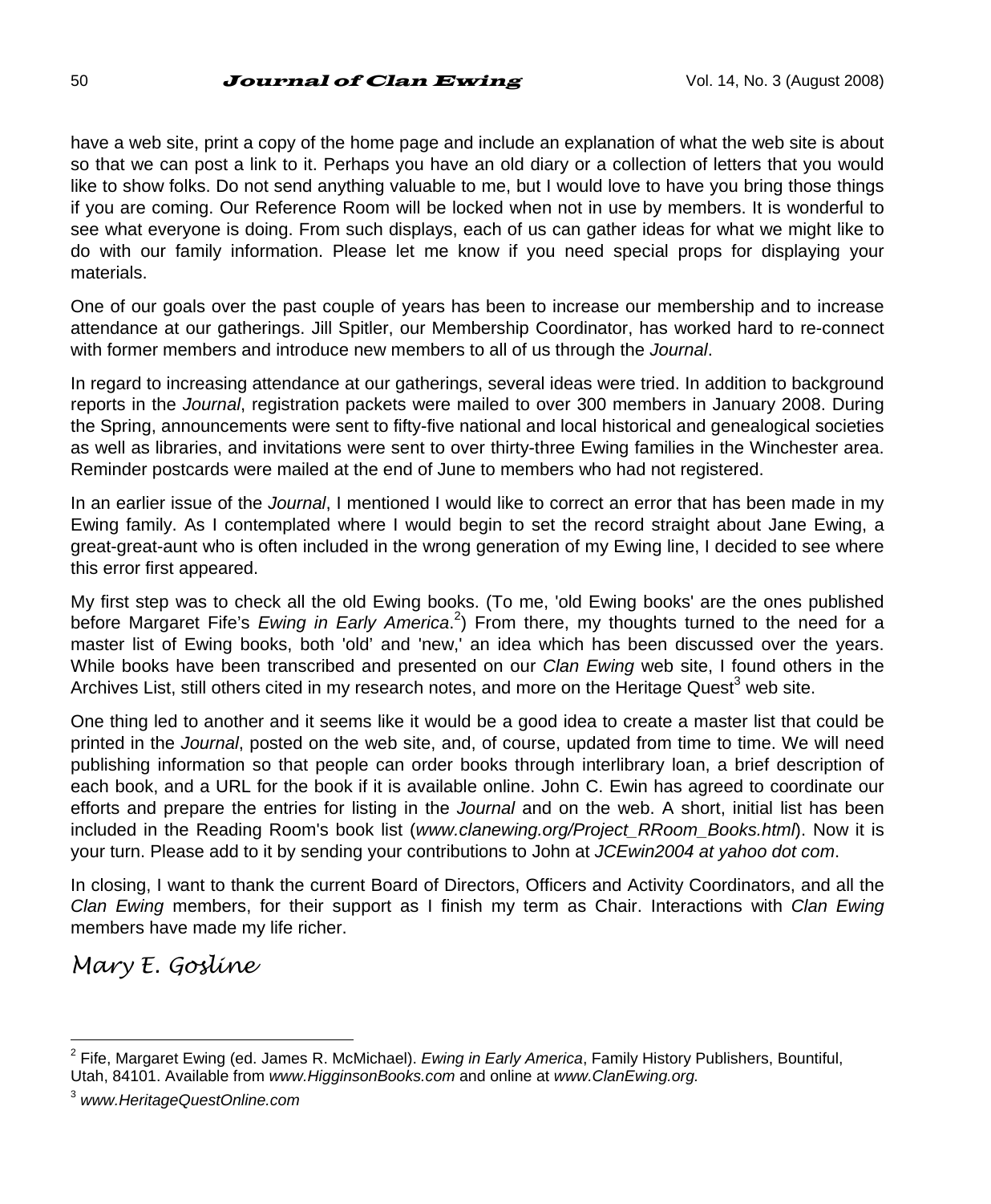have a web site, print a copy of the home page and include an explanation of what the web site is about so that we can post a link to it. Perhaps you have an old diary or a collection of letters that you would like to show folks. Do not send anything valuable to me, but I would love to have you bring those things if you are coming. Our Reference Room will be locked when not in use by members. It is wonderful to see what everyone is doing. From such displays, each of us can gather ideas for what we might like to do with our family information. Please let me know if you need special props for displaying your materials.

One of our goals over the past couple of years has been to increase our membership and to increase attendance at our gatherings. Jill Spitler, our Membership Coordinator, has worked hard to re-connect with former members and introduce new members to all of us through the *Journal*.

In regard to increasing attendance at our gatherings, several ideas were tried. In addition to background reports in the *Journal*, registration packets were mailed to over 300 members in January 2008. During the Spring, announcements were sent to fifty-five national and local historical and genealogical societies as well as libraries, and invitations were sent to over thirty-three Ewing families in the Winchester area. Reminder postcards were mailed at the end of June to members who had not registered.

In an earlier issue of the *Journal*, I mentioned I would like to correct an error that has been made in my Ewing family. As I contemplated where I would begin to set the record straight about Jane Ewing, a great-great-aunt who is often included in the wrong generation of my Ewing line, I decided to see where this error first appeared.

My first step was to check all the old Ewing books. (To me, 'old Ewing books' are the ones published before Margaret Fife's *Ewing in Early America*.[2]) From there, my thoughts turned to the need for a master list of Ewing books, both 'old' and 'new,' an idea which has been discussed over the years. While books have been transcribed and presented on our *Clan Ewing* web site, I found others in the Archives List, still others cited in my research notes, and more on the Heritage Quest[3] web site.

One thing led to another and it seems like it would be a good idea to create a master list that could be printed in the *Journal*, posted on the web site, and, of course, updated from time to time. We will need publishing information so that people can order books through interlibrary loan, a brief description of each book, and a URL for the book if it is available online. John C. Ewin has agreed to coordinate our efforts and prepare the entries for listing in the *Journal* and on the web. A short, initial list has been included in the Reading Room's book list (*www.clanewing.org/Project_RRoom_Books.html*). Now it is your turn. Please add to it by sending your contributions to John at *JCEwin2004 at yahoo dot com*.

In closing, I want to thank the current Board of Directors, Officers and Activity Coordinators, and all the *Clan Ewing* members, for their support as I finish my term as Chair. Interactions with *Clan Ewing* members have made my life richer.

*Mary E. Gosline*

---

[2] Fife, Margaret Ewing (ed. James R. McMichael). *Ewing in Early America*, Family History Publishers, Bountiful, Utah, 84101. Available from *www.HigginsonBooks.com* and online at *www.ClanEwing.org.*

[3] *www.HeritageQuestOnline.com*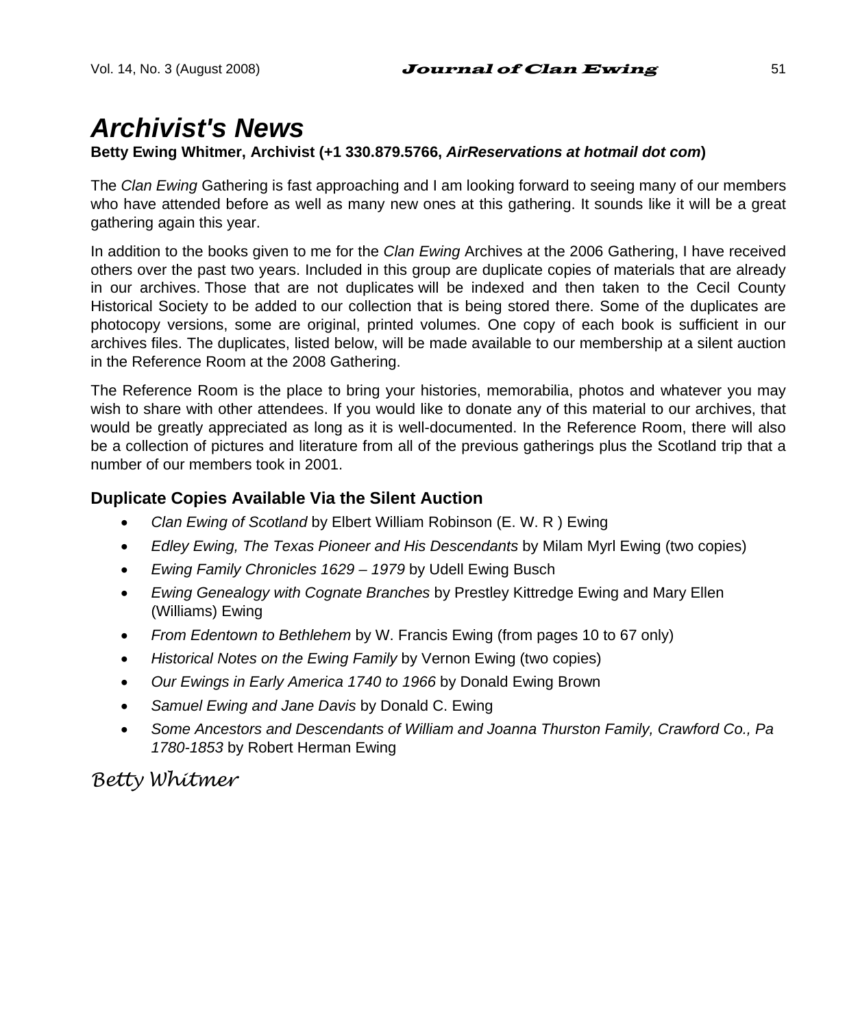# *Archivist's News*

**Betty Ewing Whitmer, Archivist (+1 330.879.5766, *AirReservations at hotmail dot com*)**

The *Clan Ewing* Gathering is fast approaching and I am looking forward to seeing many of our members who have attended before as well as many new ones at this gathering. It sounds like it will be a great gathering again this year.

In addition to the books given to me for the *Clan Ewing* Archives at the 2006 Gathering, I have received others over the past two years. Included in this group are duplicate copies of materials that are already in our archives. Those that are not duplicates will be indexed and then taken to the Cecil County Historical Society to be added to our collection that is being stored there. Some of the duplicates are photocopy versions, some are original, printed volumes. One copy of each book is sufficient in our archives files. The duplicates, listed below, will be made available to our membership at a silent auction in the Reference Room at the 2008 Gathering.

The Reference Room is the place to bring your histories, memorabilia, photos and whatever you may wish to share with other attendees. If you would like to donate any of this material to our archives, that would be greatly appreciated as long as it is well-documented. In the Reference Room, there will also be a collection of pictures and literature from all of the previous gatherings plus the Scotland trip that a number of our members took in 2001.

### Duplicate Copies Available Via the Silent Auction

- *Clan Ewing of Scotland* by Elbert William Robinson (E. W. R ) Ewing
- *Edley Ewing, The Texas Pioneer and His Descendants* by Milam Myrl Ewing (two copies)
- *Ewing Family Chronicles 1629 – 1979* by Udell Ewing Busch
- *Ewing Genealogy with Cognate Branches* by Prestley Kittredge Ewing and Mary Ellen (Williams) Ewing
- *From Edentown to Bethlehem* by W. Francis Ewing (from pages 10 to 67 only)
- *Historical Notes on the Ewing Family* by Vernon Ewing (two copies)
- *Our Ewings in Early America 1740 to 1966* by Donald Ewing Brown
- *Samuel Ewing and Jane Davis* by Donald C. Ewing
- *Some Ancestors and Descendants of William and Joanna Thurston Family, Crawford Co., Pa 1780-1853* by Robert Herman Ewing

*Betty Whitmer*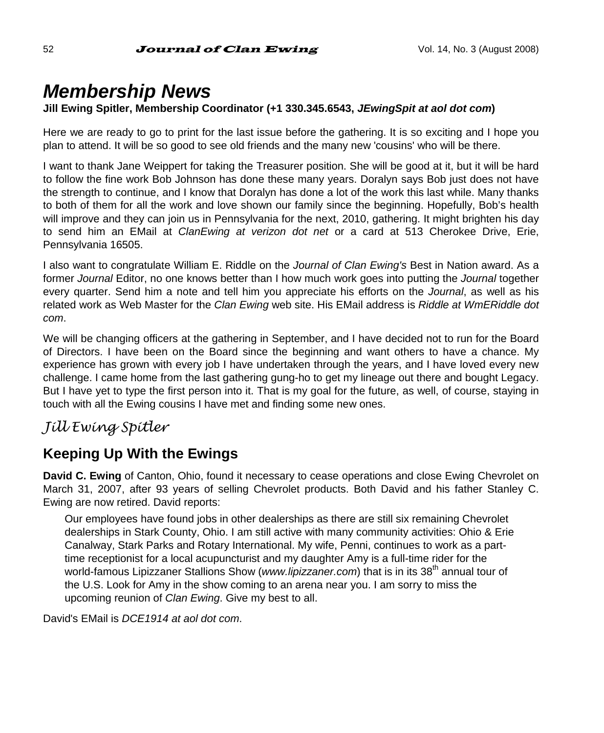# *Membership News*

**Jill Ewing Spitler, Membership Coordinator (+1 330.345.6543, *JEwingSpit at aol dot com*)**

Here we are ready to go to print for the last issue before the gathering. It is so exciting and I hope you plan to attend. It will be so good to see old friends and the many new 'cousins' who will be there.

I want to thank Jane Weippert for taking the Treasurer position. She will be good at it, but it will be hard to follow the fine work Bob Johnson has done these many years. Doralyn says Bob just does not have the strength to continue, and I know that Doralyn has done a lot of the work this last while. Many thanks to both of them for all the work and love shown our family since the beginning. Hopefully, Bob's health will improve and they can join us in Pennsylvania for the next, 2010, gathering. It might brighten his day to send him an EMail at *ClanEwing at verizon dot net* or a card at 513 Cherokee Drive, Erie, Pennsylvania 16505.

I also want to congratulate William E. Riddle on the *Journal of Clan Ewing's* Best in Nation award. As a former *Journal* Editor, no one knows better than I how much work goes into putting the *Journal* together every quarter. Send him a note and tell him you appreciate his efforts on the *Journal*, as well as his related work as Web Master for the *Clan Ewing* web site. His EMail address is *Riddle at WmERiddle dot com*.

We will be changing officers at the gathering in September, and I have decided not to run for the Board of Directors. I have been on the Board since the beginning and want others to have a chance. My experience has grown with every job I have undertaken through the years, and I have loved every new challenge. I came home from the last gathering gung-ho to get my lineage out there and bought Legacy. But I have yet to type the first person into it. That is my goal for the future, as well, of course, staying in touch with all the Ewing cousins I have met and finding some new ones.

*Jill Ewing Spitler*

## Keeping Up With the Ewings

**David C. Ewing** of Canton, Ohio, found it necessary to cease operations and close Ewing Chevrolet on March 31, 2007, after 93 years of selling Chevrolet products. Both David and his father Stanley C. Ewing are now retired. David reports:

> Our employees have found jobs in other dealerships as there are still six remaining Chevrolet dealerships in Stark County, Ohio. I am still active with many community activities: Ohio & Erie Canalway, Stark Parks and Rotary International. My wife, Penni, continues to work as a part-time receptionist for a local acupuncturist and my daughter Amy is a full-time rider for the world-famous Lipizzaner Stallions Show (*www.lipizzaner.com*) that is in its 38th annual tour of the U.S. Look for Amy in the show coming to an arena near you. I am sorry to miss the upcoming reunion of *Clan Ewing*. Give my best to all.

David's EMail is *DCE1914 at aol dot com*.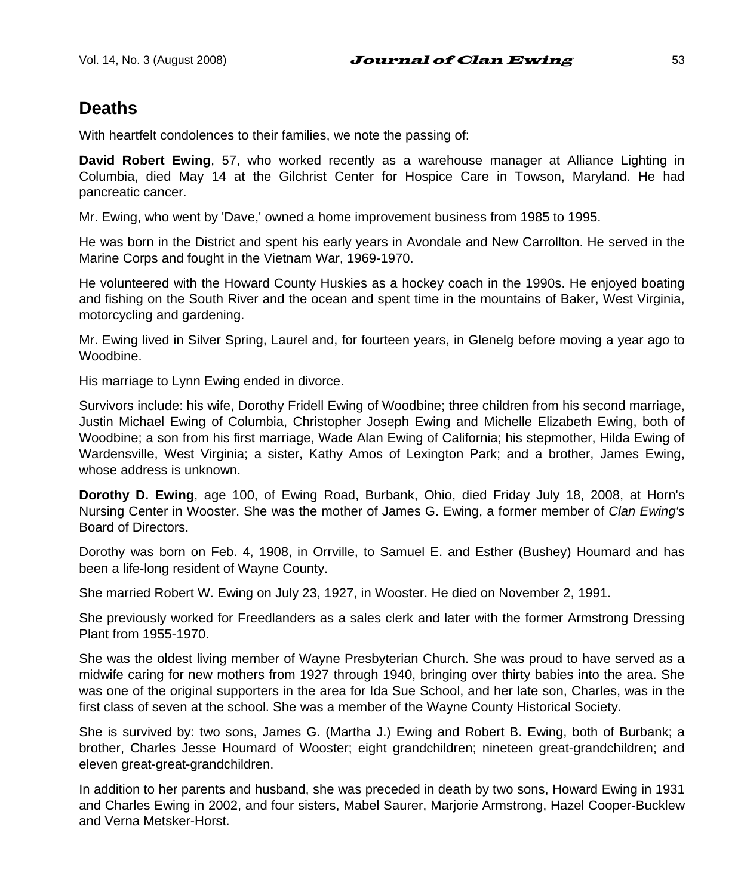## Deaths

With heartfelt condolences to their families, we note the passing of:

**David Robert Ewing**, 57, who worked recently as a warehouse manager at Alliance Lighting in Columbia, died May 14 at the Gilchrist Center for Hospice Care in Towson, Maryland. He had pancreatic cancer.

Mr. Ewing, who went by 'Dave,' owned a home improvement business from 1985 to 1995.

He was born in the District and spent his early years in Avondale and New Carrollton. He served in the Marine Corps and fought in the Vietnam War, 1969-1970.

He volunteered with the Howard County Huskies as a hockey coach in the 1990s. He enjoyed boating and fishing on the South River and the ocean and spent time in the mountains of Baker, West Virginia, motorcycling and gardening.

Mr. Ewing lived in Silver Spring, Laurel and, for fourteen years, in Glenelg before moving a year ago to Woodbine.

His marriage to Lynn Ewing ended in divorce.

Survivors include: his wife, Dorothy Fridell Ewing of Woodbine; three children from his second marriage, Justin Michael Ewing of Columbia, Christopher Joseph Ewing and Michelle Elizabeth Ewing, both of Woodbine; a son from his first marriage, Wade Alan Ewing of California; his stepmother, Hilda Ewing of Wardensville, West Virginia; a sister, Kathy Amos of Lexington Park; and a brother, James Ewing, whose address is unknown.

**Dorothy D. Ewing**, age 100, of Ewing Road, Burbank, Ohio, died Friday July 18, 2008, at Horn's Nursing Center in Wooster. She was the mother of James G. Ewing, a former member of *Clan Ewing's* Board of Directors.

Dorothy was born on Feb. 4, 1908, in Orrville, to Samuel E. and Esther (Bushey) Houmard and has been a life-long resident of Wayne County.

She married Robert W. Ewing on July 23, 1927, in Wooster. He died on November 2, 1991.

She previously worked for Freedlanders as a sales clerk and later with the former Armstrong Dressing Plant from 1955-1970.

She was the oldest living member of Wayne Presbyterian Church. She was proud to have served as a midwife caring for new mothers from 1927 through 1940, bringing over thirty babies into the area. She was one of the original supporters in the area for Ida Sue School, and her late son, Charles, was in the first class of seven at the school. She was a member of the Wayne County Historical Society.

She is survived by: two sons, James G. (Martha J.) Ewing and Robert B. Ewing, both of Burbank; a brother, Charles Jesse Houmard of Wooster; eight grandchildren; nineteen great-grandchildren; and eleven great-great-grandchildren.

In addition to her parents and husband, she was preceded in death by two sons, Howard Ewing in 1931 and Charles Ewing in 2002, and four sisters, Mabel Saurer, Marjorie Armstrong, Hazel Cooper-Bucklew and Verna Metsker-Horst.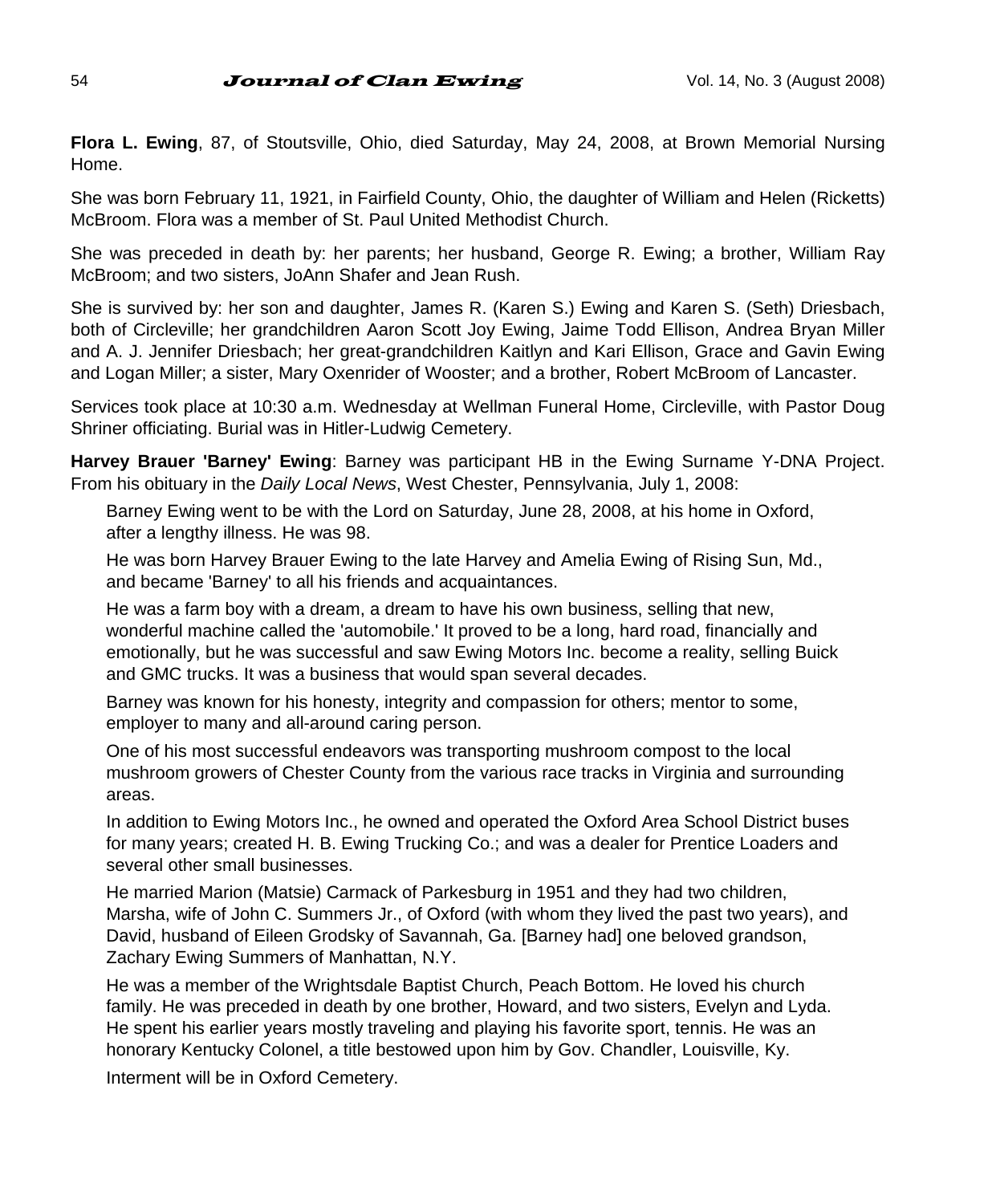**Flora L. Ewing**, 87, of Stoutsville, Ohio, died Saturday, May 24, 2008, at Brown Memorial Nursing Home.

She was born February 11, 1921, in Fairfield County, Ohio, the daughter of William and Helen (Ricketts) McBroom. Flora was a member of St. Paul United Methodist Church.

She was preceded in death by: her parents; her husband, George R. Ewing; a brother, William Ray McBroom; and two sisters, JoAnn Shafer and Jean Rush.

She is survived by: her son and daughter, James R. (Karen S.) Ewing and Karen S. (Seth) Driesbach, both of Circleville; her grandchildren Aaron Scott Joy Ewing, Jaime Todd Ellison, Andrea Bryan Miller and A. J. Jennifer Driesbach; her great-grandchildren Kaitlyn and Kari Ellison, Grace and Gavin Ewing and Logan Miller; a sister, Mary Oxenrider of Wooster; and a brother, Robert McBroom of Lancaster.

Services took place at 10:30 a.m. Wednesday at Wellman Funeral Home, Circleville, with Pastor Doug Shriner officiating. Burial was in Hitler-Ludwig Cemetery.

**Harvey Brauer 'Barney' Ewing**: Barney was participant HB in the Ewing Surname Y-DNA Project. From his obituary in the *Daily Local News*, West Chester, Pennsylvania, July 1, 2008:

> Barney Ewing went to be with the Lord on Saturday, June 28, 2008, at his home in Oxford, after a lengthy illness. He was 98.
>
> He was born Harvey Brauer Ewing to the late Harvey and Amelia Ewing of Rising Sun, Md., and became 'Barney' to all his friends and acquaintances.
>
> He was a farm boy with a dream, a dream to have his own business, selling that new, wonderful machine called the 'automobile.' It proved to be a long, hard road, financially and emotionally, but he was successful and saw Ewing Motors Inc. become a reality, selling Buick and GMC trucks. It was a business that would span several decades.
>
> Barney was known for his honesty, integrity and compassion for others; mentor to some, employer to many and all-around caring person.
>
> One of his most successful endeavors was transporting mushroom compost to the local mushroom growers of Chester County from the various race tracks in Virginia and surrounding areas.
>
> In addition to Ewing Motors Inc., he owned and operated the Oxford Area School District buses for many years; created H. B. Ewing Trucking Co.; and was a dealer for Prentice Loaders and several other small businesses.
>
> He married Marion (Matsie) Carmack of Parkesburg in 1951 and they had two children, Marsha, wife of John C. Summers Jr., of Oxford (with whom they lived the past two years), and David, husband of Eileen Grodsky of Savannah, Ga. [Barney had] one beloved grandson, Zachary Ewing Summers of Manhattan, N.Y.
>
> He was a member of the Wrightsdale Baptist Church, Peach Bottom. He loved his church family. He was preceded in death by one brother, Howard, and two sisters, Evelyn and Lyda. He spent his earlier years mostly traveling and playing his favorite sport, tennis. He was an honorary Kentucky Colonel, a title bestowed upon him by Gov. Chandler, Louisville, Ky.
>
> Interment will be in Oxford Cemetery.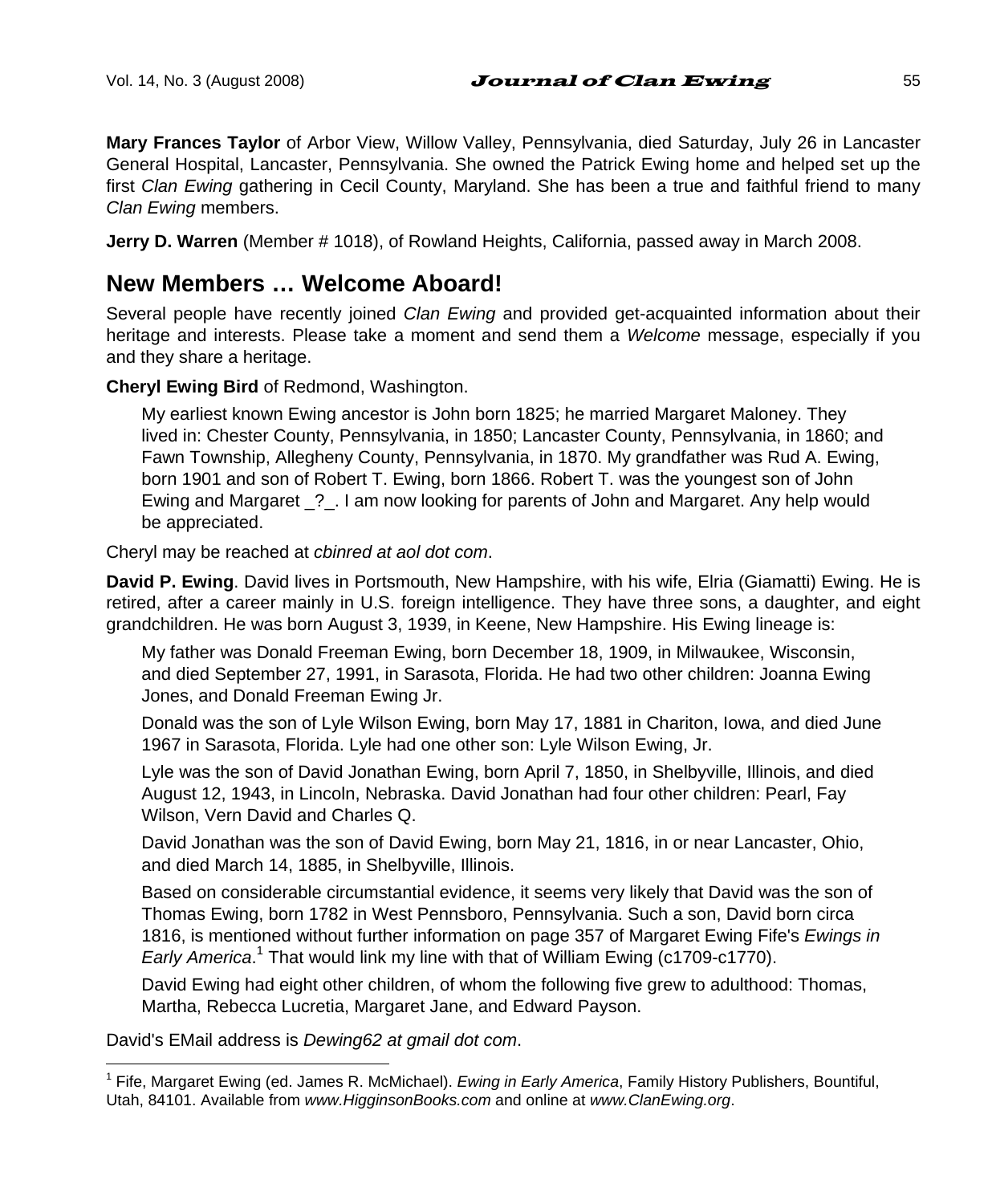**Mary Frances Taylor** of Arbor View, Willow Valley, Pennsylvania, died Saturday, July 26 in Lancaster General Hospital, Lancaster, Pennsylvania. She owned the Patrick Ewing home and helped set up the first *Clan Ewing* gathering in Cecil County, Maryland. She has been a true and faithful friend to many *Clan Ewing* members.

**Jerry D. Warren** (Member # 1018), of Rowland Heights, California, passed away in March 2008.

## New Members … Welcome Aboard!

Several people have recently joined *Clan Ewing* and provided get-acquainted information about their heritage and interests. Please take a moment and send them a *Welcome* message, especially if you and they share a heritage.

**Cheryl Ewing Bird** of Redmond, Washington.

> My earliest known Ewing ancestor is John born 1825; he married Margaret Maloney. They lived in: Chester County, Pennsylvania, in 1850; Lancaster County, Pennsylvania, in 1860; and Fawn Township, Allegheny County, Pennsylvania, in 1870. My grandfather was Rud A. Ewing, born 1901 and son of Robert T. Ewing, born 1866. Robert T. was the youngest son of John Ewing and Margaret _?_. I am now looking for parents of John and Margaret. Any help would be appreciated.

Cheryl may be reached at *cbinred at aol dot com*.

**David P. Ewing**. David lives in Portsmouth, New Hampshire, with his wife, Elria (Giamatti) Ewing. He is retired, after a career mainly in U.S. foreign intelligence. They have three sons, a daughter, and eight grandchildren. He was born August 3, 1939, in Keene, New Hampshire. His Ewing lineage is:

> My father was Donald Freeman Ewing, born December 18, 1909, in Milwaukee, Wisconsin, and died September 27, 1991, in Sarasota, Florida. He had two other children: Joanna Ewing Jones, and Donald Freeman Ewing Jr.
>
> Donald was the son of Lyle Wilson Ewing, born May 17, 1881 in Chariton, Iowa, and died June 1967 in Sarasota, Florida. Lyle had one other son: Lyle Wilson Ewing, Jr.
>
> Lyle was the son of David Jonathan Ewing, born April 7, 1850, in Shelbyville, Illinois, and died August 12, 1943, in Lincoln, Nebraska. David Jonathan had four other children: Pearl, Fay Wilson, Vern David and Charles Q.
>
> David Jonathan was the son of David Ewing, born May 21, 1816, in or near Lancaster, Ohio, and died March 14, 1885, in Shelbyville, Illinois.
>
> Based on considerable circumstantial evidence, it seems very likely that David was the son of Thomas Ewing, born 1782 in West Pennsboro, Pennsylvania. Such a son, David born circa 1816, is mentioned without further information on page 357 of Margaret Ewing Fife's *Ewings in Early America*.[1] That would link my line with that of William Ewing (c1709-c1770).
>
> David Ewing had eight other children, of whom the following five grew to adulthood: Thomas, Martha, Rebecca Lucretia, Margaret Jane, and Edward Payson.

David's EMail address is *Dewing62 at gmail dot com*.

---

[1] Fife, Margaret Ewing (ed. James R. McMichael). *Ewing in Early America*, Family History Publishers, Bountiful, Utah, 84101. Available from *www.HigginsonBooks.com* and online at *www.ClanEwing.org*.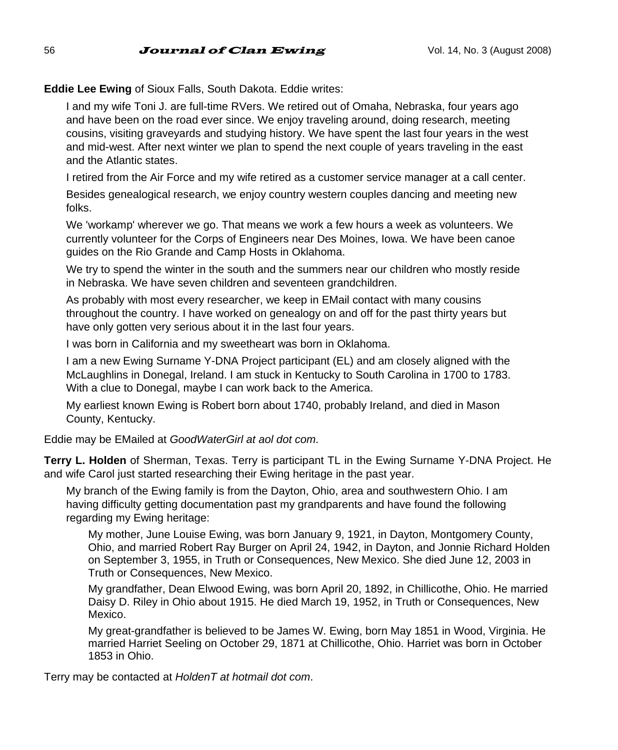**Eddie Lee Ewing** of Sioux Falls, South Dakota. Eddie writes:

> I and my wife Toni J. are full-time RVers. We retired out of Omaha, Nebraska, four years ago and have been on the road ever since. We enjoy traveling around, doing research, meeting cousins, visiting graveyards and studying history. We have spent the last four years in the west and mid-west. After next winter we plan to spend the next couple of years traveling in the east and the Atlantic states.
>
> I retired from the Air Force and my wife retired as a customer service manager at a call center.
>
> Besides genealogical research, we enjoy country western couples dancing and meeting new folks.
>
> We 'workamp' wherever we go. That means we work a few hours a week as volunteers. We currently volunteer for the Corps of Engineers near Des Moines, Iowa. We have been canoe guides on the Rio Grande and Camp Hosts in Oklahoma.
>
> We try to spend the winter in the south and the summers near our children who mostly reside in Nebraska. We have seven children and seventeen grandchildren.
>
> As probably with most every researcher, we keep in EMail contact with many cousins throughout the country. I have worked on genealogy on and off for the past thirty years but have only gotten very serious about it in the last four years.
>
> I was born in California and my sweetheart was born in Oklahoma.
>
> I am a new Ewing Surname Y-DNA Project participant (EL) and am closely aligned with the McLaughlins in Donegal, Ireland. I am stuck in Kentucky to South Carolina in 1700 to 1783. With a clue to Donegal, maybe I can work back to the America.
>
> My earliest known Ewing is Robert born about 1740, probably Ireland, and died in Mason County, Kentucky.

Eddie may be EMailed at *GoodWaterGirl at aol dot com*.

**Terry L. Holden** of Sherman, Texas. Terry is participant TL in the Ewing Surname Y-DNA Project. He and wife Carol just started researching their Ewing heritage in the past year.

> My branch of the Ewing family is from the Dayton, Ohio, area and southwestern Ohio. I am having difficulty getting documentation past my grandparents and have found the following regarding my Ewing heritage:
>
>> My mother, June Louise Ewing, was born January 9, 1921, in Dayton, Montgomery County, Ohio, and married Robert Ray Burger on April 24, 1942, in Dayton, and Jonnie Richard Holden on September 3, 1955, in Truth or Consequences, New Mexico. She died June 12, 2003 in Truth or Consequences, New Mexico.
>>
>> My grandfather, Dean Elwood Ewing, was born April 20, 1892, in Chillicothe, Ohio. He married Daisy D. Riley in Ohio about 1915. He died March 19, 1952, in Truth or Consequences, New Mexico.
>>
>> My great-grandfather is believed to be James W. Ewing, born May 1851 in Wood, Virginia. He married Harriet Seeling on October 29, 1871 at Chillicothe, Ohio. Harriet was born in October 1853 in Ohio.

Terry may be contacted at *HoldenT at hotmail dot com*.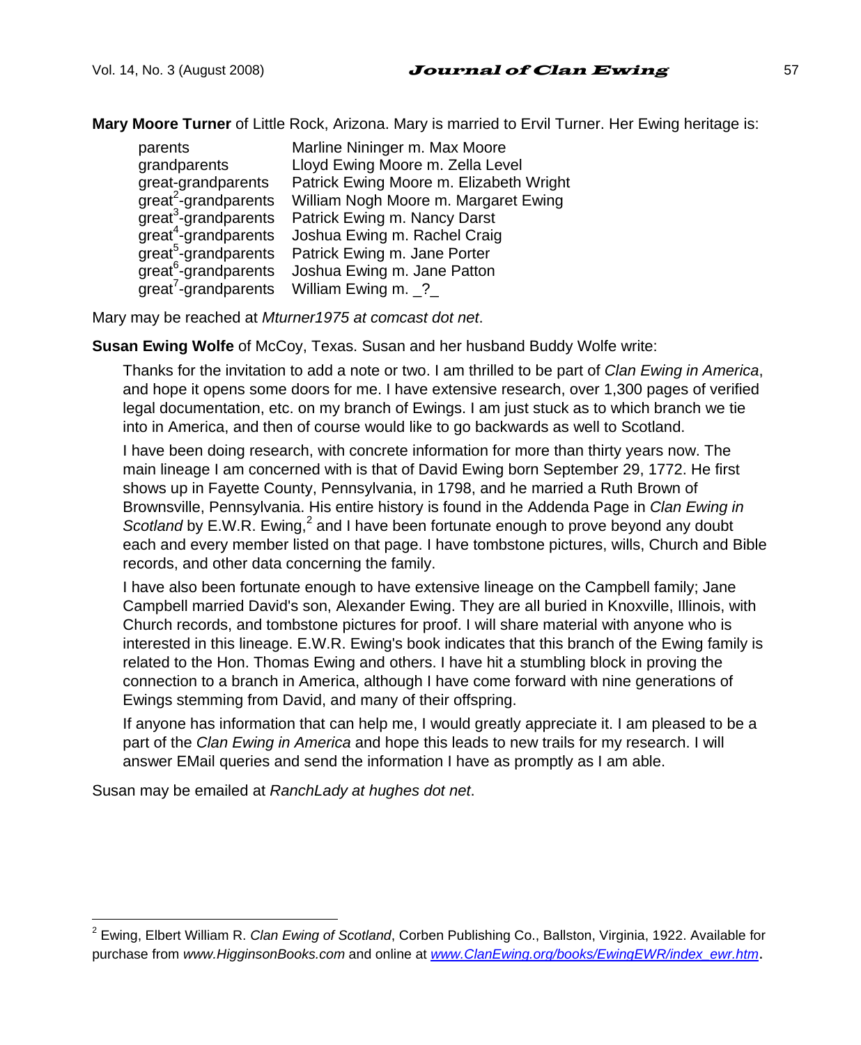**Mary Moore Turner** of Little Rock, Arizona. Mary is married to Ervil Turner. Her Ewing heritage is:

| | |
|---|---|
| parents | Marline Nininger m. Max Moore |
| grandparents | Lloyd Ewing Moore m. Zella Level |
| great-grandparents | Patrick Ewing Moore m. Elizabeth Wright |
| $great^2$-grandparents | William Nogh Moore m. Margaret Ewing |
| $great^3$-grandparents | Patrick Ewing m. Nancy Darst |
| $great^4$-grandparents | Joshua Ewing m. Rachel Craig |
| $great^5$-grandparents | Patrick Ewing m. Jane Porter |
| $great^6$-grandparents | Joshua Ewing m. Jane Patton |
| $great^7$-grandparents | William Ewing m. _?_ |

Mary may be reached at *Mturner1975 at comcast dot net*.

**Susan Ewing Wolfe** of McCoy, Texas. Susan and her husband Buddy Wolfe write:

> Thanks for the invitation to add a note or two. I am thrilled to be part of *Clan Ewing in America*, and hope it opens some doors for me. I have extensive research, over 1,300 pages of verified legal documentation, etc. on my branch of Ewings. I am just stuck as to which branch we tie into in America, and then of course would like to go backwards as well to Scotland.
>
> I have been doing research, with concrete information for more than thirty years now. The main lineage I am concerned with is that of David Ewing born September 29, 1772. He first shows up in Fayette County, Pennsylvania, in 1798, and he married a Ruth Brown of Brownsville, Pennsylvania. His entire history is found in the Addenda Page in *Clan Ewing in Scotland* by E.W.R. Ewing,[2] and I have been fortunate enough to prove beyond any doubt each and every member listed on that page. I have tombstone pictures, wills, Church and Bible records, and other data concerning the family.
>
> I have also been fortunate enough to have extensive lineage on the Campbell family; Jane Campbell married David's son, Alexander Ewing. They are all buried in Knoxville, Illinois, with Church records, and tombstone pictures for proof. I will share material with anyone who is interested in this lineage. E.W.R. Ewing's book indicates that this branch of the Ewing family is related to the Hon. Thomas Ewing and others. I have hit a stumbling block in proving the connection to a branch in America, although I have come forward with nine generations of Ewings stemming from David, and many of their offspring.
>
> If anyone has information that can help me, I would greatly appreciate it. I am pleased to be a part of the *Clan Ewing in America* and hope this leads to new trails for my research. I will answer EMail queries and send the information I have as promptly as I am able.

Susan may be emailed at *RanchLady at hughes dot net*.

---

[2] Ewing, Elbert William R. *Clan Ewing of Scotland*, Corben Publishing Co., Ballston, Virginia, 1922. Available for purchase from *www.HigginsonBooks.com* and online at *www.ClanEwing.org/books/EwingEWR/index_ewr.htm*.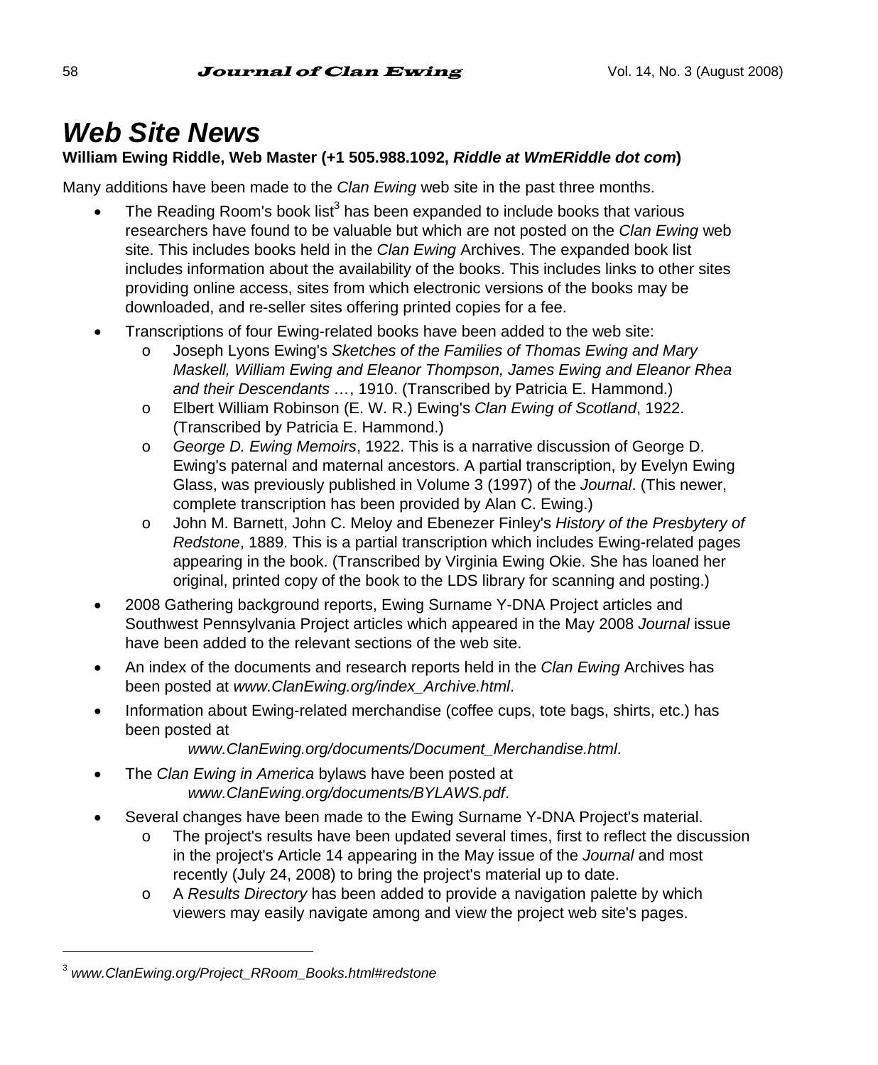# *Web Site News*

**William Ewing Riddle, Web Master (+1 505.988.1092, *Riddle at WmERiddle dot com*)**

Many additions have been made to the *Clan Ewing* web site in the past three months.

- The Reading Room's book list[3] has been expanded to include books that various researchers have found to be valuable but which are not posted on the *Clan Ewing* web site. This includes books held in the *Clan Ewing* Archives. The expanded book list includes information about the availability of the books. This includes links to other sites providing online access, sites from which electronic versions of the books may be downloaded, and re-seller sites offering printed copies for a fee.
- Transcriptions of four Ewing-related books have been added to the web site:
    - Joseph Lyons Ewing's *Sketches of the Families of Thomas Ewing and Mary Maskell, William Ewing and Eleanor Thompson, James Ewing and Eleanor Rhea and their Descendants …*, 1910. (Transcribed by Patricia E. Hammond.)
    - Elbert William Robinson (E. W. R.) Ewing's *Clan Ewing of Scotland*, 1922. (Transcribed by Patricia E. Hammond.)
    - *George D. Ewing Memoirs*, 1922. This is a narrative discussion of George D. Ewing's paternal and maternal ancestors. A partial transcription, by Evelyn Ewing Glass, was previously published in Volume 3 (1997) of the *Journal*. (This newer, complete transcription has been provided by Alan C. Ewing.)
    - John M. Barnett, John C. Meloy and Ebenezer Finley's *History of the Presbytery of Redstone*, 1889. This is a partial transcription which includes Ewing-related pages appearing in the book. (Transcribed by Virginia Ewing Okie. She has loaned her original, printed copy of the book to the LDS library for scanning and posting.)
- 2008 Gathering background reports, Ewing Surname Y-DNA Project articles and Southwest Pennsylvania Project articles which appeared in the May 2008 *Journal* issue have been added to the relevant sections of the web site.
- An index of the documents and research reports held in the *Clan Ewing* Archives has been posted at *www.ClanEwing.org/index_Archive.html*.
- Information about Ewing-related merchandise (coffee cups, tote bags, shirts, etc.) has been posted at

  *www.ClanEwing.org/documents/Document_Merchandise.html*.
- The *Clan Ewing in America* bylaws have been posted at

  *www.ClanEwing.org/documents/BYLAWS.pdf*.
- Several changes have been made to the Ewing Surname Y-DNA Project's material.
    - The project's results have been updated several times, first to reflect the discussion in the project's Article 14 appearing in the May issue of the *Journal* and most recently (July 24, 2008) to bring the project's material up to date.
    - A *Results Directory* has been added to provide a navigation palette by which viewers may easily navigate among and view the project web site's pages.

---

[3] *www.ClanEwing.org/Project_RRoom_Books.html#redstone*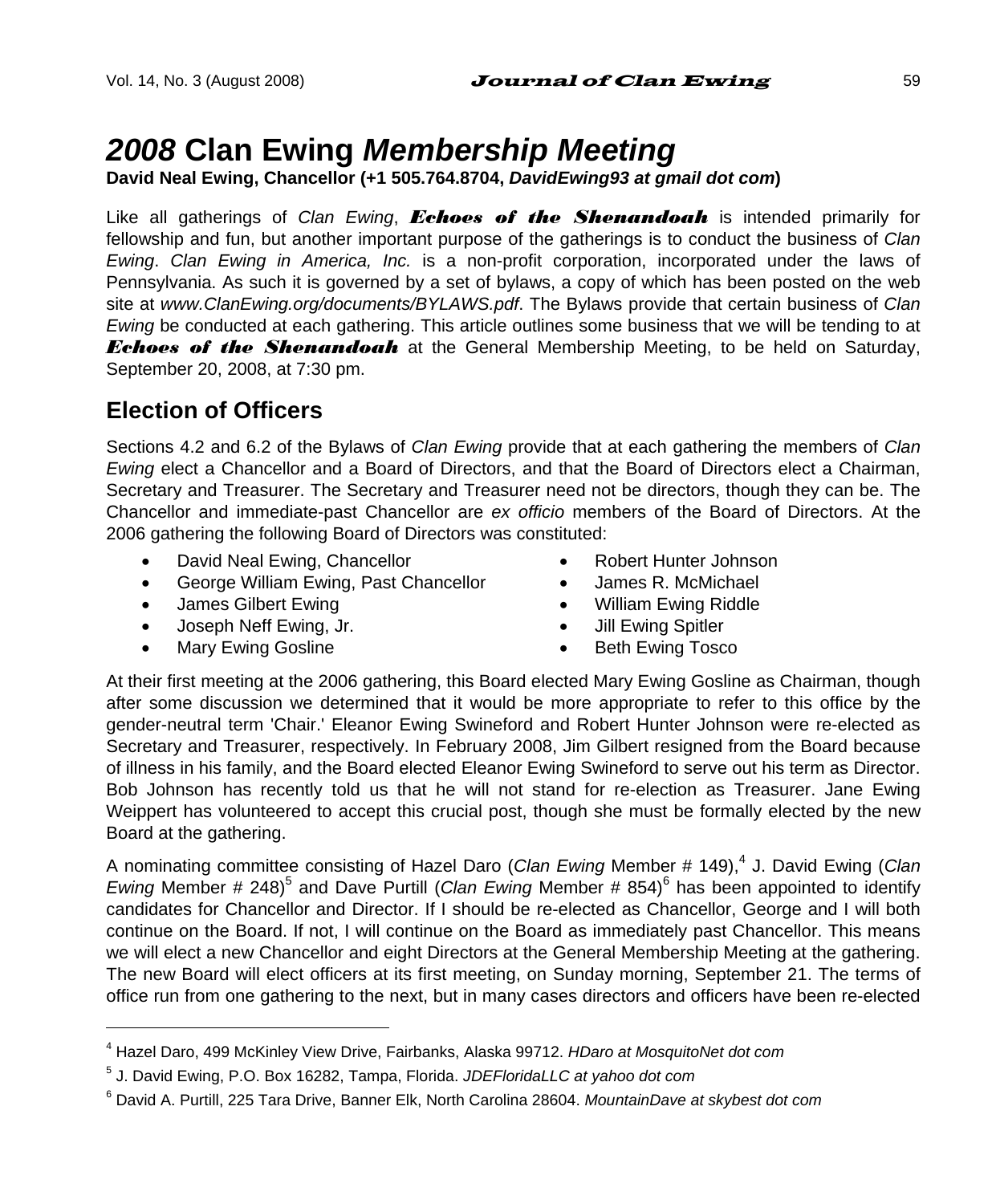# *2008* Clan Ewing *Membership Meeting*

**David Neal Ewing, Chancellor (+1 505.764.8704, *DavidEwing93 at gmail dot com*)**

Like all gatherings of *Clan Ewing*, ***Echoes of the Shenandoah*** is intended primarily for fellowship and fun, but another important purpose of the gatherings is to conduct the business of *Clan Ewing*. *Clan Ewing in America, Inc.* is a non-profit corporation, incorporated under the laws of Pennsylvania. As such it is governed by a set of bylaws, a copy of which has been posted on the web site at *www.ClanEwing.org/documents/BYLAWS.pdf*. The Bylaws provide that certain business of *Clan Ewing* be conducted at each gathering. This article outlines some business that we will be tending to at ***Echoes of the Shenandoah*** at the General Membership Meeting, to be held on Saturday, September 20, 2008, at 7:30 pm.

## Election of Officers

Sections 4.2 and 6.2 of the Bylaws of *Clan Ewing* provide that at each gathering the members of *Clan Ewing* elect a Chancellor and a Board of Directors, and that the Board of Directors elect a Chairman, Secretary and Treasurer. The Secretary and Treasurer need not be directors, though they can be. The Chancellor and immediate-past Chancellor are *ex officio* members of the Board of Directors. At the 2006 gathering the following Board of Directors was constituted:

- David Neal Ewing, Chancellor
- George William Ewing, Past Chancellor
- James Gilbert Ewing
- Joseph Neff Ewing, Jr.
- Mary Ewing Gosline
- Robert Hunter Johnson
- James R. McMichael
- William Ewing Riddle
- Jill Ewing Spitler
- Beth Ewing Tosco

At their first meeting at the 2006 gathering, this Board elected Mary Ewing Gosline as Chairman, though after some discussion we determined that it would be more appropriate to refer to this office by the gender-neutral term 'Chair.' Eleanor Ewing Swineford and Robert Hunter Johnson were re-elected as Secretary and Treasurer, respectively. In February 2008, Jim Gilbert resigned from the Board because of illness in his family, and the Board elected Eleanor Ewing Swineford to serve out his term as Director. Bob Johnson has recently told us that he will not stand for re-election as Treasurer. Jane Ewing Weippert has volunteered to accept this crucial post, though she must be formally elected by the new Board at the gathering.

A nominating committee consisting of Hazel Daro (*Clan Ewing* Member # 149),[4] J. David Ewing (*Clan Ewing* Member # 248)[5] and Dave Purtill (*Clan Ewing* Member # 854)[6] has been appointed to identify candidates for Chancellor and Director. If I should be re-elected as Chancellor, George and I will both continue on the Board. If not, I will continue on the Board as immediately past Chancellor. This means we will elect a new Chancellor and eight Directors at the General Membership Meeting at the gathering. The new Board will elect officers at its first meeting, on Sunday morning, September 21. The terms of office run from one gathering to the next, but in many cases directors and officers have been re-elected

---

[4] Hazel Daro, 499 McKinley View Drive, Fairbanks, Alaska 99712. *HDaro at MosquitoNet dot com*

[5] J. David Ewing, P.O. Box 16282, Tampa, Florida. *JDEFloridaLLC at yahoo dot com*

[6] David A. Purtill, 225 Tara Drive, Banner Elk, North Carolina 28604. *MountainDave at skybest dot com*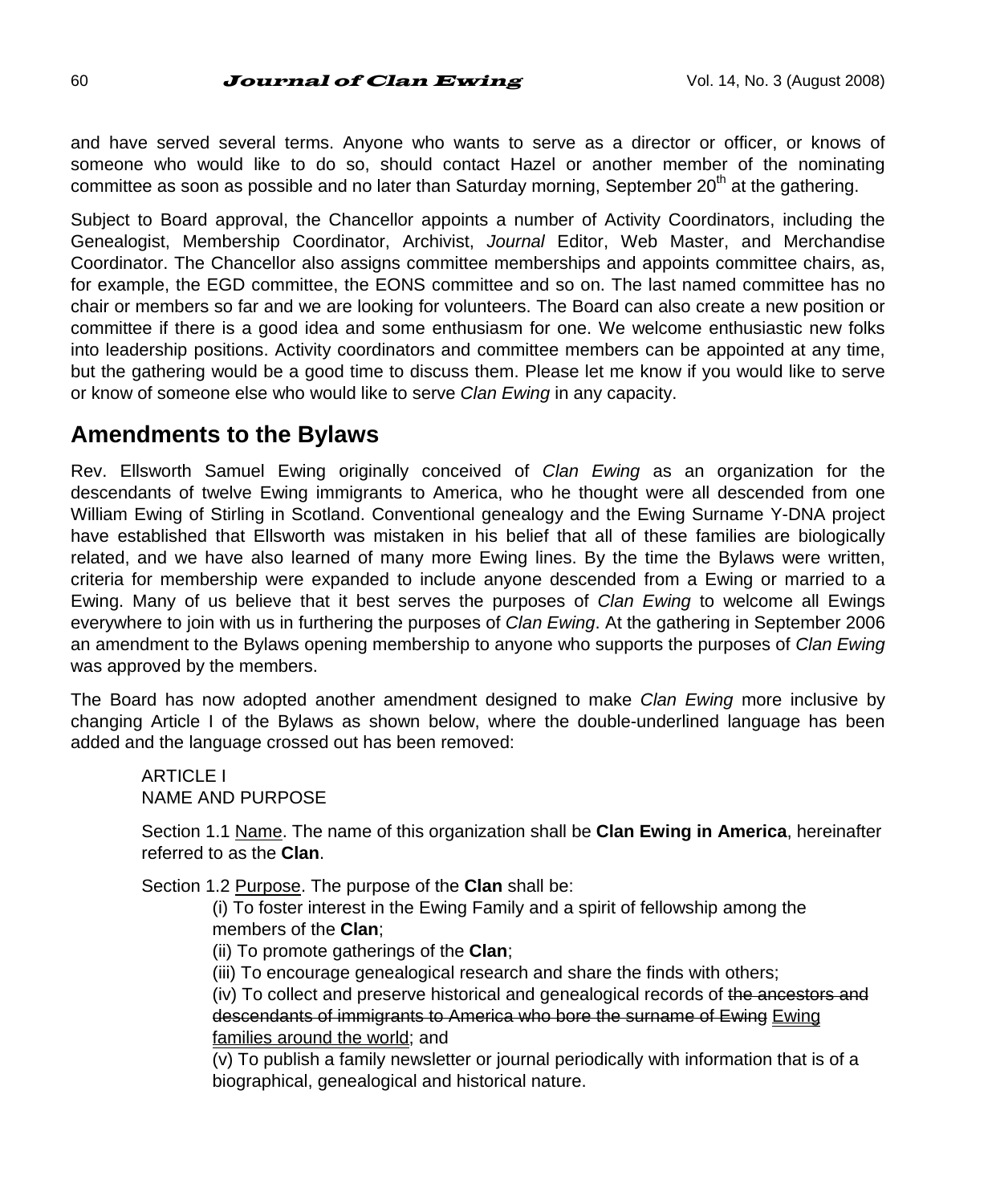and have served several terms. Anyone who wants to serve as a director or officer, or knows of someone who would like to do so, should contact Hazel or another member of the nominating committee as soon as possible and no later than Saturday morning, September 20th at the gathering.

Subject to Board approval, the Chancellor appoints a number of Activity Coordinators, including the Genealogist, Membership Coordinator, Archivist, *Journal* Editor, Web Master, and Merchandise Coordinator. The Chancellor also assigns committee memberships and appoints committee chairs, as, for example, the EGD committee, the EONS committee and so on. The last named committee has no chair or members so far and we are looking for volunteers. The Board can also create a new position or committee if there is a good idea and some enthusiasm for one. We welcome enthusiastic new folks into leadership positions. Activity coordinators and committee members can be appointed at any time, but the gathering would be a good time to discuss them. Please let me know if you would like to serve or know of someone else who would like to serve *Clan Ewing* in any capacity.

## Amendments to the Bylaws

Rev. Ellsworth Samuel Ewing originally conceived of *Clan Ewing* as an organization for the descendants of twelve Ewing immigrants to America, who he thought were all descended from one William Ewing of Stirling in Scotland. Conventional genealogy and the Ewing Surname Y-DNA project have established that Ellsworth was mistaken in his belief that all of these families are biologically related, and we have also learned of many more Ewing lines. By the time the Bylaws were written, criteria for membership were expanded to include anyone descended from a Ewing or married to a Ewing. Many of us believe that it best serves the purposes of *Clan Ewing* to welcome all Ewings everywhere to join with us in furthering the purposes of *Clan Ewing*. At the gathering in September 2006 an amendment to the Bylaws opening membership to anyone who supports the purposes of *Clan Ewing* was approved by the members.

The Board has now adopted another amendment designed to make *Clan Ewing* more inclusive by changing Article I of the Bylaws as shown below, where the double-underlined language has been added and the language crossed out has been removed:

ARTICLE I
NAME AND PURPOSE

Section 1.1 Name. The name of this organization shall be **Clan Ewing in America**, hereinafter referred to as the **Clan**.

Section 1.2 Purpose. The purpose of the **Clan** shall be:

(i) To foster interest in the Ewing Family and a spirit of fellowship among the members of the **Clan**;
(ii) To promote gatherings of the **Clan**;
(iii) To encourage genealogical research and share the finds with others;
(iv) To collect and preserve historical and genealogical records of ~~the ancestors and descendants of immigrants to America who bore the surname of Ewing~~ Ewing families around the world; and
(v) To publish a family newsletter or journal periodically with information that is of a biographical, genealogical and historical nature.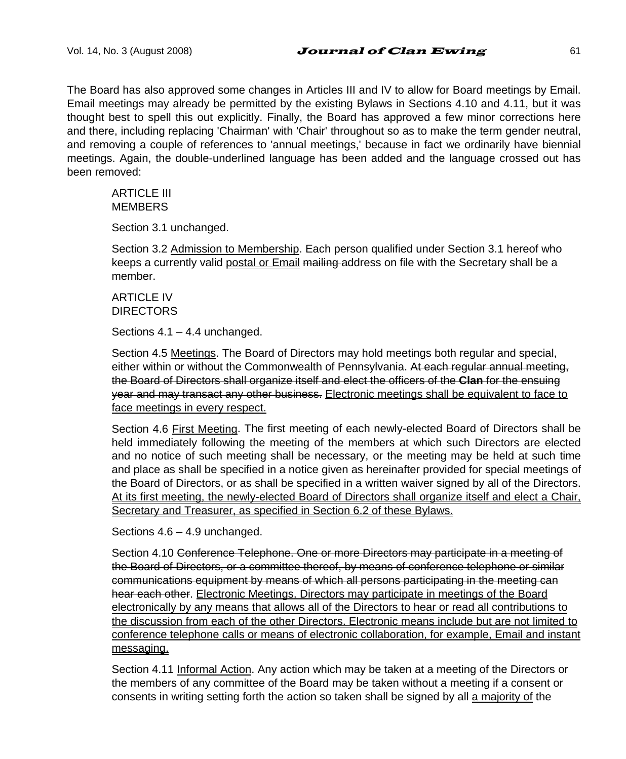The Board has also approved some changes in Articles III and IV to allow for Board meetings by Email. Email meetings may already be permitted by the existing Bylaws in Sections 4.10 and 4.11, but it was thought best to spell this out explicitly. Finally, the Board has approved a few minor corrections here and there, including replacing 'Chairman' with 'Chair' throughout so as to make the term gender neutral, and removing a couple of references to 'annual meetings,' because in fact we ordinarily have biennial meetings. Again, the double-underlined language has been added and the language crossed out has been removed:

> ARTICLE III
> MEMBERS
>
> Section 3.1 unchanged.
>
> Section 3.2 <u>Admission to Membership</u>. Each person qualified under Section 3.1 hereof who keeps a currently valid <u>postal or Email</u> ~~mailing~~ address on file with the Secretary shall be a member.
>
> ARTICLE IV
> DIRECTORS
>
> Sections 4.1 – 4.4 unchanged.
>
> Section 4.5 <u>Meetings</u>. The Board of Directors may hold meetings both regular and special, either within or without the Commonwealth of Pennsylvania. ~~At each regular annual meeting, the Board of Directors shall organize itself and elect the officers of the **Clan** for the ensuing year and may transact any other business.~~ <u>Electronic meetings shall be equivalent to face to face meetings in every respect.</u>
>
> Section 4.6 <u>First Meeting</u>. The first meeting of each newly-elected Board of Directors shall be held immediately following the meeting of the members at which such Directors are elected and no notice of such meeting shall be necessary, or the meeting may be held at such time and place as shall be specified in a notice given as hereinafter provided for special meetings of the Board of Directors, or as shall be specified in a written waiver signed by all of the Directors. <u>At its first meeting, the newly-elected Board of Directors shall organize itself and elect a Chair, Secretary and Treasurer, as specified in Section 6.2 of these Bylaws.</u>
>
> Sections 4.6 – 4.9 unchanged.
>
> Section 4.10 ~~Conference Telephone. One or more Directors may participate in a meeting of the Board of Directors, or a committee thereof, by means of conference telephone or similar communications equipment by means of which all persons participating in the meeting can hear each other~~. <u>Electronic Meetings. Directors may participate in meetings of the Board electronically by any means that allows all of the Directors to hear or read all contributions to the discussion from each of the other Directors. Electronic means include but are not limited to conference telephone calls or means of electronic collaboration, for example, Email and instant messaging.</u>
>
> Section 4.11 <u>Informal Action</u>. Any action which may be taken at a meeting of the Directors or the members of any committee of the Board may be taken without a meeting if a consent or consents in writing setting forth the action so taken shall be signed by ~~all~~ <u>a majority of</u> the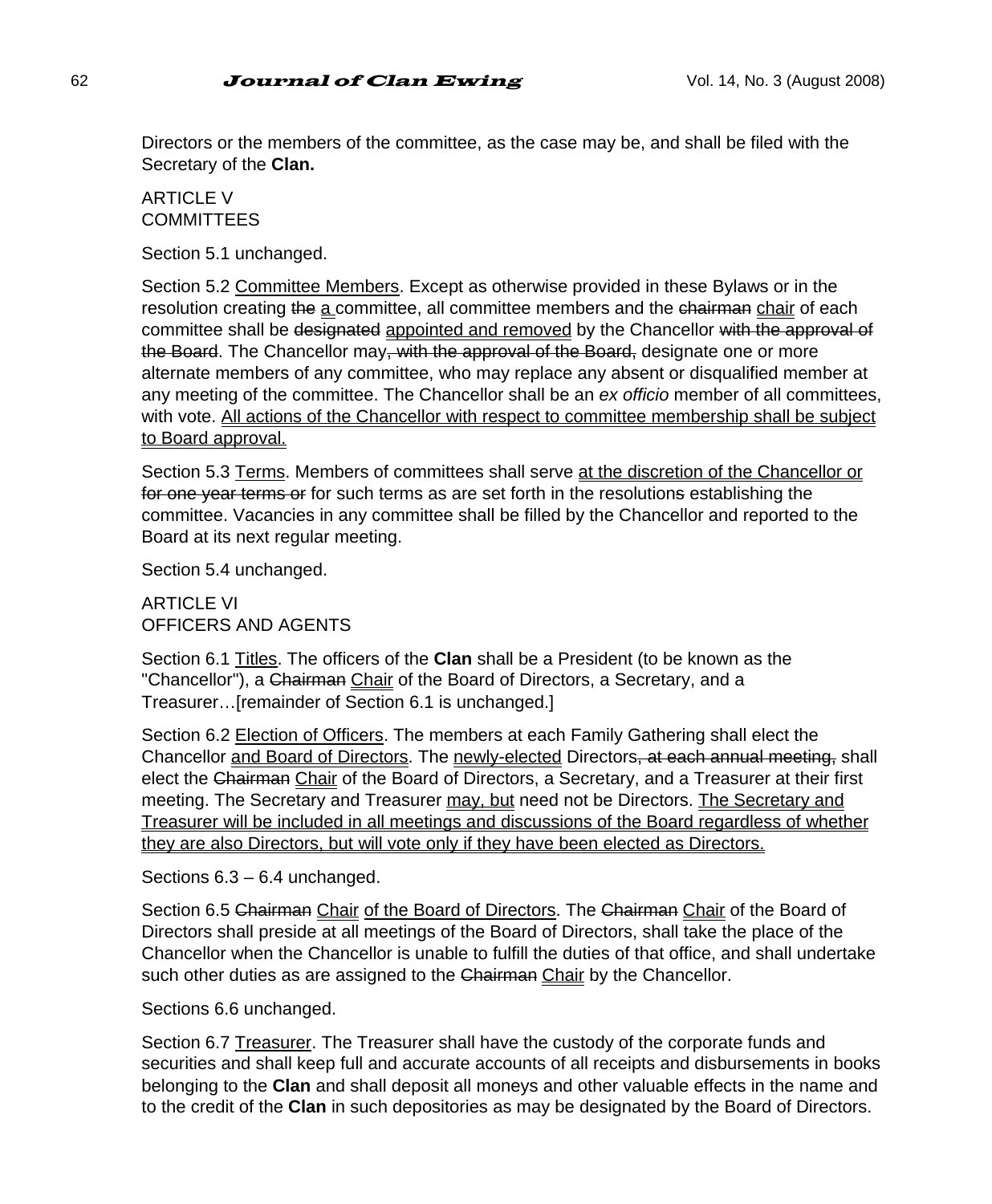Directors or the members of the committee, as the case may be, and shall be filed with the Secretary of the **Clan.**

ARTICLE V
COMMITTEES

Section 5.1 unchanged.

Section 5.2 <u>Committee Members</u>. Except as otherwise provided in these Bylaws or in the resolution creating ~~the~~ <u>a</u> committee, all committee members and the ~~chairman~~ <u>chair</u> of each committee shall be ~~designated~~ <u>appointed and removed</u> by the Chancellor ~~with the approval of the Board~~. The Chancellor may~~, with the approval of the Board,~~ designate one or more alternate members of any committee, who may replace any absent or disqualified member at any meeting of the committee. The Chancellor shall be an *ex officio* member of all committees, with vote. <u>All actions of the Chancellor with respect to committee membership shall be subject to Board approval.</u>

Section 5.3 <u>Terms</u>. Members of committees shall serve <u>at the discretion of the Chancellor or</u> ~~for one year terms or~~ for such terms as are set forth in the resolution~~s~~ establishing the committee. Vacancies in any committee shall be filled by the Chancellor and reported to the Board at its next regular meeting.

Section 5.4 unchanged.

ARTICLE VI
OFFICERS AND AGENTS

Section 6.1 <u>Titles</u>. The officers of the **Clan** shall be a President (to be known as the "Chancellor"), a ~~Chairman~~ <u>Chair</u> of the Board of Directors, a Secretary, and a Treasurer…[remainder of Section 6.1 is unchanged.]

Section 6.2 <u>Election of Officers</u>. The members at each Family Gathering shall elect the Chancellor <u>and Board of Directors</u>. The <u>newly-elected</u> Directors~~, at each annual meeting,~~ shall elect the ~~Chairman~~ <u>Chair</u> of the Board of Directors, a Secretary, and a Treasurer at their first meeting. The Secretary and Treasurer <u>may, but</u> need not be Directors. <u>The Secretary and Treasurer will be included in all meetings and discussions of the Board regardless of whether they are also Directors, but will vote only if they have been elected as Directors.</u>

Sections 6.3 – 6.4 unchanged.

Section 6.5 ~~Chairman~~ <u>Chair</u> <u>of the Board of Directors</u>. The ~~Chairman~~ <u>Chair</u> of the Board of Directors shall preside at all meetings of the Board of Directors, shall take the place of the Chancellor when the Chancellor is unable to fulfill the duties of that office, and shall undertake such other duties as are assigned to the ~~Chairman~~ <u>Chair</u> by the Chancellor.

Sections 6.6 unchanged.

Section 6.7 <u>Treasurer</u>. The Treasurer shall have the custody of the corporate funds and securities and shall keep full and accurate accounts of all receipts and disbursements in books belonging to the **Clan** and shall deposit all moneys and other valuable effects in the name and to the credit of the **Clan** in such depositories as may be designated by the Board of Directors.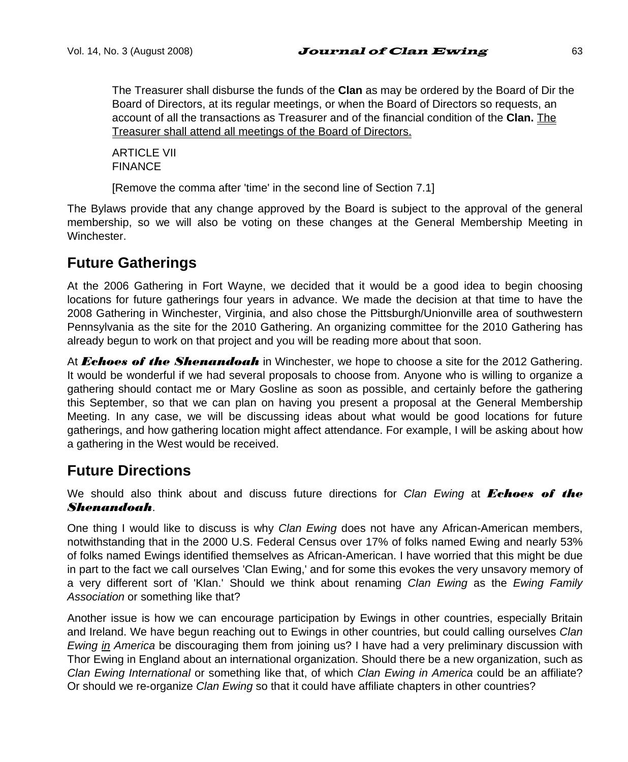The Treasurer shall disburse the funds of the **Clan** as may be ordered by the Board of Dir the Board of Directors, at its regular meetings, or when the Board of Directors so requests, an account of all the transactions as Treasurer and of the financial condition of the **Clan.** <u>The Treasurer shall attend all meetings of the Board of Directors.</u>

ARTICLE VII
FINANCE

[Remove the comma after 'time' in the second line of Section 7.1]

The Bylaws provide that any change approved by the Board is subject to the approval of the general membership, so we will also be voting on these changes at the General Membership Meeting in Winchester.

## Future Gatherings

At the 2006 Gathering in Fort Wayne, we decided that it would be a good idea to begin choosing locations for future gatherings four years in advance. We made the decision at that time to have the 2008 Gathering in Winchester, Virginia, and also chose the Pittsburgh/Unionville area of southwestern Pennsylvania as the site for the 2010 Gathering. An organizing committee for the 2010 Gathering has already begun to work on that project and you will be reading more about that soon.

At ***Echoes of the Shenandoah*** in Winchester, we hope to choose a site for the 2012 Gathering. It would be wonderful if we had several proposals to choose from. Anyone who is willing to organize a gathering should contact me or Mary Gosline as soon as possible, and certainly before the gathering this September, so that we can plan on having you present a proposal at the General Membership Meeting. In any case, we will be discussing ideas about what would be good locations for future gatherings, and how gathering location might affect attendance. For example, I will be asking about how a gathering in the West would be received.

## Future Directions

We should also think about and discuss future directions for *Clan Ewing* at ***Echoes of the Shenandoah***.

One thing I would like to discuss is why *Clan Ewing* does not have any African-American members, notwithstanding that in the 2000 U.S. Federal Census over 17% of folks named Ewing and nearly 53% of folks named Ewings identified themselves as African-American. I have worried that this might be due in part to the fact we call ourselves 'Clan Ewing,' and for some this evokes the very unsavory memory of a very different sort of 'Klan.' Should we think about renaming *Clan Ewing* as the *Ewing Family Association* or something like that?

Another issue is how we can encourage participation by Ewings in other countries, especially Britain and Ireland. We have begun reaching out to Ewings in other countries, but could calling ourselves *Clan Ewing <u>in</u> America* be discouraging them from joining us? I have had a very preliminary discussion with Thor Ewing in England about an international organization. Should there be a new organization, such as *Clan Ewing International* or something like that, of which *Clan Ewing in America* could be an affiliate? Or should we re-organize *Clan Ewing* so that it could have affiliate chapters in other countries?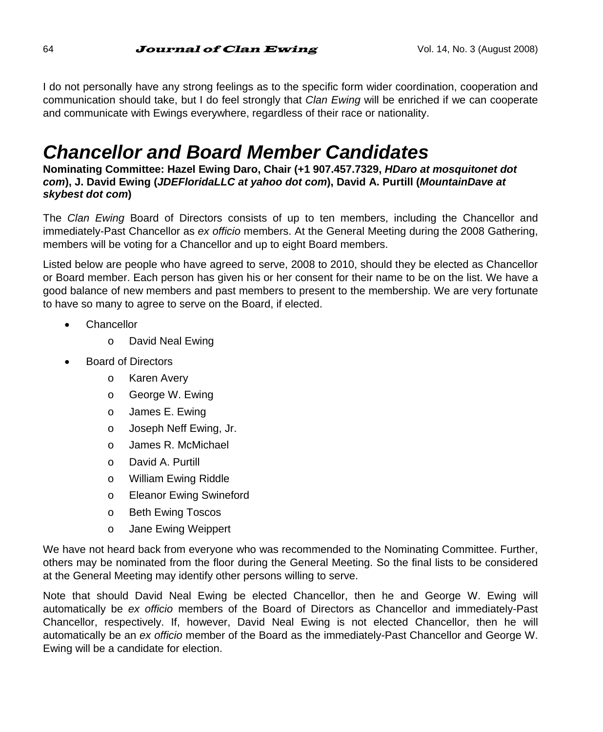I do not personally have any strong feelings as to the specific form wider coordination, cooperation and communication should take, but I do feel strongly that *Clan Ewing* will be enriched if we can cooperate and communicate with Ewings everywhere, regardless of their race or nationality.

## *Chancellor and Board Member Candidates*

**Nominating Committee: Hazel Ewing Daro, Chair (+1 907.457.7329, *HDaro at mosquitonet dot com*), J. David Ewing (*JDEFloridaLLC at yahoo dot com*), David A. Purtill (*MountainDave at skybest dot com*)**

The *Clan Ewing* Board of Directors consists of up to ten members, including the Chancellor and immediately-Past Chancellor as *ex officio* members. At the General Meeting during the 2008 Gathering, members will be voting for a Chancellor and up to eight Board members.

Listed below are people who have agreed to serve, 2008 to 2010, should they be elected as Chancellor or Board member. Each person has given his or her consent for their name to be on the list. We have a good balance of new members and past members to present to the membership. We are very fortunate to have so many to agree to serve on the Board, if elected.

- Chancellor
  - David Neal Ewing
- Board of Directors
  - Karen Avery
  - George W. Ewing
  - James E. Ewing
  - Joseph Neff Ewing, Jr.
  - James R. McMichael
  - David A. Purtill
  - William Ewing Riddle
  - Eleanor Ewing Swineford
  - Beth Ewing Toscos
  - Jane Ewing Weippert

We have not heard back from everyone who was recommended to the Nominating Committee. Further, others may be nominated from the floor during the General Meeting. So the final lists to be considered at the General Meeting may identify other persons willing to serve.

Note that should David Neal Ewing be elected Chancellor, then he and George W. Ewing will automatically be *ex officio* members of the Board of Directors as Chancellor and immediately-Past Chancellor, respectively. If, however, David Neal Ewing is not elected Chancellor, then he will automatically be an *ex officio* member of the Board as the immediately-Past Chancellor and George W. Ewing will be a candidate for election.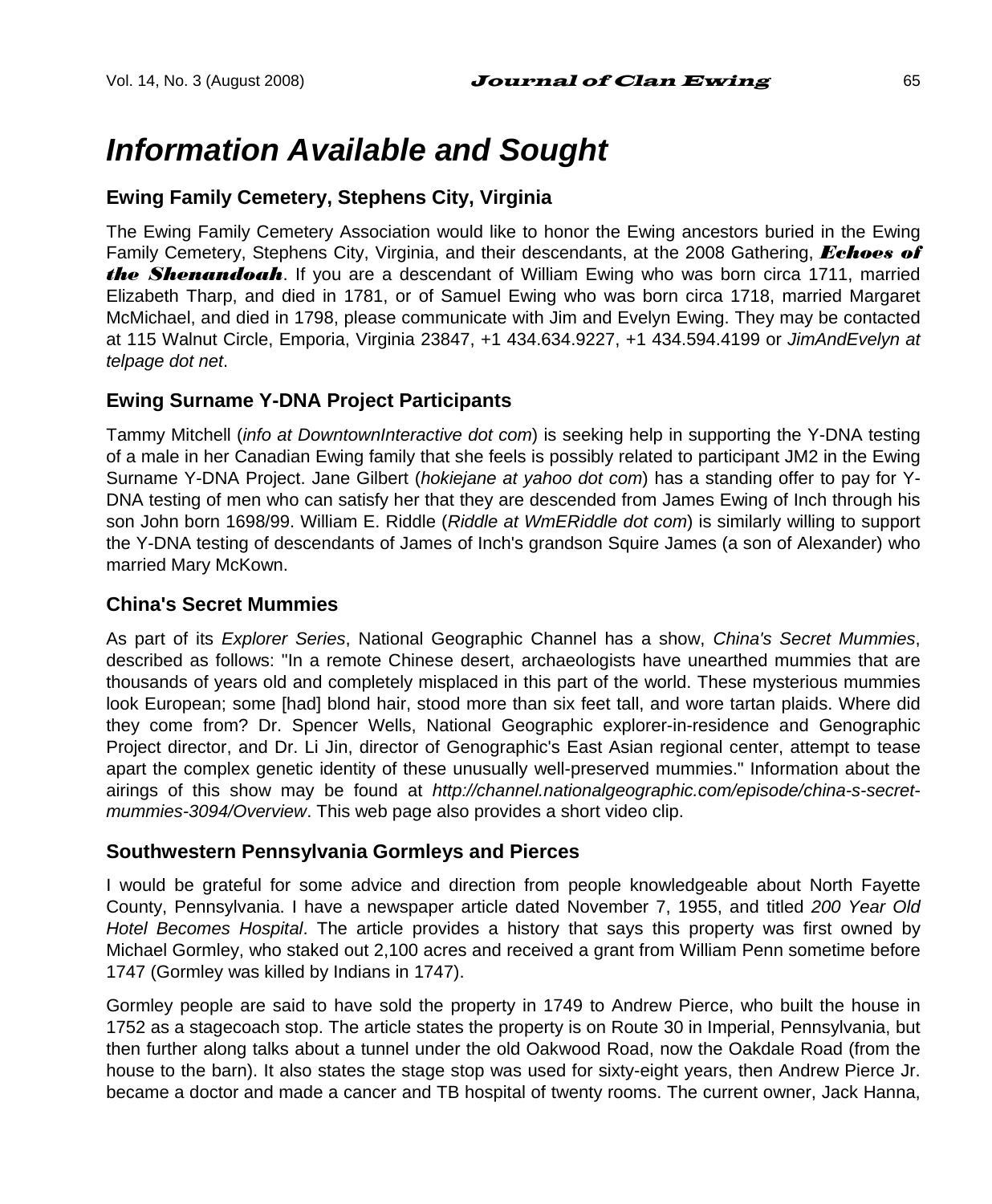# *Information Available and Sought*

### Ewing Family Cemetery, Stephens City, Virginia

The Ewing Family Cemetery Association would like to honor the Ewing ancestors buried in the Ewing Family Cemetery, Stephens City, Virginia, and their descendants, at the 2008 Gathering, ***Echoes of the Shenandoah***. If you are a descendant of William Ewing who was born circa 1711, married Elizabeth Tharp, and died in 1781, or of Samuel Ewing who was born circa 1718, married Margaret McMichael, and died in 1798, please communicate with Jim and Evelyn Ewing. They may be contacted at 115 Walnut Circle, Emporia, Virginia 23847, +1 434.634.9227, +1 434.594.4199 or *JimAndEvelyn at telpage dot net*.

### Ewing Surname Y-DNA Project Participants

Tammy Mitchell (*info at DowntownInteractive dot com*) is seeking help in supporting the Y-DNA testing of a male in her Canadian Ewing family that she feels is possibly related to participant JM2 in the Ewing Surname Y-DNA Project. Jane Gilbert (*hokiejane at yahoo dot com*) has a standing offer to pay for Y-DNA testing of men who can satisfy her that they are descended from James Ewing of Inch through his son John born 1698/99. William E. Riddle (*Riddle at WmERiddle dot com*) is similarly willing to support the Y-DNA testing of descendants of James of Inch's grandson Squire James (a son of Alexander) who married Mary McKown.

### China's Secret Mummies

As part of its *Explorer Series*, National Geographic Channel has a show, *China's Secret Mummies*, described as follows: "In a remote Chinese desert, archaeologists have unearthed mummies that are thousands of years old and completely misplaced in this part of the world. These mysterious mummies look European; some [had] blond hair, stood more than six feet tall, and wore tartan plaids. Where did they come from? Dr. Spencer Wells, National Geographic explorer-in-residence and Genographic Project director, and Dr. Li Jin, director of Genographic's East Asian regional center, attempt to tease apart the complex genetic identity of these unusually well-preserved mummies." Information about the airings of this show may be found at *http://channel.nationalgeographic.com/episode/china-s-secret-mummies-3094/Overview*. This web page also provides a short video clip.

### Southwestern Pennsylvania Gormleys and Pierces

I would be grateful for some advice and direction from people knowledgeable about North Fayette County, Pennsylvania. I have a newspaper article dated November 7, 1955, and titled *200 Year Old Hotel Becomes Hospital*. The article provides a history that says this property was first owned by Michael Gormley, who staked out 2,100 acres and received a grant from William Penn sometime before 1747 (Gormley was killed by Indians in 1747).

Gormley people are said to have sold the property in 1749 to Andrew Pierce, who built the house in 1752 as a stagecoach stop. The article states the property is on Route 30 in Imperial, Pennsylvania, but then further along talks about a tunnel under the old Oakwood Road, now the Oakdale Road (from the house to the barn). It also states the stage stop was used for sixty-eight years, then Andrew Pierce Jr. became a doctor and made a cancer and TB hospital of twenty rooms. The current owner, Jack Hanna,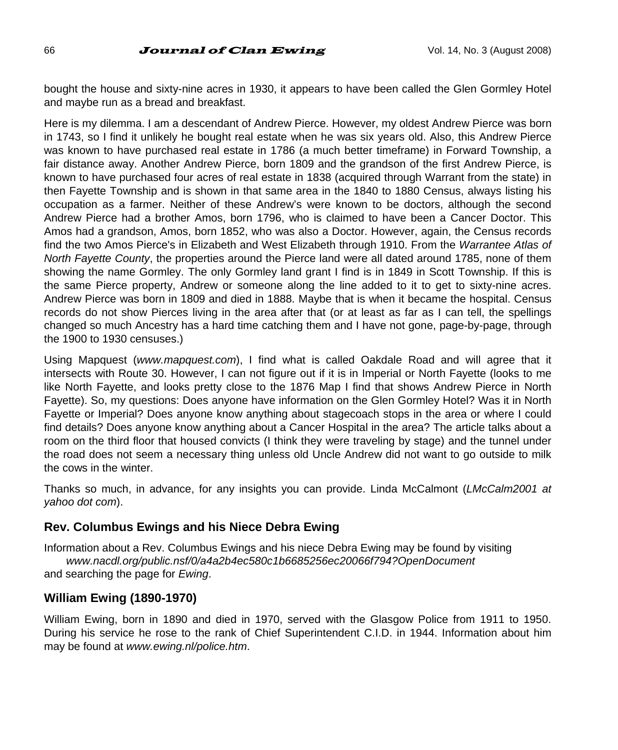bought the house and sixty-nine acres in 1930, it appears to have been called the Glen Gormley Hotel and maybe run as a bread and breakfast.

Here is my dilemma. I am a descendant of Andrew Pierce. However, my oldest Andrew Pierce was born in 1743, so I find it unlikely he bought real estate when he was six years old. Also, this Andrew Pierce was known to have purchased real estate in 1786 (a much better timeframe) in Forward Township, a fair distance away. Another Andrew Pierce, born 1809 and the grandson of the first Andrew Pierce, is known to have purchased four acres of real estate in 1838 (acquired through Warrant from the state) in then Fayette Township and is shown in that same area in the 1840 to 1880 Census, always listing his occupation as a farmer. Neither of these Andrew's were known to be doctors, although the second Andrew Pierce had a brother Amos, born 1796, who is claimed to have been a Cancer Doctor. This Amos had a grandson, Amos, born 1852, who was also a Doctor. However, again, the Census records find the two Amos Pierce's in Elizabeth and West Elizabeth through 1910. From the *Warrantee Atlas of North Fayette County*, the properties around the Pierce land were all dated around 1785, none of them showing the name Gormley. The only Gormley land grant I find is in 1849 in Scott Township. If this is the same Pierce property, Andrew or someone along the line added to it to get to sixty-nine acres. Andrew Pierce was born in 1809 and died in 1888. Maybe that is when it became the hospital. Census records do not show Pierces living in the area after that (or at least as far as I can tell, the spellings changed so much Ancestry has a hard time catching them and I have not gone, page-by-page, through the 1900 to 1930 censuses.)

Using Mapquest (*www.mapquest.com*), I find what is called Oakdale Road and will agree that it intersects with Route 30. However, I can not figure out if it is in Imperial or North Fayette (looks to me like North Fayette, and looks pretty close to the 1876 Map I find that shows Andrew Pierce in North Fayette). So, my questions: Does anyone have information on the Glen Gormley Hotel? Was it in North Fayette or Imperial? Does anyone know anything about stagecoach stops in the area or where I could find details? Does anyone know anything about a Cancer Hospital in the area? The article talks about a room on the third floor that housed convicts (I think they were traveling by stage) and the tunnel under the road does not seem a necessary thing unless old Uncle Andrew did not want to go outside to milk the cows in the winter.

Thanks so much, in advance, for any insights you can provide. Linda McCalmont (*LMcCalm2001 at yahoo dot com*).

## Rev. Columbus Ewings and his Niece Debra Ewing

Information about a Rev. Columbus Ewings and his niece Debra Ewing may be found by visiting
*www.nacdl.org/public.nsf/0/a4a2b4ec580c1b6685256ec20066f794?OpenDocument*
and searching the page for *Ewing*.

## William Ewing (1890-1970)

William Ewing, born in 1890 and died in 1970, served with the Glasgow Police from 1911 to 1950. During his service he rose to the rank of Chief Superintendent C.I.D. in 1944. Information about him may be found at *www.ewing.nl/police.htm*.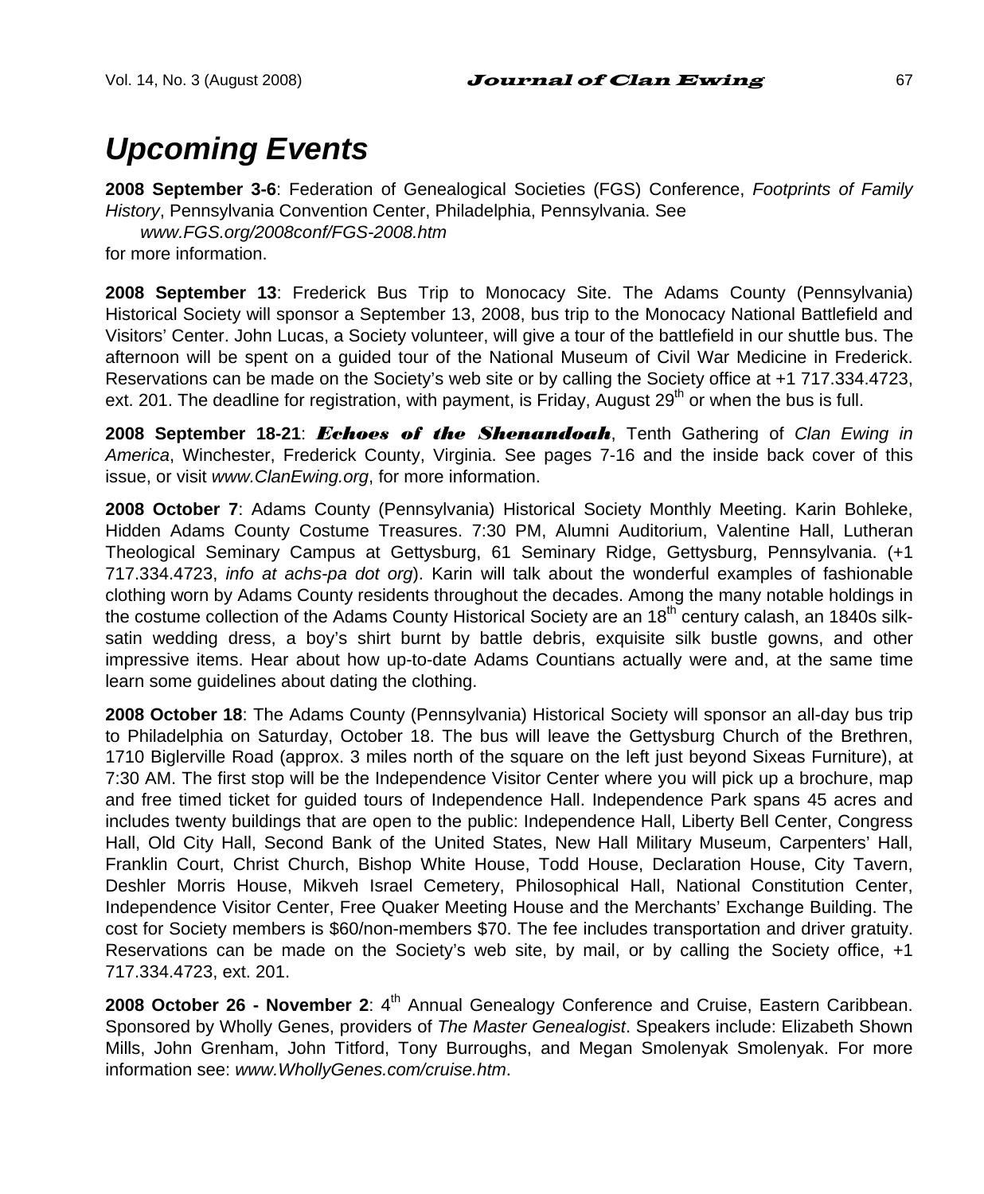# *Upcoming Events*

**2008 September 3-6**: Federation of Genealogical Societies (FGS) Conference, *Footprints of Family History*, Pennsylvania Convention Center, Philadelphia, Pennsylvania. See

*www.FGS.org/2008conf/FGS-2008.htm*

for more information.

**2008 September 13**: Frederick Bus Trip to Monocacy Site. The Adams County (Pennsylvania) Historical Society will sponsor a September 13, 2008, bus trip to the Monocacy National Battlefield and Visitors' Center. John Lucas, a Society volunteer, will give a tour of the battlefield in our shuttle bus. The afternoon will be spent on a guided tour of the National Museum of Civil War Medicine in Frederick. Reservations can be made on the Society's web site or by calling the Society office at +1 717.334.4723, ext. 201. The deadline for registration, with payment, is Friday, August 29th or when the bus is full.

**2008 September 18-21**: ***Echoes of the Shenandoah***, Tenth Gathering of *Clan Ewing in America*, Winchester, Frederick County, Virginia. See pages 7-16 and the inside back cover of this issue, or visit *www.ClanEwing.org*, for more information.

**2008 October 7**: Adams County (Pennsylvania) Historical Society Monthly Meeting. Karin Bohleke, Hidden Adams County Costume Treasures. 7:30 PM, Alumni Auditorium, Valentine Hall, Lutheran Theological Seminary Campus at Gettysburg, 61 Seminary Ridge, Gettysburg, Pennsylvania. (+1 717.334.4723, *info at achs-pa dot org*). Karin will talk about the wonderful examples of fashionable clothing worn by Adams County residents throughout the decades. Among the many notable holdings in the costume collection of the Adams County Historical Society are an 18th century calash, an 1840s silk-satin wedding dress, a boy's shirt burnt by battle debris, exquisite silk bustle gowns, and other impressive items. Hear about how up-to-date Adams Countians actually were and, at the same time learn some guidelines about dating the clothing.

**2008 October 18**: The Adams County (Pennsylvania) Historical Society will sponsor an all-day bus trip to Philadelphia on Saturday, October 18. The bus will leave the Gettysburg Church of the Brethren, 1710 Biglerville Road (approx. 3 miles north of the square on the left just beyond Sixeas Furniture), at 7:30 AM. The first stop will be the Independence Visitor Center where you will pick up a brochure, map and free timed ticket for guided tours of Independence Hall. Independence Park spans 45 acres and includes twenty buildings that are open to the public: Independence Hall, Liberty Bell Center, Congress Hall, Old City Hall, Second Bank of the United States, New Hall Military Museum, Carpenters' Hall, Franklin Court, Christ Church, Bishop White House, Todd House, Declaration House, City Tavern, Deshler Morris House, Mikveh Israel Cemetery, Philosophical Hall, National Constitution Center, Independence Visitor Center, Free Quaker Meeting House and the Merchants' Exchange Building. The cost for Society members is $60/non-members $70. The fee includes transportation and driver gratuity. Reservations can be made on the Society's web site, by mail, or by calling the Society office, +1 717.334.4723, ext. 201.

**2008 October 26 - November 2**: 4th Annual Genealogy Conference and Cruise, Eastern Caribbean. Sponsored by Wholly Genes, providers of *The Master Genealogist*. Speakers include: Elizabeth Shown Mills, John Grenham, John Titford, Tony Burroughs, and Megan Smolenyak Smolenyak. For more information see: *www.WhollyGenes.com/cruise.htm*.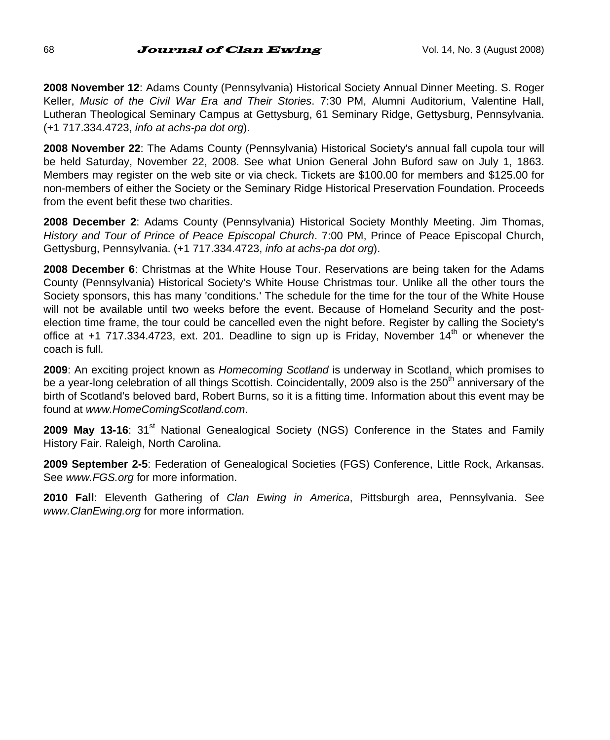**2008 November 12**: Adams County (Pennsylvania) Historical Society Annual Dinner Meeting. S. Roger Keller, *Music of the Civil War Era and Their Stories*. 7:30 PM, Alumni Auditorium, Valentine Hall, Lutheran Theological Seminary Campus at Gettysburg, 61 Seminary Ridge, Gettysburg, Pennsylvania. (+1 717.334.4723, *info at achs-pa dot org*).

**2008 November 22**: The Adams County (Pennsylvania) Historical Society's annual fall cupola tour will be held Saturday, November 22, 2008. See what Union General John Buford saw on July 1, 1863. Members may register on the web site or via check. Tickets are $100.00 for members and $125.00 for non-members of either the Society or the Seminary Ridge Historical Preservation Foundation. Proceeds from the event befit these two charities.

**2008 December 2**: Adams County (Pennsylvania) Historical Society Monthly Meeting. Jim Thomas, *History and Tour of Prince of Peace Episcopal Church*. 7:00 PM, Prince of Peace Episcopal Church, Gettysburg, Pennsylvania. (+1 717.334.4723, *info at achs-pa dot org*).

**2008 December 6**: Christmas at the White House Tour. Reservations are being taken for the Adams County (Pennsylvania) Historical Society's White House Christmas tour. Unlike all the other tours the Society sponsors, this has many 'conditions.' The schedule for the time for the tour of the White House will not be available until two weeks before the event. Because of Homeland Security and the post-election time frame, the tour could be cancelled even the night before. Register by calling the Society's office at +1 717.334.4723, ext. 201. Deadline to sign up is Friday, November 14th or whenever the coach is full.

**2009**: An exciting project known as *Homecoming Scotland* is underway in Scotland, which promises to be a year-long celebration of all things Scottish. Coincidentally, 2009 also is the 250th anniversary of the birth of Scotland's beloved bard, Robert Burns, so it is a fitting time. Information about this event may be found at *www.HomeComingScotland.com*.

**2009 May 13-16**: 31st National Genealogical Society (NGS) Conference in the States and Family History Fair. Raleigh, North Carolina.

**2009 September 2-5**: Federation of Genealogical Societies (FGS) Conference, Little Rock, Arkansas. See *www.FGS.org* for more information.

**2010 Fall**: Eleventh Gathering of *Clan Ewing in America*, Pittsburgh area, Pennsylvania. See *www.ClanEwing.org* for more information.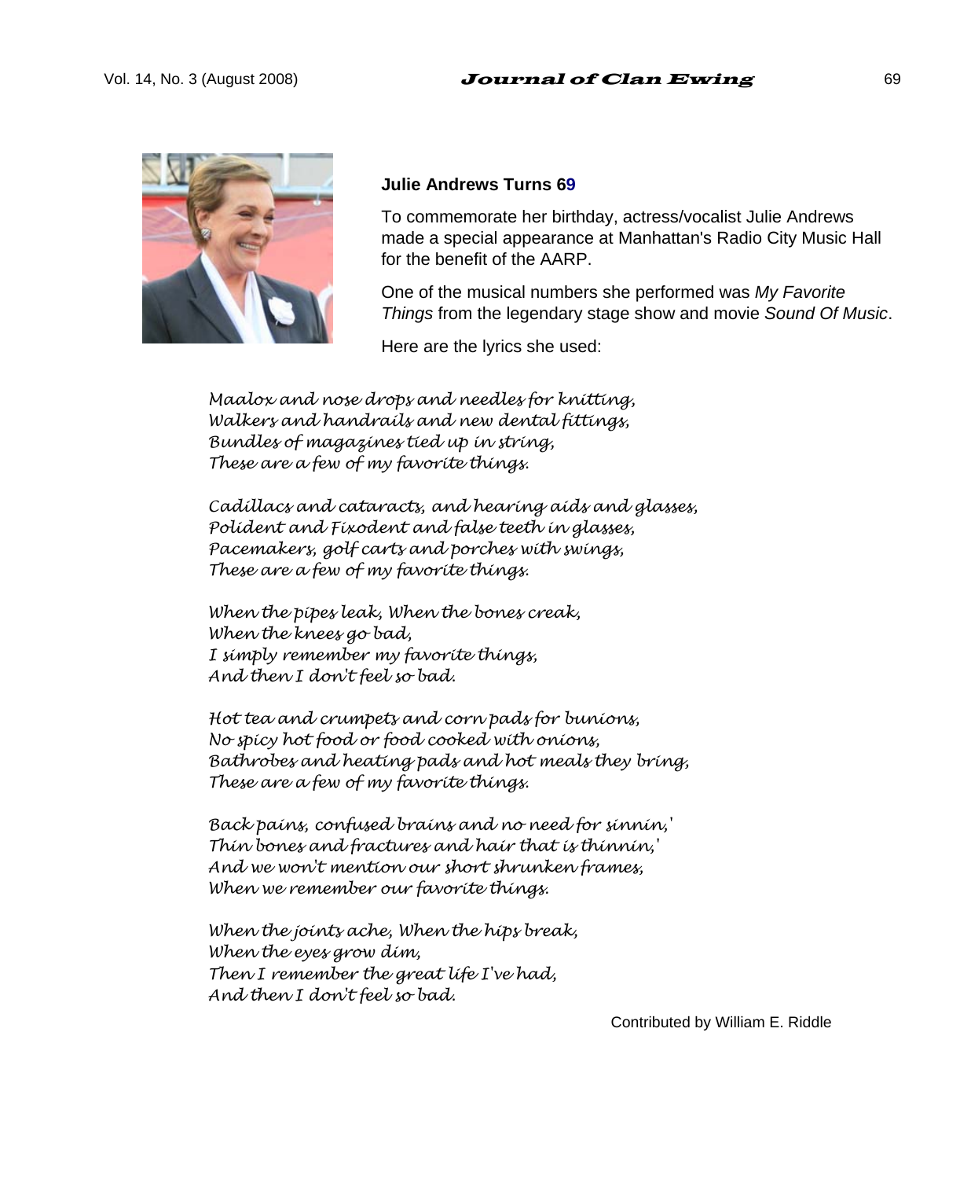**Julie Andrews Turns 69**

To commemorate her birthday, actress/vocalist Julie Andrews made a special appearance at Manhattan's Radio City Music Hall for the benefit of the AARP.

One of the musical numbers she performed was *My Favorite Things* from the legendary stage show and movie *Sound Of Music*.

Here are the lyrics she used:

*Maalox and nose drops and needles for knitting,*
*Walkers and handrails and new dental fittings,*
*Bundles of magazines tied up in string,*
*These are a few of my favorite things.*

*Cadillacs and cataracts, and hearing aids and glasses,*
*Polident and Fixodent and false teeth in glasses,*
*Pacemakers, golf carts and porches with swings,*
*These are a few of my favorite things.*

*When the pipes leak, When the bones creak,*
*When the knees go bad,*
*I simply remember my favorite things,*
*And then I don't feel so bad.*

*Hot tea and crumpets and corn pads for bunions,*
*No spicy hot food or food cooked with onions,*
*Bathrobes and heating pads and hot meals they bring,*
*These are a few of my favorite things.*

*Back pains, confused brains and no need for sinnin,'*
*Thin bones and fractures and hair that is thinnin,'*
*And we won't mention our short shrunken frames,*
*When we remember our favorite things.*

*When the joints ache, When the hips break,*
*When the eyes grow dim,*
*Then I remember the great life I've had,*
*And then I don't feel so bad.*

Contributed by William E. Riddle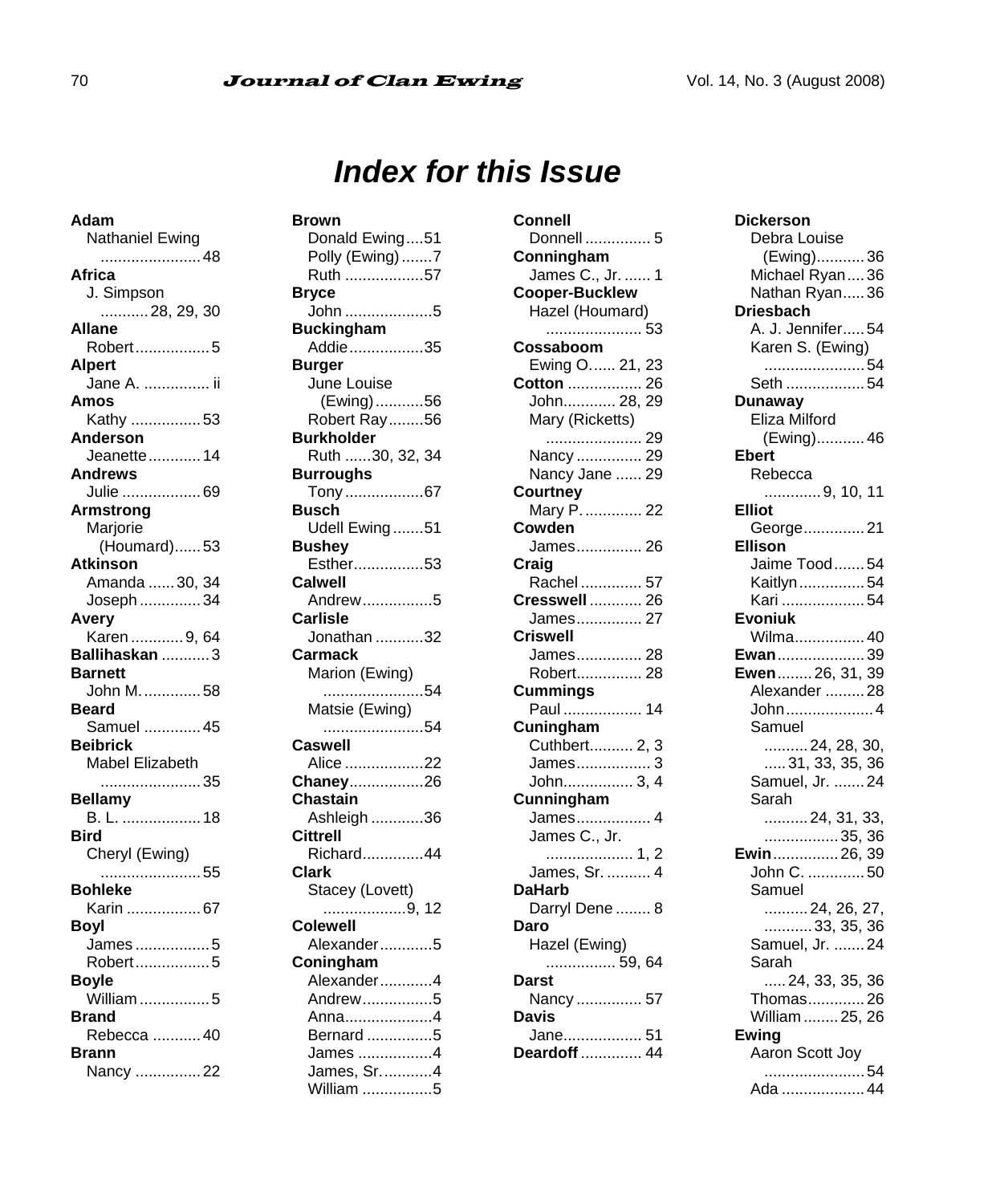# Index for this Issue

**Adam**
Nathaniel Ewing .......................48

**Africa**
J. Simpson ...........28, 29, 30

**Allane**
Robert.................5

**Alpert**
Jane A. ............... ii

**Amos**
Kathy ................53

**Anderson**
Jeanette............14

**Andrews**
Julie ..................69

**Armstrong**
Marjorie (Houmard)......53

**Atkinson**
Amanda ......30, 34
Joseph ..............34

**Avery**
Karen ............9, 64

**Ballihaskan** ...........3

**Barnett**
John M. .............58

**Beard**
Samuel .............45

**Beibrick**
Mabel Elizabeth .......................35

**Bellamy**
B. L. ..................18

**Bird**
Cheryl (Ewing) .......................55

**Bohleke**
Karin .................67

**Boyl**
James .................5
Robert.................5

**Boyle**
William ................5

**Brand**
Rebecca ...........40

**Brann**
Nancy ...............22

**Brown**
Donald Ewing....51
Polly (Ewing).......7
Ruth ..................57

**Bryce**
John ....................5

**Buckingham**
Addie.................35

**Burger**
June Louise (Ewing)...........56
Robert Ray........56

**Burkholder**
Ruth ......30, 32, 34

**Burroughs**
Tony ..................67

**Busch**
Udell Ewing .......51

**Bushey**
Esther................53

**Calwell**
Andrew................5

**Carlisle**
Jonathan ...........32

**Carmack**
Marion (Ewing) .......................54
Matsie (Ewing) .......................54

**Caswell**
Alice ..................22

**Chaney**.................26

**Chastain**
Ashleigh ............36

**Cittrell**
Richard.............44

**Clark**
Stacey (Lovett) ...................9, 12

**Colewell**
Alexander............5

**Coningham**
Alexander............4
Andrew................5
Anna....................4
Bernard ..............5
James .................4
James, Sr. ...........4
William ................5

**Connell**
Donnell ............... 5

**Conningham**
James C., Jr. ...... 1

**Cooper-Bucklew**
Hazel (Houmard) ...................... 53

**Cossaboom**
Ewing O...... 21, 23

**Cotton** ................. 26
John............ 28, 29
Mary (Ricketts) ...................... 29
Nancy ............... 29
Nancy Jane ...... 29

**Courtney**
Mary P. ............. 22

**Cowden**
James............... 26

**Craig**
Rachel .............. 57

**Cresswell** ............ 26
James............... 27

**Criswell**
James............... 28
Robert............... 28

**Cummings**
Paul .................. 14

**Cuningham**
Cuthbert.......... 2, 3
James................. 3
John................ 3, 4

**Cunningham**
James................. 4
James C., Jr. .................... 1, 2
James, Sr. .......... 4

**DaHarb**
Darryl Dene ........ 8

**Daro**
Hazel (Ewing) ................ 59, 64

**Darst**
Nancy ............... 57

**Davis**
Jane.................. 51

**Deardoff** .............. 44

**Dickerson**
Debra Louise (Ewing)...........36
Michael Ryan....36
Nathan Ryan.....36

**Driesbach**
A. J. Jennifer.....54
Karen S. (Ewing) .......................54
Seth .................54

**Dunaway**
Eliza Milford (Ewing)...........46

**Ebert**
Rebecca ............9, 10, 11

**Elliot**
George..............21

**Ellison**
Jaime Tood.......54
Kaitlyn...............54
Kari ...................54

**Evoniuk**
Wilma................40

**Ewan**....................39

**Ewen**........ 26, 31, 39
Alexander .........28
John....................4
Samuel ..........24, 28, 30, .....31, 33, 35, 36
Samuel, Jr. .......24
Sarah ..........24, 31, 33, .................35, 36

**Ewin**............... 26, 39
John C. .............50
Samuel ..........24, 26, 27, ...........33, 35, 36
Samuel, Jr. .......24
Sarah .....24, 33, 35, 36
Thomas.............26
William ........25, 26

**Ewing**
Aaron Scott Joy .......................54
Ada ...................44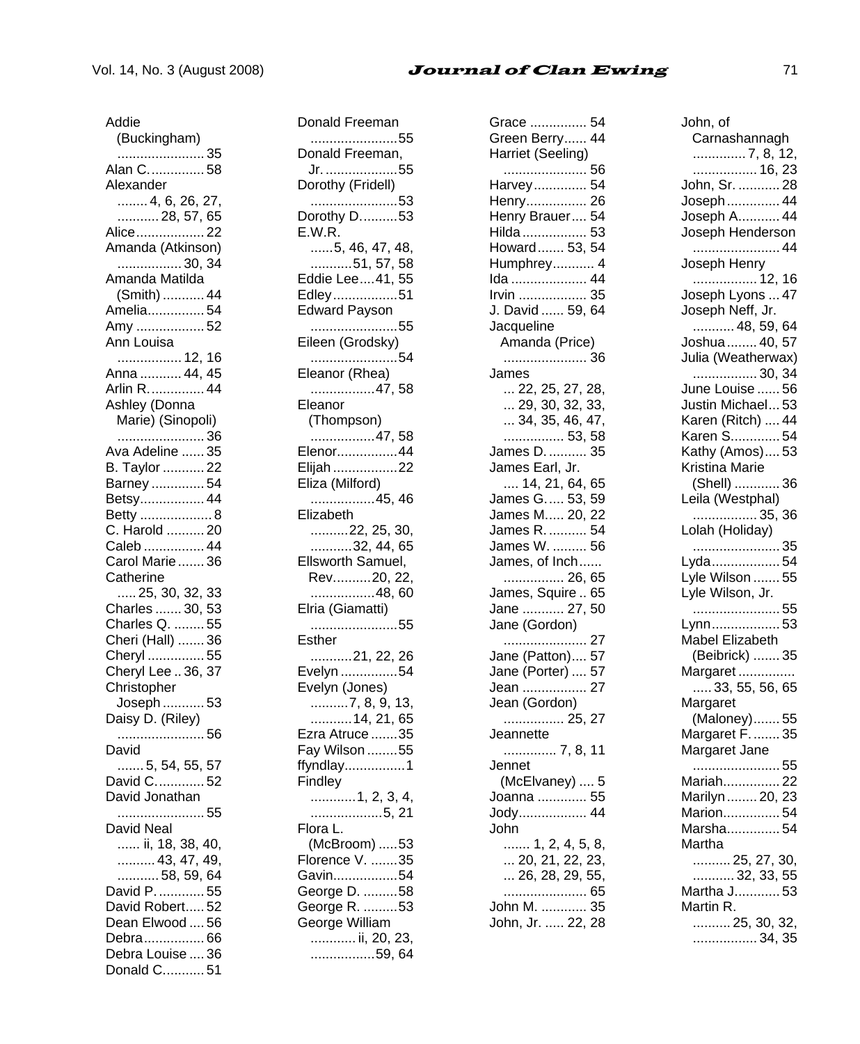Addie (Buckingham) .......................35
Alan C. ..............58
Alexander ........4, 6, 26, 27, ...........28, 57, 65
Alice..................22
Amanda (Atkinson) .................30, 34
Amanda Matilda (Smith) ...........44
Amelia...............54
Amy ..................52
Ann Louisa .................12, 16
Anna ...........44, 45
Arlin R. ..............44
Ashley (Donna Marie) (Sinopoli) .......................36
Ava Adeline ......35
B. Taylor ...........22
Barney ..............54
Betsy.................44
Betty ...................8
C. Harold ..........20
Caleb ................44
Carol Marie .......36
Catherine .....25, 30, 32, 33
Charles .......30, 53
Charles Q. ........55
Cheri (Hall) .......36
Cheryl ...............55
Cheryl Lee .. 36, 37
Christopher Joseph ...........53
Daisy D. (Riley) .......................56
David .......5, 54, 55, 57
David C. ............52
David Jonathan .......................55
David Neal ...... ii, 18, 38, 40, ..........43, 47, 49, ...........58, 59, 64
David P. ............55
David Robert.....52
Dean Elwood ....56
Debra................66
Debra Louise ....36
Donald C...........51
Donald Freeman .......................55
Donald Freeman, Jr. ...................55
Dorothy (Fridell) .......................53
Dorothy D. .........53
E.W.R. ......5, 46, 47, 48, ...........51, 57, 58
Eddie Lee ....41, 55
Edley .................51
Edward Payson .......................55
Eileen (Grodsky) .......................54
Eleanor (Rhea) .................47, 58
Eleanor (Thompson) .................47, 58
Elenor................44
Elijah .................22
Eliza (Milford) .................45, 46
Elizabeth ..........22, 25, 30, ...........32, 44, 65
Ellsworth Samuel, Rev. ..........20, 22, .................48, 60
Elria (Giamatti) .......................55
Esther ...........21, 22, 26
Evelyn ...............54
Evelyn (Jones) ..........7, 8, 9, 13, ...........14, 21, 65
Ezra Atruce .......35
Fay Wilson ........55
ffyndlay................1
Findley ............1, 2, 3, 4, ...................5, 21
Flora L. (McBroom) .....53
Florence V. .......35
Gavin.................54
George D. .........58
George R. .........53
George William ............ ii, 20, 23, .................59, 64
Grace ............... 54
Green Berry...... 44
Harriet (Seeling) ...................... 56
Harvey .............. 54
Henry................ 26
Henry Brauer .... 54
Hilda ................. 53
Howard ....... 53, 54
Humphrey........... 4
Ida .................... 44
Irvin .................. 35
J. David ...... 59, 64
Jacqueline Amanda (Price) ...................... 36
James ... 22, 25, 27, 28, ... 29, 30, 32, 33, ... 34, 35, 46, 47, ................ 53, 58
James D. .......... 35
James Earl, Jr. .... 14, 21, 64, 65
James G. .... 53, 59
James M..... 20, 22
James R. .......... 54
James W. ......... 56
James, of Inch...... ................ 26, 65
James, Squire .. 65
Jane ........... 27, 50
Jane (Gordon) ...................... 27
Jane (Patton).... 57
Jane (Porter) .... 57
Jean ................. 27
Jean (Gordon) ................ 25, 27
Jeannette ............. 7, 8, 11
Jennet (McElvaney) .... 5
Joanna ............. 55
Jody.................. 44
John ....... 1, 2, 4, 5, 8, ... 20, 21, 22, 23, ... 26, 28, 29, 55, ...................... 65
John M. ............ 35
John, Jr. ..... 22, 28
John, of Carnashannagh ............. 7, 8, 12, ................. 16, 23
John, Sr. ........... 28
Joseph .............. 44
Joseph A........... 44
Joseph Henderson ....................... 44
Joseph Henry ................. 12, 16
Joseph Lyons ... 47
Joseph Neff, Jr. ........... 48, 59, 64
Joshua ........ 40, 57
Julia (Weatherwax) ................. 30, 34
June Louise ...... 56
Justin Michael... 53
Karen (Ritch) .... 44
Karen S............. 54
Kathy (Amos).... 53
Kristina Marie (Shell) ............ 36
Leila (Westphal) ................. 35, 36
Lolah (Holiday) ....................... 35
Lyda.................. 54
Lyle Wilson ....... 55
Lyle Wilson, Jr. ....................... 55
Lynn.................. 53
Mabel Elizabeth (Beibrick) ....... 35
Margaret ............... ..... 33, 55, 56, 65
Margaret (Maloney)....... 55
Margaret F. ....... 35
Margaret Jane ....................... 55
Mariah............... 22
Marilyn ........ 20, 23
Marion............... 54
Marsha.............. 54
Martha .......... 25, 27, 30, ........... 32, 33, 55
Martha J............ 53
Martin R. .......... 25, 30, 32, ................. 34, 35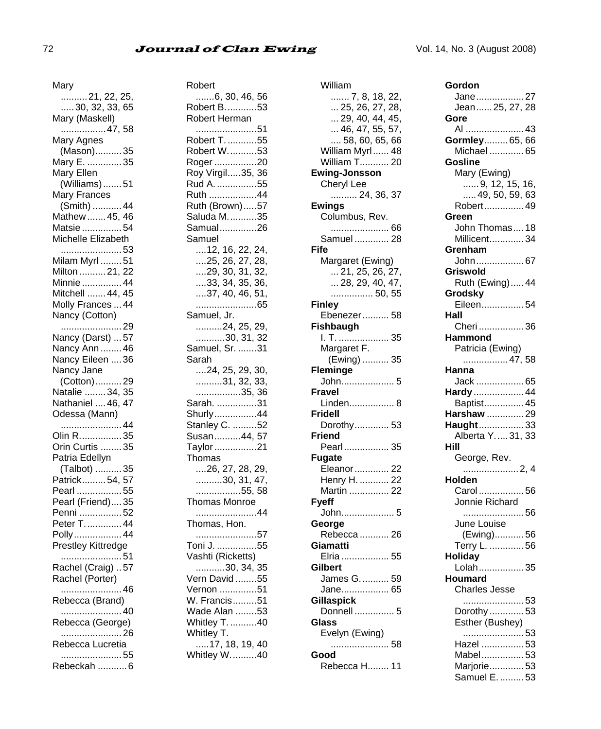Mary ..........21, 22, 25, .....30, 32, 33, 65
Mary (Maskell) ................47, 58
Mary Agnes (Mason)..........35
Mary E. .............35
Mary Ellen (Williams).......51
Mary Frances (Smith) ...........44
Mathew .......45, 46
Matsie ...............54
Michelle Elizabeth .......................53
Milam Myrl ........51
Milton ..........21, 22
Minnie ...............44
Mitchell .......44, 45
Molly Frances ...44
Nancy (Cotton) .......................29
Nancy (Darst) ...57
Nancy Ann ........46
Nancy Eileen ....36
Nancy Jane (Cotton)..........29
Natalie ........34, 35
Nathaniel ....46, 47
Odessa (Mann) .......................44
Olin R................35
Orin Curtis ........35
Patria Edellyn (Talbot) ..........35
Patrick.........54, 57
Pearl .................55
Pearl (Friend)....35
Penni ................52
Peter T. .............44
Polly..................44
Prestley Kittredge .......................51
Rachel (Craig) ..57
Rachel (Porter) .......................46
Rebecca (Brand) .......................40
Rebecca (George) .......................26
Rebecca Lucretia .......................55
Rebeckah ...........6

Robert .......6, 30, 46, 56
Robert B. ...........53
Robert Herman .......................51
Robert T. ...........55
Robert W. ...........53
Roger ................20
Roy Virgil.....35, 36
Rud A. ...............55
Ruth ..................44
Ruth (Brown).....57
Saluda M. ..........35
Samual..............26
Samuel ....12, 16, 22, 24, ....25, 26, 27, 28, ....29, 30, 31, 32, ....33, 34, 35, 36, ....37, 40, 46, 51, .......................65
Samuel, Jr. ..........24, 25, 29, ...........30, 31, 32
Samuel, Sr. .......31
Sarah ....24, 25, 29, 30, ..........31, 32, 33, .................35, 36
Sarah. ...............31
Shurly................44
Stanley C. .........52
Susan..........44, 57
Taylor ................21
Thomas ....26, 27, 28, 29, ..........30, 31, 47, .................55, 58
Thomas Monroe .......................44
Thomas, Hon. .......................57
Toni J. ...............55
Vashti (Ricketts) ...........30, 34, 35
Vern David ........55
Vernon ..............51
W. Francis.........51
Wade Alan ........53
Whitley T. ..........40
Whitley T. .....17, 18, 19, 40
Whitley W. .........40

William ....... 7, 8, 18, 22, ... 25, 26, 27, 28, ... 29, 40, 44, 45, ... 46, 47, 55, 57, .... 58, 60, 65, 66
William Myrl ...... 48
William T........... 20

**Ewing-Jonsson**
Cheryl Lee .......... 24, 36, 37

**Ewings**
Columbus, Rev. ...................... 66
Samuel ............. 28

**Fife**
Margaret (Ewing) ... 21, 25, 26, 27, ... 28, 29, 40, 47, ................ 50, 55

**Finley**
Ebenezer.......... 58

**Fishbaugh**
I. T. ................... 35
Margaret F. (Ewing) .......... 35

**Fleminge**
John.................... 5

**Fravel**
Linden................. 8

**Fridell**
Dorothy............. 53

**Friend**
Pearl ................. 35

**Fugate**
Eleanor............. 22
Henry H. ........... 22
Martin ............... 22

**Fyeff**
John.................... 5

**George**
Rebecca ........... 26

**Giamatti**
Elria .................. 55

**Gilbert**
James G. .......... 59
Jane.................. 65

**Gillaspick**
Donnell .............. 5

**Glass**
Evelyn (Ewing) ...................... 58

**Good**
Rebecca H........ 11

**Gordon**
Jane.................. 27
Jean...... 25, 27, 28

**Gore**
Al ...................... 43

**Gormley**......... 65, 66
Michael ............. 65

**Gosline**
Mary (Ewing) ...... 9, 12, 15, 16, ..... 49, 50, 59, 63
Robert............... 49

**Green**
John Thomas.... 18
Millicent............. 34

**Grenham**
John.................. 67

**Griswold**
Ruth (Ewing)..... 44

**Grodsky**
Eileen................ 54

**Hall**
Cheri ................. 36

**Hammond**
Patricia (Ewing) ................. 47, 58

**Hanna**
Jack .................. 65

**Hardy**................... 44
Baptist............... 45

**Harshaw** .............. 29

**Haught**................. 33
Alberta Y..... 31, 33

**Hill**
George, Rev. ..................... 2, 4

**Holden**
Carol ................. 56
Jonnie Richard ....................... 56
June Louise (Ewing)........... 56
Terry L. ............. 56

**Holiday**
Lolah................. 35

**Houmard**
Charles Jesse ....................... 53
Dorothy ............. 53
Esther (Bushey) ....................... 53
Hazel ................ 53
Mabel................ 53
Marjorie............. 53
Samuel E. ......... 53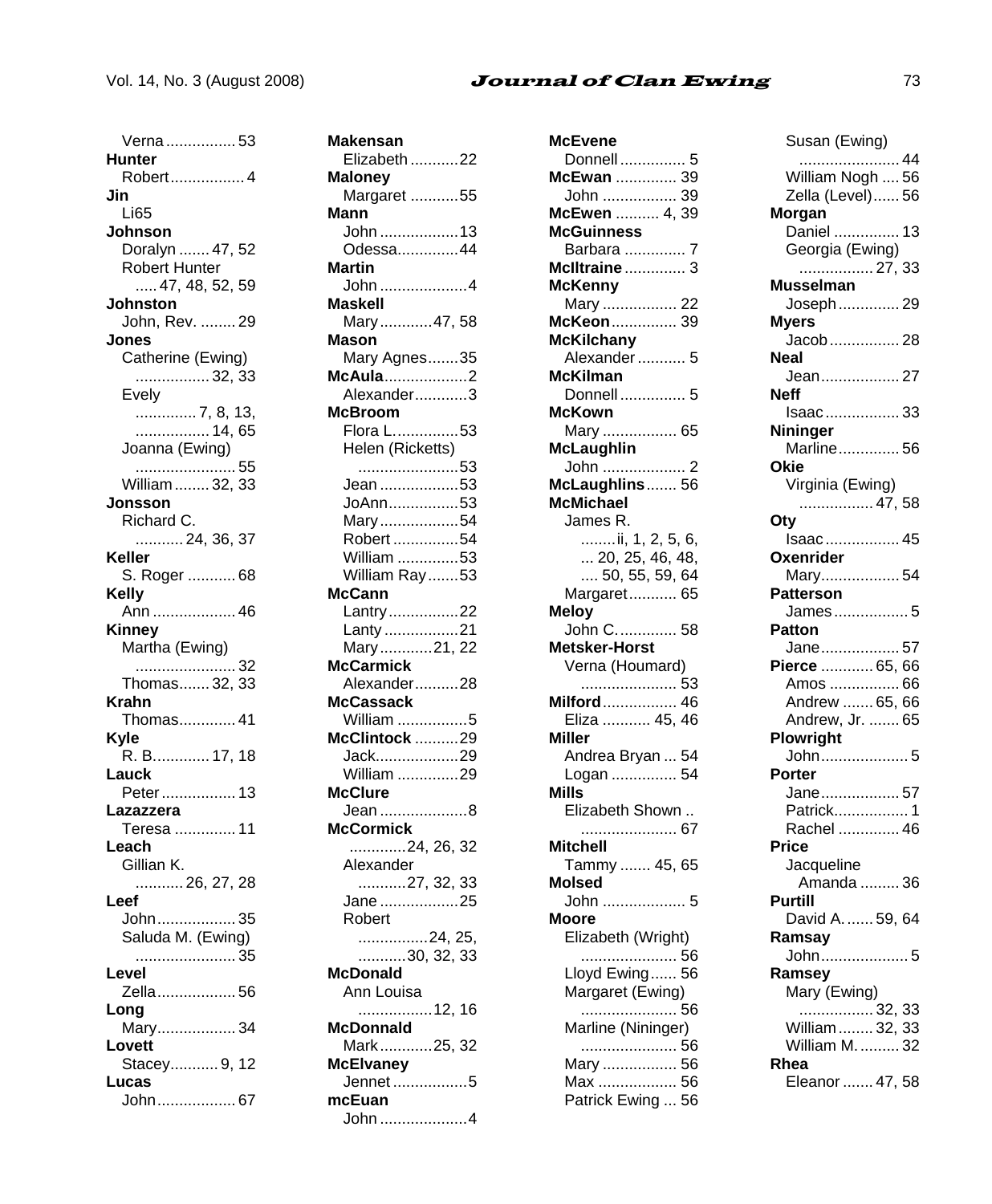Verna ................ 53

**Hunter**

Robert ................. 4

**Jin**

Li65

**Johnson**

Doralyn ....... 47, 52

Robert Hunter ..... 47, 48, 52, 59

**Johnston**

John, Rev. ........ 29

**Jones**

Catherine (Ewing) ................. 32, 33

Evely ............. 7, 8, 13, ................. 14, 65

Joanna (Ewing) ....................... 55

William ........ 32, 33

**Jonsson**

Richard C. ........... 24, 36, 37

**Keller**

S. Roger ........... 68

**Kelly**

Ann ................... 46

**Kinney**

Martha (Ewing) ....................... 32

Thomas....... 32, 33

**Krahn**

Thomas............. 41

**Kyle**

R. B............. 17, 18

**Lauck**

Peter ................. 13

**Lazazzera**

Teresa .............. 11

**Leach**

Gillian K. ........... 26, 27, 28

**Leef**

John.................. 35

Saluda M. (Ewing) ....................... 35

**Level**

Zella.................. 56

**Long**

Mary.................. 34

**Lovett**

Stacey........... 9, 12

**Lucas**

John.................. 67

**Makensan**

Elizabeth ...........22

**Maloney**

Margaret ...........55

**Mann**

John ..................13

Odessa..............44

**Martin**

John ....................4

**Maskell**

Mary............47, 58

**Mason**

Mary Agnes.......35

**McAula**...................2

Alexander............3

**McBroom**

Flora L...............53

Helen (Ricketts) .......................53

Jean ..................53

JoAnn................53

Mary..................54

Robert ...............54

William ..............53

William Ray .......53

**McCann**

Lantry................22

Lanty .................21

Mary............21, 22

**McCarmick**

Alexander..........28

**McCassack**

William ................5

**McClintock** ..........29

Jack...................29

William ..............29

**McClure**

Jean ....................8

**McCormick** ............24, 26, 32

Alexander ...........27, 32, 33

Jane ..................25

Robert ................24, 25, ...........30, 32, 33

**McDonald**

Ann Louisa .................12, 16

**McDonnald**

Mark............25, 32

**McElvaney**

Jennet .................5

**mcEuan**

John ....................4

**McEvene**

Donnell ............... 5

**McEwan** .............. 39

John ................. 39

**McEwen** .......... 4, 39

**McGuinness**

Barbara .............. 7

**McIltraine** .............. 3

**McKenny**

Mary ................. 22

**McKeon**............... 39

**McKilchany**

Alexander ........... 5

**McKilman**

Donnell ............... 5

**McKown**

Mary ................. 65

**McLaughlin**

John ................... 2

**McLaughlins**....... 56

**McMichael**

James R. ........ii, 1, 2, 5, 6, ... 20, 25, 46, 48, .... 50, 55, 59, 64

Margaret........... 65

**Meloy**

John C.............. 58

**Metsker-Horst**

Verna (Houmard) ...................... 53

**Milford**................. 46

Eliza ........... 45, 46

**Miller**

Andrea Bryan ... 54

Logan ............... 54

**Mills**

Elizabeth Shown .. ...................... 67

**Mitchell**

Tammy ....... 45, 65

**Molsed**

John ................... 5

**Moore**

Elizabeth (Wright) ...................... 56

Lloyd Ewing...... 56

Margaret (Ewing) ...................... 56

Marline (Nininger) ...................... 56

Mary ................. 56

Max .................. 56

Patrick Ewing ... 56

Susan (Ewing) ....................... 44

William Nogh .... 56

Zella (Level)...... 56

**Morgan**

Daniel ............... 13

Georgia (Ewing) ................. 27, 33

**Musselman**

Joseph .............. 29

**Myers**

Jacob ................ 28

**Neal**

Jean.................. 27

**Neff**

Isaac ................. 33

**Nininger**

Marline.............. 56

**Okie**

Virginia (Ewing) ................. 47, 58

**Oty**

Isaac ................. 45

**Oxenrider**

Mary.................. 54

**Patterson**

James ................. 5

**Patton**

Jane.................. 57

**Pierce** ............ 65, 66

Amos ................ 66

Andrew ....... 65, 66

Andrew, Jr. ....... 65

**Plowright**

John.................... 5

**Porter**

Jane.................. 57

Patrick................. 1

Rachel .............. 46

**Price**

Jacqueline Amanda ......... 36

**Purtill**

David A. ...... 59, 64

**Ramsay**

John.................... 5

**Ramsey**

Mary (Ewing) ................. 32, 33

William ........ 32, 33

William M. ......... 32

**Rhea**

Eleanor ....... 47, 58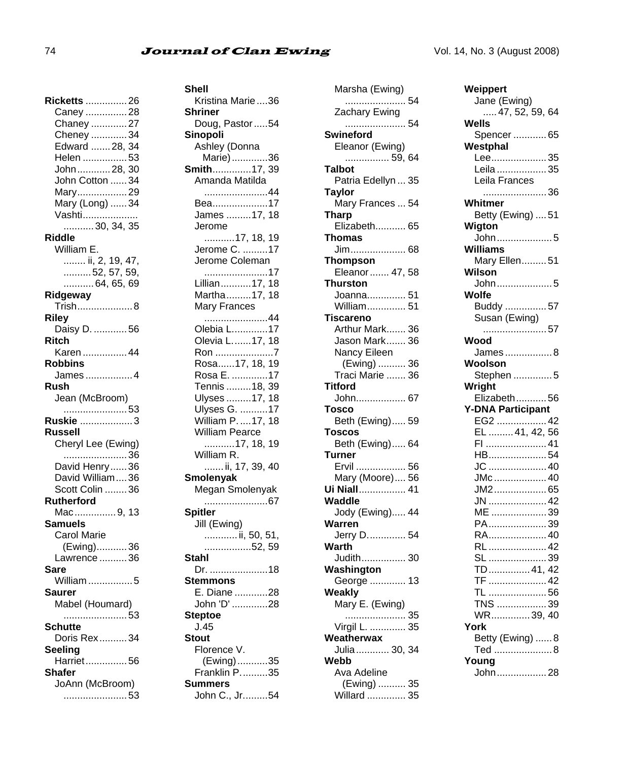**Ricketts** ............... 26
- Caney ............... 28
- Chaney ............. 27
- Cheney ............. 34
- Edward ....... 28, 34
- Helen ................ 53
- John ............ 28, 30
- John Cotton ...... 34
- Mary .................. 29
- Mary (Long) ...... 34
- Vashti .................... ........... 30, 34, 35

**Riddle**
- William E. ........ ii, 2, 19, 47, .......... 52, 57, 59, ........... 64, 65, 69

**Ridgeway**
- Trish .................... 8

**Riley**
- Daisy D. ............ 56

**Ritch**
- Karen ................ 44

**Robbins**
- James ................. 4

**Rush**
- Jean (McBroom) ....................... 53

**Ruskie** ................... 3

**Russell**
- Cheryl Lee (Ewing) ....................... 36
- David Henry ...... 36
- David William .... 36
- Scott Colin ........ 36

**Rutherford**
- Mac ............... 9, 13

**Samuels**
- Carol Marie (Ewing) ........... 36
- Lawrence .......... 36

**Sare**
- William ................ 5

**Saurer**
- Mabel (Houmard) ....................... 53

**Schutte**
- Doris Rex .......... 34

**Seeling**
- Harriet ............... 56

**Shafer**
- JoAnn (McBroom) ....................... 53

**Shell**
- Kristina Marie .... 36

**Shriner**
- Doug, Pastor ..... 54

**Sinopoli**
- Ashley (Donna Marie) ............. 36

**Smith** .............. 17, 39
- Amanda Matilda ....................... 44
- Bea .................... 17
- James ......... 17, 18
- Jerome ........... 17, 18, 19
- Jerome C. ......... 17
- Jerome Coleman ....................... 17
- Lillian ........... 17, 18
- Martha ......... 17, 18
- Mary Frances ....................... 44
- Olebia L. ............ 17
- Olevia L. ...... 17, 18
- Ron ..................... 7
- Rosa ...... 17, 18, 19
- Rosa E. ............. 17
- Tennis ......... 18, 39
- Ulyses ......... 17, 18
- Ulyses G. .......... 17
- William P. .... 17, 18
- William Pearce ........... 17, 18, 19
- William R. ....... ii, 17, 39, 40

**Smolenyak**
- Megan Smolenyak ....................... 67

**Spitler**
- Jill (Ewing) ............ ii, 50, 51, ................. 52, 59

**Stahl**
- Dr. ..................... 18

**Stemmons**
- E. Diane ............ 28
- John 'D' ............. 28

**Steptoe**
- J.45

**Stout**
- Florence V. (Ewing) ........... 35
- Franklin P. .......... 35

**Summers**
- John C., Jr. ........ 54
- Marsha (Ewing) ...................... 54
- Zachary Ewing ...................... 54

**Swineford**
- Eleanor (Ewing) ................ 59, 64

**Talbot**
- Patria Edellyn ... 35

**Taylor**
- Mary Frances ... 54

**Tharp**
- Elizabeth ........... 65

**Thomas**
- Jim .................... 68

**Thompson**
- Eleanor ....... 47, 58

**Thurston**
- Joanna .............. 51
- William .............. 51

**Tiscareno**
- Arthur Mark ....... 36
- Jason Mark ....... 36
- Nancy Eileen (Ewing) .......... 36
- Traci Marie ....... 36

**Titford**
- John .................. 67

**Tosco**
- Beth (Ewing) ..... 59

**Toscos**
- Beth (Ewing) ..... 64

**Turner**
- Ervil .................. 56
- Mary (Moore) .... 56

**Ui Niall** ................. 41

**Waddle**
- Jody (Ewing) ..... 44

**Warren**
- Jerry D. ............. 54

**Warth**
- Judith ................ 30

**Washington**
- George ............. 13

**Weakly**
- Mary E. (Ewing) ...................... 35
- Virgil L. ............. 35

**Weatherwax**
- Julia ............ 30, 34

**Webb**
- Ava Adeline (Ewing) .......... 35
- Willard .............. 35

**Weippert**
- Jane (Ewing) ..... 47, 52, 59, 64

**Wells**
- Spencer ............ 65

**Westphal**
- Lee .................... 35
- Leila .................. 35
- Leila Frances ....................... 36

**Whitmer**
- Betty (Ewing) .... 51

**Wigton**
- John .................... 5

**Williams**
- Mary Ellen ......... 51

**Wilson**
- John .................... 5

**Wolfe**
- Buddy ............... 57
- Susan (Ewing) ....................... 57

**Wood**
- James ................. 8

**Woolson**
- Stephen .............. 5

**Wright**
- Elizabeth ........... 56

**Y-DNA Participant**
- EG2 .................. 42
- EL ......... 41, 42, 56
- FI ...................... 41
- HB ..................... 54
- JC ..................... 40
- JMc ................... 40
- JM2 ................... 65
- JN ..................... 42
- ME .................... 39
- PA ..................... 39
- RA ..................... 40
- RL ..................... 42
- SL ..................... 39
- TD ............... 41, 42
- TF ..................... 42
- TL ..................... 56
- TNS .................. 39
- WR .............. 39, 40

**York**
- Betty (Ewing) ...... 8
- Ted ..................... 8

**Young**
- John .................. 28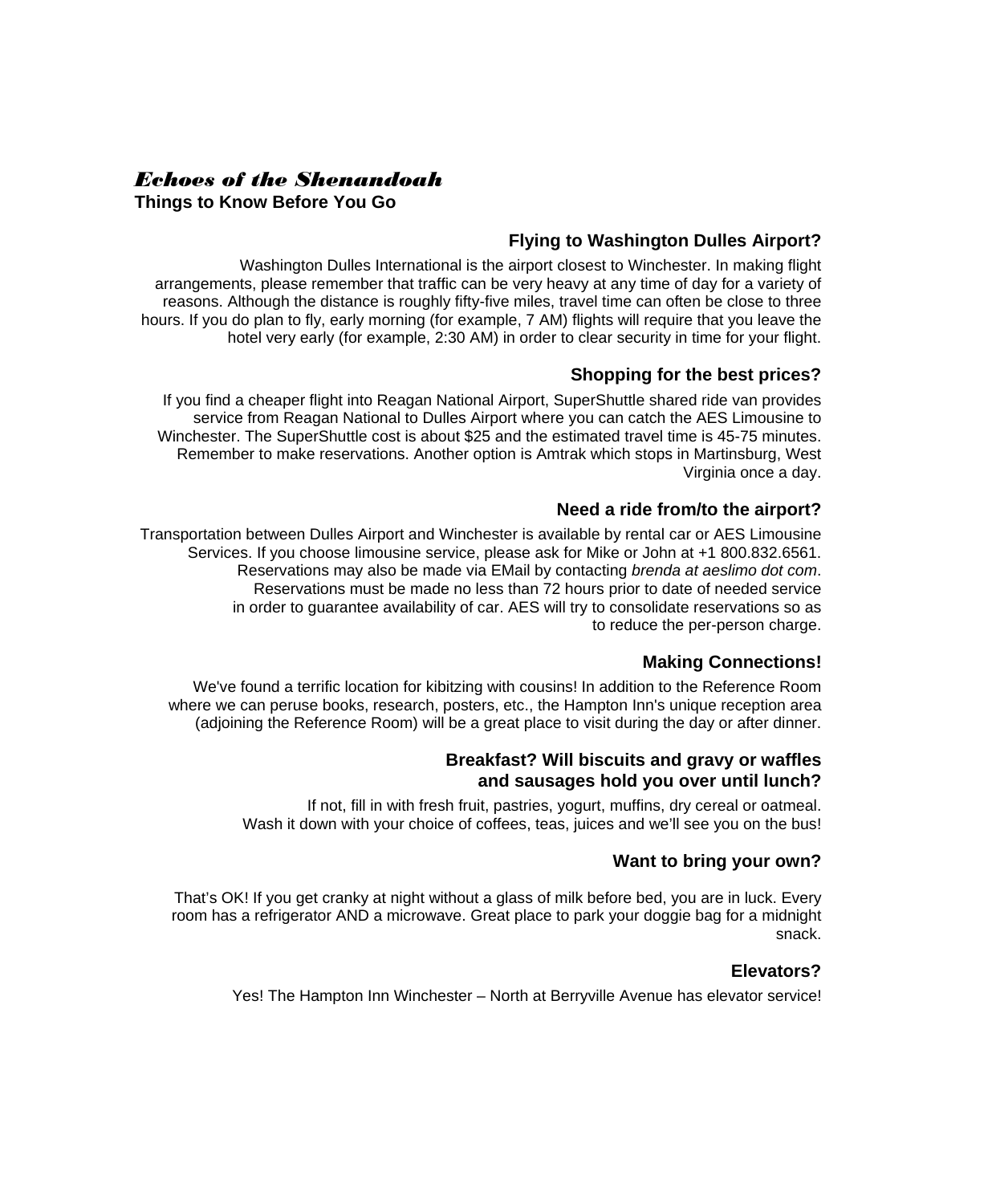# *Echoes of the Shenandoah*

**Things to Know Before You Go**

### Flying to Washington Dulles Airport?

Washington Dulles International is the airport closest to Winchester. In making flight arrangements, please remember that traffic can be very heavy at any time of day for a variety of reasons. Although the distance is roughly fifty-five miles, travel time can often be close to three hours. If you do plan to fly, early morning (for example, 7 AM) flights will require that you leave the hotel very early (for example, 2:30 AM) in order to clear security in time for your flight.

### Shopping for the best prices?

If you find a cheaper flight into Reagan National Airport, SuperShuttle shared ride van provides service from Reagan National to Dulles Airport where you can catch the AES Limousine to Winchester. The SuperShuttle cost is about $25 and the estimated travel time is 45-75 minutes. Remember to make reservations. Another option is Amtrak which stops in Martinsburg, West Virginia once a day.

### Need a ride from/to the airport?

Transportation between Dulles Airport and Winchester is available by rental car or AES Limousine Services. If you choose limousine service, please ask for Mike or John at +1 800.832.6561. Reservations may also be made via EMail by contacting *brenda at aeslimo dot com*. Reservations must be made no less than 72 hours prior to date of needed service in order to guarantee availability of car. AES will try to consolidate reservations so as to reduce the per-person charge.

### Making Connections!

We've found a terrific location for kibitzing with cousins! In addition to the Reference Room where we can peruse books, research, posters, etc., the Hampton Inn's unique reception area (adjoining the Reference Room) will be a great place to visit during the day or after dinner.

### Breakfast? Will biscuits and gravy or waffles and sausages hold you over until lunch?

If not, fill in with fresh fruit, pastries, yogurt, muffins, dry cereal or oatmeal. Wash it down with your choice of coffees, teas, juices and we'll see you on the bus!

### Want to bring your own?

That's OK! If you get cranky at night without a glass of milk before bed, you are in luck. Every room has a refrigerator AND a microwave. Great place to park your doggie bag for a midnight snack.

### Elevators?

Yes! The Hampton Inn Winchester – North at Berryville Avenue has elevator service!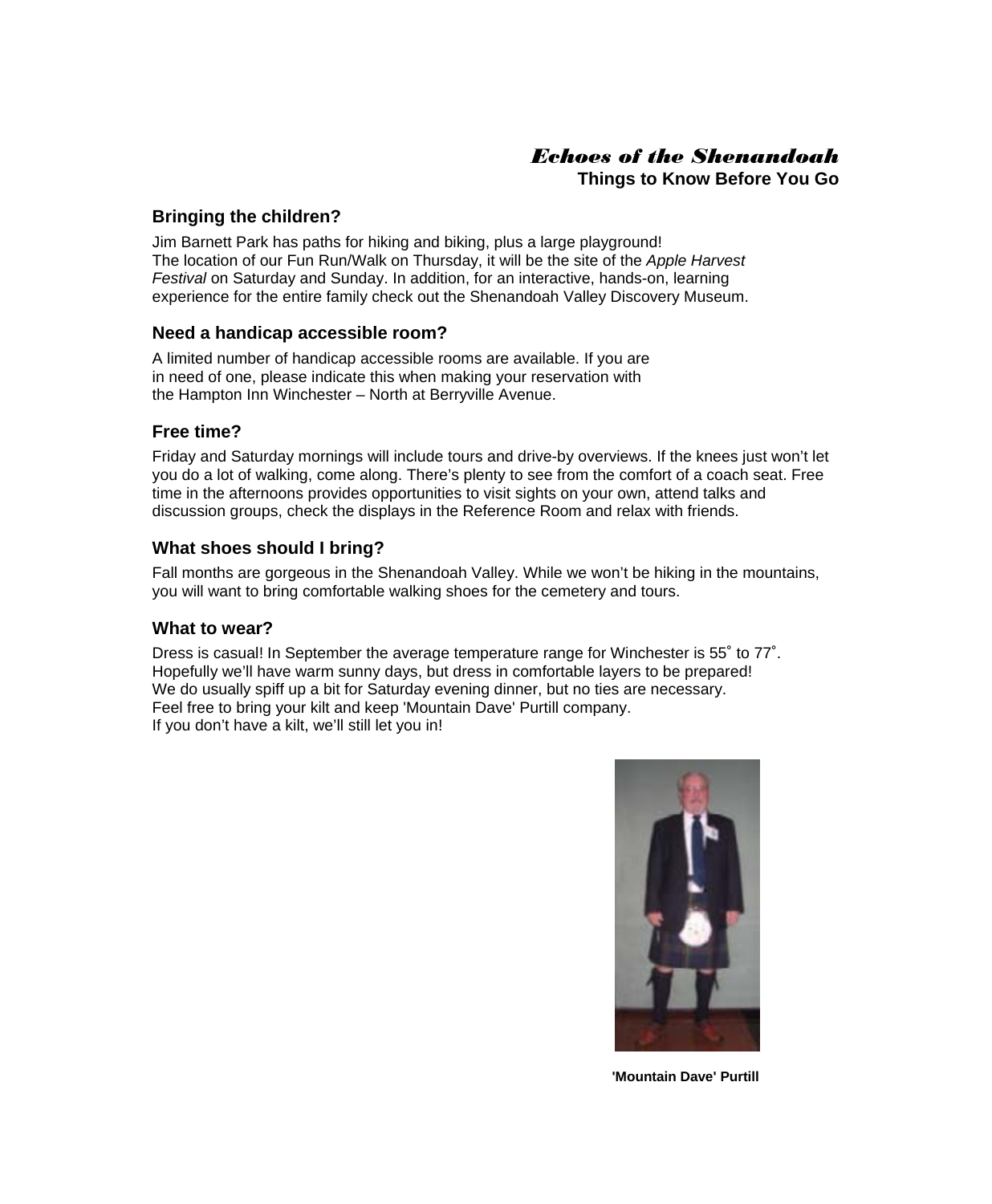*Echoes of the Shenandoah*

**Things to Know Before You Go**

### Bringing the children?

Jim Barnett Park has paths for hiking and biking, plus a large playground!
The location of our Fun Run/Walk on Thursday, it will be the site of the *Apple Harvest Festival* on Saturday and Sunday. In addition, for an interactive, hands-on, learning experience for the entire family check out the Shenandoah Valley Discovery Museum.

### Need a handicap accessible room?

A limited number of handicap accessible rooms are available. If you are in need of one, please indicate this when making your reservation with the Hampton Inn Winchester – North at Berryville Avenue.

### Free time?

Friday and Saturday mornings will include tours and drive-by overviews. If the knees just won't let you do a lot of walking, come along. There's plenty to see from the comfort of a coach seat. Free time in the afternoons provides opportunities to visit sights on your own, attend talks and discussion groups, check the displays in the Reference Room and relax with friends.

### What shoes should I bring?

Fall months are gorgeous in the Shenandoah Valley. While we won't be hiking in the mountains, you will want to bring comfortable walking shoes for the cemetery and tours.

### What to wear?

Dress is casual! In September the average temperature range for Winchester is 55˚ to 77˚.
Hopefully we'll have warm sunny days, but dress in comfortable layers to be prepared!
We do usually spiff up a bit for Saturday evening dinner, but no ties are necessary.
Feel free to bring your kilt and keep 'Mountain Dave' Purtill company.
If you don't have a kilt, we'll still let you in!

**'Mountain Dave' Purtill**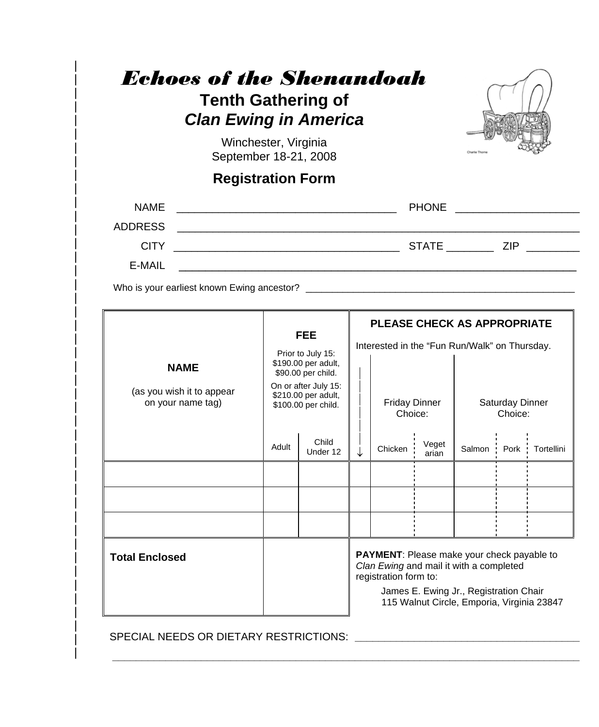# *Echoes of the Shenandoah*

## Tenth Gathering of *Clan Ewing in America*

Winchester, Virginia
September 18-21, 2008

## Registration Form

NAME ____________________________________ PHONE ____________________

ADDRESS ________________________________________________________________

CITY ____________________________________ STATE ________ ZIP ________

E-MAIL _________________________________________________________________

Who is your earliest known Ewing ancestor? ______________________________________________

| **NAME** (as you wish it to appear on your name tag) | **FEE** Prior to July 15: $190.00 per adult, $90.00 per child. On or after July 15: $210.00 per adult, $100.00 per child. | | **PLEASE CHECK AS APPROPRIATE** Interested in the "Fun Run/Walk" on Thursday. | Friday Dinner Choice: | | Saturday Dinner Choice: | | |
|---|---|---|---|---|---|---|---|---|
| | Adult | Child Under 12 | ↓ | Chicken | Vegetarian | Salmon | Pork | Tortellini |
| | | | | | | | | |
| | | | | | | | | |
| | | | | | | | | |
| **Total Enclosed** | | | | | | | | |

**PAYMENT**: Please make your check payable to *Clan Ewing* and mail it with a completed registration form to:

James E. Ewing Jr., Registration Chair
115 Walnut Circle, Emporia, Virginia 23847

SPECIAL NEEDS OR DIETARY RESTRICTIONS: ________________________________________

___________________________________________________________________________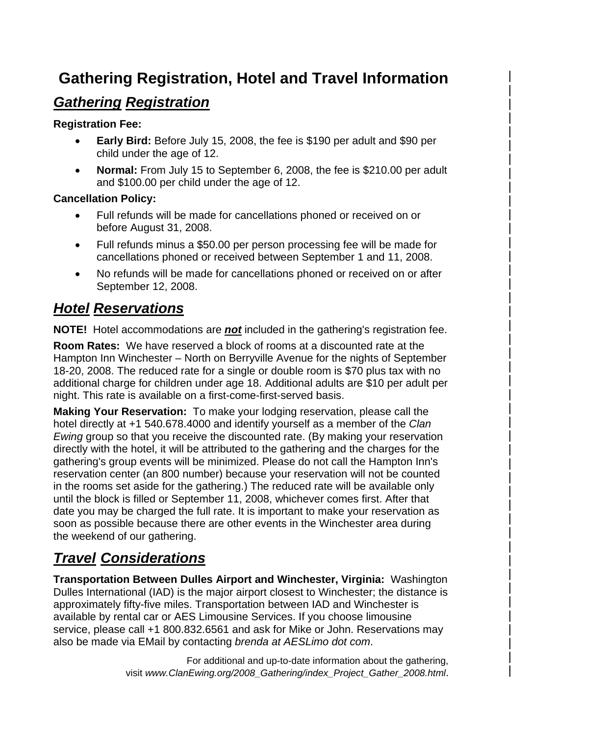# Gathering Registration, Hotel and Travel Information

## ***Gathering Registration***

**Registration Fee:**

- **Early Bird:** Before July 15, 2008, the fee is $190 per adult and $90 per child under the age of 12.
- **Normal:** From July 15 to September 6, 2008, the fee is $210.00 per adult and $100.00 per child under the age of 12.

**Cancellation Policy:**

- Full refunds will be made for cancellations phoned or received on or before August 31, 2008.
- Full refunds minus a $50.00 per person processing fee will be made for cancellations phoned or received between September 1 and 11, 2008.
- No refunds will be made for cancellations phoned or received on or after September 12, 2008.

## ***Hotel Reservations***

**NOTE!** Hotel accommodations are ***not*** included in the gathering's registration fee.

**Room Rates:** We have reserved a block of rooms at a discounted rate at the Hampton Inn Winchester – North on Berryville Avenue for the nights of September 18-20, 2008. The reduced rate for a single or double room is $70 plus tax with no additional charge for children under age 18. Additional adults are $10 per adult per night. This rate is available on a first-come-first-served basis.

**Making Your Reservation:** To make your lodging reservation, please call the hotel directly at +1 540.678.4000 and identify yourself as a member of the *Clan Ewing* group so that you receive the discounted rate. (By making your reservation directly with the hotel, it will be attributed to the gathering and the charges for the gathering's group events will be minimized. Please do not call the Hampton Inn's reservation center (an 800 number) because your reservation will not be counted in the rooms set aside for the gathering.) The reduced rate will be available only until the block is filled or September 11, 2008, whichever comes first. After that date you may be charged the full rate. It is important to make your reservation as soon as possible because there are other events in the Winchester area during the weekend of our gathering.

## ***Travel Considerations***

**Transportation Between Dulles Airport and Winchester, Virginia:** Washington Dulles International (IAD) is the major airport closest to Winchester; the distance is approximately fifty-five miles. Transportation between IAD and Winchester is available by rental car or AES Limousine Services. If you choose limousine service, please call +1 800.832.6561 and ask for Mike or John. Reservations may also be made via EMail by contacting *brenda at AESLimo dot com*.

For additional and up-to-date information about the gathering, visit *www.ClanEwing.org/2008_Gathering/index_Project_Gather_2008.html*.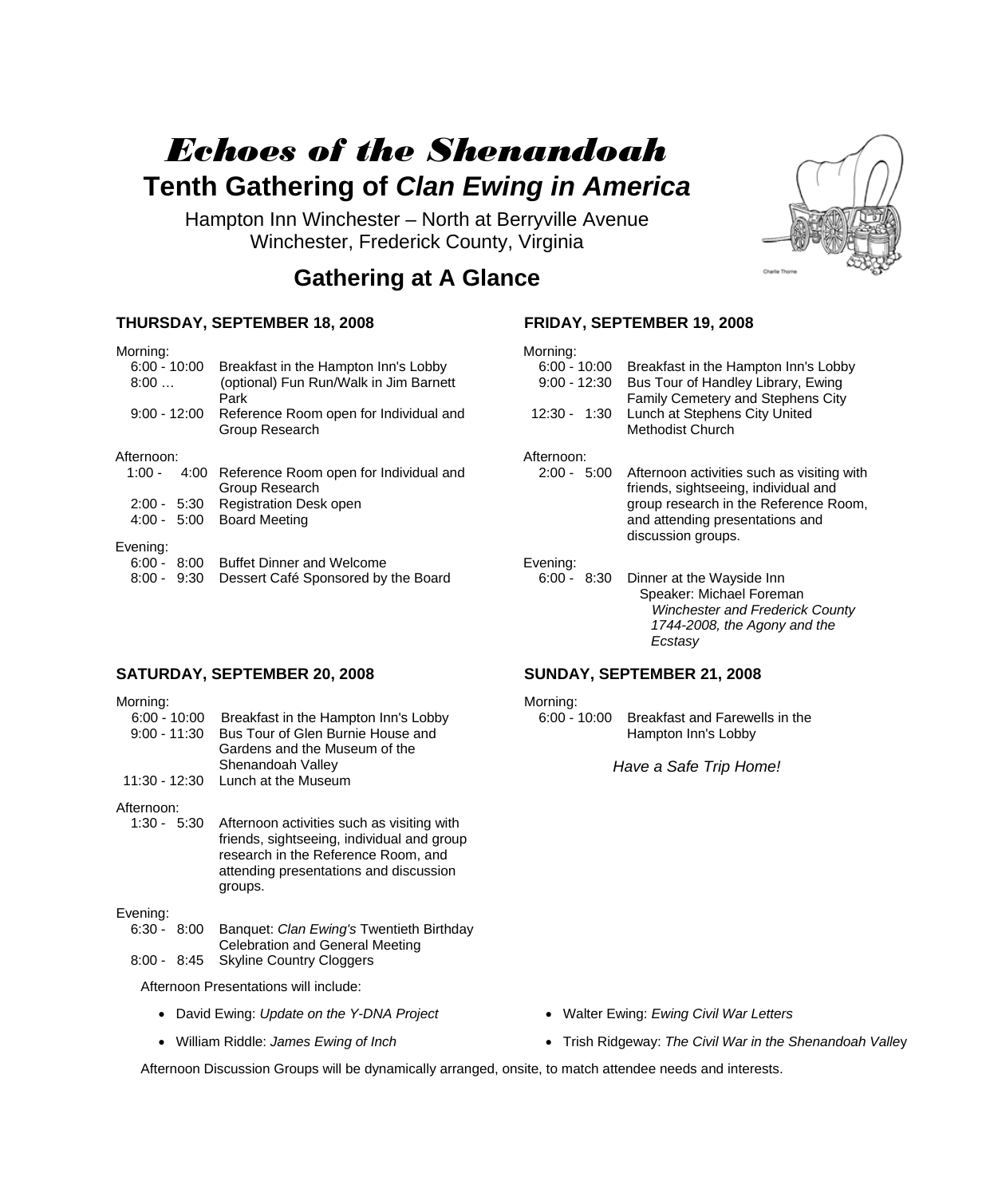# *Echoes of the Shenandoah*

## Tenth Gathering of *Clan Ewing in America*

Hampton Inn Winchester – North at Berryville Avenue
Winchester, Frederick County, Virginia

## Gathering at A Glance

### THURSDAY, SEPTEMBER 18, 2008

Morning:

| | |
|---|---|
| 6:00 - 10:00 | Breakfast in the Hampton Inn's Lobby |
| 8:00 … | (optional) Fun Run/Walk in Jim Barnett Park |
| 9:00 - 12:00 | Reference Room open for Individual and Group Research |

Afternoon:

| | |
|---|---|
| 1:00 - 4:00 | Reference Room open for Individual and Group Research |
| 2:00 - 5:30 | Registration Desk open |
| 4:00 - 5:00 | Board Meeting |

Evening:

| | |
|---|---|
| 6:00 - 8:00 | Buffet Dinner and Welcome |
| 8:00 - 9:30 | Dessert Café Sponsored by the Board |

### FRIDAY, SEPTEMBER 19, 2008

Morning:

| | |
|---|---|
| 6:00 - 10:00 | Breakfast in the Hampton Inn's Lobby |
| 9:00 - 12:30 | Bus Tour of Handley Library, Ewing Family Cemetery and Stephens City |
| 12:30 - 1:30 | Lunch at Stephens City United Methodist Church |

Afternoon:

| | |
|---|---|
| 2:00 - 5:00 | Afternoon activities such as visiting with friends, sightseeing, individual and group research in the Reference Room, and attending presentations and discussion groups. |

Evening:

| | |
|---|---|
| 6:00 - 8:30 | Dinner at the Wayside Inn<br>Speaker: Michael Foreman<br>*Winchester and Frederick County 1744-2008, the Agony and the Ecstasy* |

### SATURDAY, SEPTEMBER 20, 2008

Morning:

| | |
|---|---|
| 6:00 - 10:00 | Breakfast in the Hampton Inn's Lobby |
| 9:00 - 11:30 | Bus Tour of Glen Burnie House and Gardens and the Museum of the Shenandoah Valley |
| 11:30 - 12:30 | Lunch at the Museum |

Afternoon:

| | |
|---|---|
| 1:30 - 5:30 | Afternoon activities such as visiting with friends, sightseeing, individual and group research in the Reference Room, and attending presentations and discussion groups. |

Evening:

| | |
|---|---|
| 6:30 - 8:00 | Banquet: *Clan Ewing's* Twentieth Birthday Celebration and General Meeting |
| 8:00 - 8:45 | Skyline Country Cloggers |

### SUNDAY, SEPTEMBER 21, 2008

Morning:

| | |
|---|---|
| 6:00 - 10:00 | Breakfast and Farewells in the Hampton Inn's Lobby |

*Have a Safe Trip Home!*

Afternoon Presentations will include:

- David Ewing: *Update on the Y-DNA Project*
- William Riddle: *James Ewing of Inch*
- Walter Ewing: *Ewing Civil War Letters*
- Trish Ridgeway: *The Civil War in the Shenandoah Valley*

Afternoon Discussion Groups will be dynamically arranged, onsite, to match attendee needs and interests.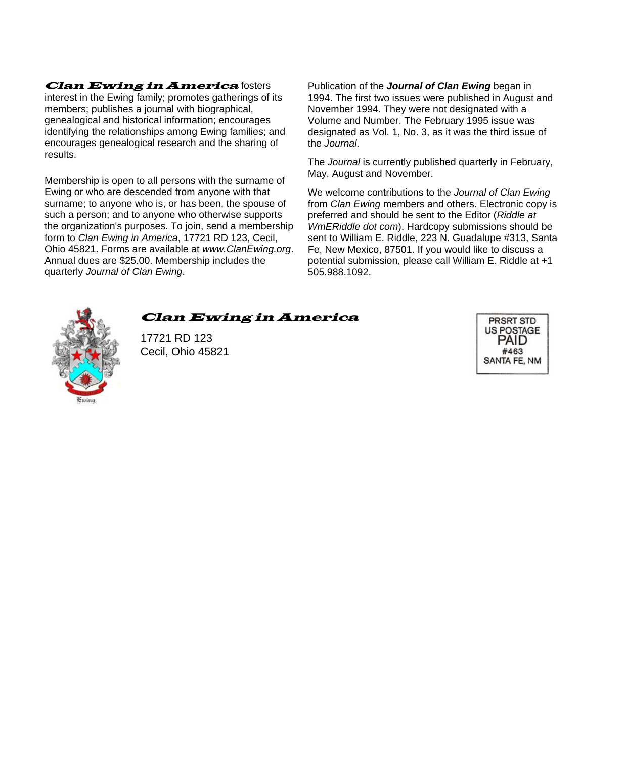***Clan Ewing in America*** fosters interest in the Ewing family; promotes gatherings of its members; publishes a journal with biographical, genealogical and historical information; encourages identifying the relationships among Ewing families; and encourages genealogical research and the sharing of results.

Membership is open to all persons with the surname of Ewing or who are descended from anyone with that surname; to anyone who is, or has been, the spouse of such a person; and to anyone who otherwise supports the organization's purposes. To join, send a membership form to *Clan Ewing in America*, 17721 RD 123, Cecil, Ohio 45821. Forms are available at *www.ClanEwing.org*. Annual dues are $25.00. Membership includes the quarterly *Journal of Clan Ewing*.

Publication of the ***Journal of Clan Ewing*** began in 1994. The first two issues were published in August and November 1994. They were not designated with a Volume and Number. The February 1995 issue was designated as Vol. 1, No. 3, as it was the third issue of the *Journal*.

The *Journal* is currently published quarterly in February, May, August and November.

We welcome contributions to the *Journal of Clan Ewing* from *Clan Ewing* members and others. Electronic copy is preferred and should be sent to the Editor (*Riddle at WmERiddle dot com*). Hardcopy submissions should be sent to William E. Riddle, 223 N. Guadalupe #313, Santa Fe, New Mexico, 87501. If you would like to discuss a potential submission, please call William E. Riddle at +1 505.988.1092.

***Clan Ewing in America***

17721 RD 123
Cecil, Ohio 45821

PRSRT STD
US POSTAGE
PAID
#463
SANTA FE, NM